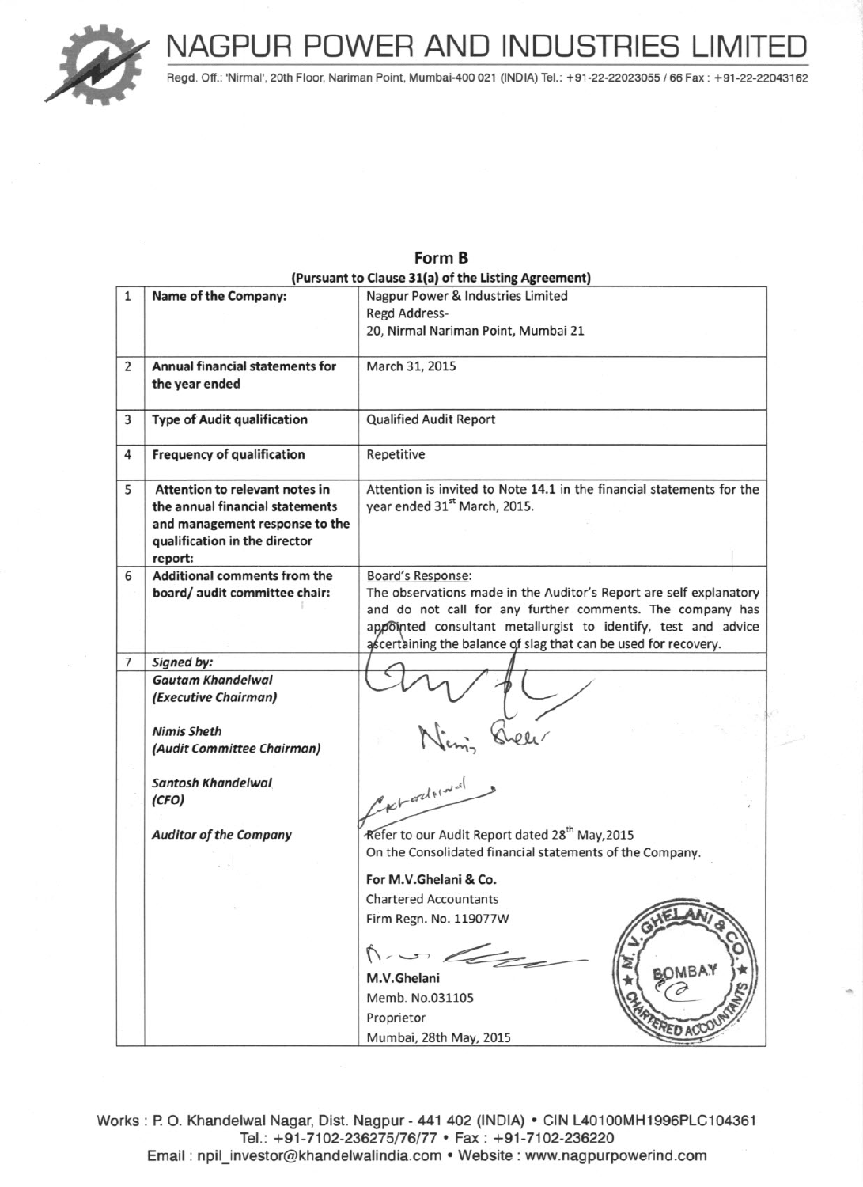# NAGPUR POWER AND INDUSTRIES LIMITED

Regd. Off.: 'Nirmal', 20th Floor, Nariman Point, Mumbai-400 021 (INDIA) Tel.: +91-22-22023055 / 66 Fax : +91-22-22043162

## Form B

**(Pursuant to Clause 31(a) of the Listing Agreement)**

| | | |
|---|---|---|
| 1 | **Name of the Company:** | Nagpur Power & Industries Limited<br>Regd Address-<br>20, Nirmal Nariman Point, Mumbai 21 |
| 2 | **Annual financial statements for the year ended** | March 31, 2015 |
| 3 | **Type of Audit qualification** | Qualified Audit Report |
| 4 | **Frequency of qualification** | Repetitive |
| 5 | **Attention to relevant notes in the annual financial statements and management response to the qualification in the director report:** | Attention is invited to Note 14.1 in the financial statements for the year ended 31st March, 2015. |
| 6 | **Additional comments from the board/ audit committee chair:** | Board's Response:<br>The observations made in the Auditor's Report are self explanatory and do not call for any further comments. The company has appointed consultant metallurgist to identify, test and advice ascertaining the balance of slag that can be used for recovery. |
| 7 | ***Signed by:*** | |
| | ***Gautam Khandelwal*** ***(Executive Chairman)*** | |
| | ***Nimis Sheth*** ***(Audit Committee Chairman)*** | |
| | ***Santosh Khandelwal*** ***(CFO)*** | |
| | ***Auditor of the Company*** | Refer to our Audit Report dated 28th May,2015<br>On the Consolidated financial statements of the Company.<br>**For M.V.Ghelani & Co.**<br>Chartered Accountants<br>Firm Regn. No. 119077W<br>**M.V.Ghelani**<br>Memb. No.031105<br>Proprietor<br>Mumbai, 28th May, 2015 |

Works : P. O. Khandelwal Nagar, Dist. Nagpur - 441 402 (INDIA) • CIN L40100MH1996PLC104361
Tel.: +91-7102-236275/76/77 • Fax : +91-7102-236220
Email : npil_investor@khandelwalindia.com • Website : www.nagpurpowerind.com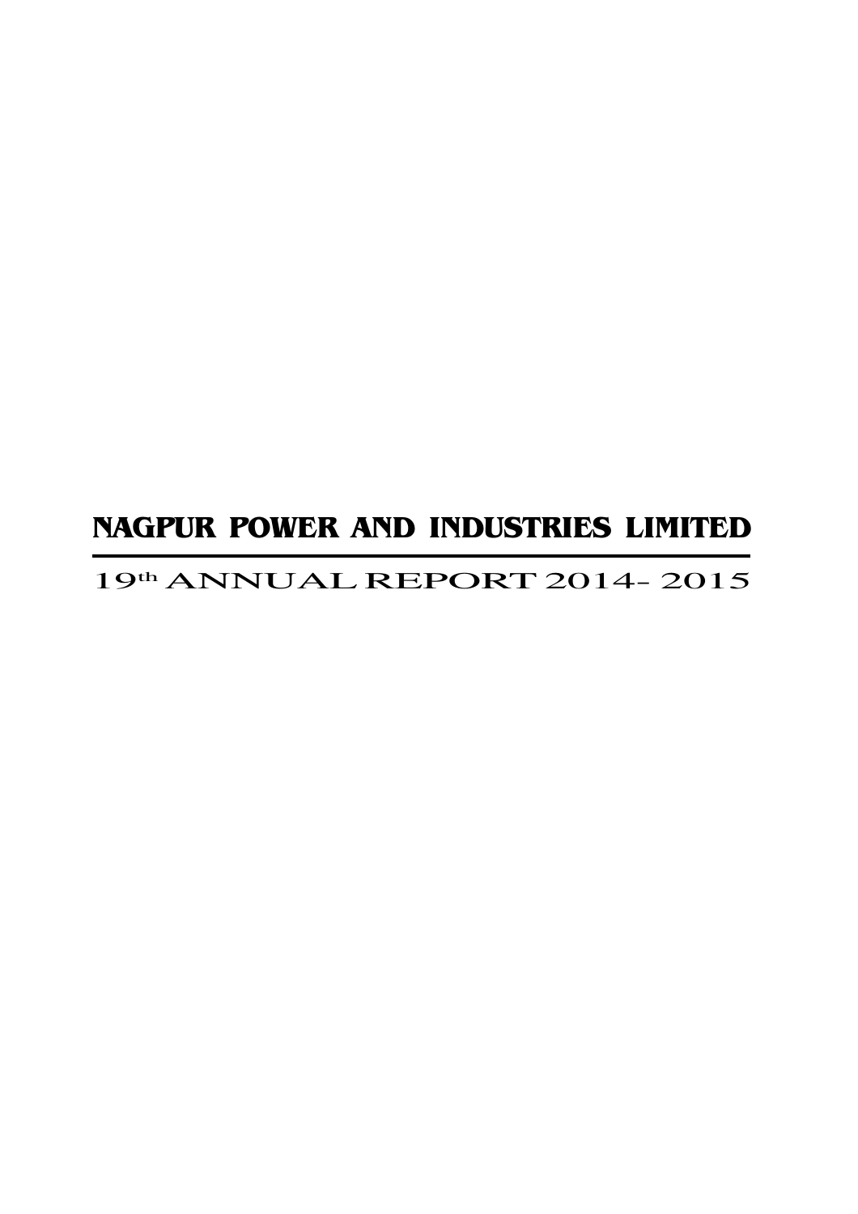# NAGPUR POWER AND INDUSTRIES LIMITED

19th ANNUAL REPORT 2014- 2015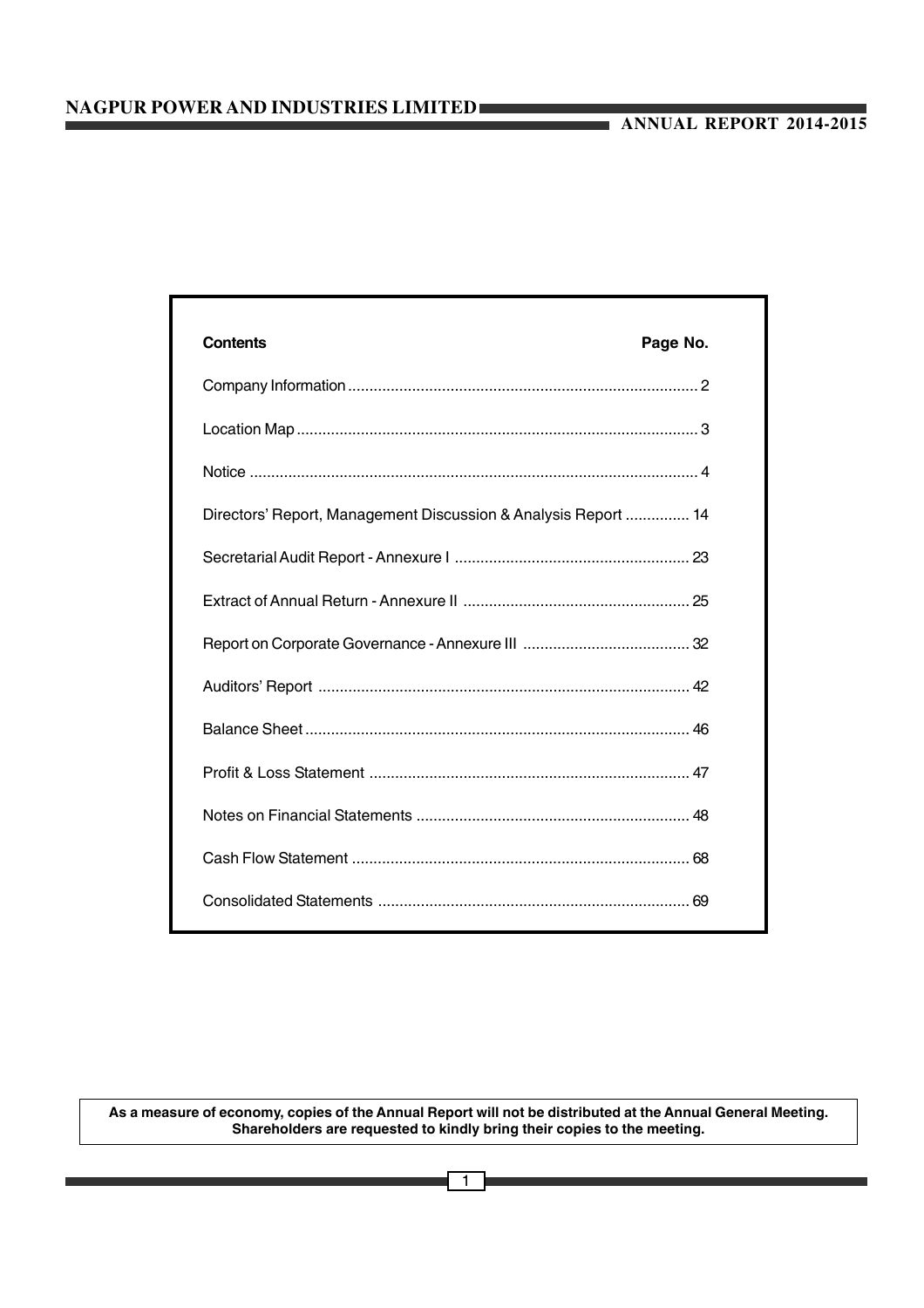| Contents | Page No. |
| --- | --- |
| Company Information | 2 |
| Location Map | 3 |
| Notice | 4 |
| Directors' Report, Management Discussion & Analysis Report | 14 |
| Secretarial Audit Report - Annexure I | 23 |
| Extract of Annual Return - Annexure II | 25 |
| Report on Corporate Governance - Annexure III | 32 |
| Auditors' Report | 42 |
| Balance Sheet | 46 |
| Profit & Loss Statement | 47 |
| Notes on Financial Statements | 48 |
| Cash Flow Statement | 68 |
| Consolidated Statements | 69 |

**As a measure of economy, copies of the Annual Report will not be distributed at the Annual General Meeting. Shareholders are requested to kindly bring their copies to the meeting.**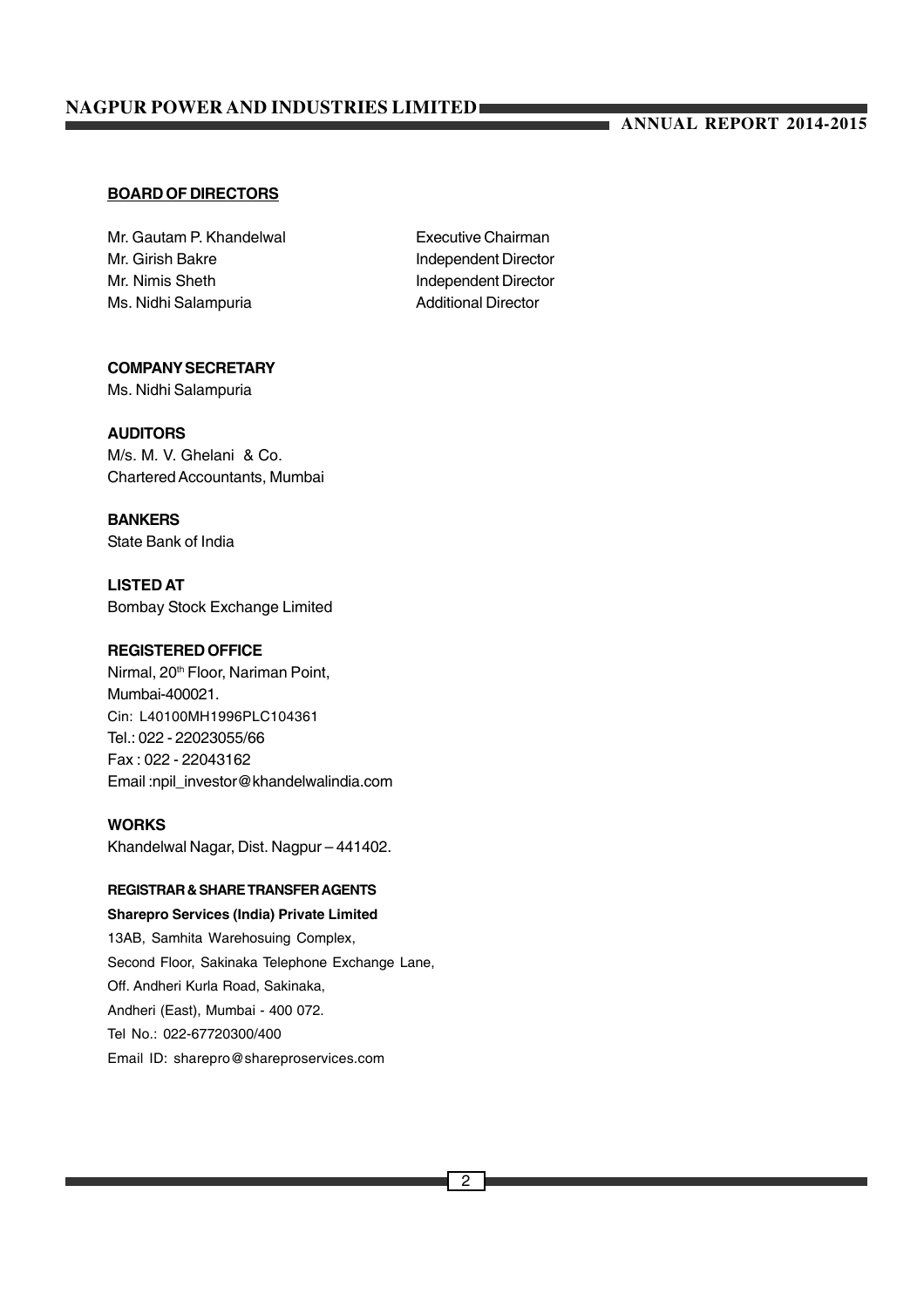## BOARD OF DIRECTORS

| | |
|---|---|
| Mr. Gautam P. Khandelwal | Executive Chairman |
| Mr. Girish Bakre | Independent Director |
| Mr. Nimis Sheth | Independent Director |
| Ms. Nidhi Salampuria | Additional Director |

**COMPANY SECRETARY**
Ms. Nidhi Salampuria

**AUDITORS**
M/s. M. V. Ghelani & Co.
Chartered Accountants, Mumbai

**BANKERS**
State Bank of India

**LISTED AT**
Bombay Stock Exchange Limited

**REGISTERED OFFICE**
Nirmal, 20th Floor, Nariman Point,
Mumbai-400021.
Cin: L40100MH1996PLC104361
Tel.: 022 - 22023055/66
Fax : 022 - 22043162
Email :npil_investor@khandelwalindia.com

**WORKS**
Khandelwal Nagar, Dist. Nagpur – 441402.

**REGISTRAR & SHARE TRANSFER AGENTS**
**Sharepro Services (India) Private Limited**
13AB, Samhita Warehosuing Complex,
Second Floor, Sakinaka Telephone Exchange Lane,
Off. Andheri Kurla Road, Sakinaka,
Andheri (East), Mumbai - 400 072.
Tel No.: 022-67720300/400
Email ID: sharepro@shareproservices.com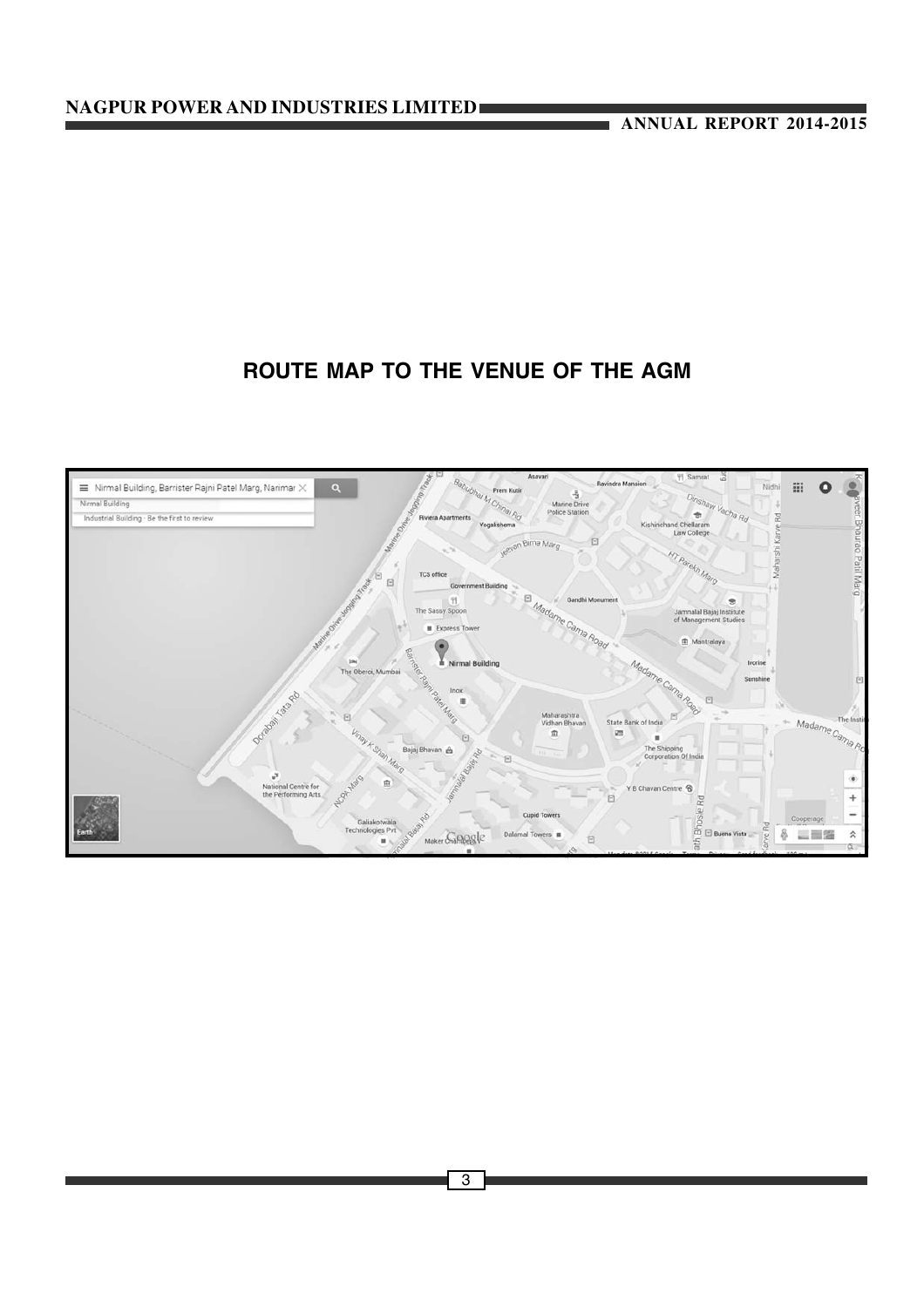# ROUTE MAP TO THE VENUE OF THE AGM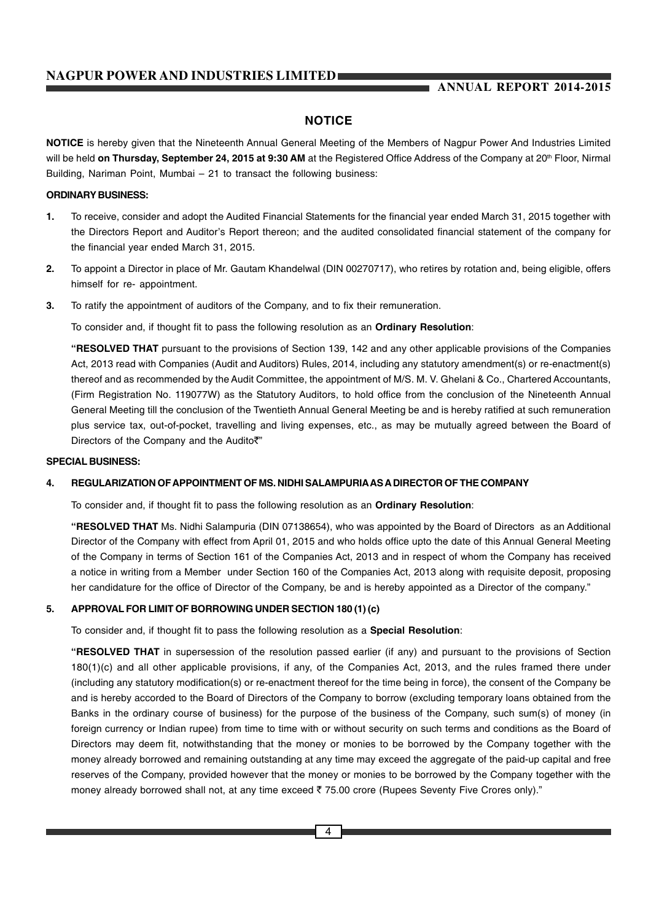# NOTICE

**NOTICE** is hereby given that the Nineteenth Annual General Meeting of the Members of Nagpur Power And Industries Limited will be held **on Thursday, September 24, 2015 at 9:30 AM** at the Registered Office Address of the Company at 20th Floor, Nirmal Building, Nariman Point, Mumbai – 21 to transact the following business:

**ORDINARY BUSINESS:**

1. To receive, consider and adopt the Audited Financial Statements for the financial year ended March 31, 2015 together with the Directors Report and Auditor's Report thereon; and the audited consolidated financial statement of the company for the financial year ended March 31, 2015.

2. To appoint a Director in place of Mr. Gautam Khandelwal (DIN 00270717), who retires by rotation and, being eligible, offers himself for re- appointment.

3. To ratify the appointment of auditors of the Company, and to fix their remuneration.

   To consider and, if thought fit to pass the following resolution as an **Ordinary Resolution**:

   **"RESOLVED THAT** pursuant to the provisions of Section 139, 142 and any other applicable provisions of the Companies Act, 2013 read with Companies (Audit and Auditors) Rules, 2014, including any statutory amendment(s) or re-enactment(s) thereof and as recommended by the Audit Committee, the appointment of M/S. M. V. Ghelani & Co., Chartered Accountants, (Firm Registration No. 119077W) as the Statutory Auditors, to hold office from the conclusion of the Nineteenth Annual General Meeting till the conclusion of the Twentieth Annual General Meeting be and is hereby ratified at such remuneration plus service tax, out-of-pocket, travelling and living expenses, etc., as may be mutually agreed between the Board of Directors of the Company and the Audito₹"

**SPECIAL BUSINESS:**

4. **REGULARIZATION OF APPOINTMENT OF MS. NIDHI SALAMPURIA AS A DIRECTOR OF THE COMPANY**

   To consider and, if thought fit to pass the following resolution as an **Ordinary Resolution**:

   **"RESOLVED THAT** Ms. Nidhi Salampuria (DIN 07138654), who was appointed by the Board of Directors as an Additional Director of the Company with effect from April 01, 2015 and who holds office upto the date of this Annual General Meeting of the Company in terms of Section 161 of the Companies Act, 2013 and in respect of whom the Company has received a notice in writing from a Member under Section 160 of the Companies Act, 2013 along with requisite deposit, proposing her candidature for the office of Director of the Company, be and is hereby appointed as a Director of the company."

5. **APPROVAL FOR LIMIT OF BORROWING UNDER SECTION 180 (1) (c)**

   To consider and, if thought fit to pass the following resolution as a **Special Resolution**:

   **"RESOLVED THAT** in supersession of the resolution passed earlier (if any) and pursuant to the provisions of Section 180(1)(c) and all other applicable provisions, if any, of the Companies Act, 2013, and the rules framed there under (including any statutory modification(s) or re-enactment thereof for the time being in force), the consent of the Company be and is hereby accorded to the Board of Directors of the Company to borrow (excluding temporary loans obtained from the Banks in the ordinary course of business) for the purpose of the business of the Company, such sum(s) of money (in foreign currency or Indian rupee) from time to time with or without security on such terms and conditions as the Board of Directors may deem fit, notwithstanding that the money or monies to be borrowed by the Company together with the money already borrowed and remaining outstanding at any time may exceed the aggregate of the paid-up capital and free reserves of the Company, provided however that the money or monies to be borrowed by the Company together with the money already borrowed shall not, at any time exceed ₹ 75.00 crore (Rupees Seventy Five Crores only)."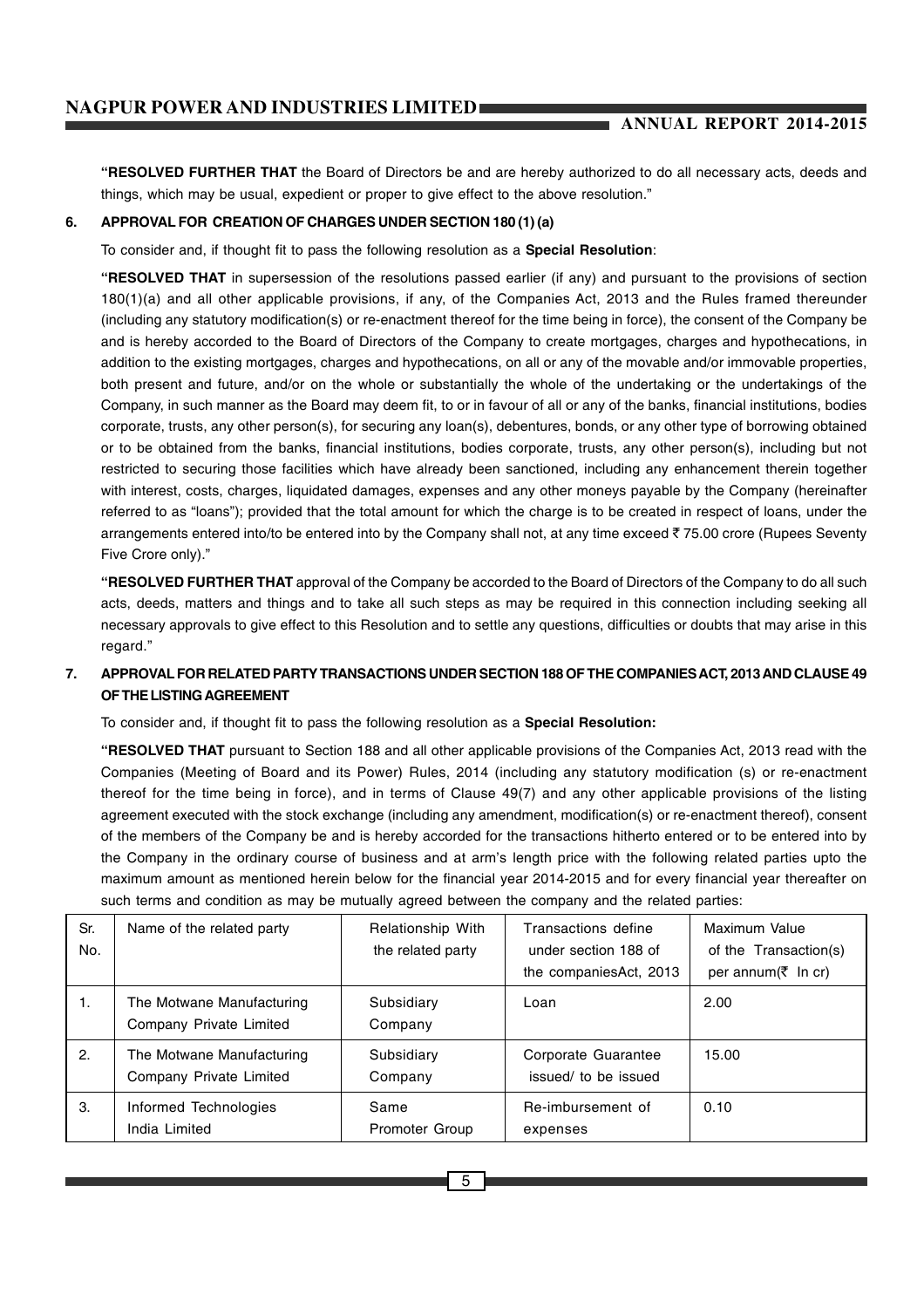**"RESOLVED FURTHER THAT** the Board of Directors be and are hereby authorized to do all necessary acts, deeds and things, which may be usual, expedient or proper to give effect to the above resolution."

**6. APPROVAL FOR CREATION OF CHARGES UNDER SECTION 180 (1) (a)**

To consider and, if thought fit to pass the following resolution as a **Special Resolution**:

**"RESOLVED THAT** in supersession of the resolutions passed earlier (if any) and pursuant to the provisions of section 180(1)(a) and all other applicable provisions, if any, of the Companies Act, 2013 and the Rules framed thereunder (including any statutory modification(s) or re-enactment thereof for the time being in force), the consent of the Company be and is hereby accorded to the Board of Directors of the Company to create mortgages, charges and hypothecations, in addition to the existing mortgages, charges and hypothecations, on all or any of the movable and/or immovable properties, both present and future, and/or on the whole or substantially the whole of the undertaking or the undertakings of the Company, in such manner as the Board may deem fit, to or in favour of all or any of the banks, financial institutions, bodies corporate, trusts, any other person(s), for securing any loan(s), debentures, bonds, or any other type of borrowing obtained or to be obtained from the banks, financial institutions, bodies corporate, trusts, any other person(s), including but not restricted to securing those facilities which have already been sanctioned, including any enhancement therein together with interest, costs, charges, liquidated damages, expenses and any other moneys payable by the Company (hereinafter referred to as "loans"); provided that the total amount for which the charge is to be created in respect of loans, under the arrangements entered into/to be entered into by the Company shall not, at any time exceed ₹ 75.00 crore (Rupees Seventy Five Crore only)."

**"RESOLVED FURTHER THAT** approval of the Company be accorded to the Board of Directors of the Company to do all such acts, deeds, matters and things and to take all such steps as may be required in this connection including seeking all necessary approvals to give effect to this Resolution and to settle any questions, difficulties or doubts that may arise in this regard."

**7. APPROVAL FOR RELATED PARTY TRANSACTIONS UNDER SECTION 188 OF THE COMPANIES ACT, 2013 AND CLAUSE 49 OF THE LISTING AGREEMENT**

To consider and, if thought fit to pass the following resolution as a **Special Resolution:**

**"RESOLVED THAT** pursuant to Section 188 and all other applicable provisions of the Companies Act, 2013 read with the Companies (Meeting of Board and its Power) Rules, 2014 (including any statutory modification (s) or re-enactment thereof for the time being in force), and in terms of Clause 49(7) and any other applicable provisions of the listing agreement executed with the stock exchange (including any amendment, modification(s) or re-enactment thereof), consent of the members of the Company be and is hereby accorded for the transactions hitherto entered or to be entered into by the Company in the ordinary course of business and at arm's length price with the following related parties upto the maximum amount as mentioned herein below for the financial year 2014-2015 and for every financial year thereafter on such terms and condition as may be mutually agreed between the company and the related parties:

| Sr. No. | Name of the related party | Relationship With the related party | Transactions define under section 188 of the companiesAct, 2013 | Maximum Value of the Transaction(s) per annum(₹ In cr) |
|---|---|---|---|---|
| 1. | The Motwane Manufacturing Company Private Limited | Subsidiary Company | Loan | 2.00 |
| 2. | The Motwane Manufacturing Company Private Limited | Subsidiary Company | Corporate Guarantee issued/ to be issued | 15.00 |
| 3. | Informed Technologies India Limited | Same Promoter Group | Re-imbursement of expenses | 0.10 |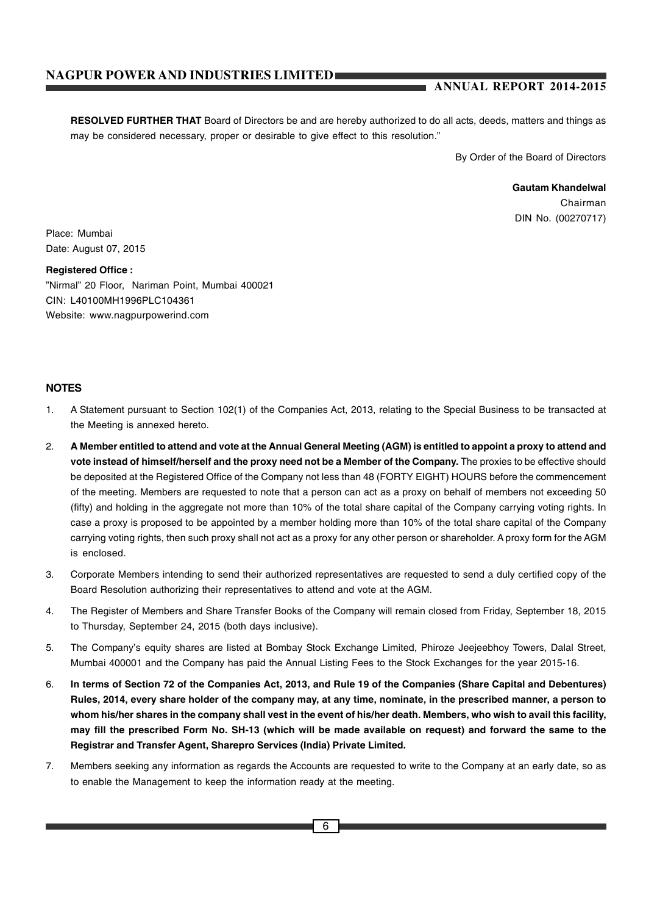**RESOLVED FURTHER THAT** Board of Directors be and are hereby authorized to do all acts, deeds, matters and things as may be considered necessary, proper or desirable to give effect to this resolution."

By Order of the Board of Directors

**Gautam Khandelwal**
Chairman
DIN No. (00270717)

Place: Mumbai
Date: August 07, 2015

**Registered Office :**
"Nirmal" 20 Floor, Nariman Point, Mumbai 400021
CIN: L40100MH1996PLC104361
Website: www.nagpurpowerind.com

## NOTES

1. A Statement pursuant to Section 102(1) of the Companies Act, 2013, relating to the Special Business to be transacted at the Meeting is annexed hereto.
2. **A Member entitled to attend and vote at the Annual General Meeting (AGM) is entitled to appoint a proxy to attend and vote instead of himself/herself and the proxy need not be a Member of the Company.** The proxies to be effective should be deposited at the Registered Office of the Company not less than 48 (FORTY EIGHT) HOURS before the commencement of the meeting. Members are requested to note that a person can act as a proxy on behalf of members not exceeding 50 (fifty) and holding in the aggregate not more than 10% of the total share capital of the Company carrying voting rights. In case a proxy is proposed to be appointed by a member holding more than 10% of the total share capital of the Company carrying voting rights, then such proxy shall not act as a proxy for any other person or shareholder. A proxy form for the AGM is enclosed.
3. Corporate Members intending to send their authorized representatives are requested to send a duly certified copy of the Board Resolution authorizing their representatives to attend and vote at the AGM.
4. The Register of Members and Share Transfer Books of the Company will remain closed from Friday, September 18, 2015 to Thursday, September 24, 2015 (both days inclusive).
5. The Company's equity shares are listed at Bombay Stock Exchange Limited, Phiroze Jeejeebhoy Towers, Dalal Street, Mumbai 400001 and the Company has paid the Annual Listing Fees to the Stock Exchanges for the year 2015-16.
6. **In terms of Section 72 of the Companies Act, 2013, and Rule 19 of the Companies (Share Capital and Debentures) Rules, 2014, every share holder of the company may, at any time, nominate, in the prescribed manner, a person to whom his/her shares in the company shall vest in the event of his/her death. Members, who wish to avail this facility, may fill the prescribed Form No. SH-13 (which will be made available on request) and forward the same to the Registrar and Transfer Agent, Sharepro Services (India) Private Limited.**
7. Members seeking any information as regards the Accounts are requested to write to the Company at an early date, so as to enable the Management to keep the information ready at the meeting.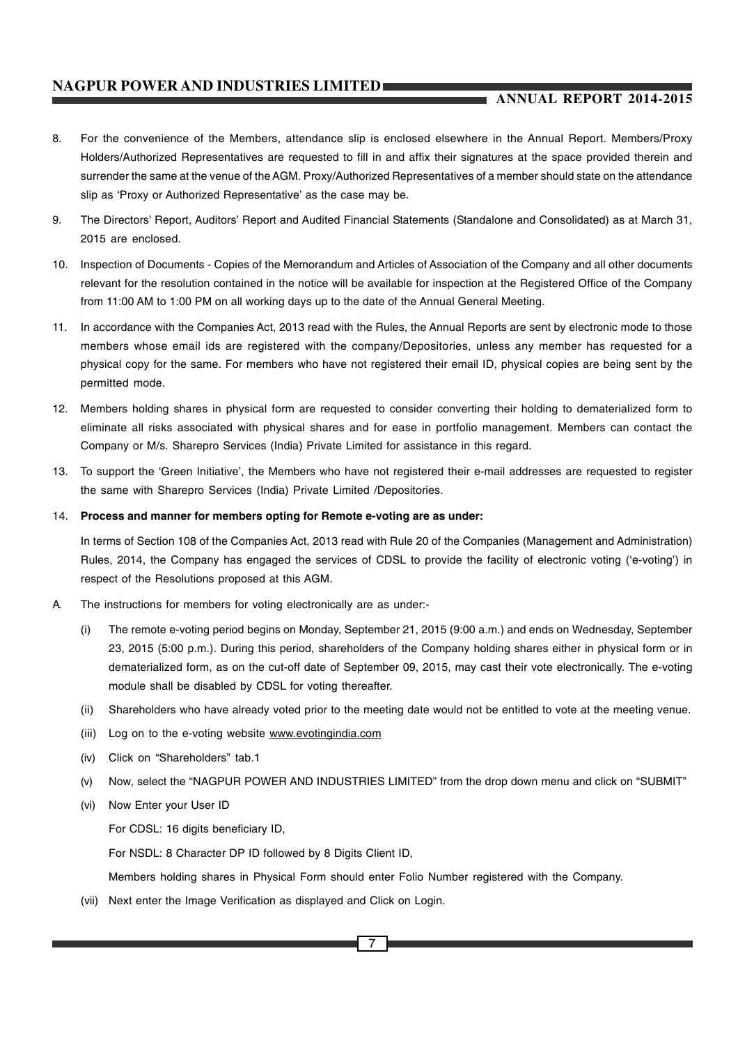8. For the convenience of the Members, attendance slip is enclosed elsewhere in the Annual Report. Members/Proxy Holders/Authorized Representatives are requested to fill in and affix their signatures at the space provided therein and surrender the same at the venue of the AGM. Proxy/Authorized Representatives of a member should state on the attendance slip as 'Proxy or Authorized Representative' as the case may be.

9. The Directors' Report, Auditors' Report and Audited Financial Statements (Standalone and Consolidated) as at March 31, 2015 are enclosed.

10. Inspection of Documents - Copies of the Memorandum and Articles of Association of the Company and all other documents relevant for the resolution contained in the notice will be available for inspection at the Registered Office of the Company from 11:00 AM to 1:00 PM on all working days up to the date of the Annual General Meeting.

11. In accordance with the Companies Act, 2013 read with the Rules, the Annual Reports are sent by electronic mode to those members whose email ids are registered with the company/Depositories, unless any member has requested for a physical copy for the same. For members who have not registered their email ID, physical copies are being sent by the permitted mode.

12. Members holding shares in physical form are requested to consider converting their holding to dematerialized form to eliminate all risks associated with physical shares and for ease in portfolio management. Members can contact the Company or M/s. Sharepro Services (India) Private Limited for assistance in this regard.

13. To support the 'Green Initiative', the Members who have not registered their e-mail addresses are requested to register the same with Sharepro Services (India) Private Limited /Depositories.

14. **Process and manner for members opting for Remote e-voting are as under:**

    In terms of Section 108 of the Companies Act, 2013 read with Rule 20 of the Companies (Management and Administration) Rules, 2014, the Company has engaged the services of CDSL to provide the facility of electronic voting ('e-voting') in respect of the Resolutions proposed at this AGM.

A. The instructions for members for voting electronically are as under:-

    (i) The remote e-voting period begins on Monday, September 21, 2015 (9:00 a.m.) and ends on Wednesday, September 23, 2015 (5:00 p.m.). During this period, shareholders of the Company holding shares either in physical form or in dematerialized form, as on the cut-off date of September 09, 2015, may cast their vote electronically. The e-voting module shall be disabled by CDSL for voting thereafter.

    (ii) Shareholders who have already voted prior to the meeting date would not be entitled to vote at the meeting venue.

    (iii) Log on to the e-voting website www.evotingindia.com

    (iv) Click on "Shareholders" tab.1

    (v) Now, select the "NAGPUR POWER AND INDUSTRIES LIMITED" from the drop down menu and click on "SUBMIT"

    (vi) Now Enter your User ID

    For CDSL: 16 digits beneficiary ID,

    For NSDL: 8 Character DP ID followed by 8 Digits Client ID,

    Members holding shares in Physical Form should enter Folio Number registered with the Company.

    (vii) Next enter the Image Verification as displayed and Click on Login.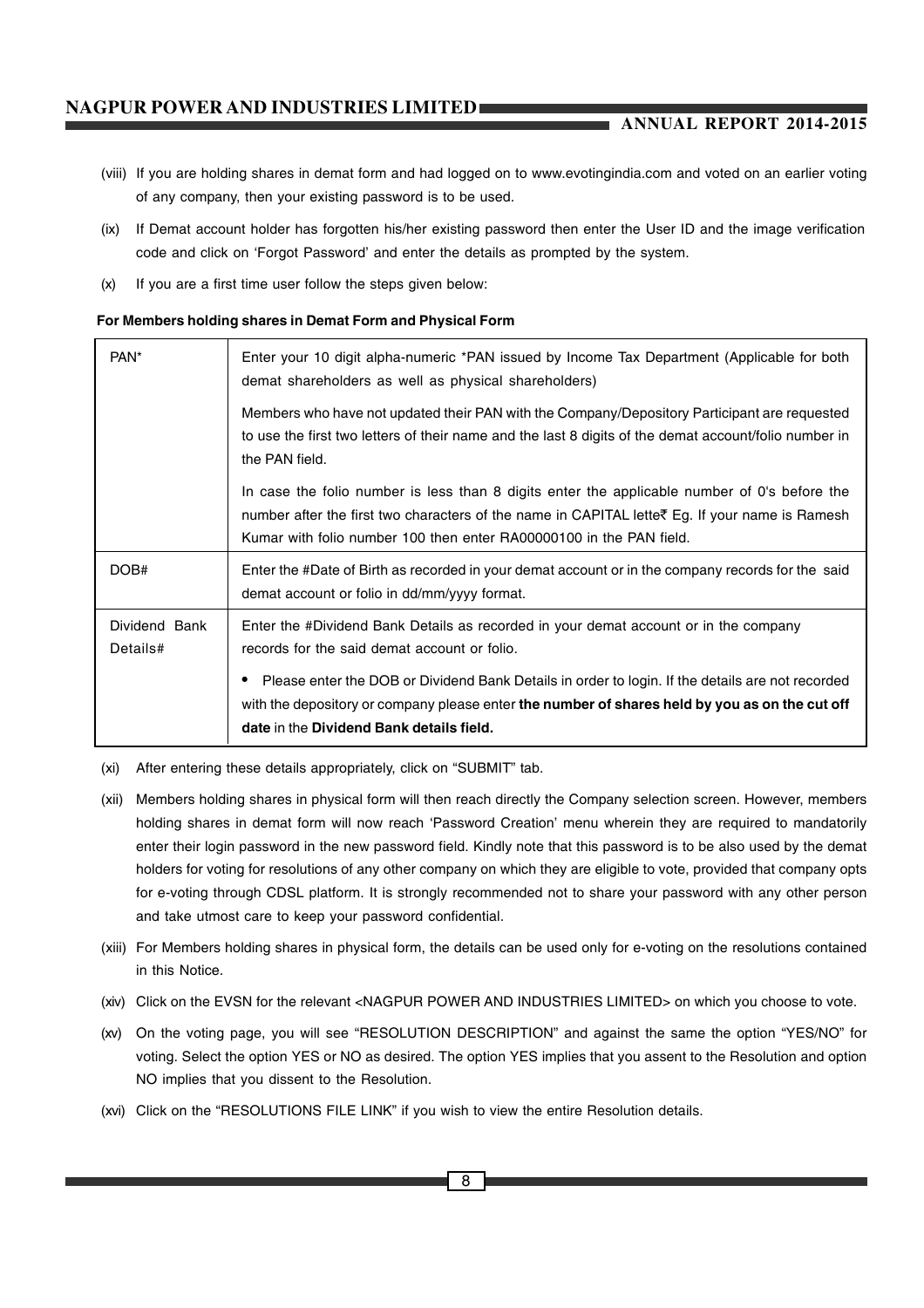(viii) If you are holding shares in demat form and had logged on to www.evotingindia.com and voted on an earlier voting of any company, then your existing password is to be used.

(ix) If Demat account holder has forgotten his/her existing password then enter the User ID and the image verification code and click on 'Forgot Password' and enter the details as prompted by the system.

(x) If you are a first time user follow the steps given below:

**For Members holding shares in Demat Form and Physical Form**

| | |
|---|---|
| PAN* | Enter your 10 digit alpha-numeric *PAN issued by Income Tax Department (Applicable for both demat shareholders as well as physical shareholders)<br><br>Members who have not updated their PAN with the Company/Depository Participant are requested to use the first two letters of their name and the last 8 digits of the demat account/folio number in the PAN field.<br><br>In case the folio number is less than 8 digits enter the applicable number of 0's before the number after the first two characters of the name in CAPITAL lette₹ Eg. If your name is Ramesh Kumar with folio number 100 then enter RA00000100 in the PAN field. |
| DOB# | Enter the #Date of Birth as recorded in your demat account or in the company records for the said demat account or folio in dd/mm/yyyy format. |
| Dividend Bank Details# | Enter the #Dividend Bank Details as recorded in your demat account or in the company records for the said demat account or folio.<br><br>• Please enter the DOB or Dividend Bank Details in order to login. If the details are not recorded with the depository or company please enter **the number of shares held by you as on the cut off date** in the **Dividend Bank details field.** |

(xi) After entering these details appropriately, click on "SUBMIT" tab.

(xii) Members holding shares in physical form will then reach directly the Company selection screen. However, members holding shares in demat form will now reach 'Password Creation' menu wherein they are required to mandatorily enter their login password in the new password field. Kindly note that this password is to be also used by the demat holders for voting for resolutions of any other company on which they are eligible to vote, provided that company opts for e-voting through CDSL platform. It is strongly recommended not to share your password with any other person and take utmost care to keep your password confidential.

(xiii) For Members holding shares in physical form, the details can be used only for e-voting on the resolutions contained in this Notice.

(xiv) Click on the EVSN for the relevant <NAGPUR POWER AND INDUSTRIES LIMITED> on which you choose to vote.

(xv) On the voting page, you will see "RESOLUTION DESCRIPTION" and against the same the option "YES/NO" for voting. Select the option YES or NO as desired. The option YES implies that you assent to the Resolution and option NO implies that you dissent to the Resolution.

(xvi) Click on the "RESOLUTIONS FILE LINK" if you wish to view the entire Resolution details.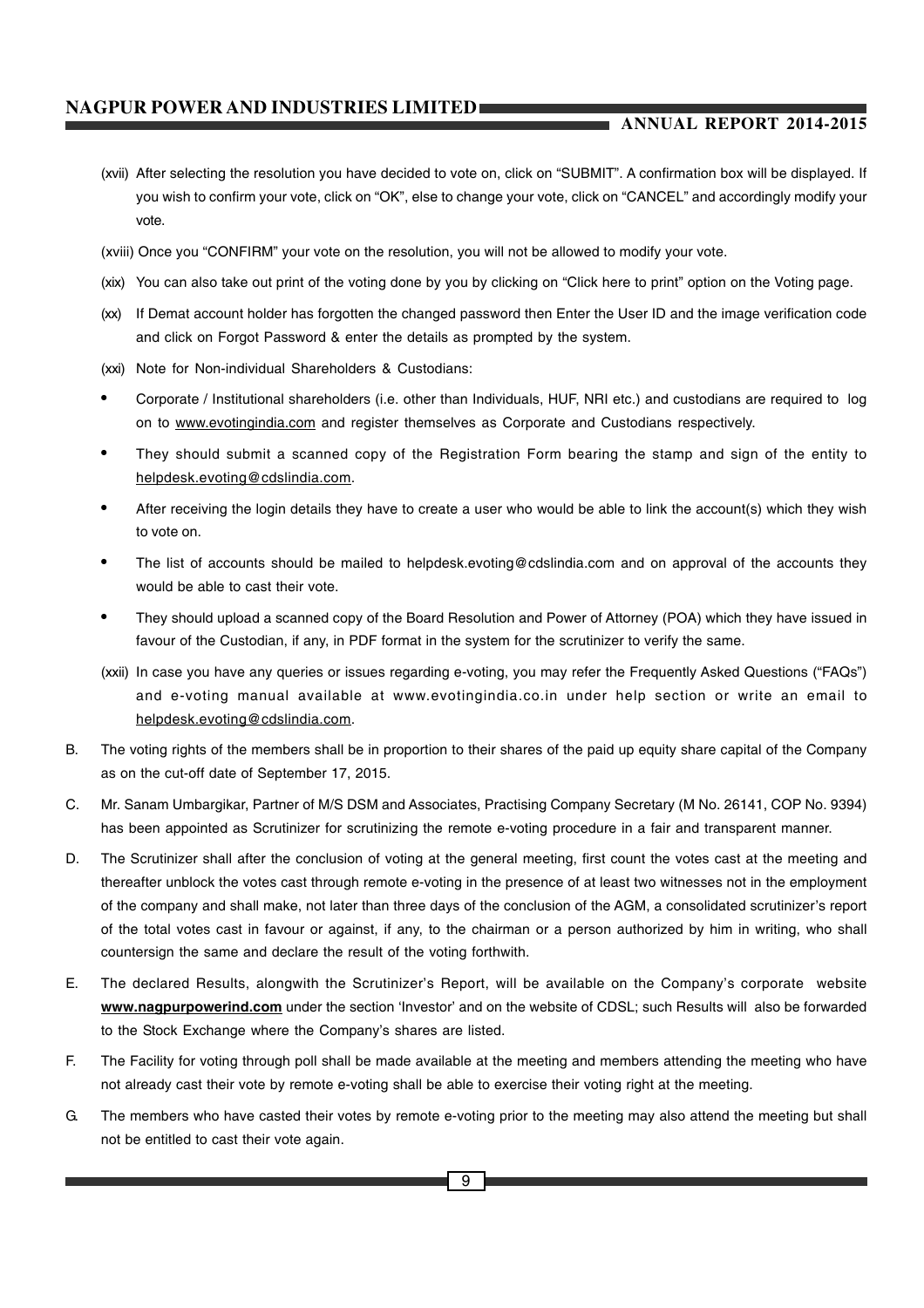(xvii) After selecting the resolution you have decided to vote on, click on "SUBMIT". A confirmation box will be displayed. If you wish to confirm your vote, click on "OK", else to change your vote, click on "CANCEL" and accordingly modify your vote.

(xviii) Once you "CONFIRM" your vote on the resolution, you will not be allowed to modify your vote.

(xix) You can also take out print of the voting done by you by clicking on "Click here to print" option on the Voting page.

(xx) If Demat account holder has forgotten the changed password then Enter the User ID and the image verification code and click on Forgot Password & enter the details as prompted by the system.

(xxi) Note for Non-individual Shareholders & Custodians:

- Corporate / Institutional shareholders (i.e. other than Individuals, HUF, NRI etc.) and custodians are required to log on to www.evotingindia.com and register themselves as Corporate and Custodians respectively.
- They should submit a scanned copy of the Registration Form bearing the stamp and sign of the entity to helpdesk.evoting@cdslindia.com.
- After receiving the login details they have to create a user who would be able to link the account(s) which they wish to vote on.
- The list of accounts should be mailed to helpdesk.evoting@cdslindia.com and on approval of the accounts they would be able to cast their vote.
- They should upload a scanned copy of the Board Resolution and Power of Attorney (POA) which they have issued in favour of the Custodian, if any, in PDF format in the system for the scrutinizer to verify the same.

(xxii) In case you have any queries or issues regarding e-voting, you may refer the Frequently Asked Questions ("FAQs") and e-voting manual available at www.evotingindia.co.in under help section or write an email to helpdesk.evoting@cdslindia.com.

B. The voting rights of the members shall be in proportion to their shares of the paid up equity share capital of the Company as on the cut-off date of September 17, 2015.

C. Mr. Sanam Umbargikar, Partner of M/S DSM and Associates, Practising Company Secretary (M No. 26141, COP No. 9394) has been appointed as Scrutinizer for scrutinizing the remote e-voting procedure in a fair and transparent manner.

D. The Scrutinizer shall after the conclusion of voting at the general meeting, first count the votes cast at the meeting and thereafter unblock the votes cast through remote e-voting in the presence of at least two witnesses not in the employment of the company and shall make, not later than three days of the conclusion of the AGM, a consolidated scrutinizer's report of the total votes cast in favour or against, if any, to the chairman or a person authorized by him in writing, who shall countersign the same and declare the result of the voting forthwith.

E. The declared Results, alongwith the Scrutinizer's Report, will be available on the Company's corporate website **www.nagpurpowerind.com** under the section 'Investor' and on the website of CDSL; such Results will also be forwarded to the Stock Exchange where the Company's shares are listed.

F. The Facility for voting through poll shall be made available at the meeting and members attending the meeting who have not already cast their vote by remote e-voting shall be able to exercise their voting right at the meeting.

G. The members who have casted their votes by remote e-voting prior to the meeting may also attend the meeting but shall not be entitled to cast their vote again.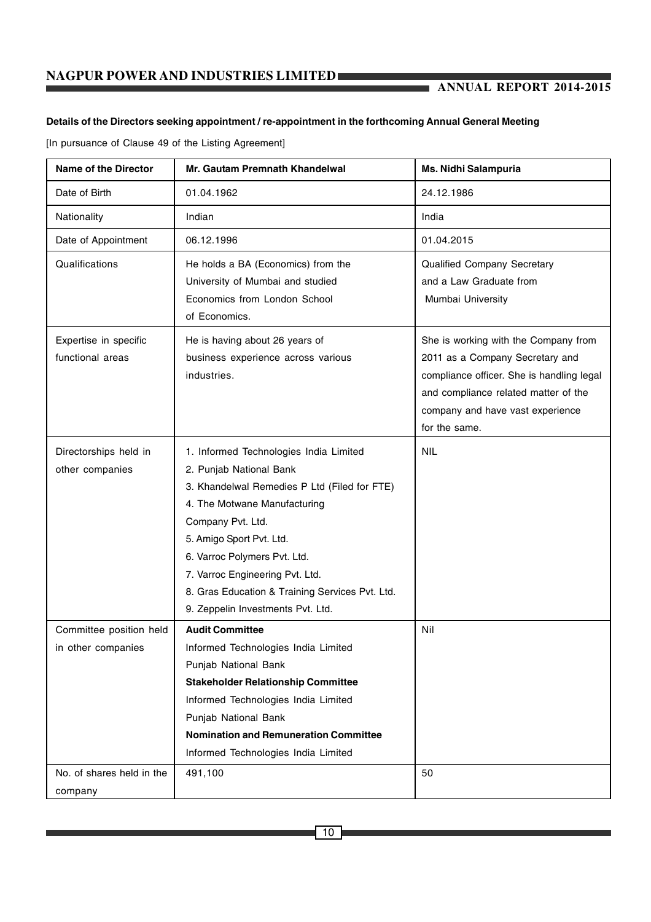**Details of the Directors seeking appointment / re-appointment in the forthcoming Annual General Meeting**

[In pursuance of Clause 49 of the Listing Agreement]

| Name of the Director | Mr. Gautam Premnath Khandelwal | Ms. Nidhi Salampuria |
|---|---|---|
| Date of Birth | 01.04.1962 | 24.12.1986 |
| Nationality | Indian | India |
| Date of Appointment | 06.12.1996 | 01.04.2015 |
| Qualifications | He holds a BA (Economics) from the University of Mumbai and studied Economics from London School of Economics. | Qualified Company Secretary and a Law Graduate from Mumbai University |
| Expertise in specific functional areas | He is having about 26 years of business experience across various industries. | She is working with the Company from 2011 as a Company Secretary and compliance officer. She is handling legal and compliance related matter of the company and have vast experience for the same. |
| Directorships held in other companies | 1. Informed Technologies India Limited<br>2. Punjab National Bank<br>3. Khandelwal Remedies P Ltd (Filed for FTE)<br>4. The Motwane Manufacturing Company Pvt. Ltd.<br>5. Amigo Sport Pvt. Ltd.<br>6. Varroc Polymers Pvt. Ltd.<br>7. Varroc Engineering Pvt. Ltd.<br>8. Gras Education & Training Services Pvt. Ltd.<br>9. Zeppelin Investments Pvt. Ltd. | NIL |
| Committee position held in other companies | **Audit Committee**<br>Informed Technologies India Limited<br>Punjab National Bank<br>**Stakeholder Relationship Committee**<br>Informed Technologies India Limited<br>Punjab National Bank<br>**Nomination and Remuneration Committee**<br>Informed Technologies India Limited | Nil |
| No. of shares held in the company | 491,100 | 50 |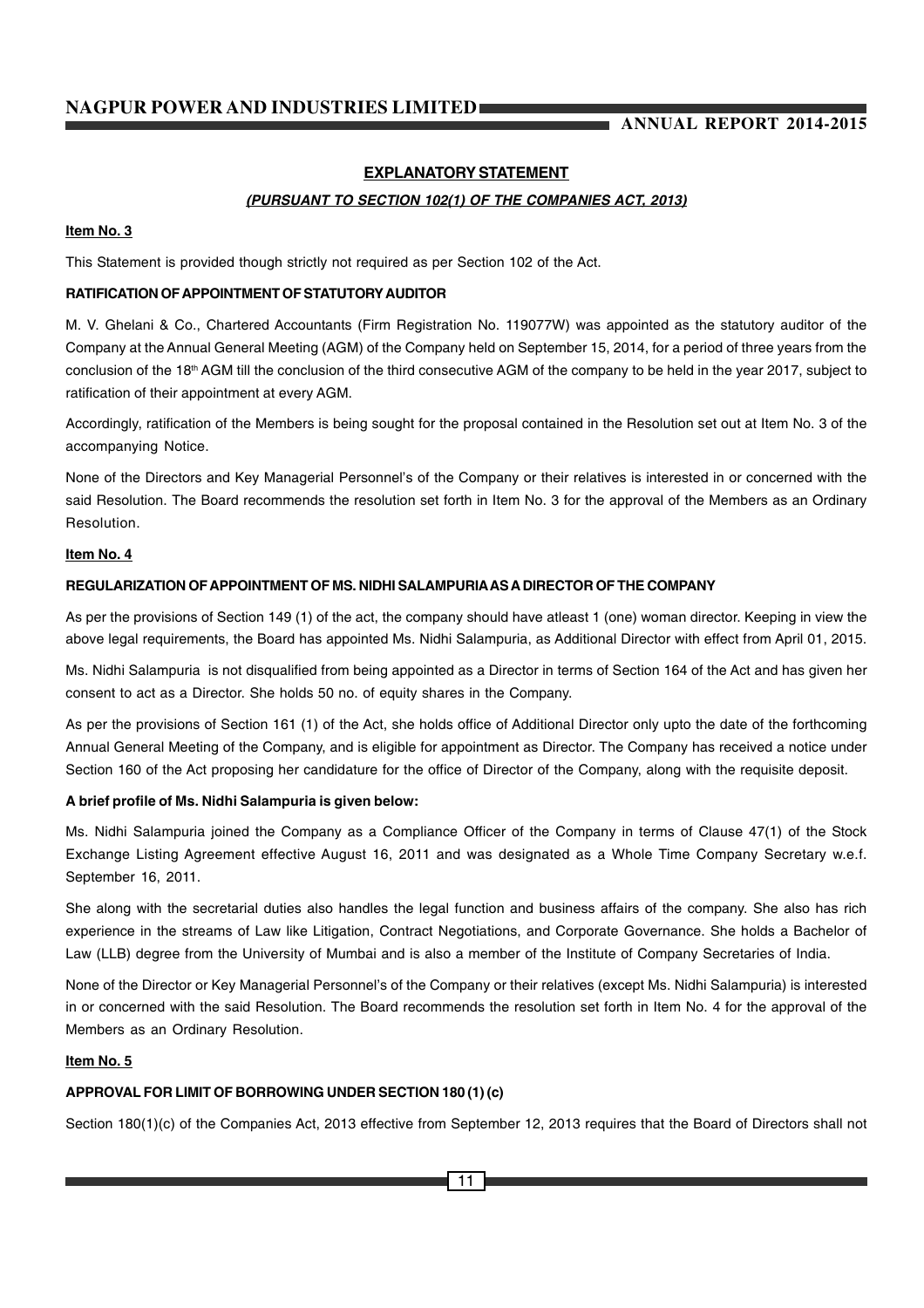## EXPLANATORY STATEMENT

***(PURSUANT TO SECTION 102(1) OF THE COMPANIES ACT, 2013)***

**Item No. 3**

This Statement is provided though strictly not required as per Section 102 of the Act.

**RATIFICATION OF APPOINTMENT OF STATUTORY AUDITOR**

M. V. Ghelani & Co., Chartered Accountants (Firm Registration No. 119077W) was appointed as the statutory auditor of the Company at the Annual General Meeting (AGM) of the Company held on September 15, 2014, for a period of three years from the conclusion of the 18th AGM till the conclusion of the third consecutive AGM of the company to be held in the year 2017, subject to ratification of their appointment at every AGM.

Accordingly, ratification of the Members is being sought for the proposal contained in the Resolution set out at Item No. 3 of the accompanying Notice.

None of the Directors and Key Managerial Personnel's of the Company or their relatives is interested in or concerned with the said Resolution. The Board recommends the resolution set forth in Item No. 3 for the approval of the Members as an Ordinary Resolution.

**Item No. 4**

**REGULARIZATION OF APPOINTMENT OF MS. NIDHI SALAMPURIA AS A DIRECTOR OF THE COMPANY**

As per the provisions of Section 149 (1) of the act, the company should have atleast 1 (one) woman director. Keeping in view the above legal requirements, the Board has appointed Ms. Nidhi Salampuria, as Additional Director with effect from April 01, 2015.

Ms. Nidhi Salampuria is not disqualified from being appointed as a Director in terms of Section 164 of the Act and has given her consent to act as a Director. She holds 50 no. of equity shares in the Company.

As per the provisions of Section 161 (1) of the Act, she holds office of Additional Director only upto the date of the forthcoming Annual General Meeting of the Company, and is eligible for appointment as Director. The Company has received a notice under Section 160 of the Act proposing her candidature for the office of Director of the Company, along with the requisite deposit.

**A brief profile of Ms. Nidhi Salampuria is given below:**

Ms. Nidhi Salampuria joined the Company as a Compliance Officer of the Company in terms of Clause 47(1) of the Stock Exchange Listing Agreement effective August 16, 2011 and was designated as a Whole Time Company Secretary w.e.f. September 16, 2011.

She along with the secretarial duties also handles the legal function and business affairs of the company. She also has rich experience in the streams of Law like Litigation, Contract Negotiations, and Corporate Governance. She holds a Bachelor of Law (LLB) degree from the University of Mumbai and is also a member of the Institute of Company Secretaries of India.

None of the Director or Key Managerial Personnel's of the Company or their relatives (except Ms. Nidhi Salampuria) is interested in or concerned with the said Resolution. The Board recommends the resolution set forth in Item No. 4 for the approval of the Members as an Ordinary Resolution.

**Item No. 5**

**APPROVAL FOR LIMIT OF BORROWING UNDER SECTION 180 (1) (c)**

Section 180(1)(c) of the Companies Act, 2013 effective from September 12, 2013 requires that the Board of Directors shall not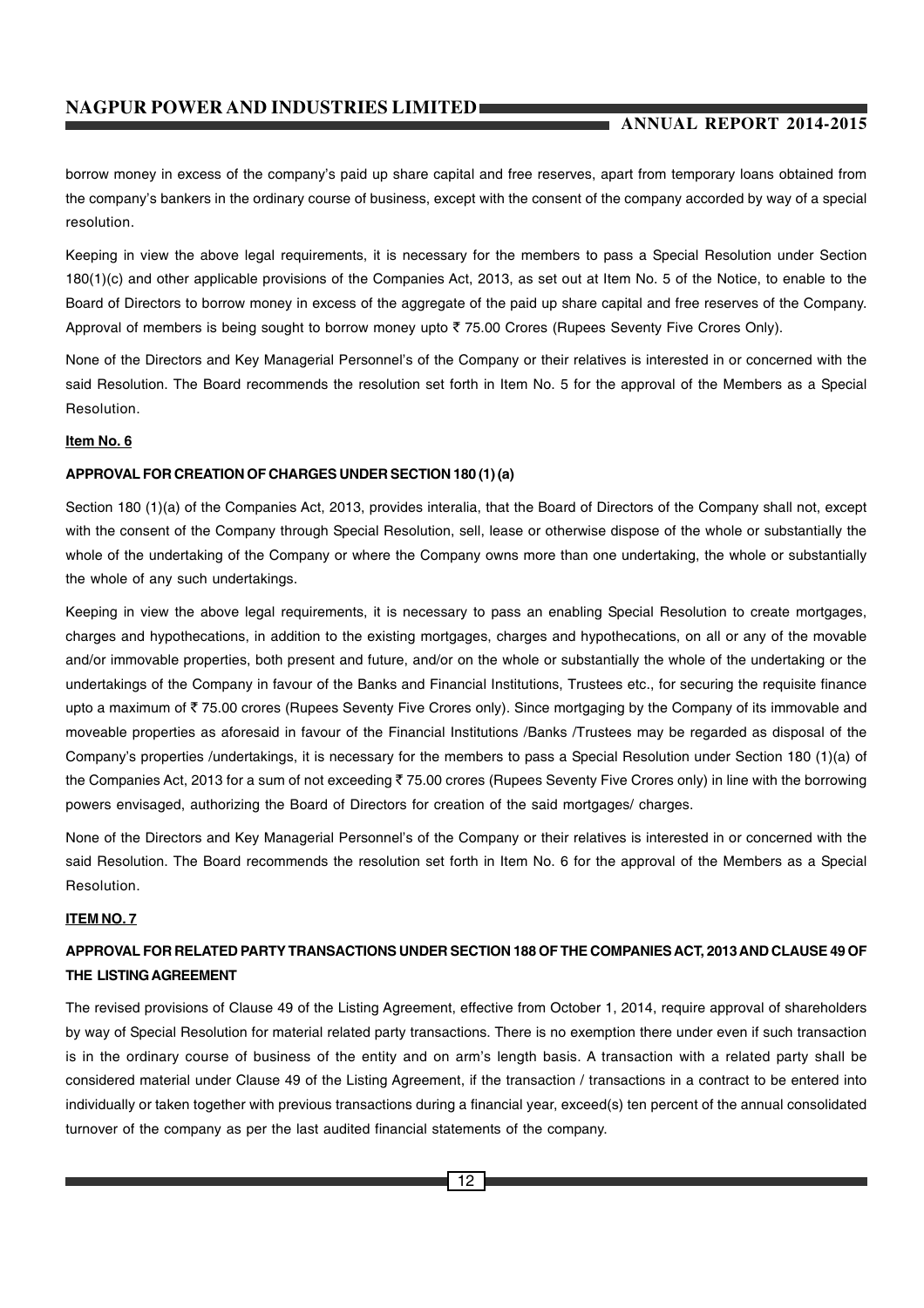borrow money in excess of the company's paid up share capital and free reserves, apart from temporary loans obtained from the company's bankers in the ordinary course of business, except with the consent of the company accorded by way of a special resolution.

Keeping in view the above legal requirements, it is necessary for the members to pass a Special Resolution under Section 180(1)(c) and other applicable provisions of the Companies Act, 2013, as set out at Item No. 5 of the Notice, to enable to the Board of Directors to borrow money in excess of the aggregate of the paid up share capital and free reserves of the Company. Approval of members is being sought to borrow money upto ₹ 75.00 Crores (Rupees Seventy Five Crores Only).

None of the Directors and Key Managerial Personnel's of the Company or their relatives is interested in or concerned with the said Resolution. The Board recommends the resolution set forth in Item No. 5 for the approval of the Members as a Special Resolution.

**Item No. 6**

**APPROVAL FOR CREATION OF CHARGES UNDER SECTION 180 (1) (a)**

Section 180 (1)(a) of the Companies Act, 2013, provides interalia, that the Board of Directors of the Company shall not, except with the consent of the Company through Special Resolution, sell, lease or otherwise dispose of the whole or substantially the whole of the undertaking of the Company or where the Company owns more than one undertaking, the whole or substantially the whole of any such undertakings.

Keeping in view the above legal requirements, it is necessary to pass an enabling Special Resolution to create mortgages, charges and hypothecations, in addition to the existing mortgages, charges and hypothecations, on all or any of the movable and/or immovable properties, both present and future, and/or on the whole or substantially the whole of the undertaking or the undertakings of the Company in favour of the Banks and Financial Institutions, Trustees etc., for securing the requisite finance upto a maximum of ₹ 75.00 crores (Rupees Seventy Five Crores only). Since mortgaging by the Company of its immovable and moveable properties as aforesaid in favour of the Financial Institutions /Banks /Trustees may be regarded as disposal of the Company's properties /undertakings, it is necessary for the members to pass a Special Resolution under Section 180 (1)(a) of the Companies Act, 2013 for a sum of not exceeding ₹ 75.00 crores (Rupees Seventy Five Crores only) in line with the borrowing powers envisaged, authorizing the Board of Directors for creation of the said mortgages/ charges.

None of the Directors and Key Managerial Personnel's of the Company or their relatives is interested in or concerned with the said Resolution. The Board recommends the resolution set forth in Item No. 6 for the approval of the Members as a Special Resolution.

**ITEM NO. 7**

**APPROVAL FOR RELATED PARTY TRANSACTIONS UNDER SECTION 188 OF THE COMPANIES ACT, 2013 AND CLAUSE 49 OF THE LISTING AGREEMENT**

The revised provisions of Clause 49 of the Listing Agreement, effective from October 1, 2014, require approval of shareholders by way of Special Resolution for material related party transactions. There is no exemption there under even if such transaction is in the ordinary course of business of the entity and on arm's length basis. A transaction with a related party shall be considered material under Clause 49 of the Listing Agreement, if the transaction / transactions in a contract to be entered into individually or taken together with previous transactions during a financial year, exceed(s) ten percent of the annual consolidated turnover of the company as per the last audited financial statements of the company.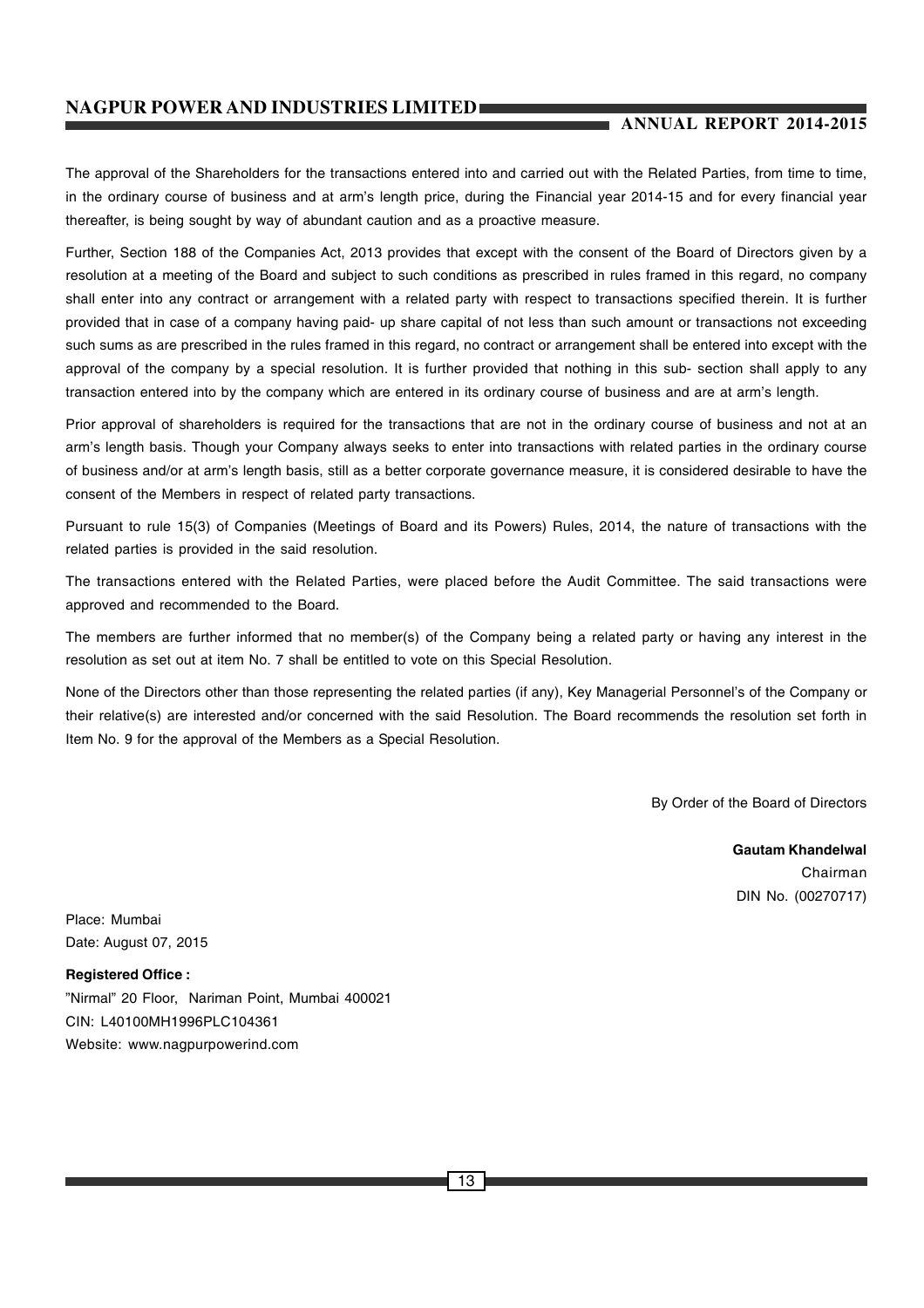The approval of the Shareholders for the transactions entered into and carried out with the Related Parties, from time to time, in the ordinary course of business and at arm's length price, during the Financial year 2014-15 and for every financial year thereafter, is being sought by way of abundant caution and as a proactive measure.

Further, Section 188 of the Companies Act, 2013 provides that except with the consent of the Board of Directors given by a resolution at a meeting of the Board and subject to such conditions as prescribed in rules framed in this regard, no company shall enter into any contract or arrangement with a related party with respect to transactions specified therein. It is further provided that in case of a company having paid- up share capital of not less than such amount or transactions not exceeding such sums as are prescribed in the rules framed in this regard, no contract or arrangement shall be entered into except with the approval of the company by a special resolution. It is further provided that nothing in this sub- section shall apply to any transaction entered into by the company which are entered in its ordinary course of business and are at arm's length.

Prior approval of shareholders is required for the transactions that are not in the ordinary course of business and not at an arm's length basis. Though your Company always seeks to enter into transactions with related parties in the ordinary course of business and/or at arm's length basis, still as a better corporate governance measure, it is considered desirable to have the consent of the Members in respect of related party transactions.

Pursuant to rule 15(3) of Companies (Meetings of Board and its Powers) Rules, 2014, the nature of transactions with the related parties is provided in the said resolution.

The transactions entered with the Related Parties, were placed before the Audit Committee. The said transactions were approved and recommended to the Board.

The members are further informed that no member(s) of the Company being a related party or having any interest in the resolution as set out at item No. 7 shall be entitled to vote on this Special Resolution.

None of the Directors other than those representing the related parties (if any), Key Managerial Personnel's of the Company or their relative(s) are interested and/or concerned with the said Resolution. The Board recommends the resolution set forth in Item No. 9 for the approval of the Members as a Special Resolution.

By Order of the Board of Directors

**Gautam Khandelwal**
Chairman
DIN No. (00270717)

Place: Mumbai
Date: August 07, 2015

**Registered Office :**
"Nirmal" 20 Floor, Nariman Point, Mumbai 400021
CIN: L40100MH1996PLC104361
Website: www.nagpurpowerind.com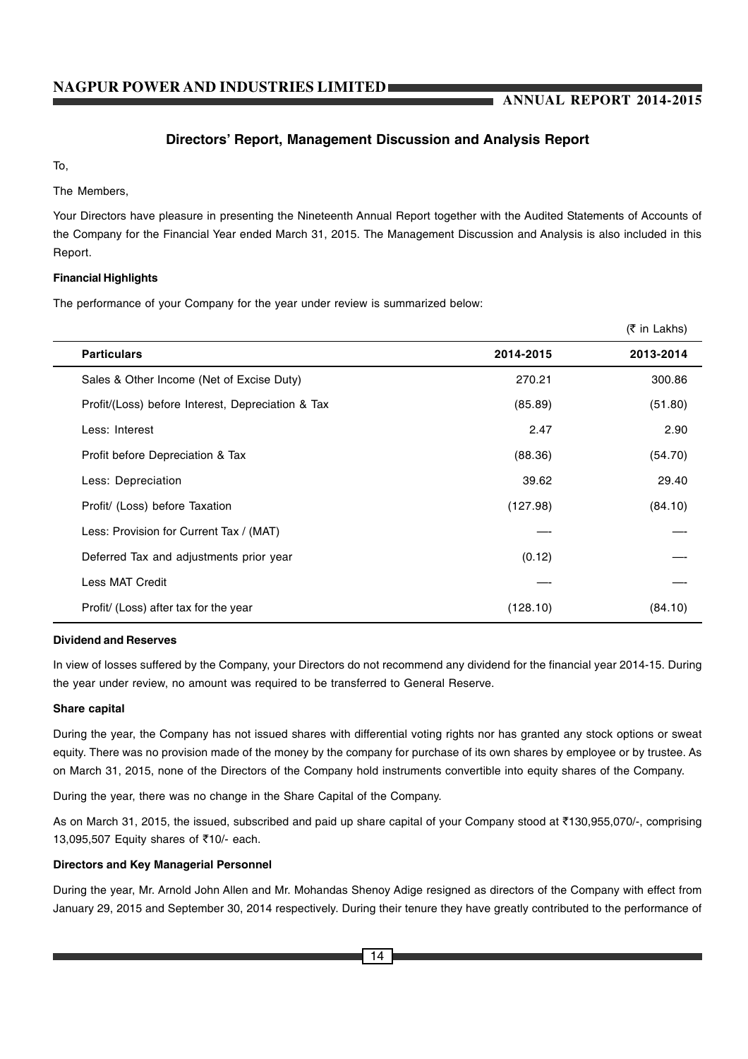## Directors' Report, Management Discussion and Analysis Report

To,

The Members,

Your Directors have pleasure in presenting the Nineteenth Annual Report together with the Audited Statements of Accounts of the Company for the Financial Year ended March 31, 2015. The Management Discussion and Analysis is also included in this Report.

**Financial Highlights**

The performance of your Company for the year under review is summarized below:

(₹ in Lakhs)

| Particulars | 2014-2015 | 2013-2014 |
|---|---|---|
| Sales & Other Income (Net of Excise Duty) | 270.21 | 300.86 |
| Profit/(Loss) before Interest, Depreciation & Tax | (85.89) | (51.80) |
| Less: Interest | 2.47 | 2.90 |
| Profit before Depreciation & Tax | (88.36) | (54.70) |
| Less: Depreciation | 39.62 | 29.40 |
| Profit/ (Loss) before Taxation | (127.98) | (84.10) |
| Less: Provision for Current Tax / (MAT) | --- | --- |
| Deferred Tax and adjustments prior year | (0.12) | --- |
| Less MAT Credit | --- | --- |
| Profit/ (Loss) after tax for the year | (128.10) | (84.10) |

**Dividend and Reserves**

In view of losses suffered by the Company, your Directors do not recommend any dividend for the financial year 2014-15. During the year under review, no amount was required to be transferred to General Reserve.

**Share capital**

During the year, the Company has not issued shares with differential voting rights nor has granted any stock options or sweat equity. There was no provision made of the money by the company for purchase of its own shares by employee or by trustee. As on March 31, 2015, none of the Directors of the Company hold instruments convertible into equity shares of the Company.

During the year, there was no change in the Share Capital of the Company.

As on March 31, 2015, the issued, subscribed and paid up share capital of your Company stood at ₹130,955,070/-, comprising 13,095,507 Equity shares of ₹10/- each.

**Directors and Key Managerial Personnel**

During the year, Mr. Arnold John Allen and Mr. Mohandas Shenoy Adige resigned as directors of the Company with effect from January 29, 2015 and September 30, 2014 respectively. During their tenure they have greatly contributed to the performance of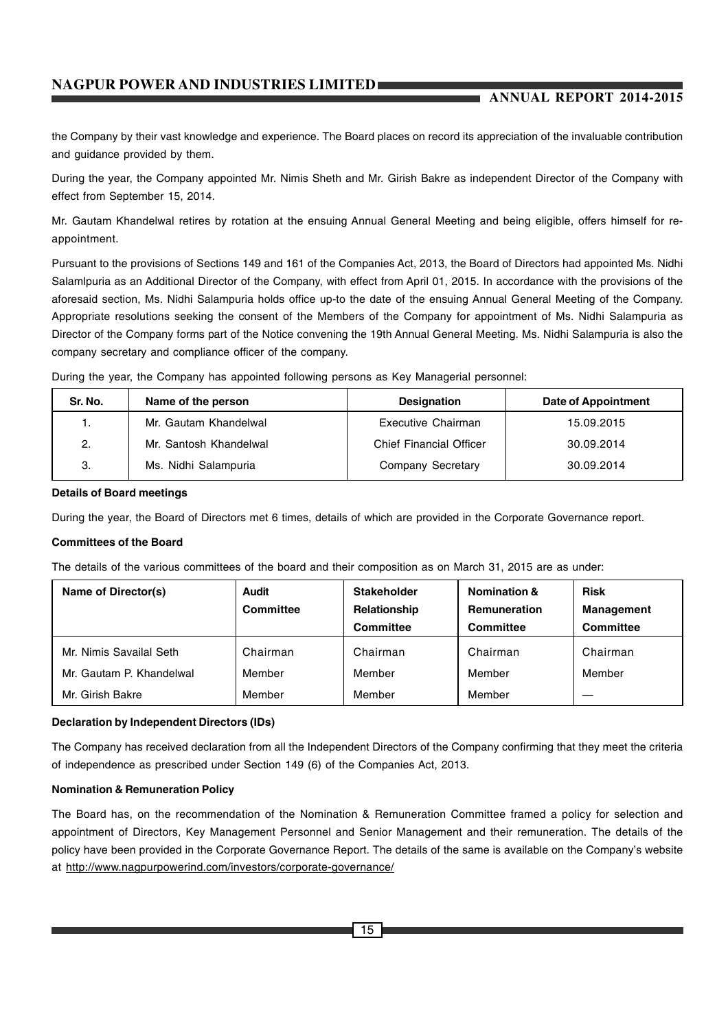the Company by their vast knowledge and experience. The Board places on record its appreciation of the invaluable contribution and guidance provided by them.

During the year, the Company appointed Mr. Nimis Sheth and Mr. Girish Bakre as independent Director of the Company with effect from September 15, 2014.

Mr. Gautam Khandelwal retires by rotation at the ensuing Annual General Meeting and being eligible, offers himself for re-appointment.

Pursuant to the provisions of Sections 149 and 161 of the Companies Act, 2013, the Board of Directors had appointed Ms. Nidhi Salamlpuria as an Additional Director of the Company, with effect from April 01, 2015. In accordance with the provisions of the aforesaid section, Ms. Nidhi Salampuria holds office up-to the date of the ensuing Annual General Meeting of the Company. Appropriate resolutions seeking the consent of the Members of the Company for appointment of Ms. Nidhi Salampuria as Director of the Company forms part of the Notice convening the 19th Annual General Meeting. Ms. Nidhi Salampuria is also the company secretary and compliance officer of the company.

During the year, the Company has appointed following persons as Key Managerial personnel:

| Sr. No. | Name of the person | Designation | Date of Appointment |
|---|---|---|---|
| 1. | Mr. Gautam Khandelwal | Executive Chairman | 15.09.2015 |
| 2. | Mr. Santosh Khandelwal | Chief Financial Officer | 30.09.2014 |
| 3. | Ms. Nidhi Salampuria | Company Secretary | 30.09.2014 |

**Details of Board meetings**

During the year, the Board of Directors met 6 times, details of which are provided in the Corporate Governance report.

**Committees of the Board**

The details of the various committees of the board and their composition as on March 31, 2015 are as under:

| Name of Director(s) | Audit Committee | Stakeholder Relationship Committee | Nomination & Remuneration Committee | Risk Management Committee |
|---|---|---|---|---|
| Mr. Nimis Savailal Seth | Chairman | Chairman | Chairman | Chairman |
| Mr. Gautam P. Khandelwal | Member | Member | Member | Member |
| Mr. Girish Bakre | Member | Member | Member | — |

**Declaration by Independent Directors (IDs)**

The Company has received declaration from all the Independent Directors of the Company confirming that they meet the criteria of independence as prescribed under Section 149 (6) of the Companies Act, 2013.

**Nomination & Remuneration Policy**

The Board has, on the recommendation of the Nomination & Remuneration Committee framed a policy for selection and appointment of Directors, Key Management Personnel and Senior Management and their remuneration. The details of the policy have been provided in the Corporate Governance Report. The details of the same is available on the Company's website at http://www.nagpurpowerind.com/investors/corporate-governance/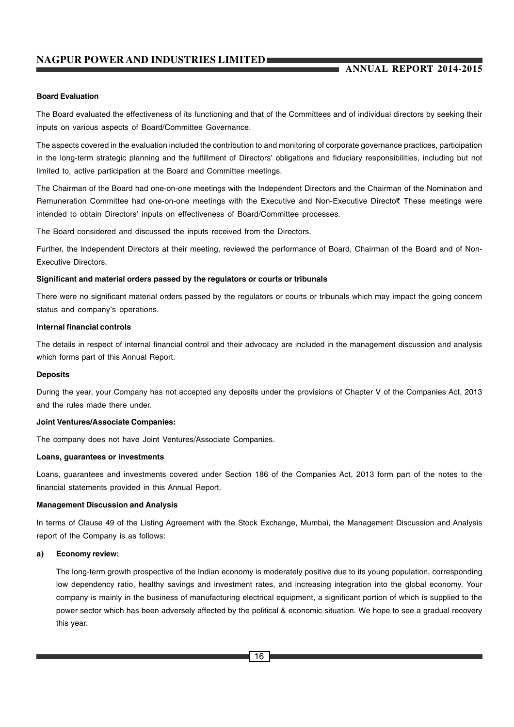**Board Evaluation**

The Board evaluated the effectiveness of its functioning and that of the Committees and of individual directors by seeking their inputs on various aspects of Board/Committee Governance.

The aspects covered in the evaluation included the contribution to and monitoring of corporate governance practices, participation in the long-term strategic planning and the fulfillment of Directors' obligations and fiduciary responsibilities, including but not limited to, active participation at the Board and Committee meetings.

The Chairman of the Board had one-on-one meetings with the Independent Directors and the Chairman of the Nomination and Remuneration Committee had one-on-one meetings with the Executive and Non-Executive Directo₹ These meetings were intended to obtain Directors' inputs on effectiveness of Board/Committee processes.

The Board considered and discussed the inputs received from the Directors.

Further, the Independent Directors at their meeting, reviewed the performance of Board, Chairman of the Board and of Non-Executive Directors.

**Significant and material orders passed by the regulators or courts or tribunals**

There were no significant material orders passed by the regulators or courts or tribunals which may impact the going concern status and company's operations.

**Internal financial controls**

The details in respect of internal financial control and their advocacy are included in the management discussion and analysis which forms part of this Annual Report.

**Deposits**

During the year, your Company has not accepted any deposits under the provisions of Chapter V of the Companies Act, 2013 and the rules made there under.

**Joint Ventures/Associate Companies:**

The company does not have Joint Ventures/Associate Companies.

**Loans, guarantees or investments**

Loans, guarantees and investments covered under Section 186 of the Companies Act, 2013 form part of the notes to the financial statements provided in this Annual Report.

**Management Discussion and Analysis**

In terms of Clause 49 of the Listing Agreement with the Stock Exchange, Mumbai, the Management Discussion and Analysis report of the Company is as follows:

**a) Economy review:**

The long-term growth prospective of the Indian economy is moderately positive due to its young population, corresponding low dependency ratio, healthy savings and investment rates, and increasing integration into the global economy. Your company is mainly in the business of manufacturing electrical equipment, a significant portion of which is supplied to the power sector which has been adversely affected by the political & economic situation. We hope to see a gradual recovery this year.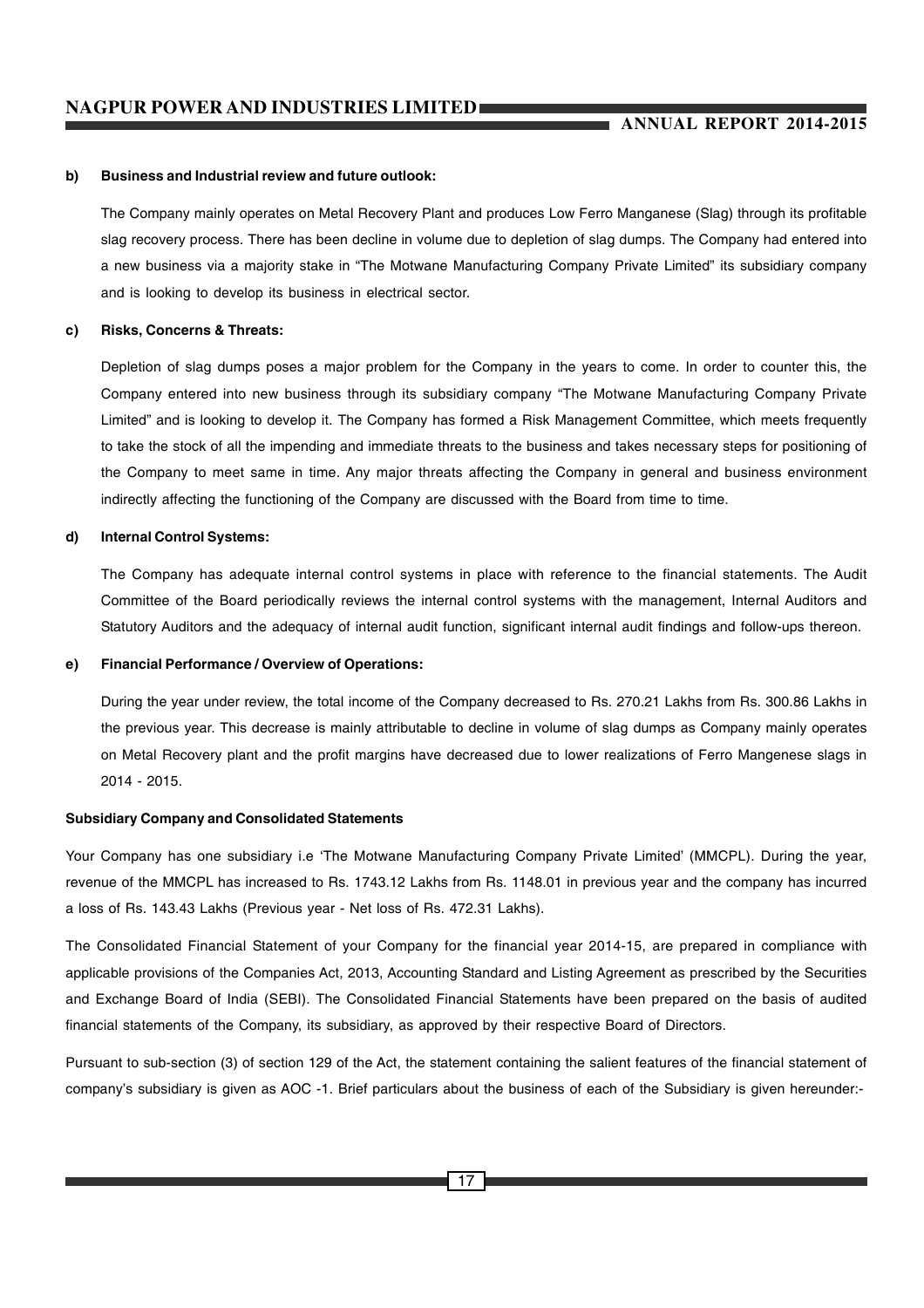**b) Business and Industrial review and future outlook:**

The Company mainly operates on Metal Recovery Plant and produces Low Ferro Manganese (Slag) through its profitable slag recovery process. There has been decline in volume due to depletion of slag dumps. The Company had entered into a new business via a majority stake in "The Motwane Manufacturing Company Private Limited" its subsidiary company and is looking to develop its business in electrical sector.

**c) Risks, Concerns & Threats:**

Depletion of slag dumps poses a major problem for the Company in the years to come. In order to counter this, the Company entered into new business through its subsidiary company "The Motwane Manufacturing Company Private Limited" and is looking to develop it. The Company has formed a Risk Management Committee, which meets frequently to take the stock of all the impending and immediate threats to the business and takes necessary steps for positioning of the Company to meet same in time. Any major threats affecting the Company in general and business environment indirectly affecting the functioning of the Company are discussed with the Board from time to time.

**d) Internal Control Systems:**

The Company has adequate internal control systems in place with reference to the financial statements. The Audit Committee of the Board periodically reviews the internal control systems with the management, Internal Auditors and Statutory Auditors and the adequacy of internal audit function, significant internal audit findings and follow-ups thereon.

**e) Financial Performance / Overview of Operations:**

During the year under review, the total income of the Company decreased to Rs. 270.21 Lakhs from Rs. 300.86 Lakhs in the previous year. This decrease is mainly attributable to decline in volume of slag dumps as Company mainly operates on Metal Recovery plant and the profit margins have decreased due to lower realizations of Ferro Mangenese slags in 2014 - 2015.

**Subsidiary Company and Consolidated Statements**

Your Company has one subsidiary i.e 'The Motwane Manufacturing Company Private Limited' (MMCPL). During the year, revenue of the MMCPL has increased to Rs. 1743.12 Lakhs from Rs. 1148.01 in previous year and the company has incurred a loss of Rs. 143.43 Lakhs (Previous year - Net loss of Rs. 472.31 Lakhs).

The Consolidated Financial Statement of your Company for the financial year 2014-15, are prepared in compliance with applicable provisions of the Companies Act, 2013, Accounting Standard and Listing Agreement as prescribed by the Securities and Exchange Board of India (SEBI). The Consolidated Financial Statements have been prepared on the basis of audited financial statements of the Company, its subsidiary, as approved by their respective Board of Directors.

Pursuant to sub-section (3) of section 129 of the Act, the statement containing the salient features of the financial statement of company's subsidiary is given as AOC -1. Brief particulars about the business of each of the Subsidiary is given hereunder:-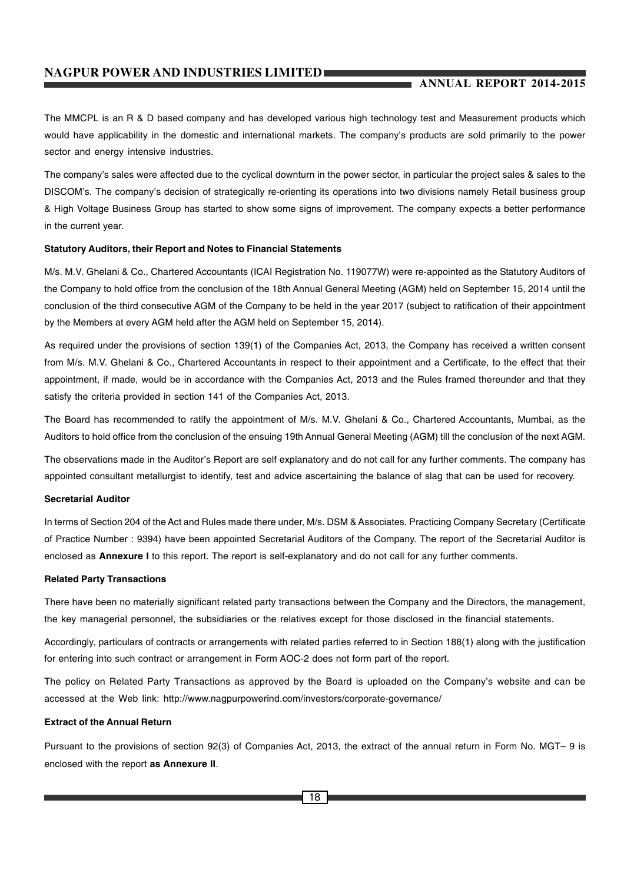The MMCPL is an R & D based company and has developed various high technology test and Measurement products which would have applicability in the domestic and international markets. The company's products are sold primarily to the power sector and energy intensive industries.

The company's sales were affected due to the cyclical downturn in the power sector, in particular the project sales & sales to the DISCOM's. The company's decision of strategically re-orienting its operations into two divisions namely Retail business group & High Voltage Business Group has started to show some signs of improvement. The company expects a better performance in the current year.

**Statutory Auditors, their Report and Notes to Financial Statements**

M/s. M.V. Ghelani & Co., Chartered Accountants (ICAI Registration No. 119077W) were re-appointed as the Statutory Auditors of the Company to hold office from the conclusion of the 18th Annual General Meeting (AGM) held on September 15, 2014 until the conclusion of the third consecutive AGM of the Company to be held in the year 2017 (subject to ratification of their appointment by the Members at every AGM held after the AGM held on September 15, 2014).

As required under the provisions of section 139(1) of the Companies Act, 2013, the Company has received a written consent from M/s. M.V. Ghelani & Co., Chartered Accountants in respect to their appointment and a Certificate, to the effect that their appointment, if made, would be in accordance with the Companies Act, 2013 and the Rules framed thereunder and that they satisfy the criteria provided in section 141 of the Companies Act, 2013.

The Board has recommended to ratify the appointment of M/s. M.V. Ghelani & Co., Chartered Accountants, Mumbai, as the Auditors to hold office from the conclusion of the ensuing 19th Annual General Meeting (AGM) till the conclusion of the next AGM.

The observations made in the Auditor's Report are self explanatory and do not call for any further comments. The company has appointed consultant metallurgist to identify, test and advice ascertaining the balance of slag that can be used for recovery.

**Secretarial Auditor**

In terms of Section 204 of the Act and Rules made there under, M/s. DSM & Associates, Practicing Company Secretary (Certificate of Practice Number : 9394) have been appointed Secretarial Auditors of the Company. The report of the Secretarial Auditor is enclosed as **Annexure I** to this report. The report is self-explanatory and do not call for any further comments.

**Related Party Transactions**

There have been no materially significant related party transactions between the Company and the Directors, the management, the key managerial personnel, the subsidiaries or the relatives except for those disclosed in the financial statements.

Accordingly, particulars of contracts or arrangements with related parties referred to in Section 188(1) along with the justification for entering into such contract or arrangement in Form AOC-2 does not form part of the report.

The policy on Related Party Transactions as approved by the Board is uploaded on the Company's website and can be accessed at the Web link: http://www.nagpurpowerind.com/investors/corporate-governance/

**Extract of the Annual Return**

Pursuant to the provisions of section 92(3) of Companies Act, 2013, the extract of the annual return in Form No. MGT– 9 is enclosed with the report **as Annexure II**.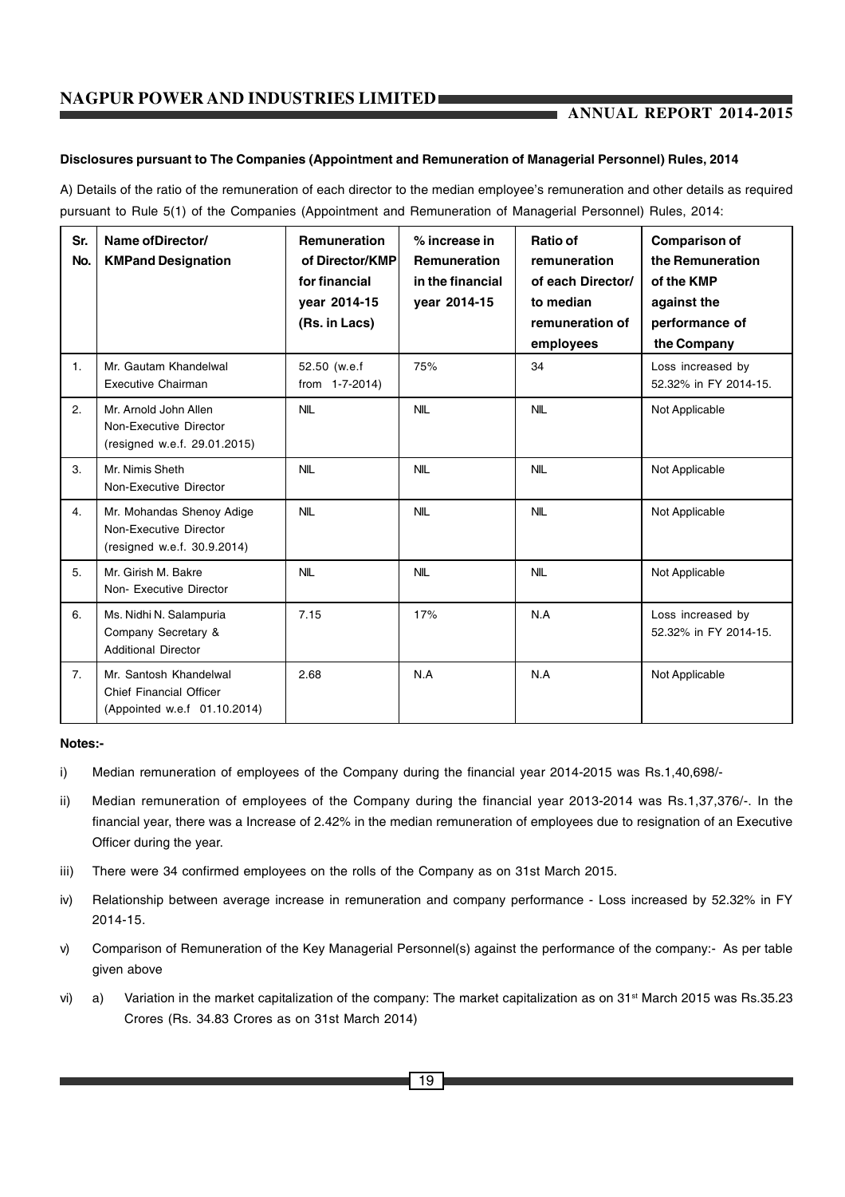**Disclosures pursuant to The Companies (Appointment and Remuneration of Managerial Personnel) Rules, 2014**

A) Details of the ratio of the remuneration of each director to the median employee's remuneration and other details as required pursuant to Rule 5(1) of the Companies (Appointment and Remuneration of Managerial Personnel) Rules, 2014:

| Sr. No. | Name ofDirector/ KMPand Designation | Remuneration of Director/KMP for financial year 2014-15 (Rs. in Lacs) | % increase in Remuneration in the financial year 2014-15 | Ratio of remuneration of each Director/ to median remuneration of employees | Comparison of the Remuneration of the KMP against the performance of the Company |
|---|---|---|---|---|---|
| 1. | Mr. Gautam Khandelwal Executive Chairman | 52.50 (w.e.f from 1-7-2014) | 75% | 34 | Loss increased by 52.32% in FY 2014-15. |
| 2. | Mr. Arnold John Allen Non-Executive Director (resigned w.e.f. 29.01.2015) | NIL | NIL | NIL | Not Applicable |
| 3. | Mr. Nimis Sheth Non-Executive Director | NIL | NIL | NIL | Not Applicable |
| 4. | Mr. Mohandas Shenoy Adige Non-Executive Director (resigned w.e.f. 30.9.2014) | NIL | NIL | NIL | Not Applicable |
| 5. | Mr. Girish M. Bakre Non- Executive Director | NIL | NIL | NIL | Not Applicable |
| 6. | Ms. Nidhi N. Salampuria Company Secretary & Additional Director | 7.15 | 17% | N.A | Loss increased by 52.32% in FY 2014-15. |
| 7. | Mr. Santosh Khandelwal Chief Financial Officer (Appointed w.e.f 01.10.2014) | 2.68 | N.A | N.A | Not Applicable |

**Notes:-**

i) Median remuneration of employees of the Company during the financial year 2014-2015 was Rs.1,40,698/-

ii) Median remuneration of employees of the Company during the financial year 2013-2014 was Rs.1,37,376/-. In the financial year, there was a Increase of 2.42% in the median remuneration of employees due to resignation of an Executive Officer during the year.

iii) There were 34 confirmed employees on the rolls of the Company as on 31st March 2015.

iv) Relationship between average increase in remuneration and company performance - Loss increased by 52.32% in FY 2014-15.

v) Comparison of Remuneration of the Key Managerial Personnel(s) against the performance of the company:- As per table given above

vi) a) Variation in the market capitalization of the company: The market capitalization as on 31st March 2015 was Rs.35.23 Crores (Rs. 34.83 Crores as on 31st March 2014)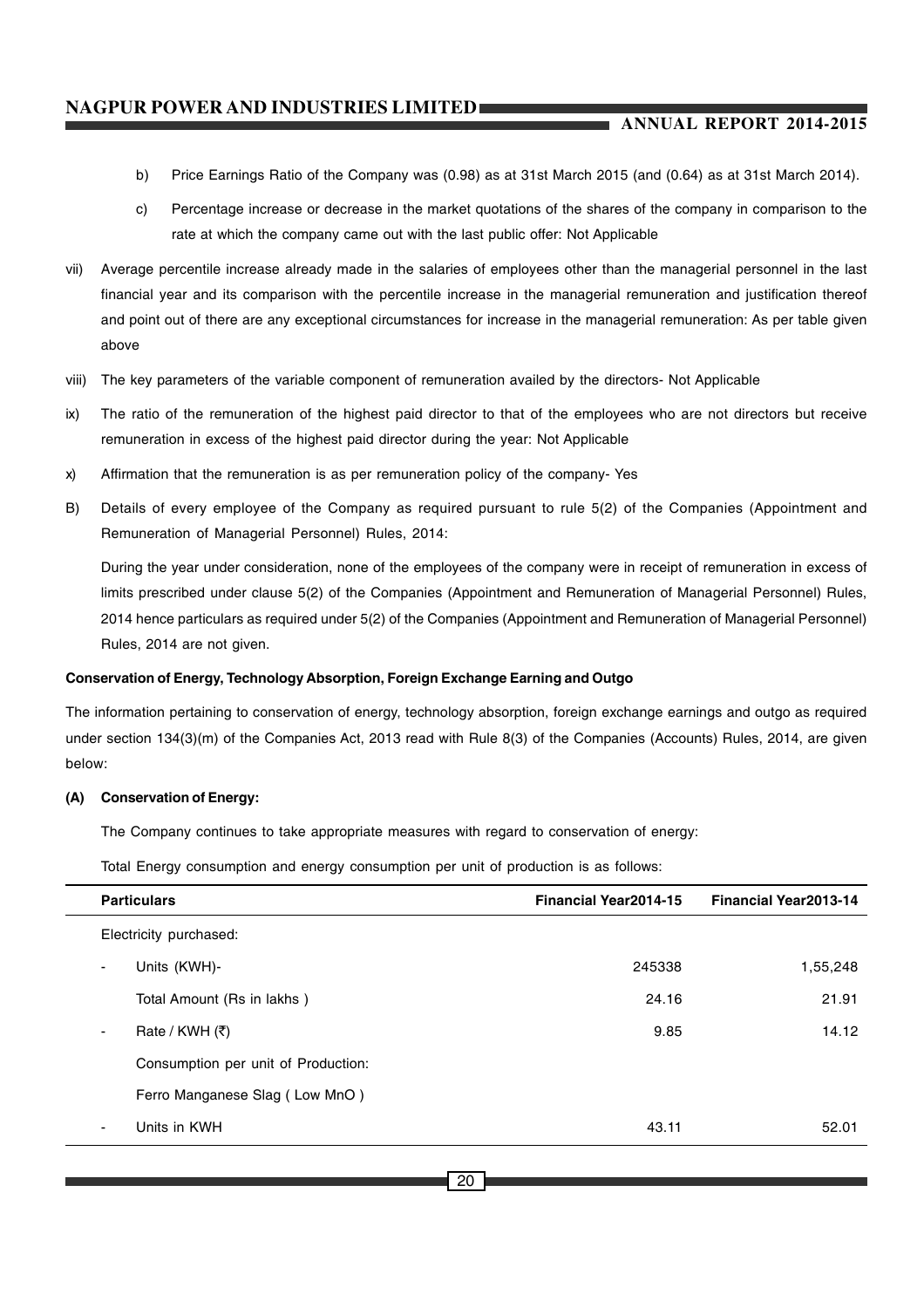b) Price Earnings Ratio of the Company was (0.98) as at 31st March 2015 (and (0.64) as at 31st March 2014).

c) Percentage increase or decrease in the market quotations of the shares of the company in comparison to the rate at which the company came out with the last public offer: Not Applicable

vii) Average percentile increase already made in the salaries of employees other than the managerial personnel in the last financial year and its comparison with the percentile increase in the managerial remuneration and justification thereof and point out of there are any exceptional circumstances for increase in the managerial remuneration: As per table given above

viii) The key parameters of the variable component of remuneration availed by the directors- Not Applicable

ix) The ratio of the remuneration of the highest paid director to that of the employees who are not directors but receive remuneration in excess of the highest paid director during the year: Not Applicable

x) Affirmation that the remuneration is as per remuneration policy of the company- Yes

B) Details of every employee of the Company as required pursuant to rule 5(2) of the Companies (Appointment and Remuneration of Managerial Personnel) Rules, 2014:

During the year under consideration, none of the employees of the company were in receipt of remuneration in excess of limits prescribed under clause 5(2) of the Companies (Appointment and Remuneration of Managerial Personnel) Rules, 2014 hence particulars as required under 5(2) of the Companies (Appointment and Remuneration of Managerial Personnel) Rules, 2014 are not given.

**Conservation of Energy, Technology Absorption, Foreign Exchange Earning and Outgo**

The information pertaining to conservation of energy, technology absorption, foreign exchange earnings and outgo as required under section 134(3)(m) of the Companies Act, 2013 read with Rule 8(3) of the Companies (Accounts) Rules, 2014, are given below:

**(A) Conservation of Energy:**

The Company continues to take appropriate measures with regard to conservation of energy:

Total Energy consumption and energy consumption per unit of production is as follows:

| Particulars | Financial Year2014-15 | Financial Year2013-14 |
|---|---|---|
| Electricity purchased: | | |
| - Units (KWH)- | 245338 | 1,55,248 |
| Total Amount (Rs in lakhs ) | 24.16 | 21.91 |
| - Rate / KWH (₹) | 9.85 | 14.12 |
| Consumption per unit of Production: | | |
| Ferro Manganese Slag ( Low MnO ) | | |
| - Units in KWH | 43.11 | 52.01 |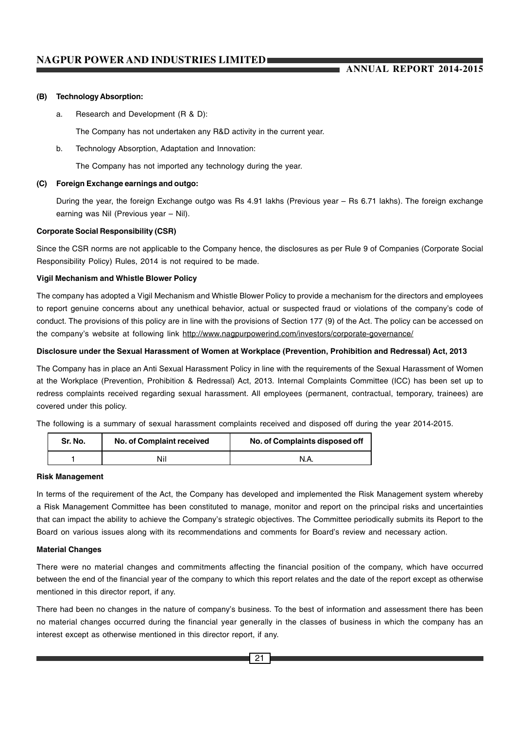**(B) Technology Absorption:**

a. Research and Development (R & D):

The Company has not undertaken any R&D activity in the current year.

b. Technology Absorption, Adaptation and Innovation:

The Company has not imported any technology during the year.

**(C) Foreign Exchange earnings and outgo:**

During the year, the foreign Exchange outgo was Rs 4.91 lakhs (Previous year – Rs 6.71 lakhs). The foreign exchange earning was Nil (Previous year – Nil).

**Corporate Social Responsibility (CSR)**

Since the CSR norms are not applicable to the Company hence, the disclosures as per Rule 9 of Companies (Corporate Social Responsibility Policy) Rules, 2014 is not required to be made.

**Vigil Mechanism and Whistle Blower Policy**

The company has adopted a Vigil Mechanism and Whistle Blower Policy to provide a mechanism for the directors and employees to report genuine concerns about any unethical behavior, actual or suspected fraud or violations of the company's code of conduct. The provisions of this policy are in line with the provisions of Section 177 (9) of the Act. The policy can be accessed on the company's website at following link http://www.nagpurpowerind.com/investors/corporate-governance/

**Disclosure under the Sexual Harassment of Women at Workplace (Prevention, Prohibition and Redressal) Act, 2013**

The Company has in place an Anti Sexual Harassment Policy in line with the requirements of the Sexual Harassment of Women at the Workplace (Prevention, Prohibition & Redressal) Act, 2013. Internal Complaints Committee (ICC) has been set up to redress complaints received regarding sexual harassment. All employees (permanent, contractual, temporary, trainees) are covered under this policy.

The following is a summary of sexual harassment complaints received and disposed off during the year 2014-2015.

| Sr. No. | No. of Complaint received | No. of Complaints disposed off |
|---|---|---|
| 1 | Nil | N.A. |

**Risk Management**

In terms of the requirement of the Act, the Company has developed and implemented the Risk Management system whereby a Risk Management Committee has been constituted to manage, monitor and report on the principal risks and uncertainties that can impact the ability to achieve the Company's strategic objectives. The Committee periodically submits its Report to the Board on various issues along with its recommendations and comments for Board's review and necessary action.

**Material Changes**

There were no material changes and commitments affecting the financial position of the company, which have occurred between the end of the financial year of the company to which this report relates and the date of the report except as otherwise mentioned in this director report, if any.

There had been no changes in the nature of company's business. To the best of information and assessment there has been no material changes occurred during the financial year generally in the classes of business in which the company has an interest except as otherwise mentioned in this director report, if any.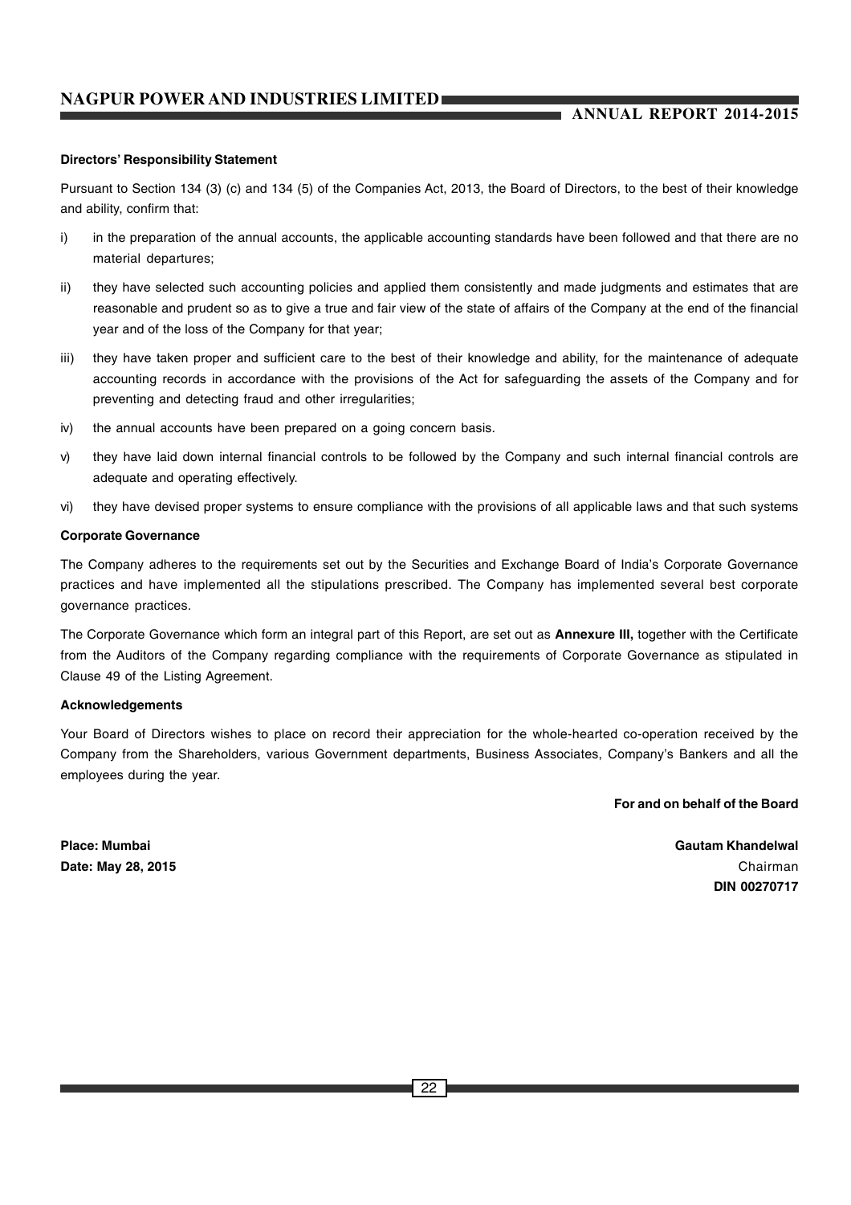**Directors' Responsibility Statement**

Pursuant to Section 134 (3) (c) and 134 (5) of the Companies Act, 2013, the Board of Directors, to the best of their knowledge and ability, confirm that:

i) in the preparation of the annual accounts, the applicable accounting standards have been followed and that there are no material departures;

ii) they have selected such accounting policies and applied them consistently and made judgments and estimates that are reasonable and prudent so as to give a true and fair view of the state of affairs of the Company at the end of the financial year and of the loss of the Company for that year;

iii) they have taken proper and sufficient care to the best of their knowledge and ability, for the maintenance of adequate accounting records in accordance with the provisions of the Act for safeguarding the assets of the Company and for preventing and detecting fraud and other irregularities;

iv) the annual accounts have been prepared on a going concern basis.

v) they have laid down internal financial controls to be followed by the Company and such internal financial controls are adequate and operating effectively.

vi) they have devised proper systems to ensure compliance with the provisions of all applicable laws and that such systems

**Corporate Governance**

The Company adheres to the requirements set out by the Securities and Exchange Board of India's Corporate Governance practices and have implemented all the stipulations prescribed. The Company has implemented several best corporate governance practices.

The Corporate Governance which form an integral part of this Report, are set out as **Annexure III,** together with the Certificate from the Auditors of the Company regarding compliance with the requirements of Corporate Governance as stipulated in Clause 49 of the Listing Agreement.

**Acknowledgements**

Your Board of Directors wishes to place on record their appreciation for the whole-hearted co-operation received by the Company from the Shareholders, various Government departments, Business Associates, Company's Bankers and all the employees during the year.

**For and on behalf of the Board**

**Place: Mumbai**
**Date: May 28, 2015**

**Gautam Khandelwal**
Chairman
**DIN 00270717**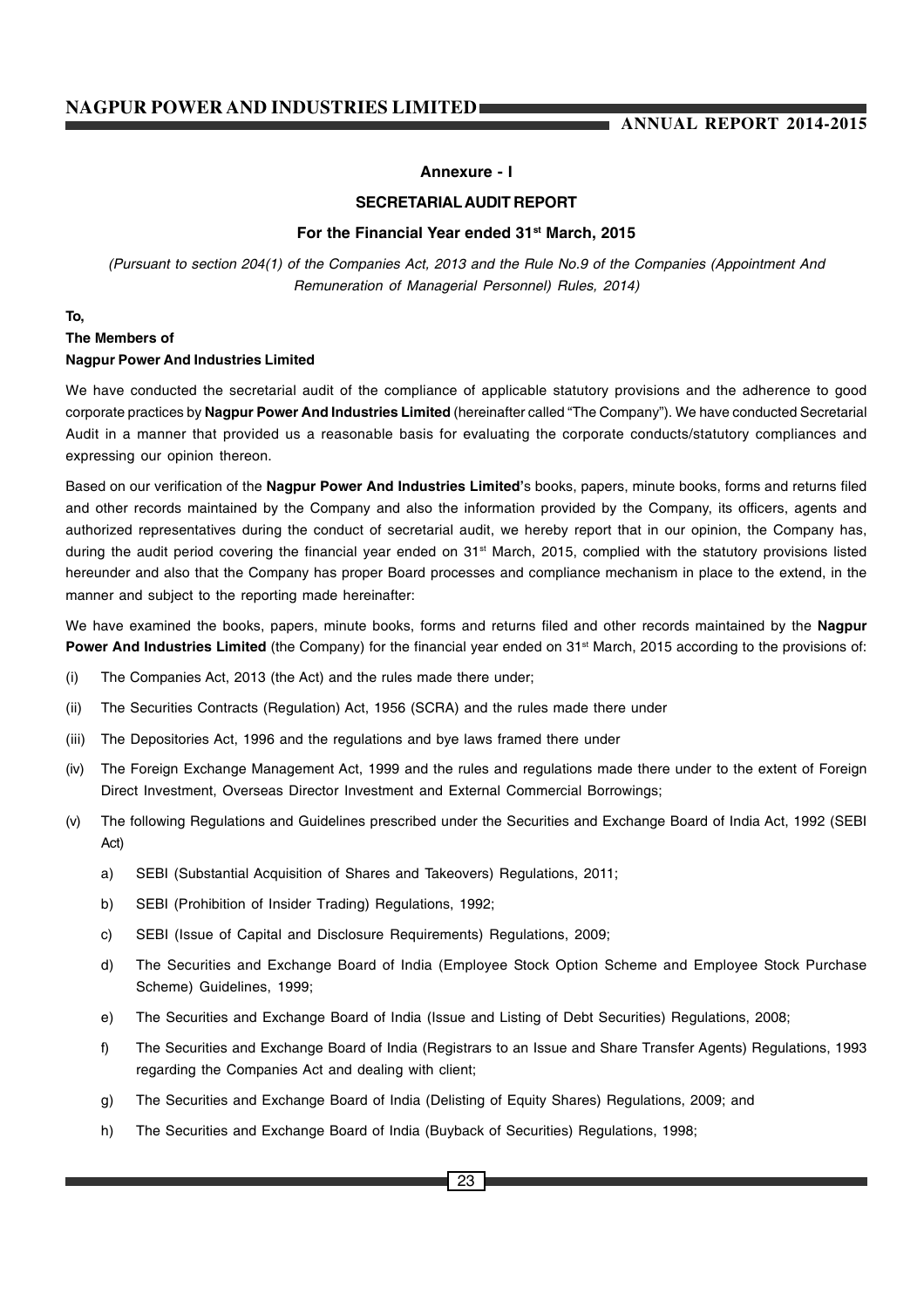**Annexure - I**

## SECRETARIAL AUDIT REPORT

### For the Financial Year ended 31st March, 2015

*(Pursuant to section 204(1) of the Companies Act, 2013 and the Rule No.9 of the Companies (Appointment And Remuneration of Managerial Personnel) Rules, 2014)*

**To,**

**The Members of**

**Nagpur Power And Industries Limited**

We have conducted the secretarial audit of the compliance of applicable statutory provisions and the adherence to good corporate practices by **Nagpur Power And Industries Limited** (hereinafter called "The Company"). We have conducted Secretarial Audit in a manner that provided us a reasonable basis for evaluating the corporate conducts/statutory compliances and expressing our opinion thereon.

Based on our verification of the **Nagpur Power And Industries Limited**'s books, papers, minute books, forms and returns filed and other records maintained by the Company and also the information provided by the Company, its officers, agents and authorized representatives during the conduct of secretarial audit, we hereby report that in our opinion, the Company has, during the audit period covering the financial year ended on 31st March, 2015, complied with the statutory provisions listed hereunder and also that the Company has proper Board processes and compliance mechanism in place to the extend, in the manner and subject to the reporting made hereinafter:

We have examined the books, papers, minute books, forms and returns filed and other records maintained by the **Nagpur Power And Industries Limited** (the Company) for the financial year ended on 31st March, 2015 according to the provisions of:

(i) The Companies Act, 2013 (the Act) and the rules made there under;

(ii) The Securities Contracts (Regulation) Act, 1956 (SCRA) and the rules made there under

(iii) The Depositories Act, 1996 and the regulations and bye laws framed there under

(iv) The Foreign Exchange Management Act, 1999 and the rules and regulations made there under to the extent of Foreign Direct Investment, Overseas Director Investment and External Commercial Borrowings;

(v) The following Regulations and Guidelines prescribed under the Securities and Exchange Board of India Act, 1992 (SEBI Act)

   a) SEBI (Substantial Acquisition of Shares and Takeovers) Regulations, 2011;

   b) SEBI (Prohibition of Insider Trading) Regulations, 1992;

   c) SEBI (Issue of Capital and Disclosure Requirements) Regulations, 2009;

   d) The Securities and Exchange Board of India (Employee Stock Option Scheme and Employee Stock Purchase Scheme) Guidelines, 1999;

   e) The Securities and Exchange Board of India (Issue and Listing of Debt Securities) Regulations, 2008;

   f) The Securities and Exchange Board of India (Registrars to an Issue and Share Transfer Agents) Regulations, 1993 regarding the Companies Act and dealing with client;

   g) The Securities and Exchange Board of India (Delisting of Equity Shares) Regulations, 2009; and

   h) The Securities and Exchange Board of India (Buyback of Securities) Regulations, 1998;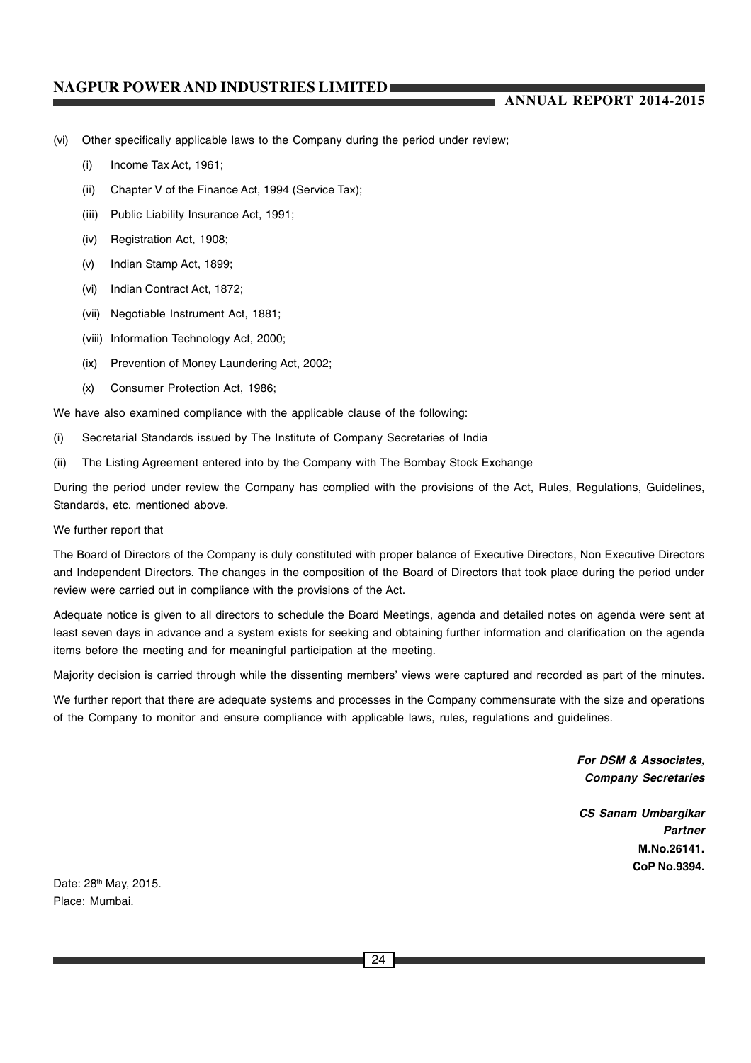(vi) Other specifically applicable laws to the Company during the period under review;

   (i) Income Tax Act, 1961;

   (ii) Chapter V of the Finance Act, 1994 (Service Tax);

   (iii) Public Liability Insurance Act, 1991;

   (iv) Registration Act, 1908;

   (v) Indian Stamp Act, 1899;

   (vi) Indian Contract Act, 1872;

   (vii) Negotiable Instrument Act, 1881;

   (viii) Information Technology Act, 2000;

   (ix) Prevention of Money Laundering Act, 2002;

   (x) Consumer Protection Act, 1986;

We have also examined compliance with the applicable clause of the following:

(i) Secretarial Standards issued by The Institute of Company Secretaries of India

(ii) The Listing Agreement entered into by the Company with The Bombay Stock Exchange

During the period under review the Company has complied with the provisions of the Act, Rules, Regulations, Guidelines, Standards, etc. mentioned above.

We further report that

The Board of Directors of the Company is duly constituted with proper balance of Executive Directors, Non Executive Directors and Independent Directors. The changes in the composition of the Board of Directors that took place during the period under review were carried out in compliance with the provisions of the Act.

Adequate notice is given to all directors to schedule the Board Meetings, agenda and detailed notes on agenda were sent at least seven days in advance and a system exists for seeking and obtaining further information and clarification on the agenda items before the meeting and for meaningful participation at the meeting.

Majority decision is carried through while the dissenting members' views were captured and recorded as part of the minutes.

We further report that there are adequate systems and processes in the Company commensurate with the size and operations of the Company to monitor and ensure compliance with applicable laws, rules, regulations and guidelines.

***For DSM & Associates,***
***Company Secretaries***

***CS Sanam Umbargikar***
***Partner***
**M.No.26141.**
**CoP No.9394.**

Date: 28th May, 2015.
Place: Mumbai.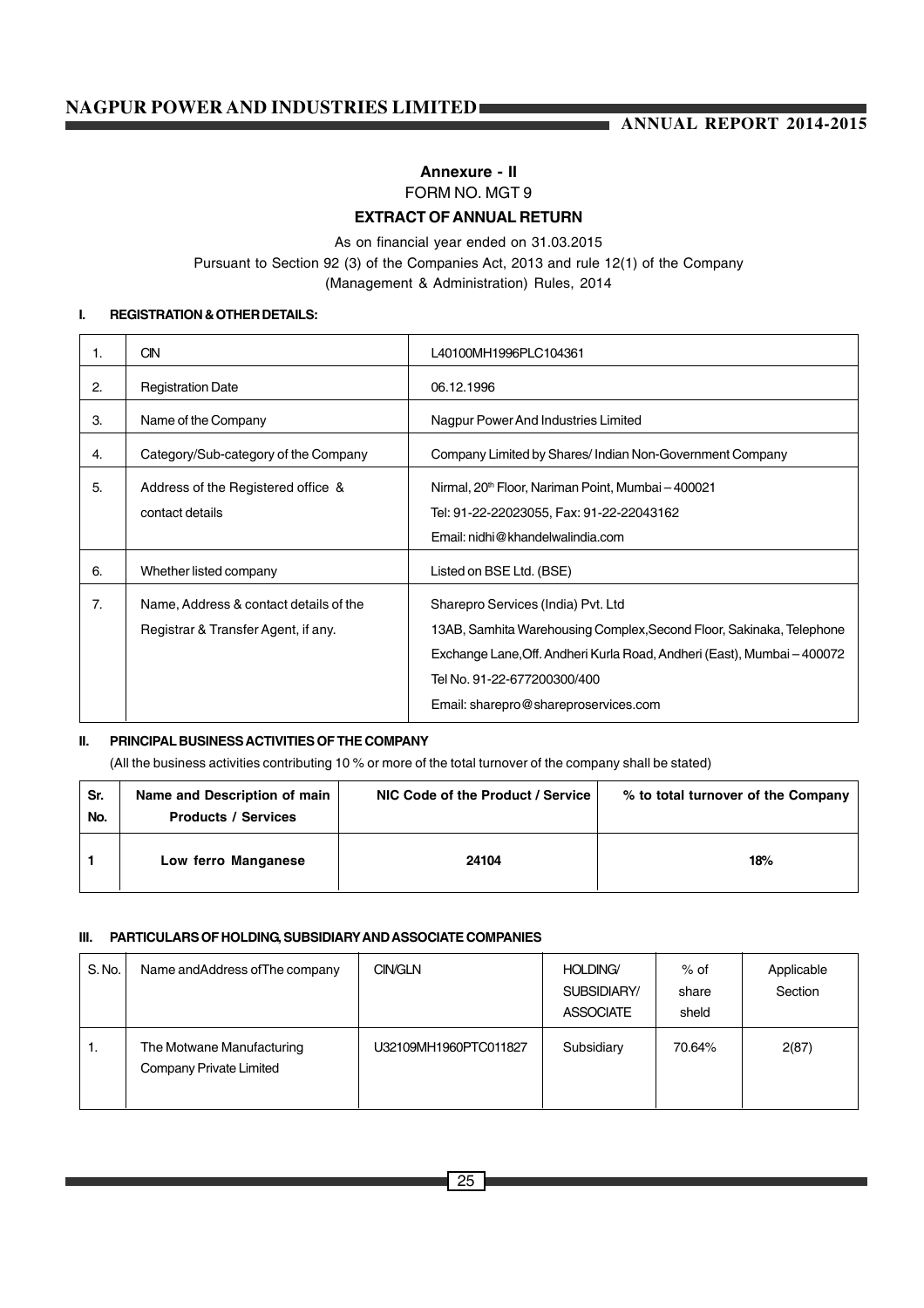# Annexure - II

FORM NO. MGT 9

**EXTRACT OF ANNUAL RETURN**

As on financial year ended on 31.03.2015

Pursuant to Section 92 (3) of the Companies Act, 2013 and rule 12(1) of the Company (Management & Administration) Rules, 2014

## I. REGISTRATION & OTHER DETAILS:

| | | |
|---|---|---|
| 1. | CIN | L40100MH1996PLC104361 |
| 2. | Registration Date | 06.12.1996 |
| 3. | Name of the Company | Nagpur Power And Industries Limited |
| 4. | Category/Sub-category of the Company | Company Limited by Shares/ Indian Non-Government Company |
| 5. | Address of the Registered office & contact details | Nirmal, 20th Floor, Nariman Point, Mumbai – 400021<br>Tel: 91-22-22023055, Fax: 91-22-22043162<br>Email: nidhi@khandelwalindia.com |
| 6. | Whether listed company | Listed on BSE Ltd. (BSE) |
| 7. | Name, Address & contact details of the Registrar & Transfer Agent, if any. | Sharepro Services (India) Pvt. Ltd<br>13AB, Samhita Warehousing Complex,Second Floor, Sakinaka, Telephone Exchange Lane,Off. Andheri Kurla Road, Andheri (East), Mumbai – 400072<br>Tel No. 91-22-677200300/400<br>Email: sharepro@shareproservices.com |

## II. PRINCIPAL BUSINESS ACTIVITIES OF THE COMPANY

(All the business activities contributing 10 % or more of the total turnover of the company shall be stated)

| Sr. No. | Name and Description of main Products / Services | NIC Code of the Product / Service | % to total turnover of the Company |
|---|---|---|---|
| 1 | Low ferro Manganese | 24104 | 18% |

## III. PARTICULARS OF HOLDING, SUBSIDIARY AND ASSOCIATE COMPANIES

| S. No. | Name andAddress ofThe company | CIN/GLN | HOLDING/ SUBSIDIARY/ ASSOCIATE | % of share sheld | Applicable Section |
|---|---|---|---|---|---|
| 1. | The Motwane Manufacturing Company Private Limited | U32109MH1960PTC011827 | Subsidiary | 70.64% | 2(87) |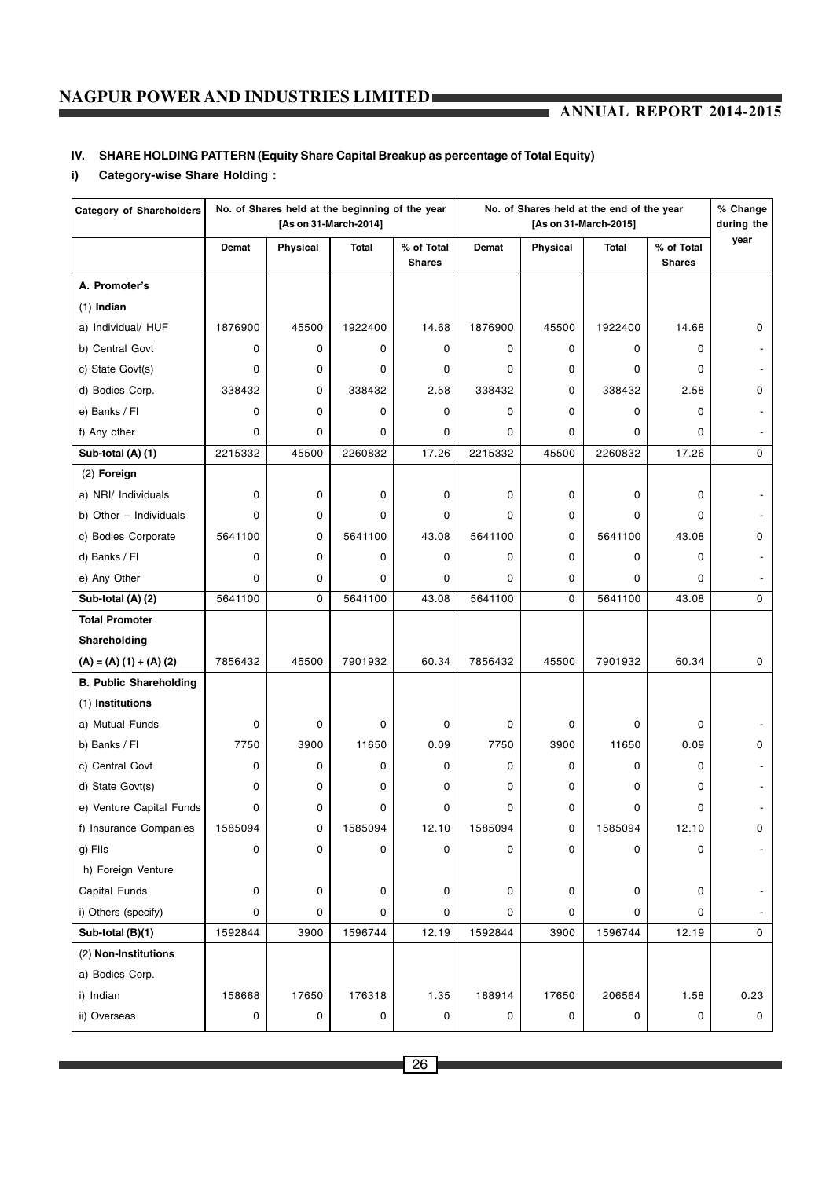## IV. SHARE HOLDING PATTERN (Equity Share Capital Breakup as percentage of Total Equity)

### i) Category-wise Share Holding :

| Category of Shareholders | No. of Shares held at the beginning of the year [As on 31-March-2014] | | | | No. of Shares held at the end of the year [As on 31-March-2015] | | | | % Change during the year |
|---|---|---|---|---|---|---|---|---|---|
| | Demat | Physical | Total | % of Total Shares | Demat | Physical | Total | % of Total Shares | |
| **A. Promoter's** | | | | | | | | | |
| (1) **Indian** | | | | | | | | | |
| a) Individual/ HUF | 1876900 | 45500 | 1922400 | 14.68 | 1876900 | 45500 | 1922400 | 14.68 | 0 |
| b) Central Govt | 0 | 0 | 0 | 0 | 0 | 0 | 0 | 0 | - |
| c) State Govt(s) | 0 | 0 | 0 | 0 | 0 | 0 | 0 | 0 | - |
| d) Bodies Corp. | 338432 | 0 | 338432 | 2.58 | 338432 | 0 | 338432 | 2.58 | 0 |
| e) Banks / FI | 0 | 0 | 0 | 0 | 0 | 0 | 0 | 0 | - |
| f) Any other | 0 | 0 | 0 | 0 | 0 | 0 | 0 | 0 | - |
| **Sub-total (A) (1)** | 2215332 | 45500 | 2260832 | 17.26 | 2215332 | 45500 | 2260832 | 17.26 | 0 |
| (2) **Foreign** | | | | | | | | | |
| a) NRI/ Individuals | 0 | 0 | 0 | 0 | 0 | 0 | 0 | 0 | - |
| b) Other – Individuals | 0 | 0 | 0 | 0 | 0 | 0 | 0 | 0 | - |
| c) Bodies Corporate | 5641100 | 0 | 5641100 | 43.08 | 5641100 | 0 | 5641100 | 43.08 | 0 |
| d) Banks / FI | 0 | 0 | 0 | 0 | 0 | 0 | 0 | 0 | - |
| e) Any Other | 0 | 0 | 0 | 0 | 0 | 0 | 0 | 0 | - |
| **Sub-total (A) (2)** | 5641100 | 0 | 5641100 | 43.08 | 5641100 | 0 | 5641100 | 43.08 | 0 |
| **Total Promoter Shareholding (A) = (A) (1) + (A) (2)** | 7856432 | 45500 | 7901932 | 60.34 | 7856432 | 45500 | 7901932 | 60.34 | 0 |
| **B. Public Shareholding** | | | | | | | | | |
| (1) **Institutions** | | | | | | | | | |
| a) Mutual Funds | 0 | 0 | 0 | 0 | 0 | 0 | 0 | 0 | - |
| b) Banks / FI | 7750 | 3900 | 11650 | 0.09 | 7750 | 3900 | 11650 | 0.09 | 0 |
| c) Central Govt | 0 | 0 | 0 | 0 | 0 | 0 | 0 | 0 | - |
| d) State Govt(s) | 0 | 0 | 0 | 0 | 0 | 0 | 0 | 0 | - |
| e) Venture Capital Funds | 0 | 0 | 0 | 0 | 0 | 0 | 0 | 0 | - |
| f) Insurance Companies | 1585094 | 0 | 1585094 | 12.10 | 1585094 | 0 | 1585094 | 12.10 | 0 |
| g) FIIs | 0 | 0 | 0 | 0 | 0 | 0 | 0 | 0 | - |
| h) Foreign Venture Capital Funds | 0 | 0 | 0 | 0 | 0 | 0 | 0 | 0 | - |
| i) Others (specify) | 0 | 0 | 0 | 0 | 0 | 0 | 0 | 0 | - |
| **Sub-total (B)(1)** | 1592844 | 3900 | 1596744 | 12.19 | 1592844 | 3900 | 1596744 | 12.19 | 0 |
| (2) **Non-Institutions** | | | | | | | | | |
| a) Bodies Corp. | | | | | | | | | |
| i) Indian | 158668 | 17650 | 176318 | 1.35 | 188914 | 17650 | 206564 | 1.58 | 0.23 |
| ii) Overseas | 0 | 0 | 0 | 0 | 0 | 0 | 0 | 0 | 0 |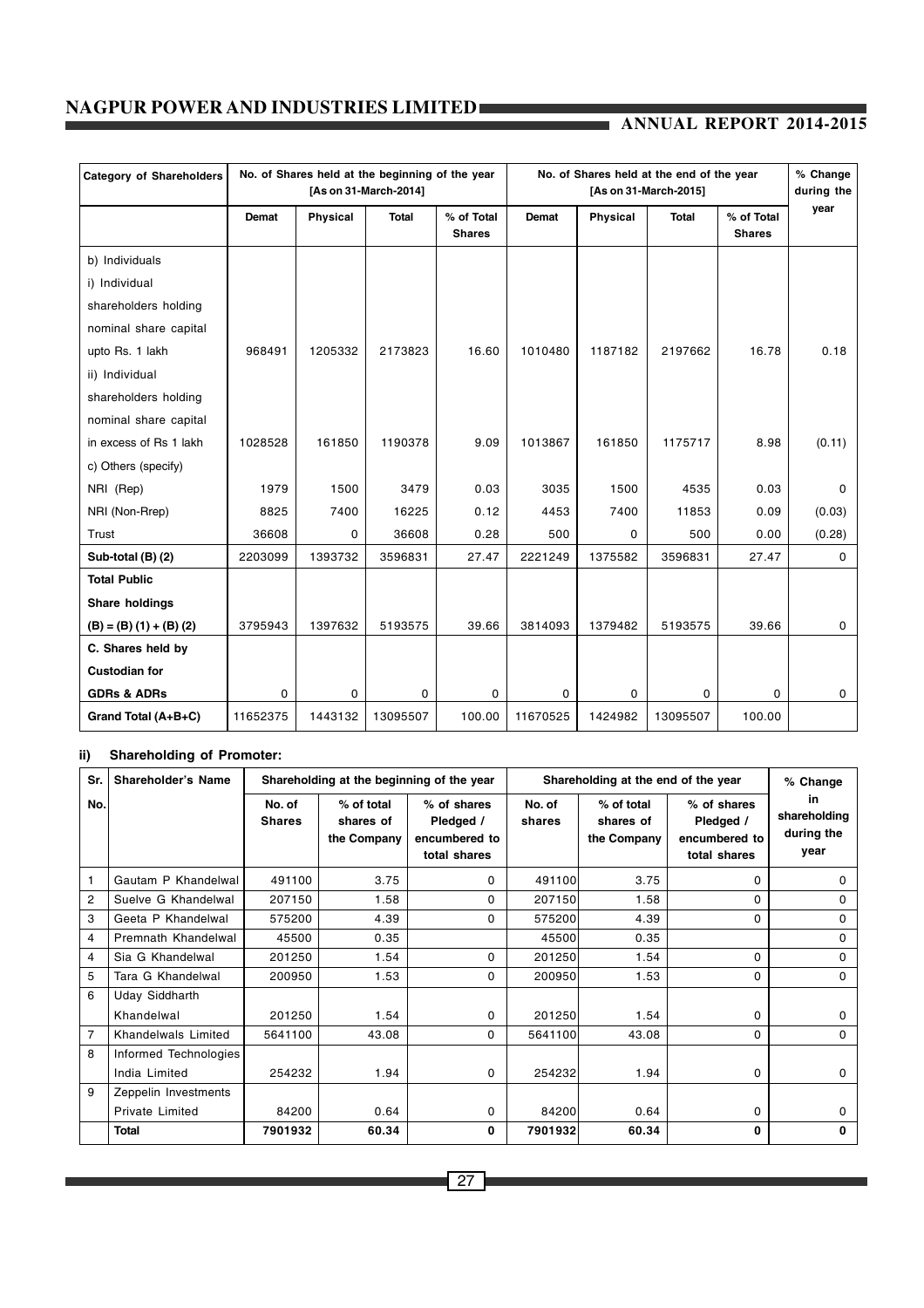| Category of Shareholders | No. of Shares held at the beginning of the year [As on 31-March-2014] | | | | No. of Shares held at the end of the year [As on 31-March-2015] | | | | % Change during the year |
|---|---|---|---|---|---|---|---|---|---|
| | Demat | Physical | Total | % of Total Shares | Demat | Physical | Total | % of Total Shares | |
| b) Individuals | | | | | | | | | |
| i) Individual shareholders holding nominal share capital upto Rs. 1 lakh | 968491 | 1205332 | 2173823 | 16.60 | 1010480 | 1187182 | 2197662 | 16.78 | 0.18 |
| ii) Individual shareholders holding nominal share capital in excess of Rs 1 lakh | 1028528 | 161850 | 1190378 | 9.09 | 1013867 | 161850 | 1175717 | 8.98 | (0.11) |
| c) Others (specify) | | | | | | | | | |
| NRI (Rep) | 1979 | 1500 | 3479 | 0.03 | 3035 | 1500 | 4535 | 0.03 | 0 |
| NRI (Non-Rrep) | 8825 | 7400 | 16225 | 0.12 | 4453 | 7400 | 11853 | 0.09 | (0.03) |
| Trust | 36608 | 0 | 36608 | 0.28 | 500 | 0 | 500 | 0.00 | (0.28) |
| **Sub-total (B) (2)** | 2203099 | 1393732 | 3596831 | 27.47 | 2221249 | 1375582 | 3596831 | 27.47 | 0 |
| **Total Public Share holdings (B) = (B) (1) + (B) (2)** | 3795943 | 1397632 | 5193575 | 39.66 | 3814093 | 1379482 | 5193575 | 39.66 | 0 |
| **C. Shares held by Custodian for GDRs & ADRs** | 0 | 0 | 0 | 0 | 0 | 0 | 0 | 0 | 0 |
| **Grand Total (A+B+C)** | 11652375 | 1443132 | 13095507 | 100.00 | 11670525 | 1424982 | 13095507 | 100.00 | |

### ii) Shareholding of Promoter:

| Sr. No. | Shareholder's Name | Shareholding at the beginning of the year | | | Shareholding at the end of the year | | | % Change in shareholding during the year |
|---|---|---|---|---|---|---|---|---|
| | | No. of Shares | % of total shares of the Company | % of shares Pledged / encumbered to total shares | No. of shares | % of total shares of the Company | % of shares Pledged / encumbered to total shares | |
| 1 | Gautam P Khandelwal | 491100 | 3.75 | 0 | 491100 | 3.75 | 0 | 0 |
| 2 | Suelve G Khandelwal | 207150 | 1.58 | 0 | 207150 | 1.58 | 0 | 0 |
| 3 | Geeta P Khandelwal | 575200 | 4.39 | 0 | 575200 | 4.39 | 0 | 0 |
| 4 | Premnath Khandelwal | 45500 | 0.35 | | 45500 | 0.35 | | 0 |
| 4 | Sia G Khandelwal | 201250 | 1.54 | 0 | 201250 | 1.54 | 0 | 0 |
| 5 | Tara G Khandelwal | 200950 | 1.53 | 0 | 200950 | 1.53 | 0 | 0 |
| 6 | Uday Siddharth Khandelwal | 201250 | 1.54 | 0 | 201250 | 1.54 | 0 | 0 |
| 7 | Khandelwals Limited | 5641100 | 43.08 | 0 | 5641100 | 43.08 | 0 | 0 |
| 8 | Informed Technologies India Limited | 254232 | 1.94 | 0 | 254232 | 1.94 | 0 | 0 |
| 9 | Zeppelin Investments Private Limited | 84200 | 0.64 | 0 | 84200 | 0.64 | 0 | 0 |
| | **Total** | **7901932** | **60.34** | **0** | **7901932** | **60.34** | **0** | **0** |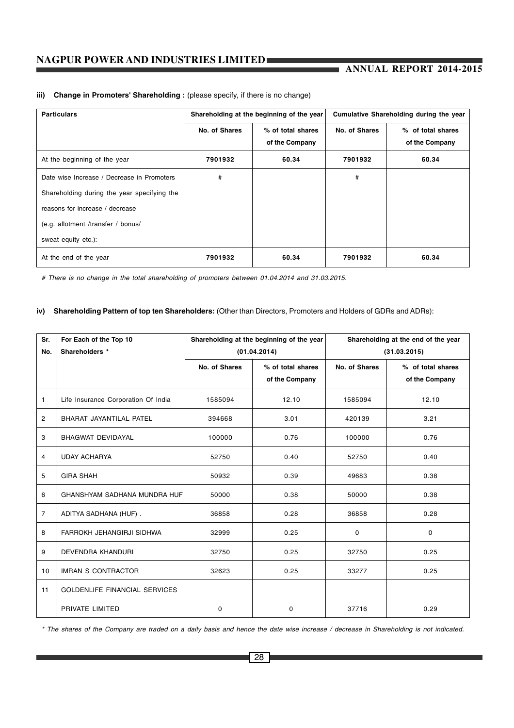### iii) Change in Promoters' Shareholding : (please specify, if there is no change)

| Particulars | Shareholding at the beginning of the year | | Cumulative Shareholding during the year | |
|---|---|---|---|---|
| | No. of Shares | % of total shares of the Company | No. of Shares | % of total shares of the Company |
| At the beginning of the year | **7901932** | **60.34** | **7901932** | **60.34** |
| Date wise Increase / Decrease in Promoters Shareholding during the year specifying the reasons for increase / decrease (e.g. allotment /transfer / bonus/ sweat equity etc.): | # | | # | |
| At the end of the year | **7901932** | **60.34** | **7901932** | **60.34** |

*# There is no change in the total shareholding of promoters between 01.04.2014 and 31.03.2015.*

### iv) Shareholding Pattern of top ten Shareholders: (Other than Directors, Promoters and Holders of GDRs and ADRs):

| Sr. No. | For Each of the Top 10 Shareholders * | Shareholding at the beginning of the year (01.04.2014) | | Shareholding at the end of the year (31.03.2015) | |
|---|---|---|---|---|---|
| | | No. of Shares | % of total shares of the Company | No. of Shares | % of total shares of the Company |
| 1 | Life Insurance Corporation Of India | 1585094 | 12.10 | 1585094 | 12.10 |
| 2 | BHARAT JAYANTILAL PATEL | 394668 | 3.01 | 420139 | 3.21 |
| 3 | BHAGWAT DEVIDAYAL | 100000 | 0.76 | 100000 | 0.76 |
| 4 | UDAY ACHARYA | 52750 | 0.40 | 52750 | 0.40 |
| 5 | GIRA SHAH | 50932 | 0.39 | 49683 | 0.38 |
| 6 | GHANSHYAM SADHANA MUNDRA HUF | 50000 | 0.38 | 50000 | 0.38 |
| 7 | ADITYA SADHANA (HUF) . | 36858 | 0.28 | 36858 | 0.28 |
| 8 | FARROKH JEHANGIRJI SIDHWA | 32999 | 0.25 | 0 | 0 |
| 9 | DEVENDRA KHANDURI | 32750 | 0.25 | 32750 | 0.25 |
| 10 | IMRAN S CONTRACTOR | 32623 | 0.25 | 33277 | 0.25 |
| 11 | GOLDENLIFE FINANCIAL SERVICES PRIVATE LIMITED | 0 | 0 | 37716 | 0.29 |

*\* The shares of the Company are traded on a daily basis and hence the date wise increase / decrease in Shareholding is not indicated.*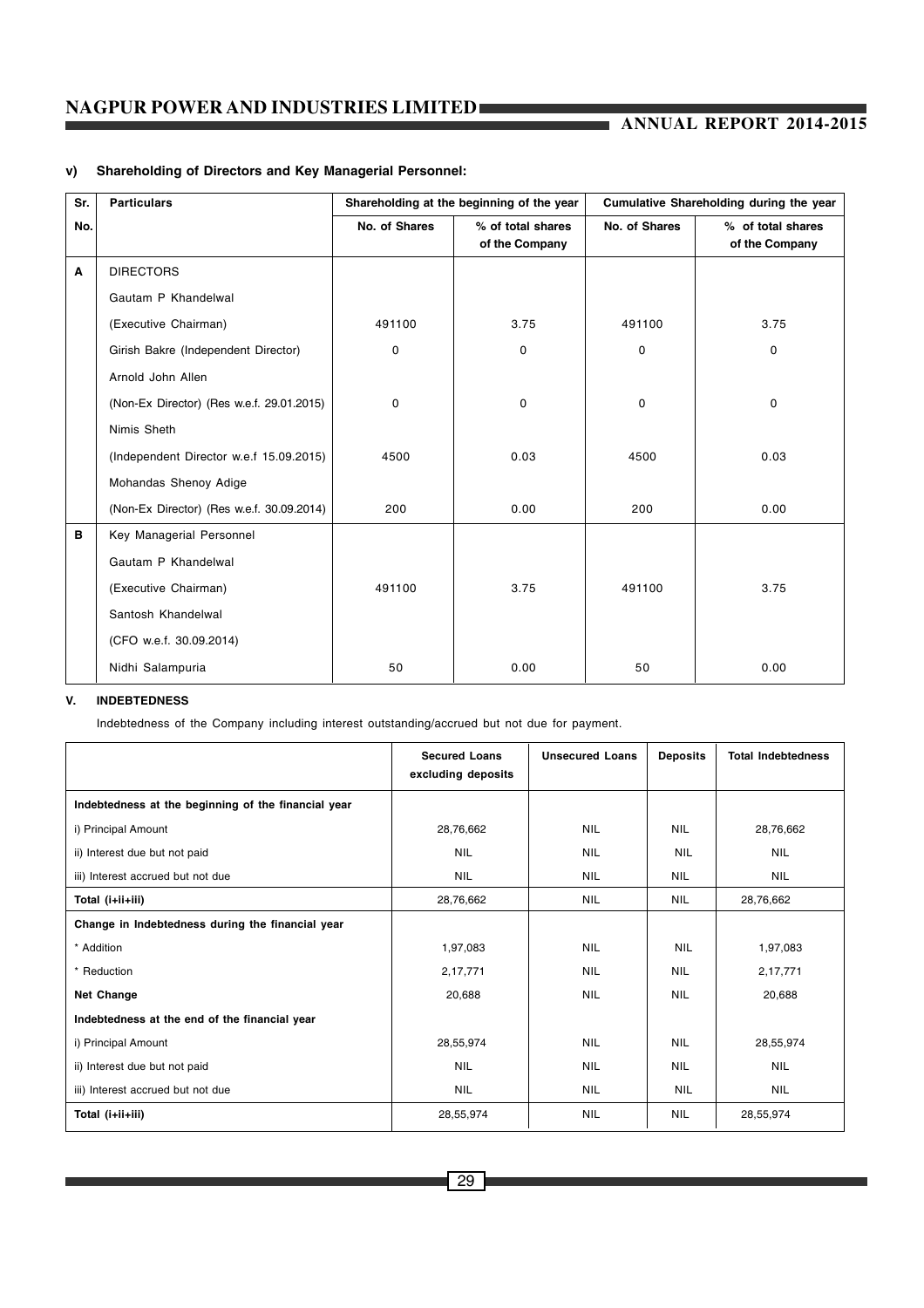### v) Shareholding of Directors and Key Managerial Personnel:

| Sr. No. | Particulars | Shareholding at the beginning of the year | | Cumulative Shareholding during the year | |
|---|---|---|---|---|---|
| | | No. of Shares | % of total shares of the Company | No. of Shares | % of total shares of the Company |
| A | DIRECTORS | | | | |
| | Gautam P Khandelwal (Executive Chairman) | 491100 | 3.75 | 491100 | 3.75 |
| | Girish Bakre (Independent Director) | 0 | 0 | 0 | 0 |
| | Arnold John Allen (Non-Ex Director) (Res w.e.f. 29.01.2015) | 0 | 0 | 0 | 0 |
| | Nimis Sheth (Independent Director w.e.f 15.09.2015) | 4500 | 0.03 | 4500 | 0.03 |
| | Mohandas Shenoy Adige (Non-Ex Director) (Res w.e.f. 30.09.2014) | 200 | 0.00 | 200 | 0.00 |
| B | Key Managerial Personnel | | | | |
| | Gautam P Khandelwal (Executive Chairman) | 491100 | 3.75 | 491100 | 3.75 |
| | Santosh Khandelwal (CFO w.e.f. 30.09.2014) | | | | |
| | Nidhi Salampuria | 50 | 0.00 | 50 | 0.00 |

### V. INDEBTEDNESS

Indebtedness of the Company including interest outstanding/accrued but not due for payment.

| | Secured Loans excluding deposits | Unsecured Loans | Deposits | Total Indebtedness |
|---|---|---|---|---|
| **Indebtedness at the beginning of the financial year** | | | | |
| i) Principal Amount | 28,76,662 | NIL | NIL | 28,76,662 |
| ii) Interest due but not paid | NIL | NIL | NIL | NIL |
| iii) Interest accrued but not due | NIL | NIL | NIL | NIL |
| **Total (i+ii+iii)** | 28,76,662 | NIL | NIL | 28,76,662 |
| **Change in Indebtedness during the financial year** | | | | |
| * Addition | 1,97,083 | NIL | NIL | 1,97,083 |
| * Reduction | 2,17,771 | NIL | NIL | 2,17,771 |
| **Net Change** | 20,688 | NIL | NIL | 20,688 |
| **Indebtedness at the end of the financial year** | | | | |
| i) Principal Amount | 28,55,974 | NIL | NIL | 28,55,974 |
| ii) Interest due but not paid | NIL | NIL | NIL | NIL |
| iii) Interest accrued but not due | NIL | NIL | NIL | NIL |
| **Total (i+ii+iii)** | 28,55,974 | NIL | NIL | 28,55,974 |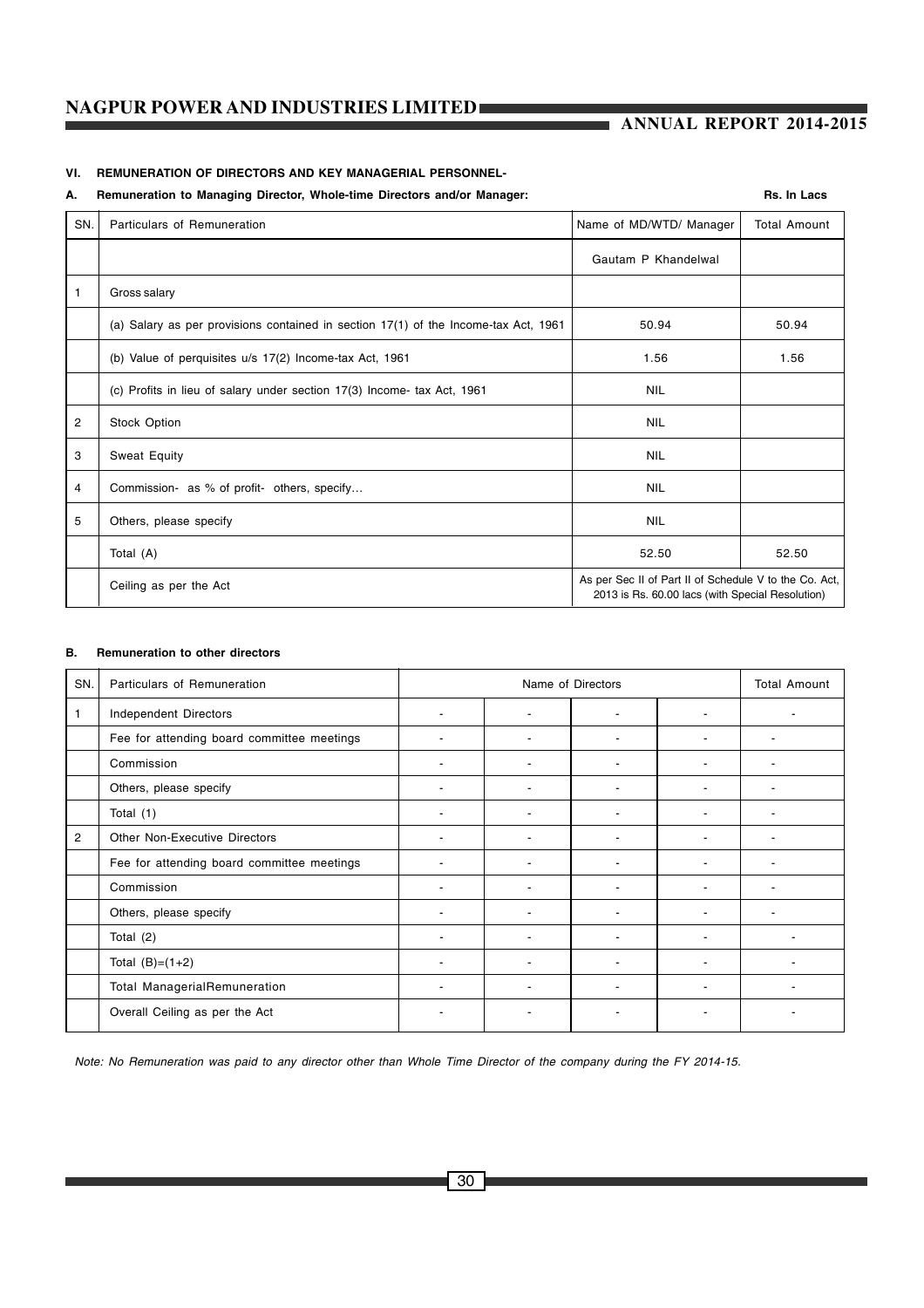## VI. REMUNERATION OF DIRECTORS AND KEY MANAGERIAL PERSONNEL-

### A. Remuneration to Managing Director, Whole-time Directors and/or Manager:

Rs. In Lacs

| SN. | Particulars of Remuneration | Name of MD/WTD/ Manager | Total Amount |
|---|---|---|---|
| | | Gautam P Khandelwal | |
| 1 | Gross salary | | |
| | (a) Salary as per provisions contained in section 17(1) of the Income-tax Act, 1961 | 50.94 | 50.94 |
| | (b) Value of perquisites u/s 17(2) Income-tax Act, 1961 | 1.56 | 1.56 |
| | (c) Profits in lieu of salary under section 17(3) Income- tax Act, 1961 | NIL | |
| 2 | Stock Option | NIL | |
| 3 | Sweat Equity | NIL | |
| 4 | Commission- as % of profit- others, specify... | NIL | |
| 5 | Others, please specify | NIL | |
| | Total (A) | 52.50 | 52.50 |
| | Ceiling as per the Act | As per Sec II of Part II of Schedule V to the Co. Act, 2013 is Rs. 60.00 lacs (with Special Resolution) | |

### B. Remuneration to other directors

| SN. | Particulars of Remuneration | Name of Directors | | | | Total Amount |
|---|---|---|---|---|---|---|
| 1 | Independent Directors | - | - | - | - | - |
| | Fee for attending board committee meetings | - | - | - | - | - |
| | Commission | - | - | - | - | - |
| | Others, please specify | - | - | - | - | - |
| | Total (1) | - | - | - | - | - |
| 2 | Other Non-Executive Directors | - | - | - | - | - |
| | Fee for attending board committee meetings | - | - | - | - | - |
| | Commission | - | - | - | - | - |
| | Others, please specify | - | - | - | - | - |
| | Total (2) | - | - | - | - | - |
| | Total (B)=(1+2) | - | - | - | - | - |
| | Total ManagerialRemuneration | - | - | - | - | - |
| | Overall Ceiling as per the Act | - | - | - | - | - |

*Note: No Remuneration was paid to any director other than Whole Time Director of the company during the FY 2014-15.*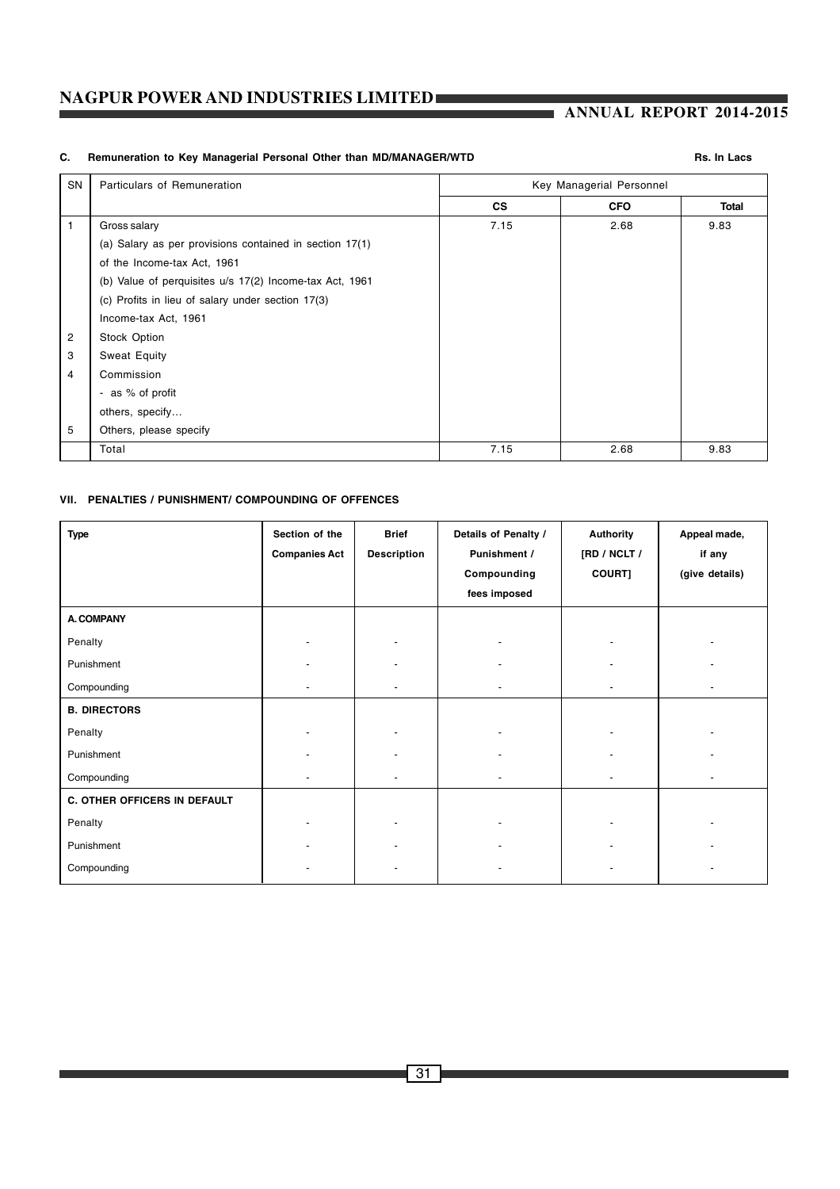### C. Remuneration to Key Managerial Personal Other than MD/MANAGER/WTD

Rs. In Lacs

| SN | Particulars of Remuneration | Key Managerial Personnel | | |
|---|---|---|---|---|
| | | CS | CFO | Total |
| 1 | Gross salary | 7.15 | 2.68 | 9.83 |
| | (a) Salary as per provisions contained in section 17(1) of the Income-tax Act, 1961 | | | |
| | (b) Value of perquisites u/s 17(2) Income-tax Act, 1961 | | | |
| | (c) Profits in lieu of salary under section 17(3) Income-tax Act, 1961 | | | |
| 2 | Stock Option | | | |
| 3 | Sweat Equity | | | |
| 4 | Commission | | | |
| | - as % of profit | | | |
| | others, specify… | | | |
| 5 | Others, please specify | | | |
| | Total | 7.15 | 2.68 | 9.83 |

### VII. PENALTIES / PUNISHMENT/ COMPOUNDING OF OFFENCES

| Type | Section of the Companies Act | Brief Description | Details of Penalty / Punishment / Compounding fees imposed | Authority [RD / NCLT / COURT] | Appeal made, if any (give details) |
|---|---|---|---|---|---|
| **A. COMPANY** | | | | | |
| Penalty | - | - | - | - | - |
| Punishment | - | - | - | - | - |
| Compounding | - | - | - | - | - |
| **B. DIRECTORS** | | | | | |
| Penalty | - | - | - | - | - |
| Punishment | - | - | - | - | - |
| Compounding | - | - | - | - | - |
| **C. OTHER OFFICERS IN DEFAULT** | | | | | |
| Penalty | - | - | - | - | - |
| Punishment | - | - | - | - | - |
| Compounding | - | - | - | - | - |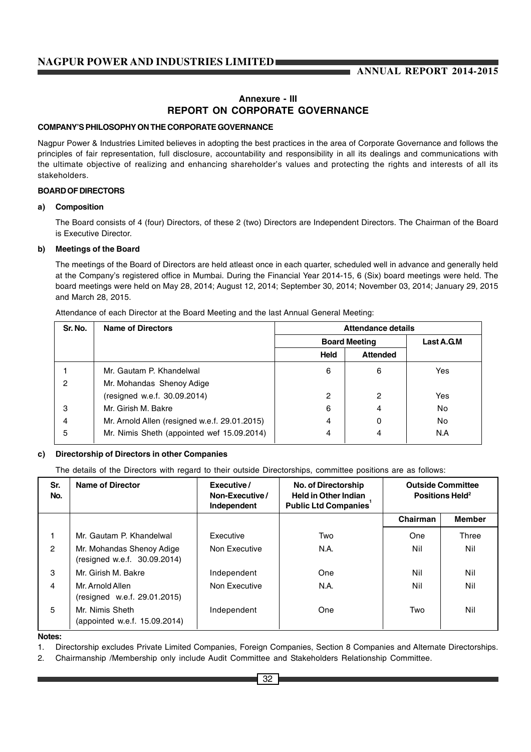## Annexure - III

## REPORT ON CORPORATE GOVERNANCE

### COMPANY'S PHILOSOPHY ON THE CORPORATE GOVERNANCE

Nagpur Power & Industries Limited believes in adopting the best practices in the area of Corporate Governance and follows the principles of fair representation, full disclosure, accountability and responsibility in all its dealings and communications with the ultimate objective of realizing and enhancing shareholder's values and protecting the rights and interests of all its stakeholders.

### BOARD OF DIRECTORS

**a) Composition**

The Board consists of 4 (four) Directors, of these 2 (two) Directors are Independent Directors. The Chairman of the Board is Executive Director.

**b) Meetings of the Board**

The meetings of the Board of Directors are held atleast once in each quarter, scheduled well in advance and generally held at the Company's registered office in Mumbai. During the Financial Year 2014-15, 6 (Six) board meetings were held. The board meetings were held on May 28, 2014; August 12, 2014; September 30, 2014; November 03, 2014; January 29, 2015 and March 28, 2015.

Attendance of each Director at the Board Meeting and the last Annual General Meeting:

| Sr. No. | Name of Directors | Attendance details | | |
|---|---|---|---|---|
| | | Board Meeting | | Last A.G.M |
| | | Held | Attended | |
| 1 | Mr. Gautam P. Khandelwal | 6 | 6 | Yes |
| 2 | Mr. Mohandas Shenoy Adige (resigned w.e.f. 30.09.2014) | 2 | 2 | Yes |
| 3 | Mr. Girish M. Bakre | 6 | 4 | No |
| 4 | Mr. Arnold Allen (resigned w.e.f. 29.01.2015) | 4 | 0 | No |
| 5 | Mr. Nimis Sheth (appointed wef 15.09.2014) | 4 | 4 | N.A |

**c) Directorship of Directors in other Companies**

The details of the Directors with regard to their outside Directorships, committee positions are as follows:

| Sr. No. | Name of Director | Executive / Non-Executive / Independent | No. of Directorship Held in Other Indian Public Ltd Companies[1] | Outside Committee Positions Held[2] | |
|---|---|---|---|---|---|
| | | | | Chairman | Member |
| 1 | Mr. Gautam P. Khandelwal | Executive | Two | One | Three |
| 2 | Mr. Mohandas Shenoy Adige (resigned w.e.f. 30.09.2014) | Non Executive | N.A. | Nil | Nil |
| 3 | Mr. Girish M. Bakre | Independent | One | Nil | Nil |
| 4 | Mr. Arnold Allen (resigned w.e.f. 29.01.2015) | Non Executive | N.A. | Nil | Nil |
| 5 | Mr. Nimis Sheth (appointed w.e.f. 15.09.2014) | Independent | One | Two | Nil |

**Notes:**

1. Directorship excludes Private Limited Companies, Foreign Companies, Section 8 Companies and Alternate Directorships.
2. Chairmanship /Membership only include Audit Committee and Stakeholders Relationship Committee.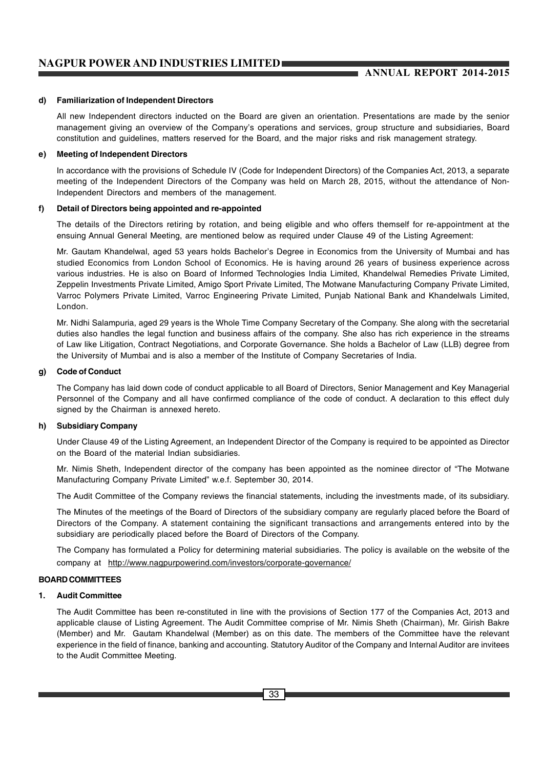**d) Familiarization of Independent Directors**

All new Independent directors inducted on the Board are given an orientation. Presentations are made by the senior management giving an overview of the Company's operations and services, group structure and subsidiaries, Board constitution and guidelines, matters reserved for the Board, and the major risks and risk management strategy.

**e) Meeting of Independent Directors**

In accordance with the provisions of Schedule IV (Code for Independent Directors) of the Companies Act, 2013, a separate meeting of the Independent Directors of the Company was held on March 28, 2015, without the attendance of Non-Independent Directors and members of the management.

**f) Detail of Directors being appointed and re-appointed**

The details of the Directors retiring by rotation, and being eligible and who offers themself for re-appointment at the ensuing Annual General Meeting, are mentioned below as required under Clause 49 of the Listing Agreement:

Mr. Gautam Khandelwal, aged 53 years holds Bachelor's Degree in Economics from the University of Mumbai and has studied Economics from London School of Economics. He is having around 26 years of business experience across various industries. He is also on Board of Informed Technologies India Limited, Khandelwal Remedies Private Limited, Zeppelin Investments Private Limited, Amigo Sport Private Limited, The Motwane Manufacturing Company Private Limited, Varroc Polymers Private Limited, Varroc Engineering Private Limited, Punjab National Bank and Khandelwals Limited, London.

Mr. Nidhi Salampuria, aged 29 years is the Whole Time Company Secretary of the Company. She along with the secretarial duties also handles the legal function and business affairs of the company. She also has rich experience in the streams of Law like Litigation, Contract Negotiations, and Corporate Governance. She holds a Bachelor of Law (LLB) degree from the University of Mumbai and is also a member of the Institute of Company Secretaries of India.

**g) Code of Conduct**

The Company has laid down code of conduct applicable to all Board of Directors, Senior Management and Key Managerial Personnel of the Company and all have confirmed compliance of the code of conduct. A declaration to this effect duly signed by the Chairman is annexed hereto.

**h) Subsidiary Company**

Under Clause 49 of the Listing Agreement, an Independent Director of the Company is required to be appointed as Director on the Board of the material Indian subsidiaries.

Mr. Nimis Sheth, Independent director of the company has been appointed as the nominee director of "The Motwane Manufacturing Company Private Limited" w.e.f. September 30, 2014.

The Audit Committee of the Company reviews the financial statements, including the investments made, of its subsidiary.

The Minutes of the meetings of the Board of Directors of the subsidiary company are regularly placed before the Board of Directors of the Company. A statement containing the significant transactions and arrangements entered into by the subsidiary are periodically placed before the Board of Directors of the Company.

The Company has formulated a Policy for determining material subsidiaries. The policy is available on the website of the company at http://www.nagpurpowerind.com/investors/corporate-governance/

## BOARD COMMITTEES

**1. Audit Committee**

The Audit Committee has been re-constituted in line with the provisions of Section 177 of the Companies Act, 2013 and applicable clause of Listing Agreement. The Audit Committee comprise of Mr. Nimis Sheth (Chairman), Mr. Girish Bakre (Member) and Mr. Gautam Khandelwal (Member) as on this date. The members of the Committee have the relevant experience in the field of finance, banking and accounting. Statutory Auditor of the Company and Internal Auditor are invitees to the Audit Committee Meeting.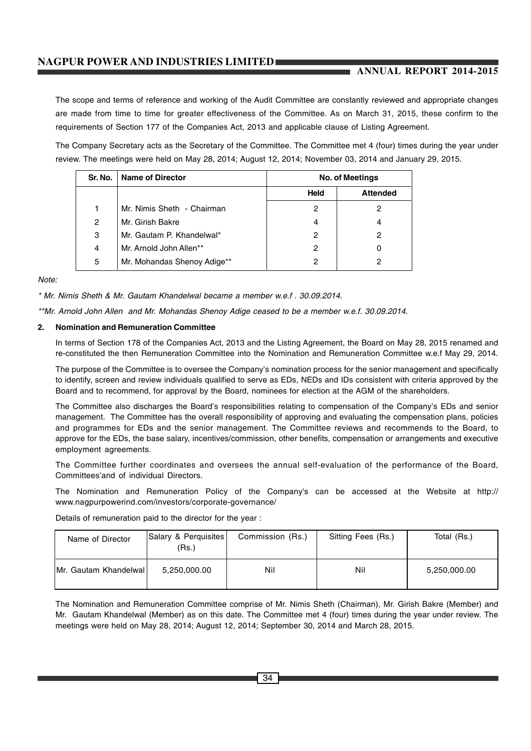The scope and terms of reference and working of the Audit Committee are constantly reviewed and appropriate changes are made from time to time for greater effectiveness of the Committee. As on March 31, 2015, these confirm to the requirements of Section 177 of the Companies Act, 2013 and applicable clause of Listing Agreement.

The Company Secretary acts as the Secretary of the Committee. The Committee met 4 (four) times during the year under review. The meetings were held on May 28, 2014; August 12, 2014; November 03, 2014 and January 29, 2015.

| Sr. No. | Name of Director | No. of Meetings | |
|---|---|---|---|
| | | Held | Attended |
| 1 | Mr. Nimis Sheth - Chairman | 2 | 2 |
| 2 | Mr. Girish Bakre | 4 | 4 |
| 3 | Mr. Gautam P. Khandelwal* | 2 | 2 |
| 4 | Mr. Arnold John Allen** | 2 | 0 |
| 5 | Mr. Mohandas Shenoy Adige** | 2 | 2 |

*Note:*

*\* Mr. Nimis Sheth & Mr. Gautam Khandelwal became a member w.e.f . 30.09.2014.*

*\*\*Mr. Arnold John Allen and Mr. Mohandas Shenoy Adige ceased to be a member w.e.f. 30.09.2014.*

**2. Nomination and Remuneration Committee**

In terms of Section 178 of the Companies Act, 2013 and the Listing Agreement, the Board on May 28, 2015 renamed and re-constituted the then Remuneration Committee into the Nomination and Remuneration Committee w.e.f May 29, 2014.

The purpose of the Committee is to oversee the Company's nomination process for the senior management and specifically to identify, screen and review individuals qualified to serve as EDs, NEDs and IDs consistent with criteria approved by the Board and to recommend, for approval by the Board, nominees for election at the AGM of the shareholders.

The Committee also discharges the Board's responsibilities relating to compensation of the Company's EDs and senior management. The Committee has the overall responsibility of approving and evaluating the compensation plans, policies and programmes for EDs and the senior management. The Committee reviews and recommends to the Board, to approve for the EDs, the base salary, incentives/commission, other benefits, compensation or arrangements and executive employment agreements.

The Committee further coordinates and oversees the annual self-evaluation of the performance of the Board, Committees'and of individual Directors.

The Nomination and Remuneration Policy of the Company's can be accessed at the Website at http:// www.nagpurpowerind.com/investors/corporate-governance/

Details of remuneration paid to the director for the year :

| Name of Director | Salary & Perquisites (Rs.) | Commission (Rs.) | Sitting Fees (Rs.) | Total (Rs.) |
|---|---|---|---|---|
| Mr. Gautam Khandelwal | 5,250,000.00 | Nil | Nil | 5,250,000.00 |

The Nomination and Remuneration Committee comprise of Mr. Nimis Sheth (Chairman), Mr. Girish Bakre (Member) and Mr. Gautam Khandelwal (Member) as on this date. The Committee met 4 (four) times during the year under review. The meetings were held on May 28, 2014; August 12, 2014; September 30, 2014 and March 28, 2015.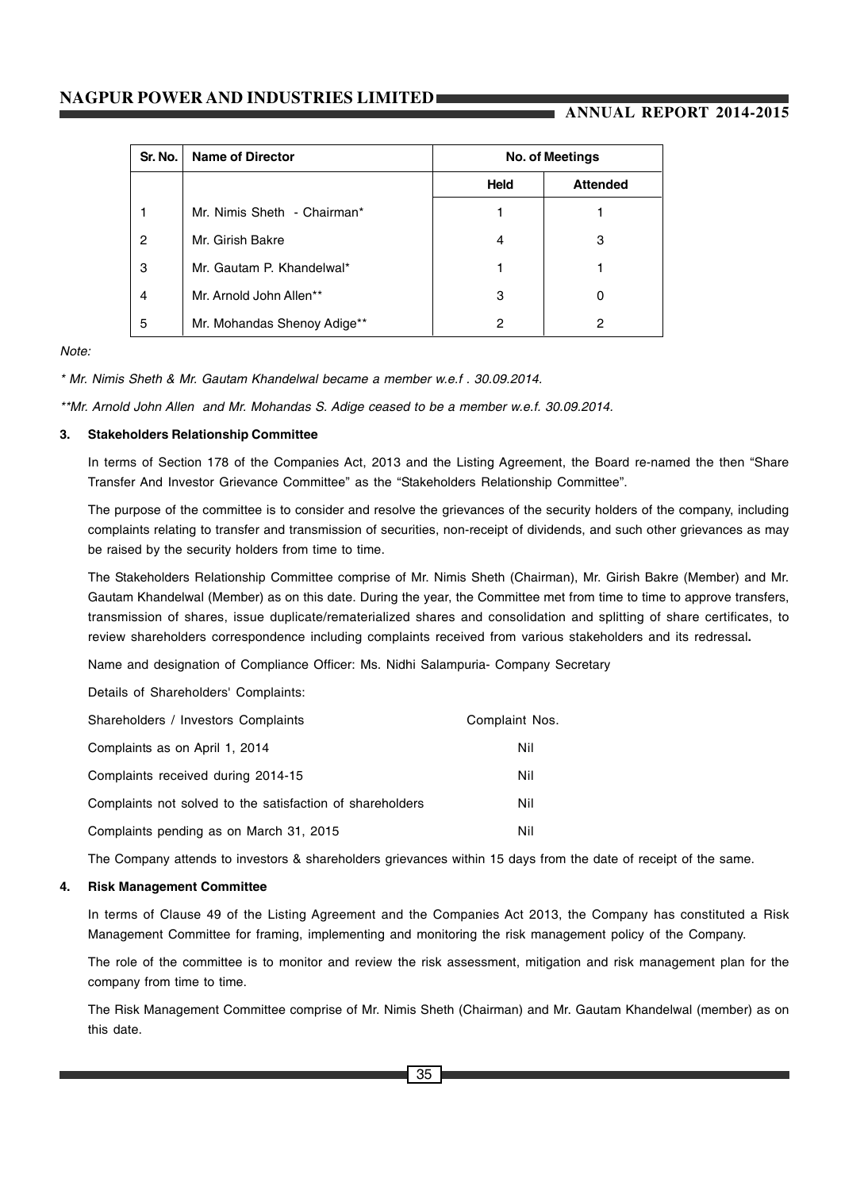| Sr. No. | Name of Director | No. of Meetings | |
|---|---|---|---|
| | | Held | Attended |
| 1 | Mr. Nimis Sheth - Chairman* | 1 | 1 |
| 2 | Mr. Girish Bakre | 4 | 3 |
| 3 | Mr. Gautam P. Khandelwal* | 1 | 1 |
| 4 | Mr. Arnold John Allen** | 3 | 0 |
| 5 | Mr. Mohandas Shenoy Adige** | 2 | 2 |

*Note:*

*\* Mr. Nimis Sheth & Mr. Gautam Khandelwal became a member w.e.f . 30.09.2014.*

*\*\*Mr. Arnold John Allen and Mr. Mohandas S. Adige ceased to be a member w.e.f. 30.09.2014.*

**3. Stakeholders Relationship Committee**

In terms of Section 178 of the Companies Act, 2013 and the Listing Agreement, the Board re-named the then "Share Transfer And Investor Grievance Committee" as the "Stakeholders Relationship Committee".

The purpose of the committee is to consider and resolve the grievances of the security holders of the company, including complaints relating to transfer and transmission of securities, non-receipt of dividends, and such other grievances as may be raised by the security holders from time to time.

The Stakeholders Relationship Committee comprise of Mr. Nimis Sheth (Chairman), Mr. Girish Bakre (Member) and Mr. Gautam Khandelwal (Member) as on this date. During the year, the Committee met from time to time to approve transfers, transmission of shares, issue duplicate/rematerialized shares and consolidation and splitting of share certificates, to review shareholders correspondence including complaints received from various stakeholders and its redressal**.**

Name and designation of Compliance Officer: Ms. Nidhi Salampuria- Company Secretary

Details of Shareholders' Complaints:

| Shareholders / Investors Complaints | Complaint Nos. |
|---|---|
| Complaints as on April 1, 2014 | Nil |
| Complaints received during 2014-15 | Nil |
| Complaints not solved to the satisfaction of shareholders | Nil |
| Complaints pending as on March 31, 2015 | Nil |

The Company attends to investors & shareholders grievances within 15 days from the date of receipt of the same.

**4. Risk Management Committee**

In terms of Clause 49 of the Listing Agreement and the Companies Act 2013, the Company has constituted a Risk Management Committee for framing, implementing and monitoring the risk management policy of the Company.

The role of the committee is to monitor and review the risk assessment, mitigation and risk management plan for the company from time to time.

The Risk Management Committee comprise of Mr. Nimis Sheth (Chairman) and Mr. Gautam Khandelwal (member) as on this date.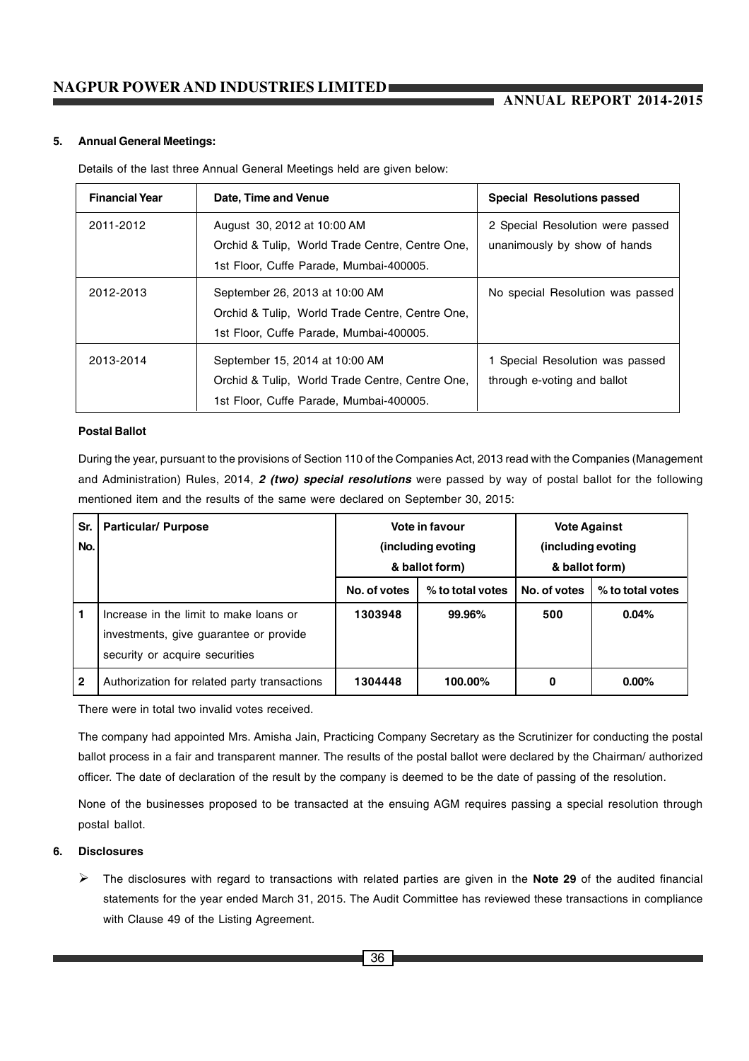### 5. Annual General Meetings:

Details of the last three Annual General Meetings held are given below:

| Financial Year | Date, Time and Venue | Special Resolutions passed |
|---|---|---|
| 2011-2012 | August 30, 2012 at 10:00 AM Orchid & Tulip, World Trade Centre, Centre One, 1st Floor, Cuffe Parade, Mumbai-400005. | 2 Special Resolution were passed unanimously by show of hands |
| 2012-2013 | September 26, 2013 at 10:00 AM Orchid & Tulip, World Trade Centre, Centre One, 1st Floor, Cuffe Parade, Mumbai-400005. | No special Resolution was passed |
| 2013-2014 | September 15, 2014 at 10:00 AM Orchid & Tulip, World Trade Centre, Centre One, 1st Floor, Cuffe Parade, Mumbai-400005. | 1 Special Resolution was passed through e-voting and ballot |

**Postal Ballot**

During the year, pursuant to the provisions of Section 110 of the Companies Act, 2013 read with the Companies (Management and Administration) Rules, 2014, ***2 (two) special resolutions*** were passed by way of postal ballot for the following mentioned item and the results of the same were declared on September 30, 2015:

| Sr. No. | Particular/ Purpose | Vote in favour (including evoting & ballot form) | | Vote Against (including evoting & ballot form) | |
|---|---|---|---|---|---|
| | | No. of votes | % to total votes | No. of votes | % to total votes |
| 1 | Increase in the limit to make loans or investments, give guarantee or provide security or acquire securities | 1303948 | 99.96% | 500 | 0.04% |
| 2 | Authorization for related party transactions | 1304448 | 100.00% | 0 | 0.00% |

There were in total two invalid votes received.

The company had appointed Mrs. Amisha Jain, Practicing Company Secretary as the Scrutinizer for conducting the postal ballot process in a fair and transparent manner. The results of the postal ballot were declared by the Chairman/ authorized officer. The date of declaration of the result by the company is deemed to be the date of passing of the resolution.

None of the businesses proposed to be transacted at the ensuing AGM requires passing a special resolution through postal ballot.

### 6. Disclosures

- The disclosures with regard to transactions with related parties are given in the **Note 29** of the audited financial statements for the year ended March 31, 2015. The Audit Committee has reviewed these transactions in compliance with Clause 49 of the Listing Agreement.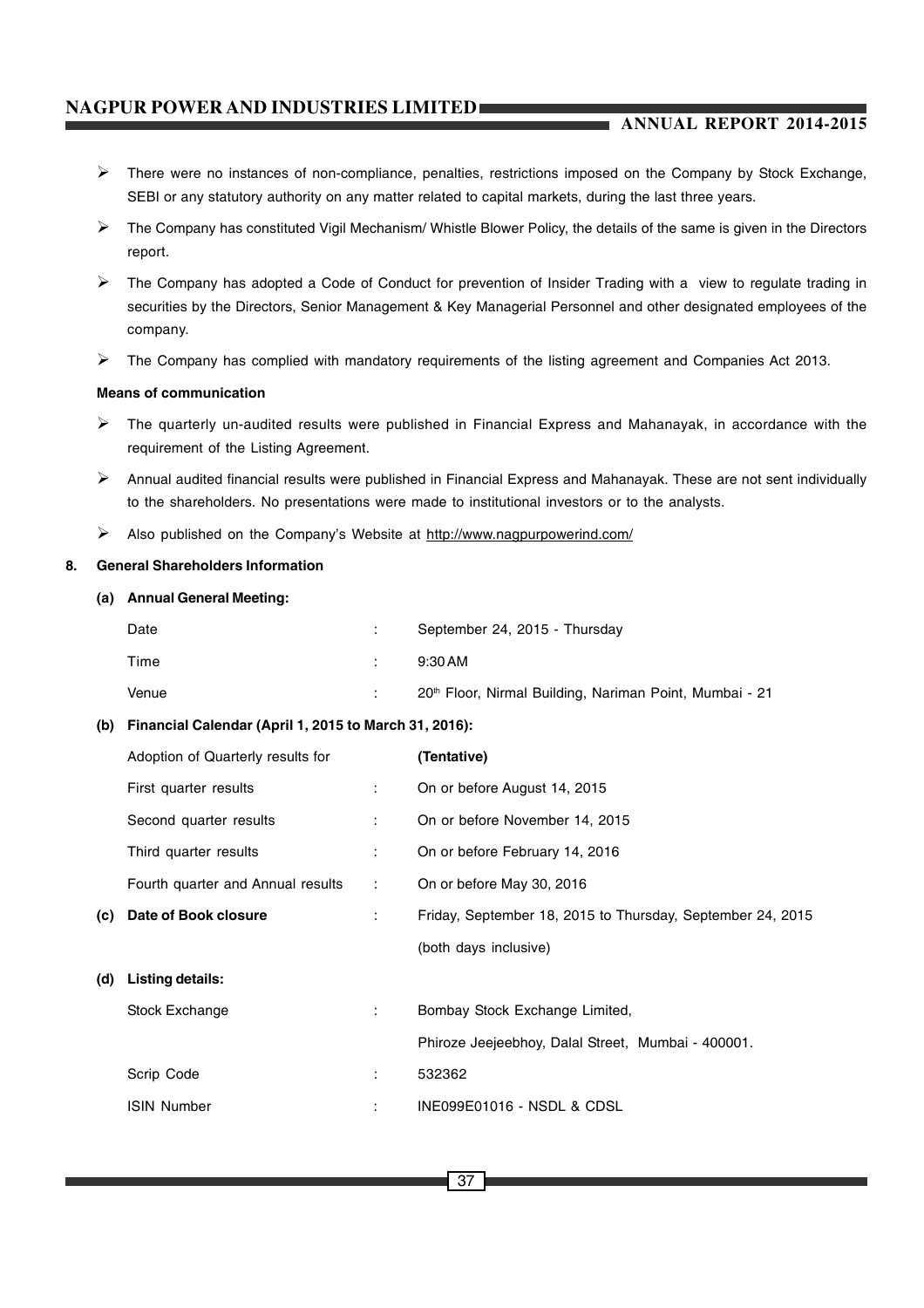- There were no instances of non-compliance, penalties, restrictions imposed on the Company by Stock Exchange, SEBI or any statutory authority on any matter related to capital markets, during the last three years.
- The Company has constituted Vigil Mechanism/ Whistle Blower Policy, the details of the same is given in the Directors report.
- The Company has adopted a Code of Conduct for prevention of Insider Trading with a view to regulate trading in securities by the Directors, Senior Management & Key Managerial Personnel and other designated employees of the company.
- The Company has complied with mandatory requirements of the listing agreement and Companies Act 2013.

**Means of communication**

- The quarterly un-audited results were published in Financial Express and Mahanayak, in accordance with the requirement of the Listing Agreement.
- Annual audited financial results were published in Financial Express and Mahanayak. These are not sent individually to the shareholders. No presentations were made to institutional investors or to the analysts.
- Also published on the Company's Website at http://www.nagpurpowerind.com/

**8. General Shareholders Information**

**(a) Annual General Meeting:**

| | | |
|---|---|---|
| Date | : | September 24, 2015 - Thursday |
| Time | : | 9:30 AM |
| Venue | : | 20th Floor, Nirmal Building, Nariman Point, Mumbai - 21 |

**(b) Financial Calendar (April 1, 2015 to March 31, 2016):**

| Adoption of Quarterly results for | | **(Tentative)** |
|---|---|---|
| First quarter results | : | On or before August 14, 2015 |
| Second quarter results | : | On or before November 14, 2015 |
| Third quarter results | : | On or before February 14, 2016 |
| Fourth quarter and Annual results | : | On or before May 30, 2016 |

**(c) Date of Book closure** : Friday, September 18, 2015 to Thursday, September 24, 2015 (both days inclusive)

**(d) Listing details:**

| | | |
|---|---|---|
| Stock Exchange | : | Bombay Stock Exchange Limited, Phiroze Jeejeebhoy, Dalal Street, Mumbai - 400001. |
| Scrip Code | : | 532362 |
| ISIN Number | : | INE099E01016 - NSDL & CDSL |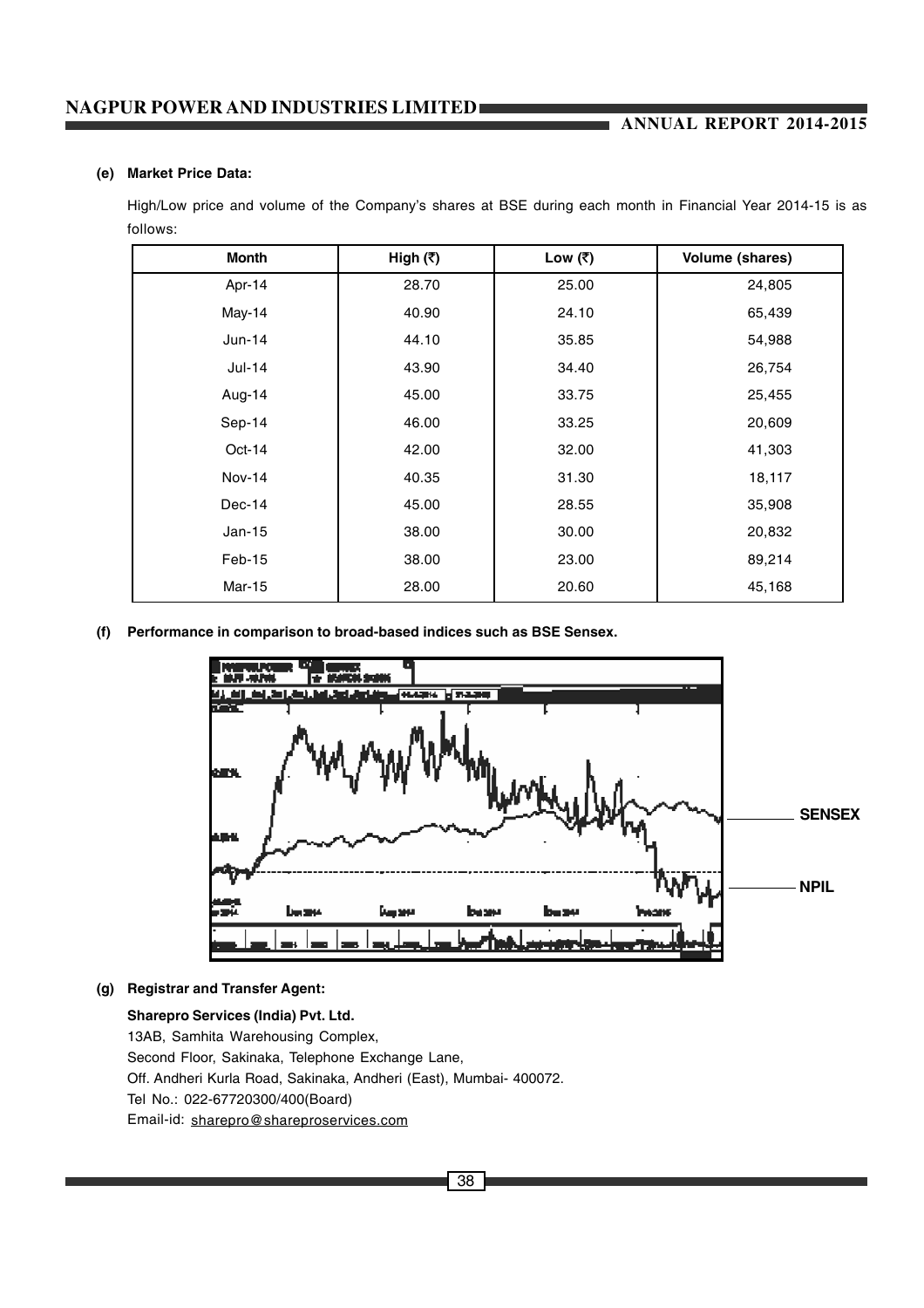**(e) Market Price Data:**

High/Low price and volume of the Company's shares at BSE during each month in Financial Year 2014-15 is as follows:

| Month | High (₹) | Low (₹) | Volume (shares) |
|---|---|---|---|
| Apr-14 | 28.70 | 25.00 | 24,805 |
| May-14 | 40.90 | 24.10 | 65,439 |
| Jun-14 | 44.10 | 35.85 | 54,988 |
| Jul-14 | 43.90 | 34.40 | 26,754 |
| Aug-14 | 45.00 | 33.75 | 25,455 |
| Sep-14 | 46.00 | 33.25 | 20,609 |
| Oct-14 | 42.00 | 32.00 | 41,303 |
| Nov-14 | 40.35 | 31.30 | 18,117 |
| Dec-14 | 45.00 | 28.55 | 35,908 |
| Jan-15 | 38.00 | 30.00 | 20,832 |
| Feb-15 | 38.00 | 23.00 | 89,214 |
| Mar-15 | 28.00 | 20.60 | 45,168 |

**(f) Performance in comparison to broad-based indices such as BSE Sensex.**

SENSEX

NPIL

**(g) Registrar and Transfer Agent:**

**Sharepro Services (India) Pvt. Ltd.**
13AB, Samhita Warehousing Complex,
Second Floor, Sakinaka, Telephone Exchange Lane,
Off. Andheri Kurla Road, Sakinaka, Andheri (East), Mumbai- 400072.
Tel No.: 022-67720300/400(Board)
Email-id: sharepro@shareproservices.com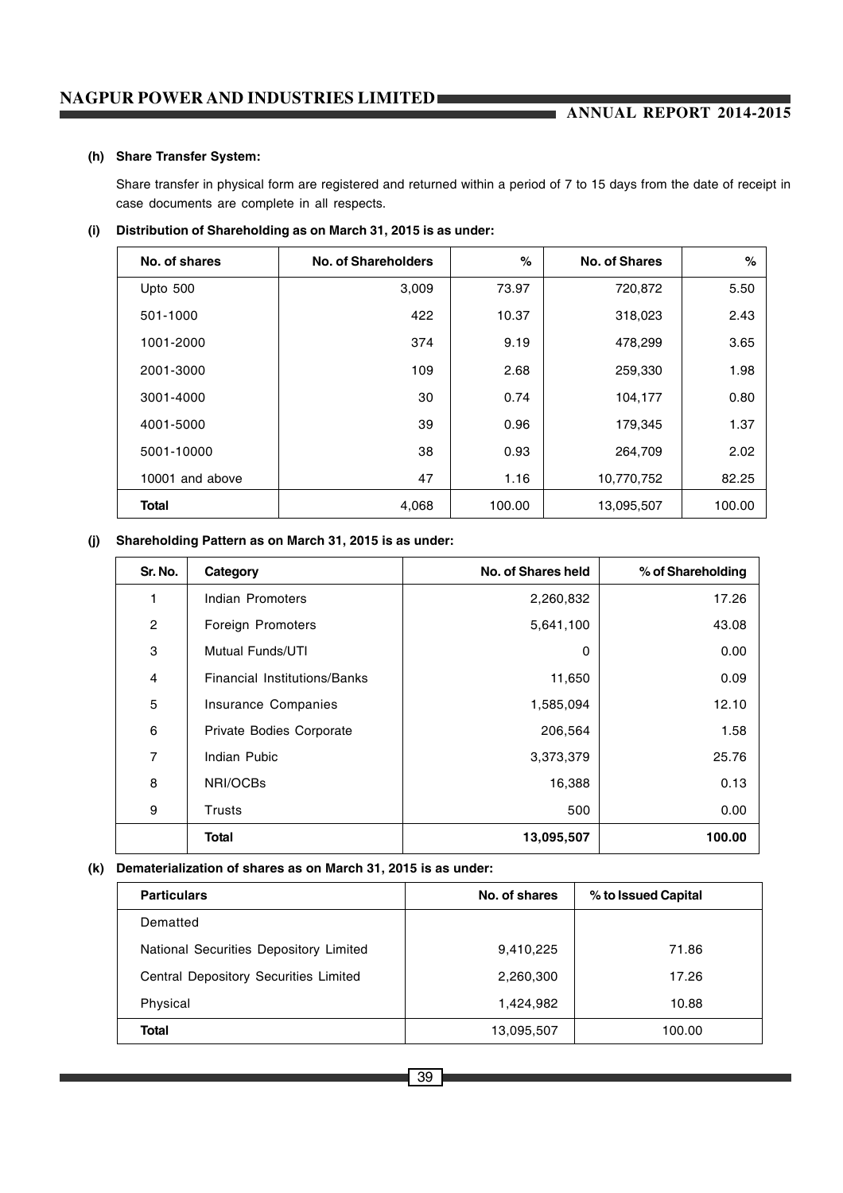**(h) Share Transfer System:**

Share transfer in physical form are registered and returned within a period of 7 to 15 days from the date of receipt in case documents are complete in all respects.

**(i) Distribution of Shareholding as on March 31, 2015 is as under:**

| No. of shares | No. of Shareholders | % | No. of Shares | % |
|---|---|---|---|---|
| Upto 500 | 3,009 | 73.97 | 720,872 | 5.50 |
| 501-1000 | 422 | 10.37 | 318,023 | 2.43 |
| 1001-2000 | 374 | 9.19 | 478,299 | 3.65 |
| 2001-3000 | 109 | 2.68 | 259,330 | 1.98 |
| 3001-4000 | 30 | 0.74 | 104,177 | 0.80 |
| 4001-5000 | 39 | 0.96 | 179,345 | 1.37 |
| 5001-10000 | 38 | 0.93 | 264,709 | 2.02 |
| 10001 and above | 47 | 1.16 | 10,770,752 | 82.25 |
| **Total** | 4,068 | 100.00 | 13,095,507 | 100.00 |

**(j) Shareholding Pattern as on March 31, 2015 is as under:**

| Sr. No. | Category | No. of Shares held | % of Shareholding |
|---|---|---|---|
| 1 | Indian Promoters | 2,260,832 | 17.26 |
| 2 | Foreign Promoters | 5,641,100 | 43.08 |
| 3 | Mutual Funds/UTI | 0 | 0.00 |
| 4 | Financial Institutions/Banks | 11,650 | 0.09 |
| 5 | Insurance Companies | 1,585,094 | 12.10 |
| 6 | Private Bodies Corporate | 206,564 | 1.58 |
| 7 | Indian Pubic | 3,373,379 | 25.76 |
| 8 | NRI/OCBs | 16,388 | 0.13 |
| 9 | Trusts | 500 | 0.00 |
| | **Total** | **13,095,507** | **100.00** |

**(k) Dematerialization of shares as on March 31, 2015 is as under:**

| Particulars | No. of shares | % to Issued Capital |
|---|---|---|
| Dematted | | |
| National Securities Depository Limited | 9,410,225 | 71.86 |
| Central Depository Securities Limited | 2,260,300 | 17.26 |
| Physical | 1,424,982 | 10.88 |
| **Total** | 13,095,507 | 100.00 |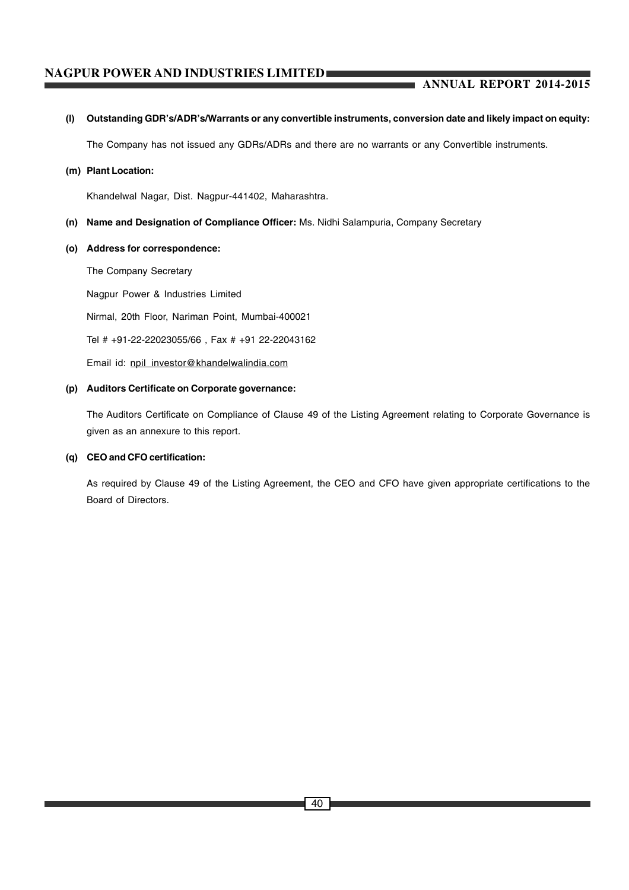**(l) Outstanding GDR's/ADR's/Warrants or any convertible instruments, conversion date and likely impact on equity:**

The Company has not issued any GDRs/ADRs and there are no warrants or any Convertible instruments.

**(m) Plant Location:**

Khandelwal Nagar, Dist. Nagpur-441402, Maharashtra.

**(n) Name and Designation of Compliance Officer:** Ms. Nidhi Salampuria, Company Secretary

**(o) Address for correspondence:**

The Company Secretary

Nagpur Power & Industries Limited

Nirmal, 20th Floor, Nariman Point, Mumbai-400021

Tel # +91-22-22023055/66 , Fax # +91 22-22043162

Email id: npil_investor@khandelwalindia.com

**(p) Auditors Certificate on Corporate governance:**

The Auditors Certificate on Compliance of Clause 49 of the Listing Agreement relating to Corporate Governance is given as an annexure to this report.

**(q) CEO and CFO certification:**

As required by Clause 49 of the Listing Agreement, the CEO and CFO have given appropriate certifications to the Board of Directors.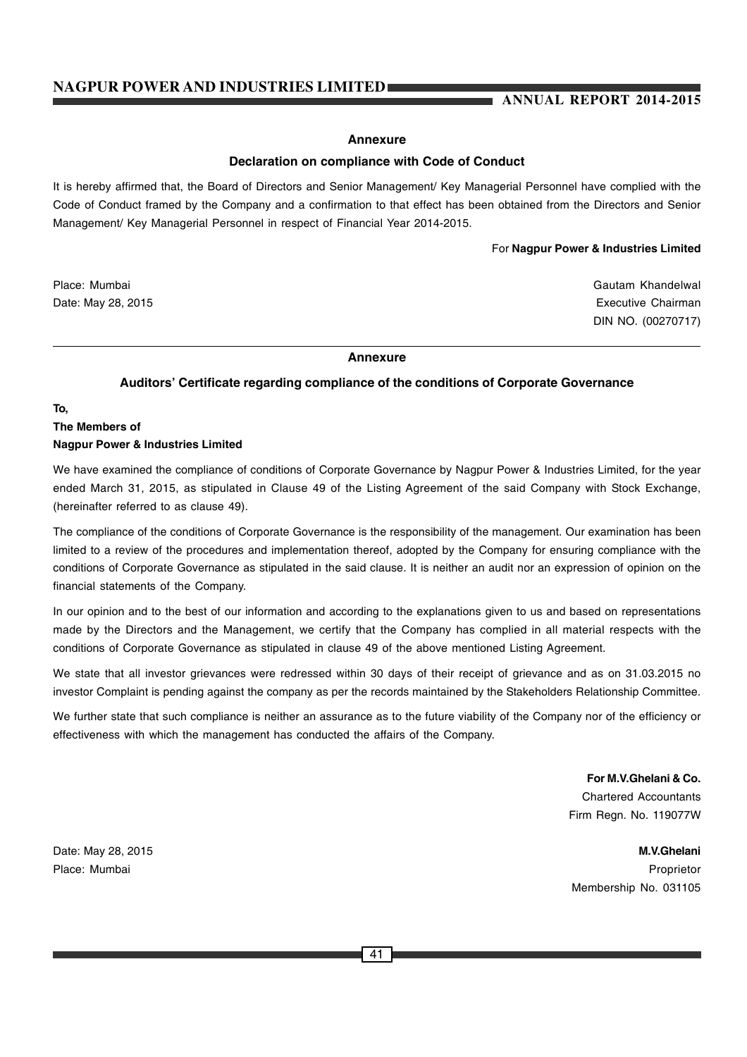## Annexure

### Declaration on compliance with Code of Conduct

It is hereby affirmed that, the Board of Directors and Senior Management/ Key Managerial Personnel have complied with the Code of Conduct framed by the Company and a confirmation to that effect has been obtained from the Directors and Senior Management/ Key Managerial Personnel in respect of Financial Year 2014-2015.

For **Nagpur Power & Industries Limited**

Place: Mumbai
Date: May 28, 2015

Gautam Khandelwal
Executive Chairman
DIN NO. (00270717)

---

## Annexure

### Auditors' Certificate regarding compliance of the conditions of Corporate Governance

**To,**
**The Members of**
**Nagpur Power & Industries Limited**

We have examined the compliance of conditions of Corporate Governance by Nagpur Power & Industries Limited, for the year ended March 31, 2015, as stipulated in Clause 49 of the Listing Agreement of the said Company with Stock Exchange, (hereinafter referred to as clause 49).

The compliance of the conditions of Corporate Governance is the responsibility of the management. Our examination has been limited to a review of the procedures and implementation thereof, adopted by the Company for ensuring compliance with the conditions of Corporate Governance as stipulated in the said clause. It is neither an audit nor an expression of opinion on the financial statements of the Company.

In our opinion and to the best of our information and according to the explanations given to us and based on representations made by the Directors and the Management, we certify that the Company has complied in all material respects with the conditions of Corporate Governance as stipulated in clause 49 of the above mentioned Listing Agreement.

We state that all investor grievances were redressed within 30 days of their receipt of grievance and as on 31.03.2015 no investor Complaint is pending against the company as per the records maintained by the Stakeholders Relationship Committee.

We further state that such compliance is neither an assurance as to the future viability of the Company nor of the efficiency or effectiveness with which the management has conducted the affairs of the Company.

**For M.V.Ghelani & Co.**
Chartered Accountants
Firm Regn. No. 119077W

Date: May 28, 2015
Place: Mumbai

**M.V.Ghelani**
Proprietor
Membership No. 031105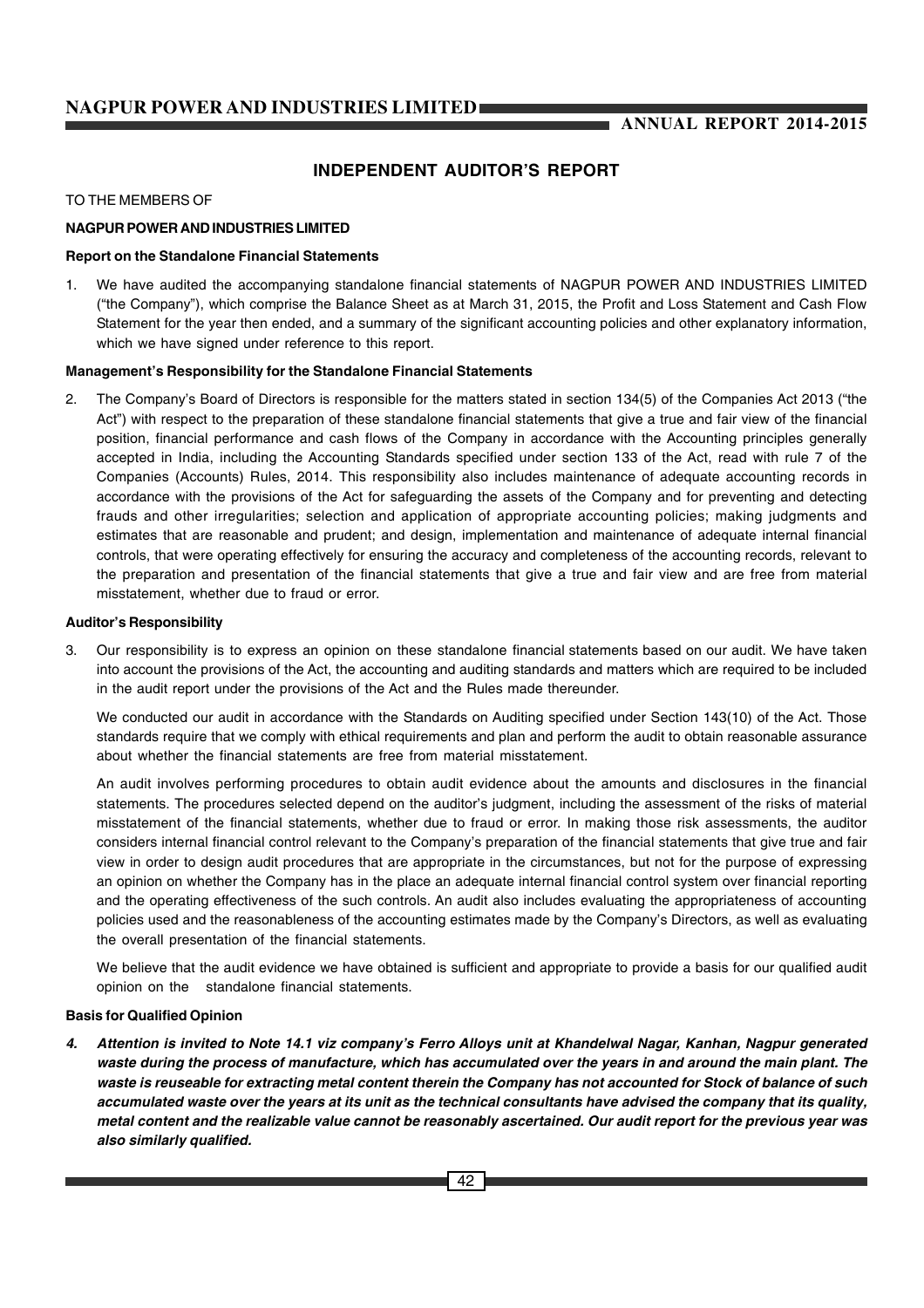## INDEPENDENT AUDITOR'S REPORT

TO THE MEMBERS OF

**NAGPUR POWER AND INDUSTRIES LIMITED**

**Report on the Standalone Financial Statements**

1. We have audited the accompanying standalone financial statements of NAGPUR POWER AND INDUSTRIES LIMITED ("the Company"), which comprise the Balance Sheet as at March 31, 2015, the Profit and Loss Statement and Cash Flow Statement for the year then ended, and a summary of the significant accounting policies and other explanatory information, which we have signed under reference to this report.

**Management's Responsibility for the Standalone Financial Statements**

2. The Company's Board of Directors is responsible for the matters stated in section 134(5) of the Companies Act 2013 ("the Act") with respect to the preparation of these standalone financial statements that give a true and fair view of the financial position, financial performance and cash flows of the Company in accordance with the Accounting principles generally accepted in India, including the Accounting Standards specified under section 133 of the Act, read with rule 7 of the Companies (Accounts) Rules, 2014. This responsibility also includes maintenance of adequate accounting records in accordance with the provisions of the Act for safeguarding the assets of the Company and for preventing and detecting frauds and other irregularities; selection and application of appropriate accounting policies; making judgments and estimates that are reasonable and prudent; and design, implementation and maintenance of adequate internal financial controls, that were operating effectively for ensuring the accuracy and completeness of the accounting records, relevant to the preparation and presentation of the financial statements that give a true and fair view and are free from material misstatement, whether due to fraud or error.

**Auditor's Responsibility**

3. Our responsibility is to express an opinion on these standalone financial statements based on our audit. We have taken into account the provisions of the Act, the accounting and auditing standards and matters which are required to be included in the audit report under the provisions of the Act and the Rules made thereunder.

   We conducted our audit in accordance with the Standards on Auditing specified under Section 143(10) of the Act. Those standards require that we comply with ethical requirements and plan and perform the audit to obtain reasonable assurance about whether the financial statements are free from material misstatement.

   An audit involves performing procedures to obtain audit evidence about the amounts and disclosures in the financial statements. The procedures selected depend on the auditor's judgment, including the assessment of the risks of material misstatement of the financial statements, whether due to fraud or error. In making those risk assessments, the auditor considers internal financial control relevant to the Company's preparation of the financial statements that give true and fair view in order to design audit procedures that are appropriate in the circumstances, but not for the purpose of expressing an opinion on whether the Company has in the place an adequate internal financial control system over financial reporting and the operating effectiveness of the such controls. An audit also includes evaluating the appropriateness of accounting policies used and the reasonableness of the accounting estimates made by the Company's Directors, as well as evaluating the overall presentation of the financial statements.

   We believe that the audit evidence we have obtained is sufficient and appropriate to provide a basis for our qualified audit opinion on the standalone financial statements.

**Basis for Qualified Opinion**

***4. Attention is invited to Note 14.1 viz company's Ferro Alloys unit at Khandelwal Nagar, Kanhan, Nagpur generated waste during the process of manufacture, which has accumulated over the years in and around the main plant. The waste is reuseable for extracting metal content therein the Company has not accounted for Stock of balance of such accumulated waste over the years at its unit as the technical consultants have advised the company that its quality, metal content and the realizable value cannot be reasonably ascertained. Our audit report for the previous year was also similarly qualified.***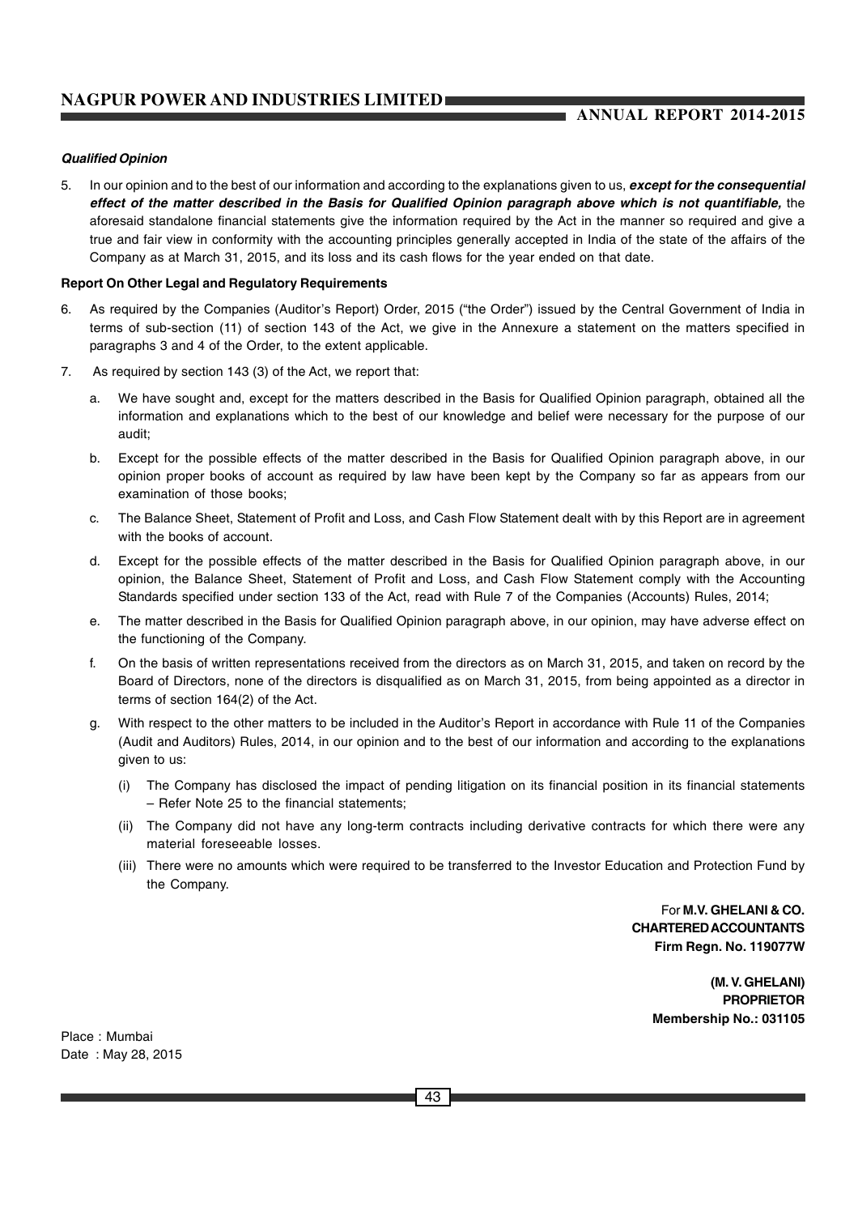### *Qualified Opinion*

5. In our opinion and to the best of our information and according to the explanations given to us, ***except for the consequential effect of the matter described in the Basis for Qualified Opinion paragraph above which is not quantifiable,*** the aforesaid standalone financial statements give the information required by the Act in the manner so required and give a true and fair view in conformity with the accounting principles generally accepted in India of the state of the affairs of the Company as at March 31, 2015, and its loss and its cash flows for the year ended on that date.

### Report On Other Legal and Regulatory Requirements

6. As required by the Companies (Auditor's Report) Order, 2015 ("the Order") issued by the Central Government of India in terms of sub-section (11) of section 143 of the Act, we give in the Annexure a statement on the matters specified in paragraphs 3 and 4 of the Order, to the extent applicable.

7. As required by section 143 (3) of the Act, we report that:

   a. We have sought and, except for the matters described in the Basis for Qualified Opinion paragraph, obtained all the information and explanations which to the best of our knowledge and belief were necessary for the purpose of our audit;

   b. Except for the possible effects of the matter described in the Basis for Qualified Opinion paragraph above, in our opinion proper books of account as required by law have been kept by the Company so far as appears from our examination of those books;

   c. The Balance Sheet, Statement of Profit and Loss, and Cash Flow Statement dealt with by this Report are in agreement with the books of account.

   d. Except for the possible effects of the matter described in the Basis for Qualified Opinion paragraph above, in our opinion, the Balance Sheet, Statement of Profit and Loss, and Cash Flow Statement comply with the Accounting Standards specified under section 133 of the Act, read with Rule 7 of the Companies (Accounts) Rules, 2014;

   e. The matter described in the Basis for Qualified Opinion paragraph above, in our opinion, may have adverse effect on the functioning of the Company.

   f. On the basis of written representations received from the directors as on March 31, 2015, and taken on record by the Board of Directors, none of the directors is disqualified as on March 31, 2015, from being appointed as a director in terms of section 164(2) of the Act.

   g. With respect to the other matters to be included in the Auditor's Report in accordance with Rule 11 of the Companies (Audit and Auditors) Rules, 2014, in our opinion and to the best of our information and according to the explanations given to us:

      (i) The Company has disclosed the impact of pending litigation on its financial position in its financial statements – Refer Note 25 to the financial statements;

      (ii) The Company did not have any long-term contracts including derivative contracts for which there were any material foreseeable losses.

      (iii) There were no amounts which were required to be transferred to the Investor Education and Protection Fund by the Company.

For **M.V. GHELANI & CO.**
**CHARTERED ACCOUNTANTS**
**Firm Regn. No. 119077W**

**(M. V. GHELANI)**
**PROPRIETOR**
**Membership No.: 031105**

Place : Mumbai
Date : May 28, 2015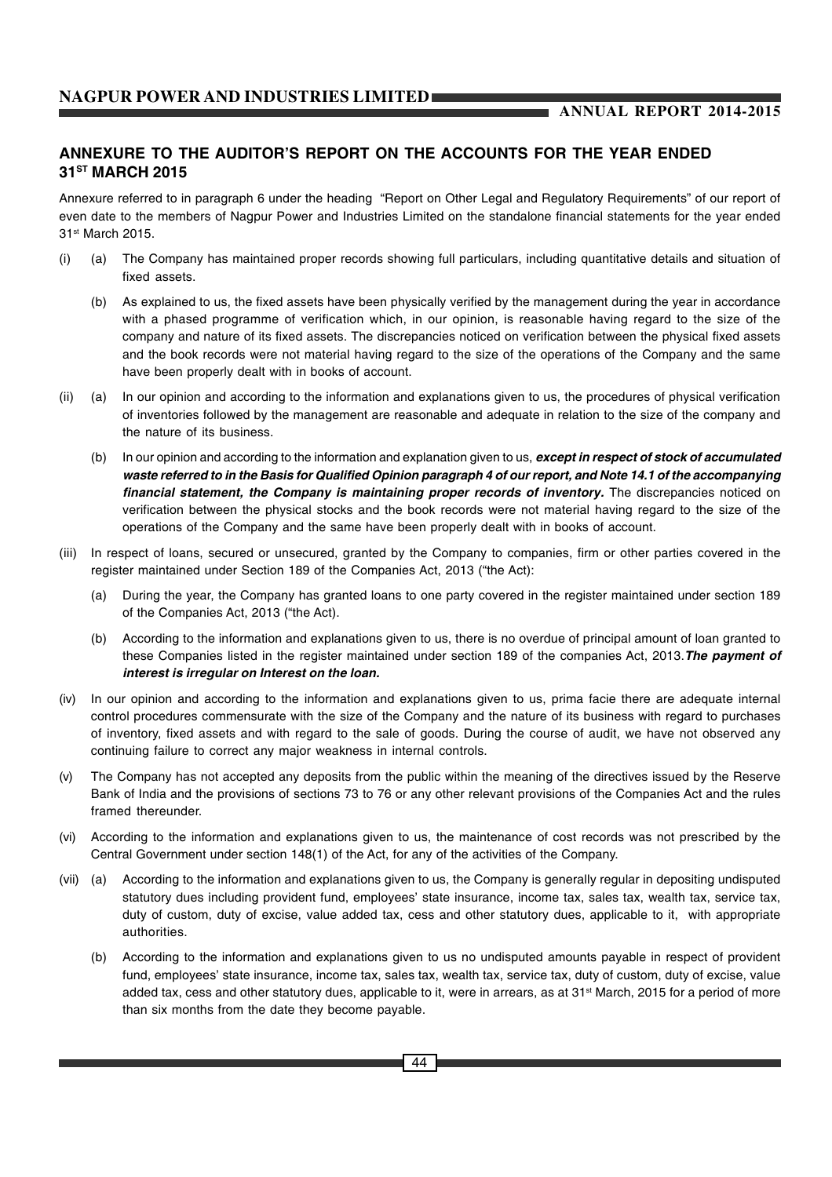## ANNEXURE TO THE AUDITOR'S REPORT ON THE ACCOUNTS FOR THE YEAR ENDED 31ST MARCH 2015

Annexure referred to in paragraph 6 under the heading "Report on Other Legal and Regulatory Requirements" of our report of even date to the members of Nagpur Power and Industries Limited on the standalone financial statements for the year ended 31st March 2015.

(i) (a) The Company has maintained proper records showing full particulars, including quantitative details and situation of fixed assets.

(b) As explained to us, the fixed assets have been physically verified by the management during the year in accordance with a phased programme of verification which, in our opinion, is reasonable having regard to the size of the company and nature of its fixed assets. The discrepancies noticed on verification between the physical fixed assets and the book records were not material having regard to the size of the operations of the Company and the same have been properly dealt with in books of account.

(ii) (a) In our opinion and according to the information and explanations given to us, the procedures of physical verification of inventories followed by the management are reasonable and adequate in relation to the size of the company and the nature of its business.

(b) In our opinion and according to the information and explanation given to us, ***except in respect of stock of accumulated waste referred to in the Basis for Qualified Opinion paragraph 4 of our report, and Note 14.1 of the accompanying financial statement, the Company is maintaining proper records of inventory.*** The discrepancies noticed on verification between the physical stocks and the book records were not material having regard to the size of the operations of the Company and the same have been properly dealt with in books of account.

(iii) In respect of loans, secured or unsecured, granted by the Company to companies, firm or other parties covered in the register maintained under Section 189 of the Companies Act, 2013 ("the Act):

(a) During the year, the Company has granted loans to one party covered in the register maintained under section 189 of the Companies Act, 2013 ("the Act).

(b) According to the information and explanations given to us, there is no overdue of principal amount of loan granted to these Companies listed in the register maintained under section 189 of the companies Act, 2013.***The payment of interest is irregular on Interest on the loan.***

(iv) In our opinion and according to the information and explanations given to us, prima facie there are adequate internal control procedures commensurate with the size of the Company and the nature of its business with regard to purchases of inventory, fixed assets and with regard to the sale of goods. During the course of audit, we have not observed any continuing failure to correct any major weakness in internal controls.

(v) The Company has not accepted any deposits from the public within the meaning of the directives issued by the Reserve Bank of India and the provisions of sections 73 to 76 or any other relevant provisions of the Companies Act and the rules framed thereunder.

(vi) According to the information and explanations given to us, the maintenance of cost records was not prescribed by the Central Government under section 148(1) of the Act, for any of the activities of the Company.

(vii) (a) According to the information and explanations given to us, the Company is generally regular in depositing undisputed statutory dues including provident fund, employees' state insurance, income tax, sales tax, wealth tax, service tax, duty of custom, duty of excise, value added tax, cess and other statutory dues, applicable to it, with appropriate authorities.

(b) According to the information and explanations given to us no undisputed amounts payable in respect of provident fund, employees' state insurance, income tax, sales tax, wealth tax, service tax, duty of custom, duty of excise, value added tax, cess and other statutory dues, applicable to it, were in arrears, as at 31st March, 2015 for a period of more than six months from the date they become payable.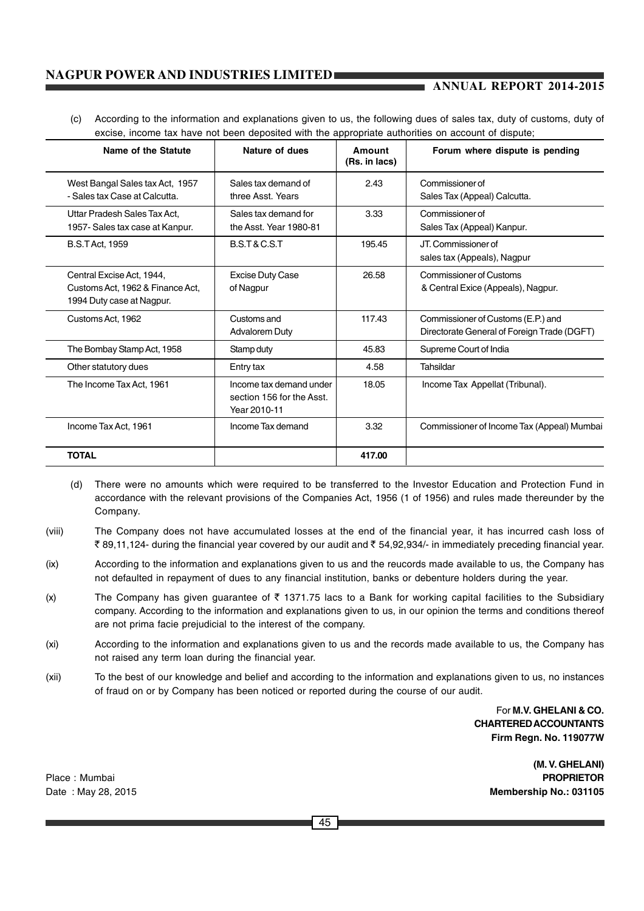(c) According to the information and explanations given to us, the following dues of sales tax, duty of customs, duty of excise, income tax have not been deposited with the appropriate authorities on account of dispute;

| Name of the Statute | Nature of dues | Amount (Rs. in lacs) | Forum where dispute is pending |
|---|---|---|---|
| West Bangal Sales tax Act, 1957 - Sales tax Case at Calcutta. | Sales tax demand of three Asst. Years | 2.43 | Commissioner of Sales Tax (Appeal) Calcutta. |
| Uttar Pradesh Sales Tax Act, 1957- Sales tax case at Kanpur. | Sales tax demand for the Asst. Year 1980-81 | 3.33 | Commissioner of Sales Tax (Appeal) Kanpur. |
| B.S.T Act, 1959 | B.S.T & C.S.T | 195.45 | JT. Commissioner of sales tax (Appeals), Nagpur |
| Central Excise Act, 1944, Customs Act, 1962 & Finance Act, 1994 Duty case at Nagpur. | Excise Duty Case of Nagpur | 26.58 | Commissioner of Customs & Central Exice (Appeals), Nagpur. |
| Customs Act, 1962 | Customs and Advalorem Duty | 117.43 | Commissioner of Customs (E.P.) and Directorate General of Foreign Trade (DGFT) |
| The Bombay Stamp Act, 1958 | Stamp duty | 45.83 | Supreme Court of India |
| Other statutory dues | Entry tax | 4.58 | Tahsildar |
| The Income Tax Act, 1961 | Income tax demand under section 156 for the Asst. Year 2010-11 | 18.05 | Income Tax Appellat (Tribunal). |
| Income Tax Act, 1961 | Income Tax demand | 3.32 | Commissioner of Income Tax (Appeal) Mumbai |
| **TOTAL** | | **417.00** | |

(d) There were no amounts which were required to be transferred to the Investor Education and Protection Fund in accordance with the relevant provisions of the Companies Act, 1956 (1 of 1956) and rules made thereunder by the Company.

(viii) The Company does not have accumulated losses at the end of the financial year, it has incurred cash loss of ₹ 89,11,124- during the financial year covered by our audit and ₹ 54,92,934/- in immediately preceding financial year.

(ix) According to the information and explanations given to us and the reucords made available to us, the Company has not defaulted in repayment of dues to any financial institution, banks or debenture holders during the year.

(x) The Company has given guarantee of ₹ 1371.75 lacs to a Bank for working capital facilities to the Subsidiary company. According to the information and explanations given to us, in our opinion the terms and conditions thereof are not prima facie prejudicial to the interest of the company.

(xi) According to the information and explanations given to us and the records made available to us, the Company has not raised any term loan during the financial year.

(xii) To the best of our knowledge and belief and according to the information and explanations given to us, no instances of fraud on or by Company has been noticed or reported during the course of our audit.

For **M.V. GHELANI & CO.**
**CHARTERED ACCOUNTANTS**
**Firm Regn. No. 119077W**

**(M. V. GHELANI)**
**PROPRIETOR**
**Membership No.: 031105**

Place : Mumbai
Date : May 28, 2015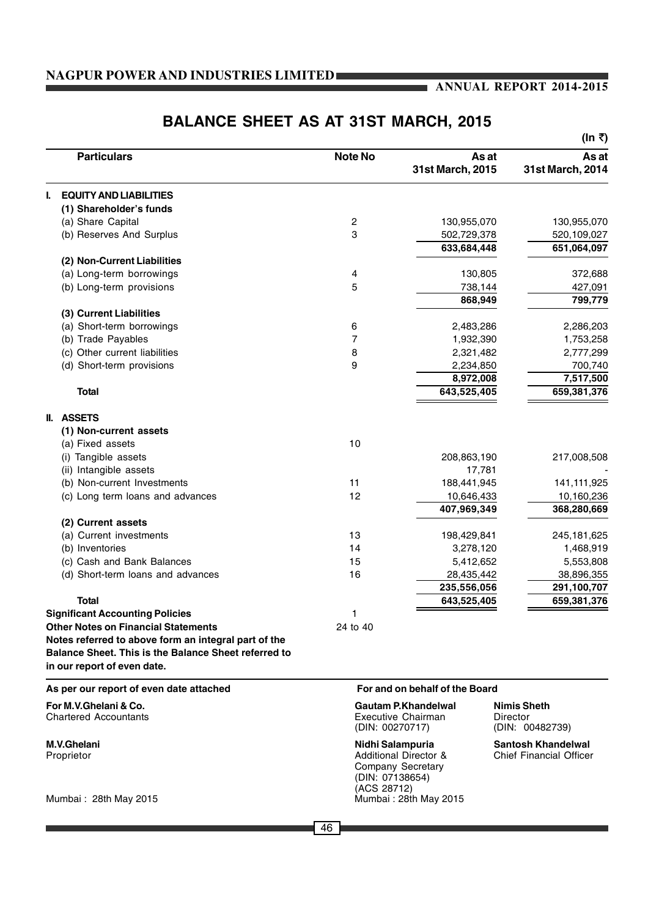# BALANCE SHEET AS AT 31ST MARCH, 2015

(In ₹)

| Particulars | Note No | As at 31st March, 2015 | As at 31st March, 2014 |
|---|---|---|---|
| **I. EQUITY AND LIABILITIES** | | | |
| **(1) Shareholder's funds** | | | |
| (a) Share Capital | 2 | 130,955,070 | 130,955,070 |
| (b) Reserves And Surplus | 3 | 502,729,378 | 520,109,027 |
| | | **633,684,448** | **651,064,097** |
| **(2) Non-Current Liabilities** | | | |
| (a) Long-term borrowings | 4 | 130,805 | 372,688 |
| (b) Long-term provisions | 5 | 738,144 | 427,091 |
| | | **868,949** | **799,779** |
| **(3) Current Liabilities** | | | |
| (a) Short-term borrowings | 6 | 2,483,286 | 2,286,203 |
| (b) Trade Payables | 7 | 1,932,390 | 1,753,258 |
| (c) Other current liabilities | 8 | 2,321,482 | 2,777,299 |
| (d) Short-term provisions | 9 | 2,234,850 | 700,740 |
| | | **8,972,008** | **7,517,500** |
| **Total** | | **643,525,405** | **659,381,376** |
| **II. ASSETS** | | | |
| **(1) Non-current assets** | | | |
| (a) Fixed assets | 10 | | |
| (i) Tangible assets | | 208,863,190 | 217,008,508 |
| (ii) Intangible assets | | 17,781 | - |
| (b) Non-current Investments | 11 | 188,441,945 | 141,111,925 |
| (c) Long term loans and advances | 12 | 10,646,433 | 10,160,236 |
| | | **407,969,349** | **368,280,669** |
| **(2) Current assets** | | | |
| (a) Current investments | 13 | 198,429,841 | 245,181,625 |
| (b) Inventories | 14 | 3,278,120 | 1,468,919 |
| (c) Cash and Bank Balances | 15 | 5,412,652 | 5,553,808 |
| (d) Short-term loans and advances | 16 | 28,435,442 | 38,896,355 |
| | | **235,556,056** | **291,100,707** |
| **Total** | | **643,525,405** | **659,381,376** |
| **Significant Accounting Policies** | 1 | | |
| **Other Notes on Financial Statements** | 24 to 40 | | |

**Notes referred to above form an integral part of the Balance Sheet. This is the Balance Sheet referred to in our report of even date.**

**As per our report of even date attached**

**For M.V.Ghelani & Co.**
Chartered Accountants

**M.V.Ghelani**
Proprietor

Mumbai : 28th May 2015

**For and on behalf of the Board**

**Gautam P.Khandelwal**
Executive Chairman
(DIN: 00270717)

**Nimis Sheth**
Director
(DIN: 00482739)

**Nidhi Salampuria**
Additional Director &
Company Secretary
(DIN: 07138654)
(ACS 28712)

**Santosh Khandelwal**
Chief Financial Officer

Mumbai : 28th May 2015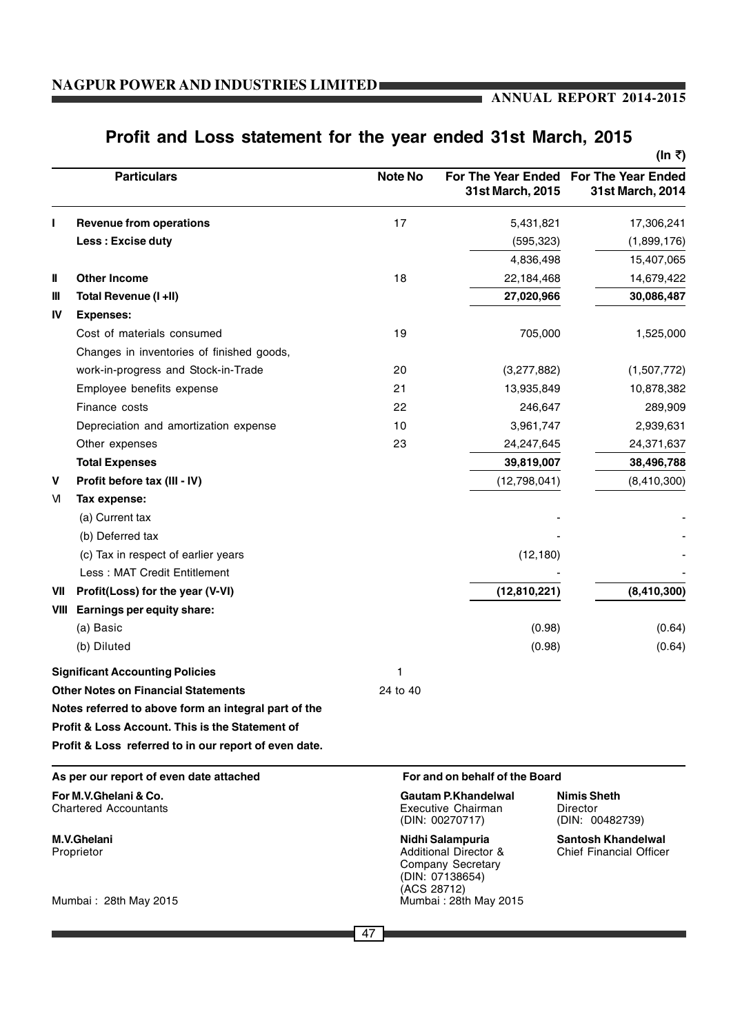# Profit and Loss statement for the year ended 31st March, 2015

(In ₹)

| | Particulars | Note No | For The Year Ended 31st March, 2015 | For The Year Ended 31st March, 2014 |
|---|---|---|---|---|
| I | **Revenue from operations** | 17 | 5,431,821 | 17,306,241 |
| | **Less : Excise duty** | | (595,323) | (1,899,176) |
| | | | 4,836,498 | 15,407,065 |
| II | **Other Income** | 18 | 22,184,468 | 14,679,422 |
| III | **Total Revenue (I +II)** | | **27,020,966** | **30,086,487** |
| IV | **Expenses:** | | | |
| | Cost of materials consumed | 19 | 705,000 | 1,525,000 |
| | Changes in inventories of finished goods, work-in-progress and Stock-in-Trade | 20 | (3,277,882) | (1,507,772) |
| | Employee benefits expense | 21 | 13,935,849 | 10,878,382 |
| | Finance costs | 22 | 246,647 | 289,909 |
| | Depreciation and amortization expense | 10 | 3,961,747 | 2,939,631 |
| | Other expenses | 23 | 24,247,645 | 24,371,637 |
| | **Total Expenses** | | **39,819,007** | **38,496,788** |
| V | **Profit before tax (III - IV)** | | (12,798,041) | (8,410,300) |
| VI | **Tax expense:** | | | |
| | (a) Current tax | | - | - |
| | (b) Deferred tax | | - | - |
| | (c) Tax in respect of earlier years | | (12,180) | - |
| | Less : MAT Credit Entitlement | | - | - |
| VII | **Profit(Loss) for the year (V-VI)** | | **(12,810,221)** | **(8,410,300)** |
| VIII | **Earnings per equity share:** | | | |
| | (a) Basic | | (0.98) | (0.64) |
| | (b) Diluted | | (0.98) | (0.64) |

| | Note No |
|---|---|
| **Significant Accounting Policies** | 1 |
| **Other Notes on Financial Statements** | 24 to 40 |

**Notes referred to above form an integral part of the Profit & Loss Account. This is the Statement of Profit & Loss referred to in our report of even date.**

**As per our report of even date attached**

**For M.V.Ghelani & Co.**
Chartered Accountants

**M.V.Ghelani**
Proprietor

Mumbai : 28th May 2015

**For and on behalf of the Board**

**Gautam P.Khandelwal**
Executive Chairman
(DIN: 00270717)

**Nimis Sheth**
Director
(DIN: 00482739)

**Nidhi Salampuria**
Additional Director & Company Secretary
(DIN: 07138654)
(ACS 28712)

**Santosh Khandelwal**
Chief Financial Officer

Mumbai : 28th May 2015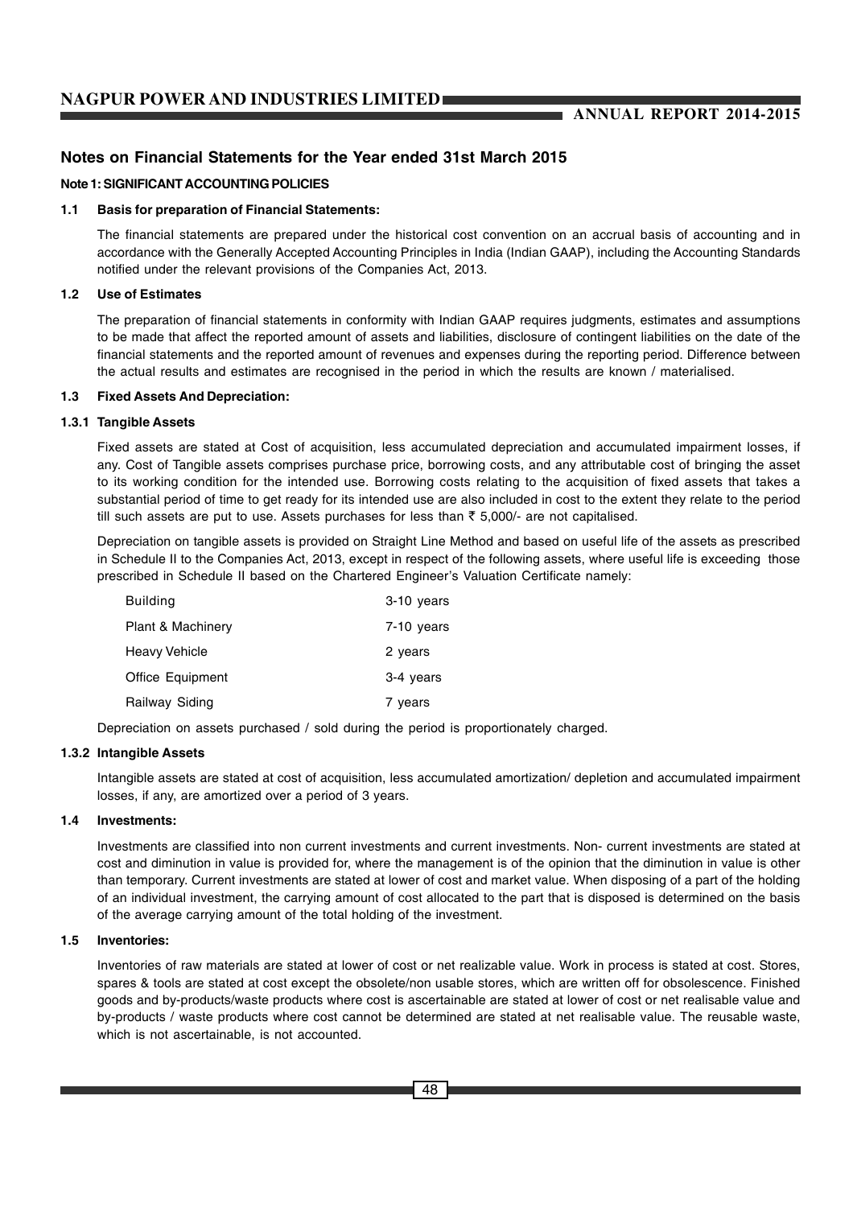## Notes on Financial Statements for the Year ended 31st March 2015

### Note 1: SIGNIFICANT ACCOUNTING POLICIES

**1.1 Basis for preparation of Financial Statements:**

The financial statements are prepared under the historical cost convention on an accrual basis of accounting and in accordance with the Generally Accepted Accounting Principles in India (Indian GAAP), including the Accounting Standards notified under the relevant provisions of the Companies Act, 2013.

**1.2 Use of Estimates**

The preparation of financial statements in conformity with Indian GAAP requires judgments, estimates and assumptions to be made that affect the reported amount of assets and liabilities, disclosure of contingent liabilities on the date of the financial statements and the reported amount of revenues and expenses during the reporting period. Difference between the actual results and estimates are recognised in the period in which the results are known / materialised.

**1.3 Fixed Assets And Depreciation:**

**1.3.1 Tangible Assets**

Fixed assets are stated at Cost of acquisition, less accumulated depreciation and accumulated impairment losses, if any. Cost of Tangible assets comprises purchase price, borrowing costs, and any attributable cost of bringing the asset to its working condition for the intended use. Borrowing costs relating to the acquisition of fixed assets that takes a substantial period of time to get ready for its intended use are also included in cost to the extent they relate to the period till such assets are put to use. Assets purchases for less than ₹ 5,000/- are not capitalised.

Depreciation on tangible assets is provided on Straight Line Method and based on useful life of the assets as prescribed in Schedule II to the Companies Act, 2013, except in respect of the following assets, where useful life is exceeding those prescribed in Schedule II based on the Chartered Engineer's Valuation Certificate namely:

| | |
|---|---|
| Building | 3-10 years |
| Plant & Machinery | 7-10 years |
| Heavy Vehicle | 2 years |
| Office Equipment | 3-4 years |
| Railway Siding | 7 years |

Depreciation on assets purchased / sold during the period is proportionately charged.

**1.3.2 Intangible Assets**

Intangible assets are stated at cost of acquisition, less accumulated amortization/ depletion and accumulated impairment losses, if any, are amortized over a period of 3 years.

**1.4 Investments:**

Investments are classified into non current investments and current investments. Non- current investments are stated at cost and diminution in value is provided for, where the management is of the opinion that the diminution in value is other than temporary. Current investments are stated at lower of cost and market value. When disposing of a part of the holding of an individual investment, the carrying amount of cost allocated to the part that is disposed is determined on the basis of the average carrying amount of the total holding of the investment.

**1.5 Inventories:**

Inventories of raw materials are stated at lower of cost or net realizable value. Work in process is stated at cost. Stores, spares & tools are stated at cost except the obsolete/non usable stores, which are written off for obsolescence. Finished goods and by-products/waste products where cost is ascertainable are stated at lower of cost or net realisable value and by-products / waste products where cost cannot be determined are stated at net realisable value. The reusable waste, which is not ascertainable, is not accounted.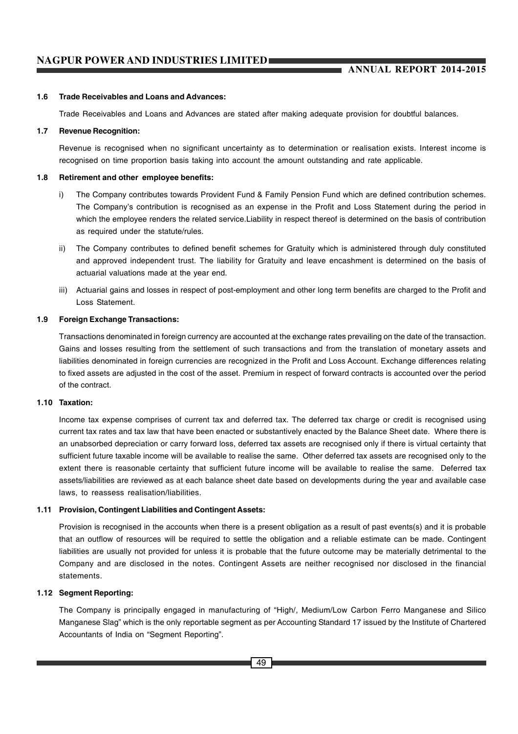### 1.6 Trade Receivables and Loans and Advances:

Trade Receivables and Loans and Advances are stated after making adequate provision for doubtful balances.

### 1.7 Revenue Recognition:

Revenue is recognised when no significant uncertainty as to determination or realisation exists. Interest income is recognised on time proportion basis taking into account the amount outstanding and rate applicable.

### 1.8 Retirement and other employee benefits:

i) The Company contributes towards Provident Fund & Family Pension Fund which are defined contribution schemes. The Company's contribution is recognised as an expense in the Profit and Loss Statement during the period in which the employee renders the related service.Liability in respect thereof is determined on the basis of contribution as required under the statute/rules.

ii) The Company contributes to defined benefit schemes for Gratuity which is administered through duly constituted and approved independent trust. The liability for Gratuity and leave encashment is determined on the basis of actuarial valuations made at the year end.

iii) Actuarial gains and losses in respect of post-employment and other long term benefits are charged to the Profit and Loss Statement.

### 1.9 Foreign Exchange Transactions:

Transactions denominated in foreign currency are accounted at the exchange rates prevailing on the date of the transaction. Gains and losses resulting from the settlement of such transactions and from the translation of monetary assets and liabilities denominated in foreign currencies are recognized in the Profit and Loss Account. Exchange differences relating to fixed assets are adjusted in the cost of the asset. Premium in respect of forward contracts is accounted over the period of the contract.

### 1.10 Taxation:

Income tax expense comprises of current tax and deferred tax. The deferred tax charge or credit is recognised using current tax rates and tax law that have been enacted or substantively enacted by the Balance Sheet date. Where there is an unabsorbed depreciation or carry forward loss, deferred tax assets are recognised only if there is virtual certainty that sufficient future taxable income will be available to realise the same. Other deferred tax assets are recognised only to the extent there is reasonable certainty that sufficient future income will be available to realise the same. Deferred tax assets/liabilities are reviewed as at each balance sheet date based on developments during the year and available case laws, to reassess realisation/liabilities.

### 1.11 Provision, Contingent Liabilities and Contingent Assets:

Provision is recognised in the accounts when there is a present obligation as a result of past events(s) and it is probable that an outflow of resources will be required to settle the obligation and a reliable estimate can be made. Contingent liabilities are usually not provided for unless it is probable that the future outcome may be materially detrimental to the Company and are disclosed in the notes. Contingent Assets are neither recognised nor disclosed in the financial statements.

### 1.12 Segment Reporting:

The Company is principally engaged in manufacturing of "High/, Medium/Low Carbon Ferro Manganese and Silico Manganese Slag" which is the only reportable segment as per Accounting Standard 17 issued by the Institute of Chartered Accountants of India on "Segment Reporting".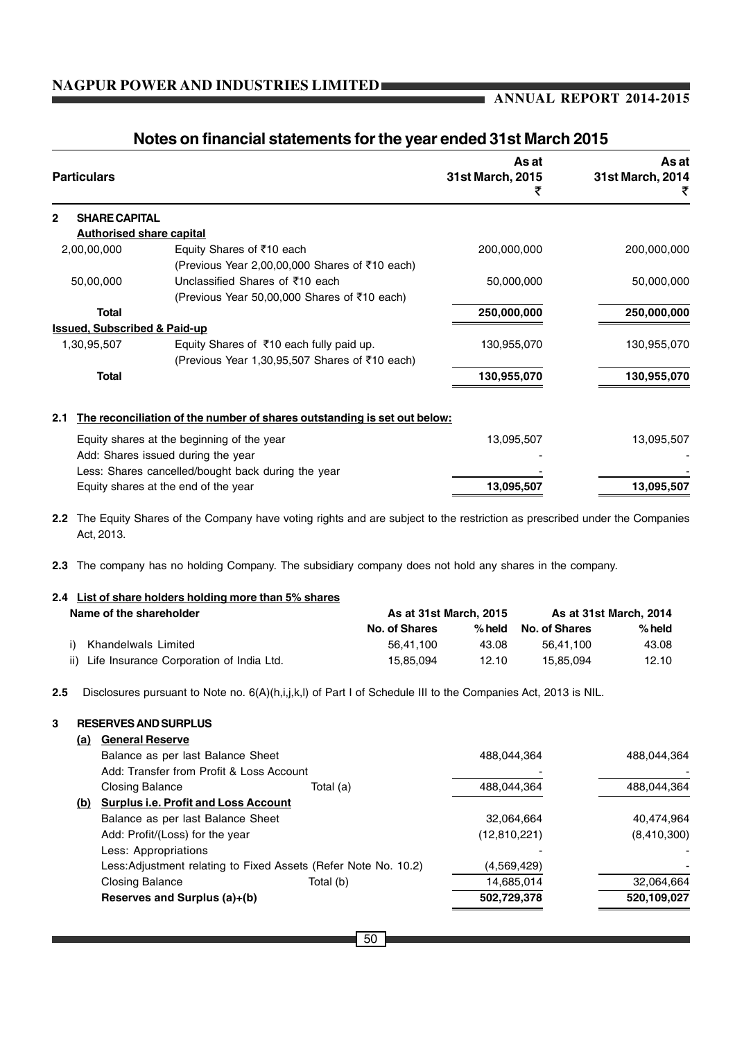# Notes on financial statements for the year ended 31st March 2015

| Particulars | | As at 31st March, 2015 ₹ | As at 31st March, 2014 ₹ |
|---|---|---|---|
| **2 SHARE CAPITAL** | | | |
| **Authorised share capital** | | | |
| 2,00,00,000 | Equity Shares of ₹10 each (Previous Year 2,00,00,000 Shares of ₹10 each) | 200,000,000 | 200,000,000 |
| 50,00,000 | Unclassified Shares of ₹10 each (Previous Year 50,00,000 Shares of ₹10 each) | 50,000,000 | 50,000,000 |
| **Total** | | **250,000,000** | **250,000,000** |
| **Issued, Subscribed & Paid-up** | | | |
| 1,30,95,507 | Equity Shares of ₹10 each fully paid up. (Previous Year 1,30,95,507 Shares of ₹10 each) | 130,955,070 | 130,955,070 |
| **Total** | | **130,955,070** | **130,955,070** |

**2.1 The reconciliation of the number of shares outstanding is set out below:**

| | As at 31st March, 2015 | As at 31st March, 2014 |
|---|---|---|
| Equity shares at the beginning of the year | 13,095,507 | 13,095,507 |
| Add: Shares issued during the year | - | - |
| Less: Shares cancelled/bought back during the year | - | - |
| Equity shares at the end of the year | **13,095,507** | **13,095,507** |

**2.2** The Equity Shares of the Company have voting rights and are subject to the restriction as prescribed under the Companies Act, 2013.

**2.3** The company has no holding Company. The subsidiary company does not hold any shares in the company.

**2.4 List of share holders holding more than 5% shares**

| Name of the shareholder | As at 31st March, 2015 | | As at 31st March, 2014 | |
|---|---|---|---|---|
| | No. of Shares | % held | No. of Shares | % held |
| i) Khandelwals Limited | 56,41,100 | 43.08 | 56,41,100 | 43.08 |
| ii) Life Insurance Corporation of India Ltd. | 15,85,094 | 12.10 | 15,85,094 | 12.10 |

**2.5** Disclosures pursuant to Note no. 6(A)(h,i,j,k,l) of Part I of Schedule III to the Companies Act, 2013 is NIL.

**3 RESERVES AND SURPLUS**

| | | As at 31st March, 2015 ₹ | As at 31st March, 2014 ₹ |
|---|---|---|---|
| **(a) General Reserve** | | | |
| Balance as per last Balance Sheet | | 488,044,364 | 488,044,364 |
| Add: Transfer from Profit & Loss Account | | - | - |
| Closing Balance | Total (a) | 488,044,364 | 488,044,364 |
| **(b) Surplus i.e. Profit and Loss Account** | | | |
| Balance as per last Balance Sheet | | 32,064,664 | 40,474,964 |
| Add: Profit/(Loss) for the year | | (12,810,221) | (8,410,300) |
| Less: Appropriations | | - | - |
| Less:Adjustment relating to Fixed Assets (Refer Note No. 10.2) | | (4,569,429) | - |
| Closing Balance | Total (b) | 14,685,014 | 32,064,664 |
| **Reserves and Surplus (a)+(b)** | | **502,729,378** | **520,109,027** |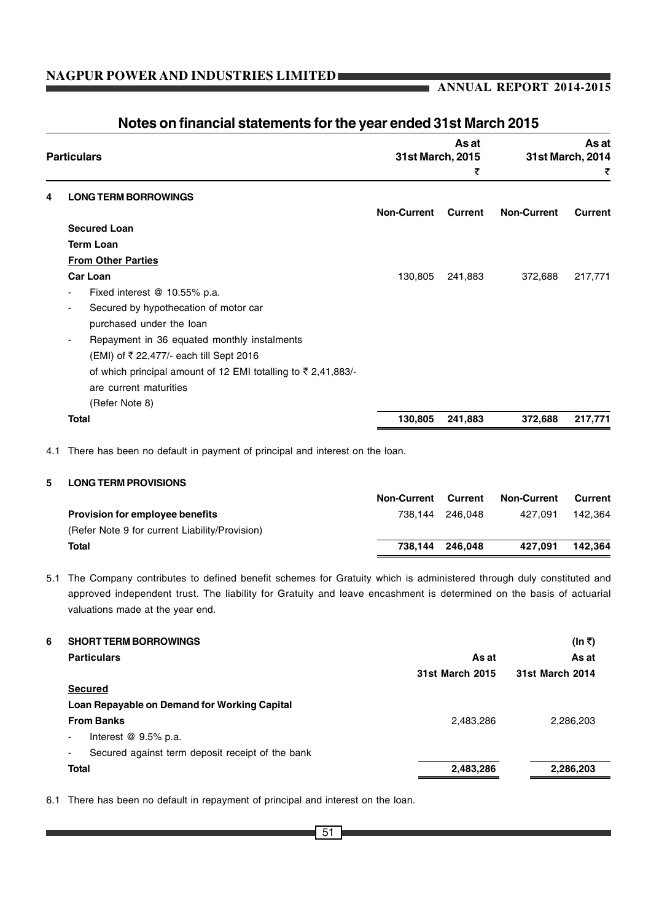## Notes on financial statements for the year ended 31st March 2015

| | Particulars | As at 31st March, 2015 ₹ | | As at 31st March, 2014 ₹ | |
|---|---|---|---|---|---|
| **4** | **LONG TERM BORROWINGS** | | | | |
| | | **Non-Current** | **Current** | **Non-Current** | **Current** |
| | **Secured Loan** | | | | |
| | **Term Loan** | | | | |
| | **From Other Parties** | | | | |
| | **Car Loan** | 130,805 | 241,883 | 372,688 | 217,771 |
| | - Fixed interest @ 10.55% p.a. | | | | |
| | - Secured by hypothecation of motor car purchased under the loan | | | | |
| | - Repayment in 36 equated monthly instalments (EMI) of ₹ 22,477/- each till Sept 2016 of which principal amount of 12 EMI totalling to ₹ 2,41,883/- are current maturities (Refer Note 8) | | | | |
| | **Total** | **130,805** | **241,883** | **372,688** | **217,771** |

4.1 There has been no default in payment of principal and interest on the loan.

| | | Non-Current | Current | Non-Current | Current |
|---|---|---|---|---|---|
| **5** | **LONG TERM PROVISIONS** | | | | |
| | **Provision for employee benefits** (Refer Note 9 for current Liability/Provision) | 738,144 | 246,048 | 427,091 | 142,364 |
| | **Total** | **738,144** | **246,048** | **427,091** | **142,364** |

5.1 The Company contributes to defined benefit schemes for Gratuity which is administered through duly constituted and approved independent trust. The liability for Gratuity and leave encashment is determined on the basis of actuarial valuations made at the year end.

| **6** | **SHORT TERM BORROWINGS** | | **(In ₹)** |
|---|---|---|---|
| | **Particulars** | **As at 31st March 2015** | **As at 31st March 2014** |
| | **Secured** | | |
| | **Loan Repayable on Demand for Working Capital** | | |
| | **From Banks** | 2,483,286 | 2,286,203 |
| | - Interest @ 9.5% p.a. | | |
| | - Secured against term deposit receipt of the bank | | |
| | **Total** | **2,483,286** | **2,286,203** |

6.1 There has been no default in repayment of principal and interest on the loan.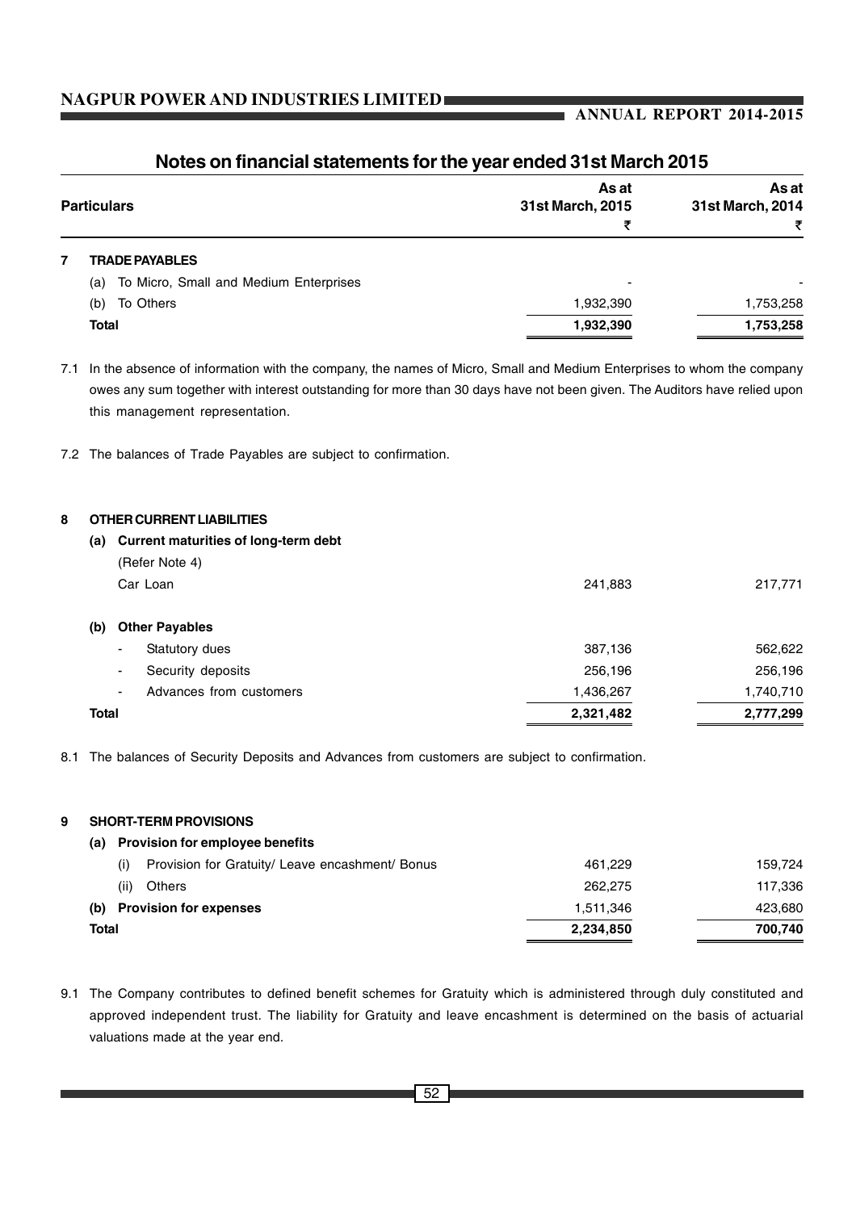## Notes on financial statements for the year ended 31st March 2015

| | Particulars | As at 31st March, 2015 ₹ | As at 31st March, 2014 ₹ |
|---|---|---|---|
| **7** | **TRADE PAYABLES** | | |
| | (a) To Micro, Small and Medium Enterprises | - | - |
| | (b) To Others | 1,932,390 | 1,753,258 |
| | **Total** | **1,932,390** | **1,753,258** |

7.1 In the absence of information with the company, the names of Micro, Small and Medium Enterprises to whom the company owes any sum together with interest outstanding for more than 30 days have not been given. The Auditors have relied upon this management representation.

7.2 The balances of Trade Payables are subject to confirmation.

| | Particulars | As at 31st March, 2015 ₹ | As at 31st March, 2014 ₹ |
|---|---|---|---|
| **8** | **OTHER CURRENT LIABILITIES** | | |
| | **(a) Current maturities of long-term debt** | | |
| | (Refer Note 4) | | |
| | Car Loan | 241,883 | 217,771 |
| | **(b) Other Payables** | | |
| | - Statutory dues | 387,136 | 562,622 |
| | - Security deposits | 256,196 | 256,196 |
| | - Advances from customers | 1,436,267 | 1,740,710 |
| | **Total** | **2,321,482** | **2,777,299** |

8.1 The balances of Security Deposits and Advances from customers are subject to confirmation.

| | Particulars | As at 31st March, 2015 ₹ | As at 31st March, 2014 ₹ |
|---|---|---|---|
| **9** | **SHORT-TERM PROVISIONS** | | |
| | **(a) Provision for employee benefits** | | |
| | (i) Provision for Gratuity/ Leave encashment/ Bonus | 461,229 | 159,724 |
| | (ii) Others | 262,275 | 117,336 |
| | **(b) Provision for expenses** | 1,511,346 | 423,680 |
| | **Total** | **2,234,850** | **700,740** |

9.1 The Company contributes to defined benefit schemes for Gratuity which is administered through duly constituted and approved independent trust. The liability for Gratuity and leave encashment is determined on the basis of actuarial valuations made at the year end.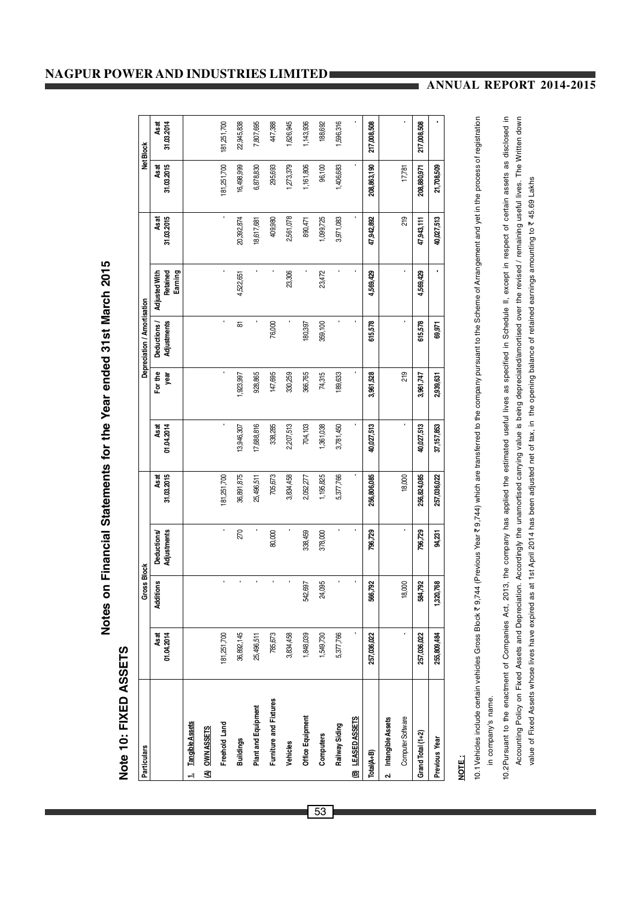## Note 10: FIXED ASSETS

# Notes on Financial Statements for the Year ended 31st March 2015

| Particulars | Gross Block | | | | Depreciation / Amortisation | | | | | Net Block | |
|---|---|---|---|---|---|---|---|---|---|---|---|
| | As at 01.04.2014 | Additions | Deductions/ Adjustments | As at 31.03.2015 | As at 01.04.2014 | For the year | Deductions / Adjustments | Adjusted With Retained Earning | As at 31.03.2015 | As at 31.03.2015 | As at 31.03.2014 |
| **1. Tangible Assets** | | | | | | | | | | | |
| **(A) OWN ASSETS** | | | | | | | | | | | |
| Freehold Land | 181,251,700 | - | - | 181,251,700 | - | - | - | - | - | 181,251,700 | 181,251,700 |
| Buildings | 36,892,145 | - | 270 | 36,891,875 | 13,946,307 | 1,923,997 | 81 | 4,522,651 | 20,392,874 | 16,498,999 | 22,945,838 |
| Plant and Equipment | 25,496,511 | - | - | 25,496,511 | 17,688,816 | 928,865 | - | - | 18,617,681 | 6,878,830 | 7,807,695 |
| Furniture and Fixtures | 785,673 | - | 80,000 | 705,673 | 338,285 | 147,695 | 76,000 | - | 409,980 | 295,693 | 447,388 |
| Vehicles | 3,834,458 | - | - | 3,834,458 | 2,207,513 | 330,259 | - | 23,306 | 2,561,078 | 1,273,379 | 1,626,945 |
| Office Equipment | 1,848,039 | 542,697 | 338,459 | 2,052,277 | 704,103 | 366,765 | 180,397 | - | 890,471 | 1,161,806 | 1,143,936 |
| Computers | 1,549,730 | 24,095 | 378,000 | 1,195,825 | 1,361,038 | 74,315 | 359,100 | 23,472 | 1,099,725 | 96,100 | 188,692 |
| Railway Siding | 5,377,766 | - | - | 5,377,766 | 3,781,450 | 189,633 | - | - | 3,971,083 | 1,406,683 | 1,596,316 |
| **(B) LEASED ASSETS** | - | - | - | - | - | - | - | - | - | - | - |
| **Total(A+B)** | **257,036,022** | **566,792** | **796,729** | **256,806,085** | **40,027,513** | **3,961,528** | **615,578** | **4,569,429** | **47,942,892** | **208,863,190** | **217,008,508** |
| **2. Intangible Assets** | | | | | | | | | | | |
| Computer Software | - | 18,000 | - | 18,000 | - | 219 | - | - | 219 | 17,781 | - |
| **Grand Total (1+2)** | **257,036,022** | **584,792** | **796,729** | **256,824,085** | **40,027,513** | **3,961,747** | **615,578** | **4,569,429** | **47,943,111** | **208,880,971** | **217,008,508** |
| **Previous Year** | **255,809,484** | **1,320,768** | **94,231** | **257,036,022** | **37,157,853** | **2,939,631** | **69,971** | **-** | **40,027,513** | **21,708,509** | **-** |

**NOTE :**

10.1 Vehicles include certain vehicles Gross Block ₹ 9,744 (Previous Year ₹ 9,744) which are transferred to the company pursuant to the Scheme of Arrangement and yet in the process of registration in company's name.

10.2 Pursuant to the enactment of Companies Act, 2013, the company has applied the estimated useful lives as specified in Schedule II, except in respect of certain assets as disclosed in Accounting Policy on Fixed Assets and Depreciation. Accordingly the unamortised carrying value is being depreciated/amortised over the revised / remaining useful lives. The Written down value of Fixed Assets whose lives have expired as at 1st April 2014 has been adjusted net of tax, in the opening balance of retained earnings amounting to ₹ 45.69 Lakhs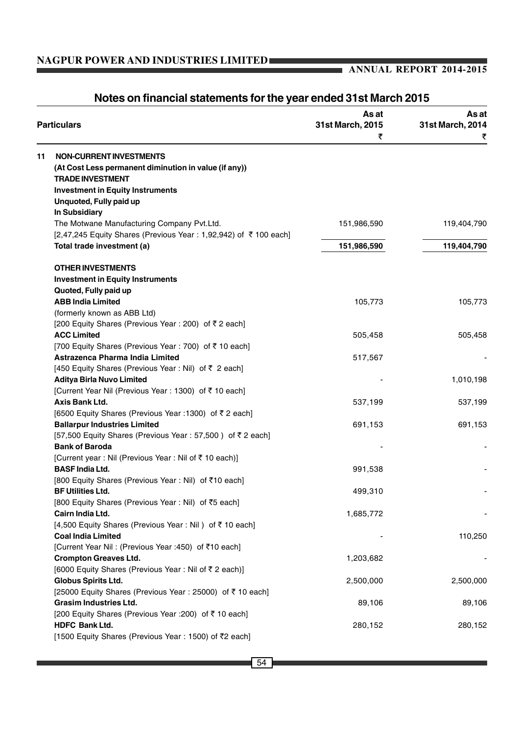## Notes on financial statements for the year ended 31st March 2015

| Particulars | As at 31st March, 2015 ₹ | As at 31st March, 2014 ₹ |
|---|---|---|
| **11 NON-CURRENT INVESTMENTS** | | |
| **(At Cost Less permanent diminution in value (if any))** | | |
| **TRADE INVESTMENT** | | |
| **Investment in Equity Instruments** | | |
| **Unquoted, Fully paid up** | | |
| **In Subsidiary** | | |
| The Motwane Manufacturing Company Pvt.Ltd. | 151,986,590 | 119,404,790 |
| [2,47,245 Equity Shares (Previous Year : 1,92,942) of ₹ 100 each] | | |
| **Total trade investment (a)** | **151,986,590** | **119,404,790** |
| **OTHER INVESTMENTS** | | |
| **Investment in Equity Instruments** | | |
| **Quoted, Fully paid up** | | |
| **ABB India Limited** | 105,773 | 105,773 |
| (formerly known as ABB Ltd) | | |
| [200 Equity Shares (Previous Year : 200) of ₹ 2 each] | | |
| **ACC Limited** | 505,458 | 505,458 |
| [700 Equity Shares (Previous Year : 700) of ₹ 10 each] | | |
| **Astrazenca Pharma India Limited** | 517,567 | - |
| [450 Equity Shares (Previous Year : Nil) of ₹ 2 each] | | |
| **Aditya Birla Nuvo Limited** | - | 1,010,198 |
| [Current Year Nil (Previous Year : 1300) of ₹ 10 each] | | |
| **Axis Bank Ltd.** | 537,199 | 537,199 |
| [6500 Equity Shares (Previous Year :1300) of ₹ 2 each] | | |
| **Ballarpur Industries Limited** | 691,153 | 691,153 |
| [57,500 Equity Shares (Previous Year : 57,500 ) of ₹ 2 each] | | |
| **Bank of Baroda** | - | - |
| [Current year : Nil (Previous Year : Nil of ₹ 10 each)] | | |
| **BASF India Ltd.** | 991,538 | - |
| [800 Equity Shares (Previous Year : Nil) of ₹10 each] | | |
| **BF Utilities Ltd.** | 499,310 | - |
| [800 Equity Shares (Previous Year : Nil) of ₹5 each] | | |
| **Cairn India Ltd.** | 1,685,772 | - |
| [4,500 Equity Shares (Previous Year : Nil ) of ₹ 10 each] | | |
| **Coal India Limited** | - | 110,250 |
| [Current Year Nil : (Previous Year :450) of ₹10 each] | | |
| **Crompton Greaves Ltd.** | 1,203,682 | - |
| [6000 Equity Shares (Previous Year : Nil of ₹ 2 each)] | | |
| **Globus Spirits Ltd.** | 2,500,000 | 2,500,000 |
| [25000 Equity Shares (Previous Year : 25000) of ₹ 10 each] | | |
| **Grasim Industries Ltd.** | 89,106 | 89,106 |
| [200 Equity Shares (Previous Year :200) of ₹ 10 each] | | |
| **HDFC Bank Ltd.** | 280,152 | 280,152 |
| [1500 Equity Shares (Previous Year : 1500) of ₹2 each] | | |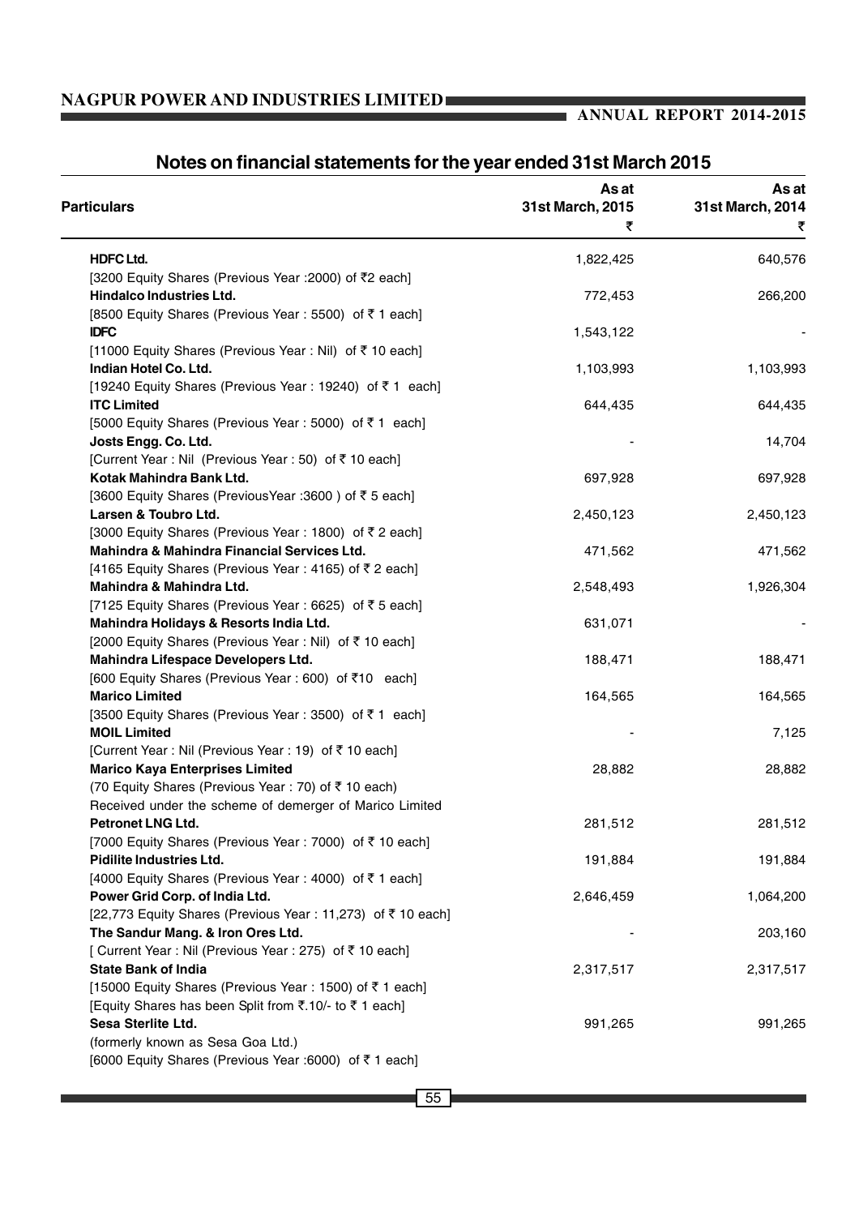## Notes on financial statements for the year ended 31st March 2015

| Particulars | As at 31st March, 2015 ₹ | As at 31st March, 2014 ₹ |
|---|---|---|
| **HDFC Ltd.** | 1,822,425 | 640,576 |
| [3200 Equity Shares (Previous Year :2000) of ₹2 each] | | |
| **Hindalco Industries Ltd.** | 772,453 | 266,200 |
| [8500 Equity Shares (Previous Year : 5500) of ₹ 1 each] | | |
| **IDFC** | 1,543,122 | - |
| [11000 Equity Shares (Previous Year : Nil) of ₹ 10 each] | | |
| **Indian Hotel Co. Ltd.** | 1,103,993 | 1,103,993 |
| [19240 Equity Shares (Previous Year : 19240) of ₹ 1 each] | | |
| **ITC Limited** | 644,435 | 644,435 |
| [5000 Equity Shares (Previous Year : 5000) of ₹ 1 each] | | |
| **Josts Engg. Co. Ltd.** | - | 14,704 |
| [Current Year : Nil (Previous Year : 50) of ₹ 10 each] | | |
| **Kotak Mahindra Bank Ltd.** | 697,928 | 697,928 |
| [3600 Equity Shares (PreviousYear :3600 ) of ₹ 5 each] | | |
| **Larsen & Toubro Ltd.** | 2,450,123 | 2,450,123 |
| [3000 Equity Shares (Previous Year : 1800) of ₹ 2 each] | | |
| **Mahindra & Mahindra Financial Services Ltd.** | 471,562 | 471,562 |
| [4165 Equity Shares (Previous Year : 4165) of ₹ 2 each] | | |
| **Mahindra & Mahindra Ltd.** | 2,548,493 | 1,926,304 |
| [7125 Equity Shares (Previous Year : 6625) of ₹ 5 each] | | |
| **Mahindra Holidays & Resorts India Ltd.** | 631,071 | - |
| [2000 Equity Shares (Previous Year : Nil) of ₹ 10 each] | | |
| **Mahindra Lifespace Developers Ltd.** | 188,471 | 188,471 |
| [600 Equity Shares (Previous Year : 600) of ₹10 each] | | |
| **Marico Limited** | 164,565 | 164,565 |
| [3500 Equity Shares (Previous Year : 3500) of ₹ 1 each] | | |
| **MOIL Limited** | - | 7,125 |
| [Current Year : Nil (Previous Year : 19) of ₹ 10 each] | | |
| **Marico Kaya Enterprises Limited** | 28,882 | 28,882 |
| (70 Equity Shares (Previous Year : 70) of ₹ 10 each) | | |
| Received under the scheme of demerger of Marico Limited | | |
| **Petronet LNG Ltd.** | 281,512 | 281,512 |
| [7000 Equity Shares (Previous Year : 7000) of ₹ 10 each] | | |
| **Pidilite Industries Ltd.** | 191,884 | 191,884 |
| [4000 Equity Shares (Previous Year : 4000) of ₹ 1 each] | | |
| **Power Grid Corp. of India Ltd.** | 2,646,459 | 1,064,200 |
| [22,773 Equity Shares (Previous Year : 11,273) of ₹ 10 each] | | |
| **The Sandur Mang. & Iron Ores Ltd.** | - | 203,160 |
| [ Current Year : Nil (Previous Year : 275) of ₹ 10 each] | | |
| **State Bank of India** | 2,317,517 | 2,317,517 |
| [15000 Equity Shares (Previous Year : 1500) of ₹ 1 each] | | |
| [Equity Shares has been Split from ₹.10/- to ₹ 1 each] | | |
| **Sesa Sterlite Ltd.** | 991,265 | 991,265 |
| (formerly known as Sesa Goa Ltd.) | | |
| [6000 Equity Shares (Previous Year :6000) of ₹ 1 each] | | |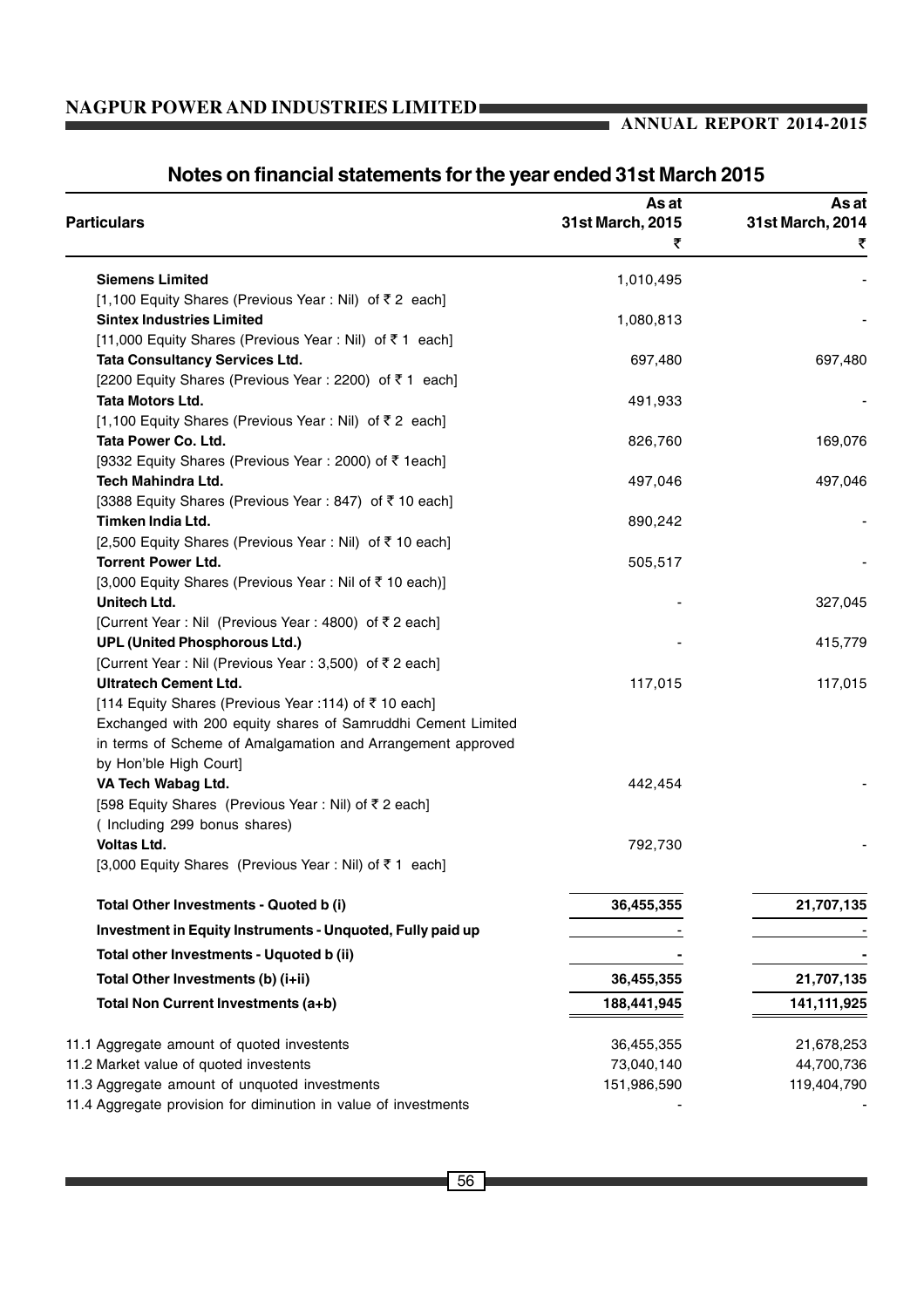## Notes on financial statements for the year ended 31st March 2015

| Particulars | As at 31st March, 2015 ₹ | As at 31st March, 2014 ₹ |
|---|---|---|
| **Siemens Limited** | 1,010,495 | - |
| [1,100 Equity Shares (Previous Year : Nil) of ₹ 2 each] | | |
| **Sintex Industries Limited** | 1,080,813 | - |
| [11,000 Equity Shares (Previous Year : Nil) of ₹ 1 each] | | |
| **Tata Consultancy Services Ltd.** | 697,480 | 697,480 |
| [2200 Equity Shares (Previous Year : 2200) of ₹ 1 each] | | |
| **Tata Motors Ltd.** | 491,933 | - |
| [1,100 Equity Shares (Previous Year : Nil) of ₹ 2 each] | | |
| **Tata Power Co. Ltd.** | 826,760 | 169,076 |
| [9332 Equity Shares (Previous Year : 2000) of ₹ 1each] | | |
| **Tech Mahindra Ltd.** | 497,046 | 497,046 |
| [3388 Equity Shares (Previous Year : 847) of ₹ 10 each] | | |
| **Timken India Ltd.** | 890,242 | - |
| [2,500 Equity Shares (Previous Year : Nil) of ₹ 10 each] | | |
| **Torrent Power Ltd.** | 505,517 | - |
| [3,000 Equity Shares (Previous Year : Nil of ₹ 10 each)] | | |
| **Unitech Ltd.** | - | 327,045 |
| [Current Year : Nil (Previous Year : 4800) of ₹ 2 each] | | |
| **UPL (United Phosphorous Ltd.)** | - | 415,779 |
| [Current Year : Nil (Previous Year : 3,500) of ₹ 2 each] | | |
| **Ultratech Cement Ltd.** | 117,015 | 117,015 |
| [114 Equity Shares (Previous Year :114) of ₹ 10 each] Exchanged with 200 equity shares of Samruddhi Cement Limited in terms of Scheme of Amalgamation and Arrangement approved by Hon'ble High Court] | | |
| **VA Tech Wabag Ltd.** | 442,454 | - |
| [598 Equity Shares (Previous Year : Nil) of ₹ 2 each] ( Including 299 bonus shares) | | |
| **Voltas Ltd.** | 792,730 | - |
| [3,000 Equity Shares (Previous Year : Nil) of ₹ 1 each] | | |
| **Total Other Investments - Quoted b (i)** | **36,455,355** | **21,707,135** |
| **Investment in Equity Instruments - Unquoted, Fully paid up** | - | - |
| **Total other Investments - Uquoted b (ii)** | **-** | **-** |
| **Total Other Investments (b) (i+ii)** | **36,455,355** | **21,707,135** |
| **Total Non Current Investments (a+b)** | **188,441,945** | **141,111,925** |
| 11.1 Aggregate amount of quoted investents | 36,455,355 | 21,678,253 |
| 11.2 Market value of quoted investents | 73,040,140 | 44,700,736 |
| 11.3 Aggregate amount of unquoted investments | 151,986,590 | 119,404,790 |
| 11.4 Aggregate provision for diminution in value of investments | - | - |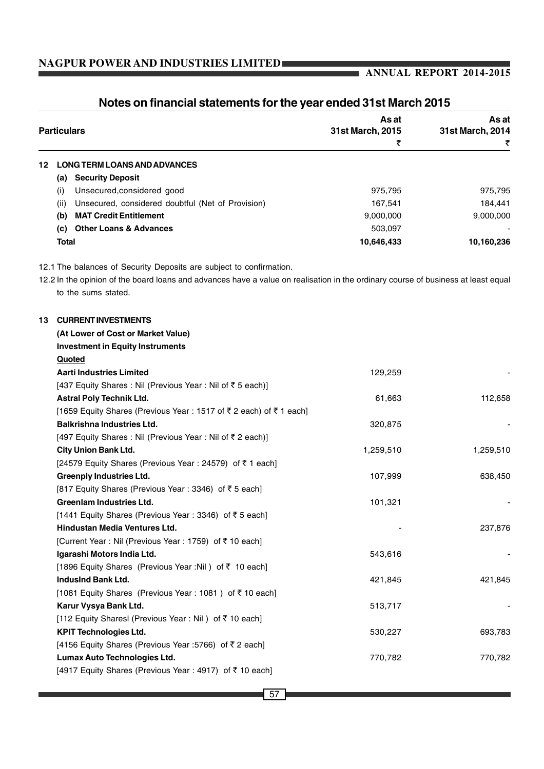## Notes on financial statements for the year ended 31st March 2015

| | Particulars | As at 31st March, 2015 ₹ | As at 31st March, 2014 ₹ |
|---|---|---|---|
| **12** | **LONG TERM LOANS AND ADVANCES** | | |
| | **(a) Security Deposit** | | |
| | (i) Unsecured,considered good | 975,795 | 975,795 |
| | (ii) Unsecured, considered doubtful (Net of Provision) | 167,541 | 184,441 |
| | **(b) MAT Credit Entitlement** | 9,000,000 | 9,000,000 |
| | **(c) Other Loans & Advances** | 503,097 | - |
| | **Total** | **10,646,433** | **10,160,236** |

12.1 The balances of Security Deposits are subject to confirmation.

12.2 In the opinion of the board loans and advances have a value on realisation in the ordinary course of business at least equal to the sums stated.

| | Particulars | As at 31st March, 2015 ₹ | As at 31st March, 2014 ₹ |
|---|---|---|---|
| **13** | **CURRENT INVESTMENTS** | | |
| | **(At Lower of Cost or Market Value)** | | |
| | **Investment in Equity Instruments** | | |
| | **Quoted** | | |
| | **Aarti Industries Limited** | 129,259 | - |
| | [437 Equity Shares : Nil (Previous Year : Nil of ₹ 5 each)] | | |
| | **Astral Poly Technik Ltd.** | 61,663 | 112,658 |
| | [1659 Equity Shares (Previous Year : 1517 of ₹ 2 each) of ₹ 1 each] | | |
| | **Balkrishna Industries Ltd.** | 320,875 | - |
| | [497 Equity Shares : Nil (Previous Year : Nil of ₹ 2 each)] | | |
| | **City Union Bank Ltd.** | 1,259,510 | 1,259,510 |
| | [24579 Equity Shares (Previous Year : 24579) of ₹ 1 each] | | |
| | **Greenply Industries Ltd.** | 107,999 | 638,450 |
| | [817 Equity Shares (Previous Year : 3346) of ₹ 5 each] | | |
| | **Greenlam Industries Ltd.** | 101,321 | - |
| | [1441 Equity Shares (Previous Year : 3346) of ₹ 5 each] | | |
| | **Hindustan Media Ventures Ltd.** | - | 237,876 |
| | [Current Year : Nil (Previous Year : 1759) of ₹ 10 each] | | |
| | **Igarashi Motors India Ltd.** | 543,616 | - |
| | [1896 Equity Shares (Previous Year :Nil ) of ₹ 10 each] | | |
| | **IndusInd Bank Ltd.** | 421,845 | 421,845 |
| | [1081 Equity Shares (Previous Year : 1081 ) of ₹ 10 each] | | |
| | **Karur Vysya Bank Ltd.** | 513,717 | - |
| | [112 Equity Sharesl (Previous Year : Nil ) of ₹ 10 each] | | |
| | **KPIT Technologies Ltd.** | 530,227 | 693,783 |
| | [4156 Equity Shares (Previous Year :5766) of ₹ 2 each] | | |
| | **Lumax Auto Technologies Ltd.** | 770,782 | 770,782 |
| | [4917 Equity Shares (Previous Year : 4917) of ₹ 10 each] | | |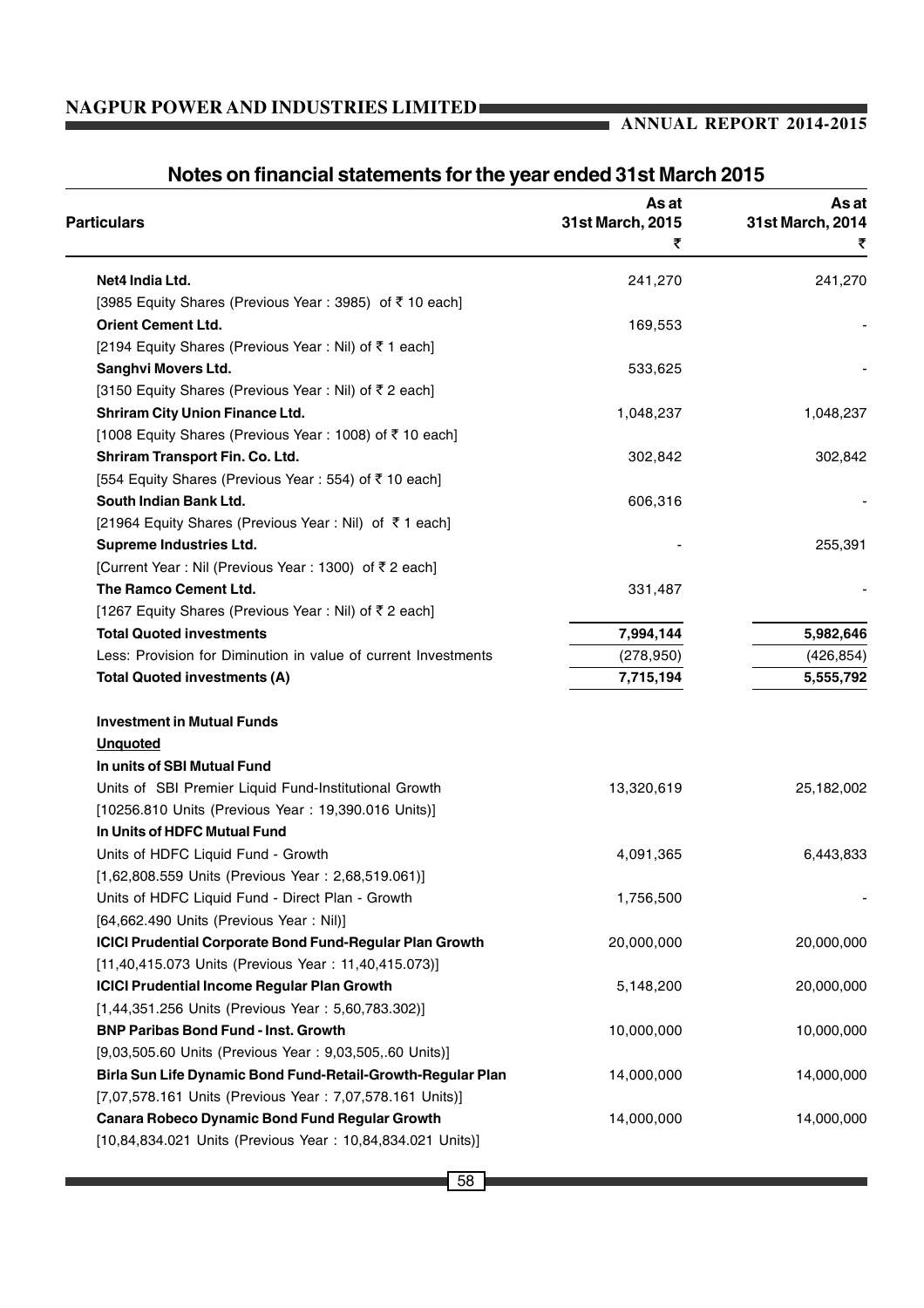## Notes on financial statements for the year ended 31st March 2015

| Particulars | As at 31st March, 2015 ₹ | As at 31st March, 2014 ₹ |
|---|---|---|
| **Net4 India Ltd.** | 241,270 | 241,270 |
| [3985 Equity Shares (Previous Year : 3985) of ₹ 10 each] | | |
| **Orient Cement Ltd.** | 169,553 | - |
| [2194 Equity Shares (Previous Year : Nil) of ₹ 1 each] | | |
| **Sanghvi Movers Ltd.** | 533,625 | - |
| [3150 Equity Shares (Previous Year : Nil) of ₹ 2 each] | | |
| **Shriram City Union Finance Ltd.** | 1,048,237 | 1,048,237 |
| [1008 Equity Shares (Previous Year : 1008) of ₹ 10 each] | | |
| **Shriram Transport Fin. Co. Ltd.** | 302,842 | 302,842 |
| [554 Equity Shares (Previous Year : 554) of ₹ 10 each] | | |
| **South Indian Bank Ltd.** | 606,316 | - |
| [21964 Equity Shares (Previous Year : Nil) of ₹ 1 each] | | |
| **Supreme Industries Ltd.** | - | 255,391 |
| [Current Year : Nil (Previous Year : 1300) of ₹ 2 each] | | |
| **The Ramco Cement Ltd.** | 331,487 | - |
| [1267 Equity Shares (Previous Year : Nil) of ₹ 2 each] | | |
| **Total Quoted investments** | **7,994,144** | **5,982,646** |
| Less: Provision for Diminution in value of current Investments | (278,950) | (426,854) |
| **Total Quoted investments (A)** | **7,715,194** | **5,555,792** |
| | | |
| **Investment in Mutual Funds** | | |
| **Unquoted** | | |
| **In units of SBI Mutual Fund** | | |
| Units of SBI Premier Liquid Fund-Institutional Growth | 13,320,619 | 25,182,002 |
| [10256.810 Units (Previous Year : 19,390.016 Units)] | | |
| **In Units of HDFC Mutual Fund** | | |
| Units of HDFC Liquid Fund - Growth | 4,091,365 | 6,443,833 |
| [1,62,808.559 Units (Previous Year : 2,68,519.061)] | | |
| Units of HDFC Liquid Fund - Direct Plan - Growth | 1,756,500 | - |
| [64,662.490 Units (Previous Year : Nil)] | | |
| **ICICI Prudential Corporate Bond Fund-Regular Plan Growth** | 20,000,000 | 20,000,000 |
| [11,40,415.073 Units (Previous Year : 11,40,415.073)] | | |
| **ICICI Prudential Income Regular Plan Growth** | 5,148,200 | 20,000,000 |
| [1,44,351.256 Units (Previous Year : 5,60,783.302)] | | |
| **BNP Paribas Bond Fund - Inst. Growth** | 10,000,000 | 10,000,000 |
| [9,03,505.60 Units (Previous Year : 9,03,505,.60 Units)] | | |
| **Birla Sun Life Dynamic Bond Fund-Retail-Growth-Regular Plan** | 14,000,000 | 14,000,000 |
| [7,07,578.161 Units (Previous Year : 7,07,578.161 Units)] | | |
| **Canara Robeco Dynamic Bond Fund Regular Growth** | 14,000,000 | 14,000,000 |
| [10,84,834.021 Units (Previous Year : 10,84,834.021 Units)] | | |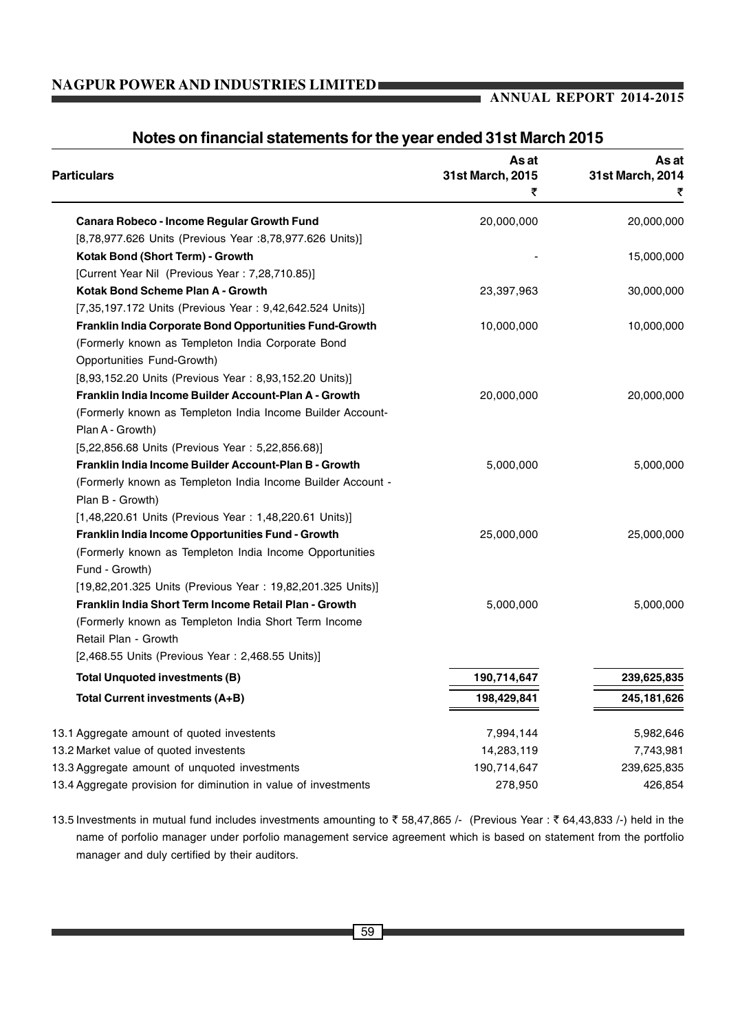## Notes on financial statements for the year ended 31st March 2015

| Particulars | As at 31st March, 2015 ₹ | As at 31st March, 2014 ₹ |
|---|---|---|
| **Canara Robeco - Income Regular Growth Fund** [8,78,977.626 Units (Previous Year :8,78,977.626 Units)] | 20,000,000 | 20,000,000 |
| **Kotak Bond (Short Term) - Growth** [Current Year Nil (Previous Year : 7,28,710.85)] | - | 15,000,000 |
| **Kotak Bond Scheme Plan A - Growth** [7,35,197.172 Units (Previous Year : 9,42,642.524 Units)] | 23,397,963 | 30,000,000 |
| **Franklin India Corporate Bond Opportunities Fund-Growth** (Formerly known as Templeton India Corporate Bond Opportunities Fund-Growth) [8,93,152.20 Units (Previous Year : 8,93,152.20 Units)] | 10,000,000 | 10,000,000 |
| **Franklin India Income Builder Account-Plan A - Growth** (Formerly known as Templeton India Income Builder Account-Plan A - Growth) [5,22,856.68 Units (Previous Year : 5,22,856.68)] | 20,000,000 | 20,000,000 |
| **Franklin India Income Builder Account-Plan B - Growth** (Formerly known as Templeton India Income Builder Account - Plan B - Growth) [1,48,220.61 Units (Previous Year : 1,48,220.61 Units)] | 5,000,000 | 5,000,000 |
| **Franklin India Income Opportunities Fund - Growth** (Formerly known as Templeton India Income Opportunities Fund - Growth) [19,82,201.325 Units (Previous Year : 19,82,201.325 Units)] | 25,000,000 | 25,000,000 |
| **Franklin India Short Term Income Retail Plan - Growth** (Formerly known as Templeton India Short Term Income Retail Plan - Growth [2,468.55 Units (Previous Year : 2,468.55 Units)] | 5,000,000 | 5,000,000 |
| **Total Unquoted investments (B)** | **190,714,647** | **239,625,835** |
| **Total Current investments (A+B)** | **198,429,841** | **245,181,626** |
| 13.1 Aggregate amount of quoted investents | 7,994,144 | 5,982,646 |
| 13.2 Market value of quoted investents | 14,283,119 | 7,743,981 |
| 13.3 Aggregate amount of unquoted investments | 190,714,647 | 239,625,835 |
| 13.4 Aggregate provision for diminution in value of investments | 278,950 | 426,854 |

13.5 Investments in mutual fund includes investments amounting to ₹ 58,47,865 /- (Previous Year : ₹ 64,43,833 /-) held in the name of porfolio manager under porfolio management service agreement which is based on statement from the portfolio manager and duly certified by their auditors.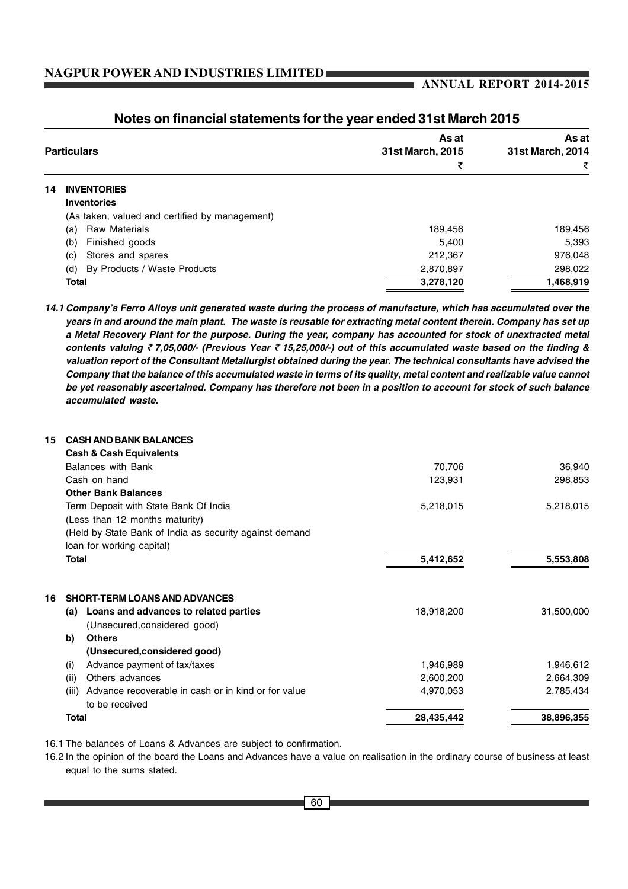## Notes on financial statements for the year ended 31st March 2015

| Particulars | | As at 31st March, 2015 ₹ | As at 31st March, 2014 ₹ |
|---|---|---|---|
| **14** | **INVENTORIES** | | |
| | **Inventories** | | |
| | (As taken, valued and certified by management) | | |
| | (a) Raw Materials | 189,456 | 189,456 |
| | (b) Finished goods | 5,400 | 5,393 |
| | (c) Stores and spares | 212,367 | 976,048 |
| | (d) By Products / Waste Products | 2,870,897 | 298,022 |
| | **Total** | **3,278,120** | **1,468,919** |

***14.1 Company's Ferro Alloys unit generated waste during the process of manufacture, which has accumulated over the years in and around the main plant. The waste is reusable for extracting metal content therein. Company has set up a Metal Recovery Plant for the purpose. During the year, company has accounted for stock of unextracted metal contents valuing ₹ 7,05,000/- (Previous Year ₹ 15,25,000/-) out of this accumulated waste based on the finding & valuation report of the Consultant Metallurgist obtained during the year. The technical consultants have advised the Company that the balance of this accumulated waste in terms of its quality, metal content and realizable value cannot be yet reasonably ascertained. Company has therefore not been in a position to account for stock of such balance accumulated waste.***

| Particulars | | As at 31st March, 2015 ₹ | As at 31st March, 2014 ₹ |
|---|---|---|---|
| **15** | **CASH AND BANK BALANCES** | | |
| | **Cash & Cash Equivalents** | | |
| | Balances with Bank | 70,706 | 36,940 |
| | Cash on hand | 123,931 | 298,853 |
| | **Other Bank Balances** | | |
| | Term Deposit with State Bank Of India (Less than 12 months maturity) (Held by State Bank of India as security against demand loan for working capital) | 5,218,015 | 5,218,015 |
| | **Total** | **5,412,652** | **5,553,808** |
| **16** | **SHORT-TERM LOANS AND ADVANCES** | | |
| | **(a) Loans and advances to related parties** (Unsecured,considered good) | 18,918,200 | 31,500,000 |
| | **b) Others** | | |
| | **(Unsecured,considered good)** | | |
| | (i) Advance payment of tax/taxes | 1,946,989 | 1,946,612 |
| | (ii) Others advances | 2,600,200 | 2,664,309 |
| | (iii) Advance recoverable in cash or in kind or for value to be received | 4,970,053 | 2,785,434 |
| | **Total** | **28,435,442** | **38,896,355** |

16.1 The balances of Loans & Advances are subject to confirmation.

16.2 In the opinion of the board the Loans and Advances have a value on realisation in the ordinary course of business at least equal to the sums stated.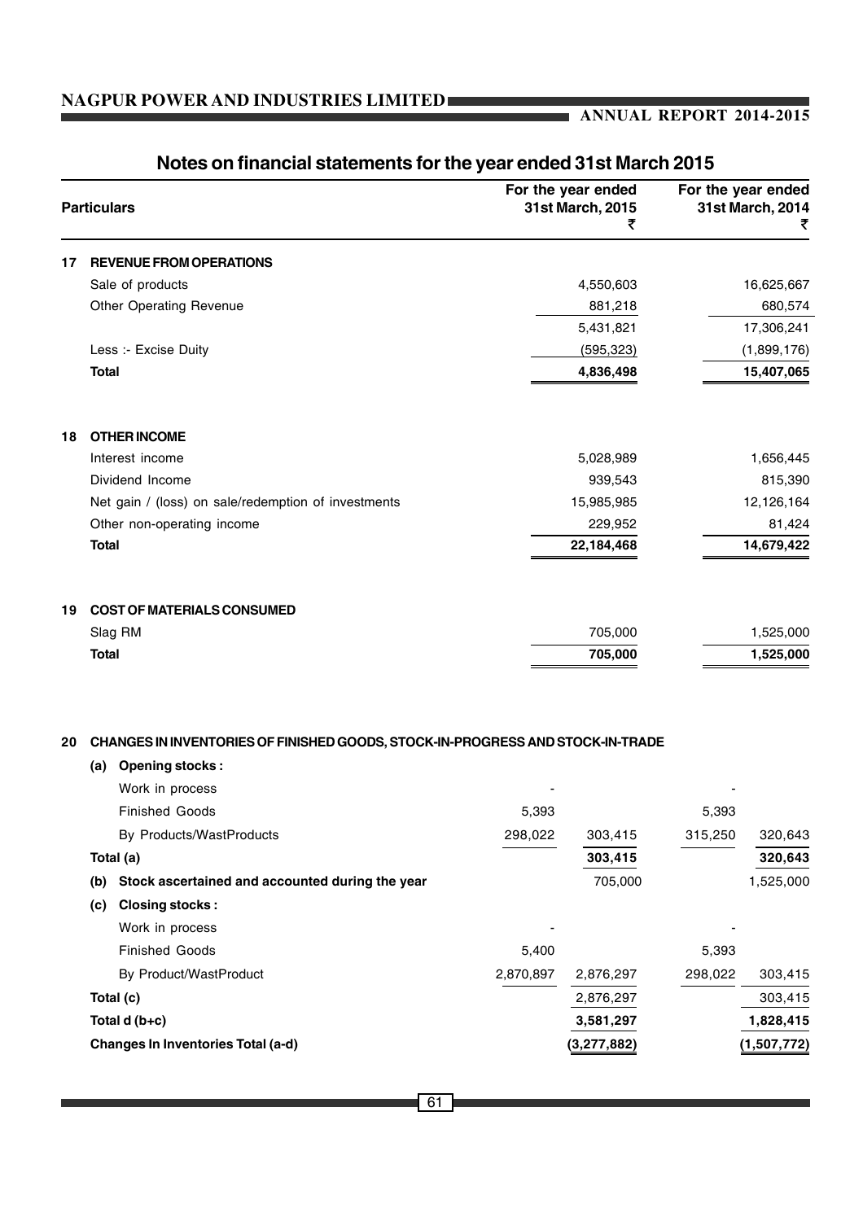# Notes on financial statements for the year ended 31st March 2015

| | Particulars | | For the year ended 31st March, 2015 ₹ | | For the year ended 31st March, 2014 ₹ |
|---|---|---|---|---|---|
| **17** | **REVENUE FROM OPERATIONS** | | | | |
| | Sale of products | | 4,550,603 | | 16,625,667 |
| | Other Operating Revenue | | 881,218 | | 680,574 |
| | | | 5,431,821 | | 17,306,241 |
| | Less :- Excise Duty | | (595,323) | | (1,899,176) |
| | **Total** | | **4,836,498** | | **15,407,065** |
| **18** | **OTHER INCOME** | | | | |
| | Interest income | | 5,028,989 | | 1,656,445 |
| | Dividend Income | | 939,543 | | 815,390 |
| | Net gain / (loss) on sale/redemption of investments | | 15,985,985 | | 12,126,164 |
| | Other non-operating income | | 229,952 | | 81,424 |
| | **Total** | | **22,184,468** | | **14,679,422** |
| **19** | **COST OF MATERIALS CONSUMED** | | | | |
| | Slag RM | | 705,000 | | 1,525,000 |
| | **Total** | | **705,000** | | **1,525,000** |
| **20** | **CHANGES IN INVENTORIES OF FINISHED GOODS, STOCK-IN-PROGRESS AND STOCK-IN-TRADE** | | | | |
| | **(a) Opening stocks :** | | | | |
| | Work in process | - | | - | |
| | Finished Goods | 5,393 | | 5,393 | |
| | By Products/WastProducts | 298,022 | 303,415 | 315,250 | 320,643 |
| | **Total (a)** | | **303,415** | | **320,643** |
| | **(b) Stock ascertained and accounted during the year** | | 705,000 | | 1,525,000 |
| | **(c) Closing stocks :** | | | | |
| | Work in process | - | | - | |
| | Finished Goods | 5,400 | | 5,393 | |
| | By Product/WastProduct | 2,870,897 | 2,876,297 | 298,022 | 303,415 |
| | **Total (c)** | | 2,876,297 | | 303,415 |
| | **Total d (b+c)** | | **3,581,297** | | **1,828,415** |
| | **Changes In Inventories Total (a-d)** | | **(3,277,882)** | | **(1,507,772)** |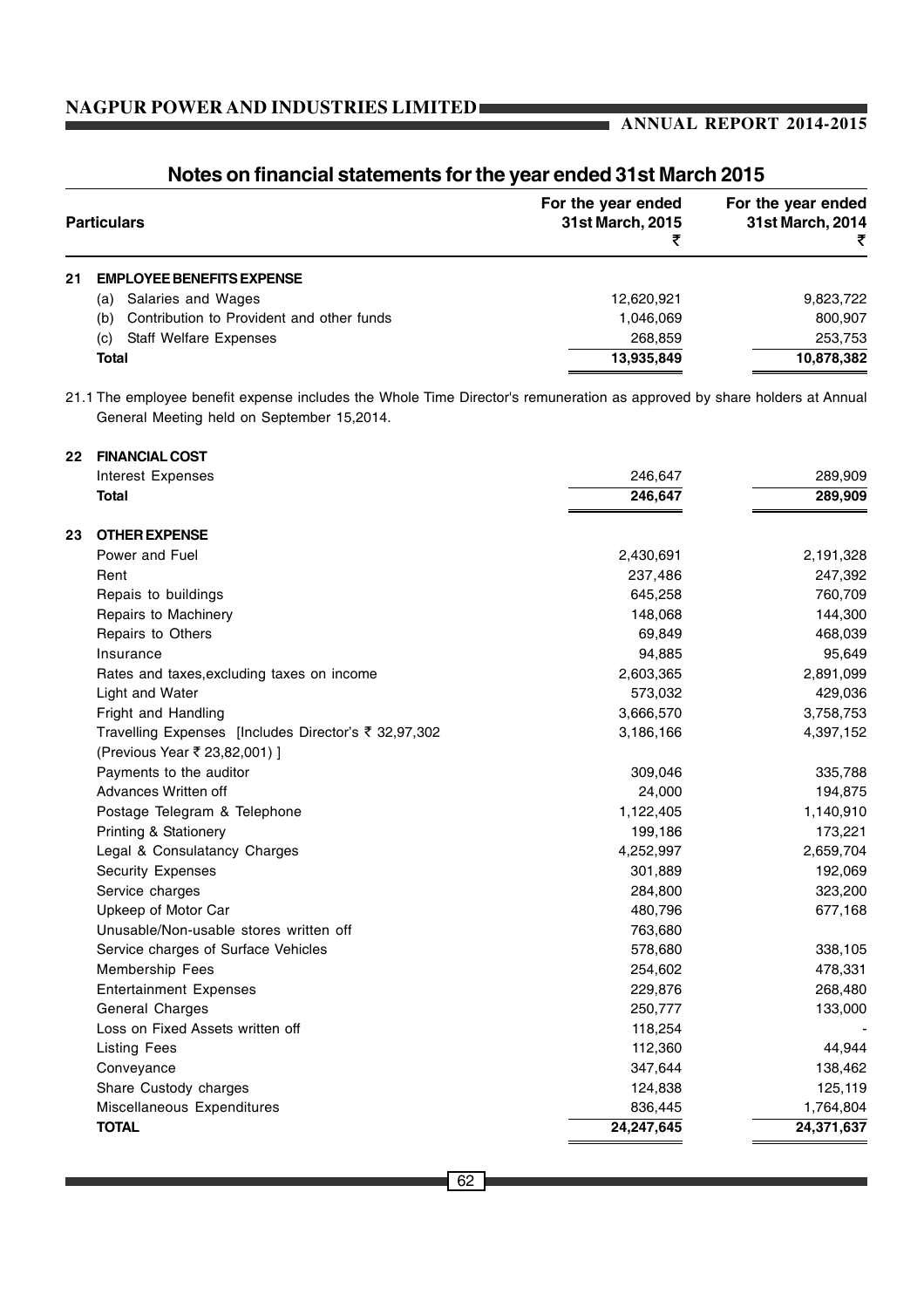## Notes on financial statements for the year ended 31st March 2015

| | Particulars | For the year ended 31st March, 2015 ₹ | For the year ended 31st March, 2014 ₹ |
|---|---|---|---|
| **21** | **EMPLOYEE BENEFITS EXPENSE** | | |
| | (a) Salaries and Wages | 12,620,921 | 9,823,722 |
| | (b) Contribution to Provident and other funds | 1,046,069 | 800,907 |
| | (c) Staff Welfare Expenses | 268,859 | 253,753 |
| | **Total** | **13,935,849** | **10,878,382** |

21.1 The employee benefit expense includes the Whole Time Director's remuneration as approved by share holders at Annual General Meeting held on September 15,2014.

| | Particulars | For the year ended 31st March, 2015 ₹ | For the year ended 31st March, 2014 ₹ |
|---|---|---|---|
| **22** | **FINANCIAL COST** | | |
| | Interest Expenses | 246,647 | 289,909 |
| | **Total** | **246,647** | **289,909** |
| **23** | **OTHER EXPENSE** | | |
| | Power and Fuel | 2,430,691 | 2,191,328 |
| | Rent | 237,486 | 247,392 |
| | Repais to buildings | 645,258 | 760,709 |
| | Repairs to Machinery | 148,068 | 144,300 |
| | Repairs to Others | 69,849 | 468,039 |
| | Insurance | 94,885 | 95,649 |
| | Rates and taxes,excluding taxes on income | 2,603,365 | 2,891,099 |
| | Light and Water | 573,032 | 429,036 |
| | Fright and Handling | 3,666,570 | 3,758,753 |
| | Travelling Expenses [Includes Director's ₹ 32,97,302 (Previous Year ₹ 23,82,001) ] | 3,186,166 | 4,397,152 |
| | Payments to the auditor | 309,046 | 335,788 |
| | Advances Written off | 24,000 | 194,875 |
| | Postage Telegram & Telephone | 1,122,405 | 1,140,910 |
| | Printing & Stationery | 199,186 | 173,221 |
| | Legal & Consulatancy Charges | 4,252,997 | 2,659,704 |
| | Security Expenses | 301,889 | 192,069 |
| | Service charges | 284,800 | 323,200 |
| | Upkeep of Motor Car | 480,796 | 677,168 |
| | Unusable/Non-usable stores written off | 763,680 | |
| | Service charges of Surface Vehicles | 578,680 | 338,105 |
| | Membership Fees | 254,602 | 478,331 |
| | Entertainment Expenses | 229,876 | 268,480 |
| | General Charges | 250,777 | 133,000 |
| | Loss on Fixed Assets written off | 118,254 | - |
| | Listing Fees | 112,360 | 44,944 |
| | Conveyance | 347,644 | 138,462 |
| | Share Custody charges | 124,838 | 125,119 |
| | Miscellaneous Expenditures | 836,445 | 1,764,804 |
| | **TOTAL** | **24,247,645** | **24,371,637** |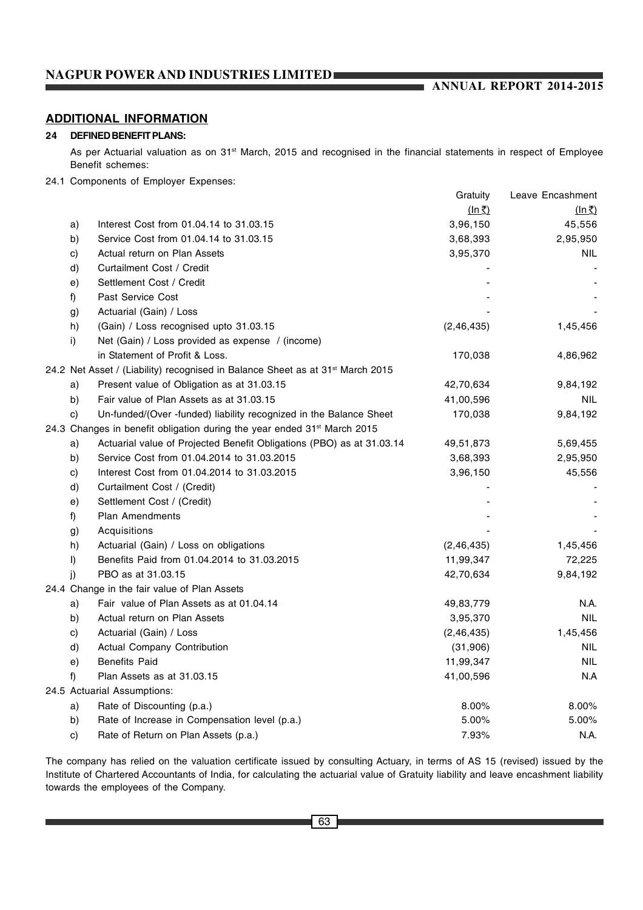## ADDITIONAL INFORMATION

### 24 DEFINED BENEFIT PLANS:

As per Actuarial valuation as on 31st March, 2015 and recognised in the financial statements in respect of Employee Benefit schemes:

| | | Gratuity (In ₹) | Leave Encashment (In ₹) |
|---|---|---|---|
| **24.1** | **Components of Employer Expenses:** | | |
| a) | Interest Cost from 01.04.14 to 31.03.15 | 3,96,150 | 45,556 |
| b) | Service Cost from 01.04.14 to 31.03.15 | 3,68,393 | 2,95,950 |
| c) | Actual return on Plan Assets | 3,95,370 | NIL |
| d) | Curtailment Cost / Credit | - | - |
| e) | Settlement Cost / Credit | - | - |
| f) | Past Service Cost | - | - |
| g) | Actuarial (Gain) / Loss | - | - |
| h) | (Gain) / Loss recognised upto 31.03.15 | (2,46,435) | 1,45,456 |
| i) | Net (Gain) / Loss provided as expense / (income) in Statement of Profit & Loss. | 170,038 | 4,86,962 |
| **24.2** | **Net Asset / (Liability) recognised in Balance Sheet as at 31st March 2015** | | |
| a) | Present value of Obligation as at 31.03.15 | 42,70,634 | 9,84,192 |
| b) | Fair value of Plan Assets as at 31.03.15 | 41,00,596 | NIL |
| c) | Un-funded/(Over -funded) liability recognized in the Balance Sheet | 170,038 | 9,84,192 |
| **24.3** | **Changes in benefit obligation during the year ended 31st March 2015** | | |
| a) | Actuarial value of Projected Benefit Obligations (PBO) as at 31.03.14 | 49,51,873 | 5,69,455 |
| b) | Service Cost from 01.04.2014 to 31.03.2015 | 3,68,393 | 2,95,950 |
| c) | Interest Cost from 01.04.2014 to 31.03.2015 | 3,96,150 | 45,556 |
| d) | Curtailment Cost / (Credit) | - | - |
| e) | Settlement Cost / (Credit) | - | - |
| f) | Plan Amendments | - | - |
| g) | Acquisitions | - | - |
| h) | Actuarial (Gain) / Loss on obligations | (2,46,435) | 1,45,456 |
| I) | Benefits Paid from 01.04.2014 to 31.03.2015 | 11,99,347 | 72,225 |
| j) | PBO as at 31.03.15 | 42,70,634 | 9,84,192 |
| **24.4** | **Change in the fair value of Plan Assets** | | |
| a) | Fair value of Plan Assets as at 01.04.14 | 49,83,779 | N.A. |
| b) | Actual return on Plan Assets | 3,95,370 | NIL |
| c) | Actuarial (Gain) / Loss | (2,46,435) | 1,45,456 |
| d) | Actual Company Contribution | (31,906) | NIL |
| e) | Benefits Paid | 11,99,347 | NIL |
| f) | Plan Assets as at 31.03.15 | 41,00,596 | N.A |
| **24.5** | **Actuarial Assumptions:** | | |
| a) | Rate of Discounting (p.a.) | 8.00% | 8.00% |
| b) | Rate of Increase in Compensation level (p.a.) | 5.00% | 5.00% |
| c) | Rate of Return on Plan Assets (p.a.) | 7.93% | N.A. |

The company has relied on the valuation certificate issued by consulting Actuary, in terms of AS 15 (revised) issued by the Institute of Chartered Accountants of India, for calculating the actuarial value of Gratuity liability and leave encashment liability towards the employees of the Company.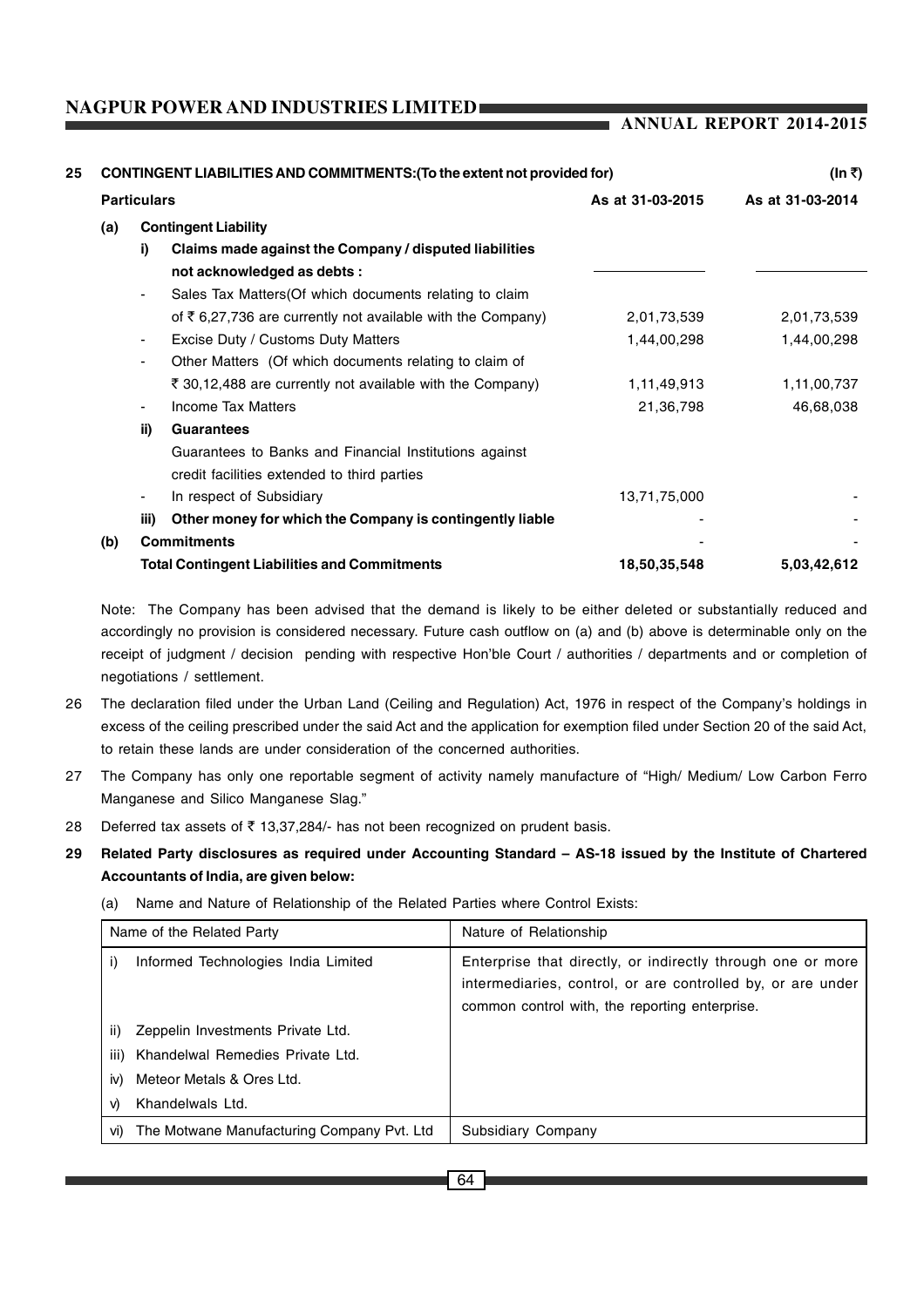**25 CONTINGENT LIABILITIES AND COMMITMENTS:(To the extent not provided for)** **(In ₹)**

| **Particulars** | **As at 31-03-2015** | **As at 31-03-2014** |
|---|---|---|
| **(a) Contingent Liability** | | |
| **i) Claims made against the Company / disputed liabilities not acknowledged as debts :** | | |
| - Sales Tax Matters(Of which documents relating to claim of ₹ 6,27,736 are currently not available with the Company) | 2,01,73,539 | 2,01,73,539 |
| - Excise Duty / Customs Duty Matters | 1,44,00,298 | 1,44,00,298 |
| - Other Matters (Of which documents relating to claim of ₹ 30,12,488 are currently not available with the Company) | 1,11,49,913 | 1,11,00,737 |
| - Income Tax Matters | 21,36,798 | 46,68,038 |
| **ii) Guarantees** | | |
| Guarantees to Banks and Financial Institutions against credit facilities extended to third parties | | |
| - In respect of Subsidiary | 13,71,75,000 | - |
| **iii) Other money for which the Company is contingently liable** | - | - |
| **(b) Commitments** | - | - |
| **Total Contingent Liabilities and Commitments** | **18,50,35,548** | **5,03,42,612** |

Note: The Company has been advised that the demand is likely to be either deleted or substantially reduced and accordingly no provision is considered necessary. Future cash outflow on (a) and (b) above is determinable only on the receipt of judgment / decision pending with respective Hon'ble Court / authorities / departments and or completion of negotiations / settlement.

26 The declaration filed under the Urban Land (Ceiling and Regulation) Act, 1976 in respect of the Company's holdings in excess of the ceiling prescribed under the said Act and the application for exemption filed under Section 20 of the said Act, to retain these lands are under consideration of the concerned authorities.

27 The Company has only one reportable segment of activity namely manufacture of "High/ Medium/ Low Carbon Ferro Manganese and Silico Manganese Slag."

28 Deferred tax assets of ₹ 13,37,284/- has not been recognized on prudent basis.

**29 Related Party disclosures as required under Accounting Standard – AS-18 issued by the Institute of Chartered Accountants of India, are given below:**

(a) Name and Nature of Relationship of the Related Parties where Control Exists:

| Name of the Related Party | Nature of Relationship |
|---|---|
| i) Informed Technologies India Limited | Enterprise that directly, or indirectly through one or more intermediaries, control, or are controlled by, or are under common control with, the reporting enterprise. |
| ii) Zeppelin Investments Private Ltd. | |
| iii) Khandelwal Remedies Private Ltd. | |
| iv) Meteor Metals & Ores Ltd. | |
| v) Khandelwals Ltd. | |
| vi) The Motwane Manufacturing Company Pvt. Ltd | Subsidiary Company |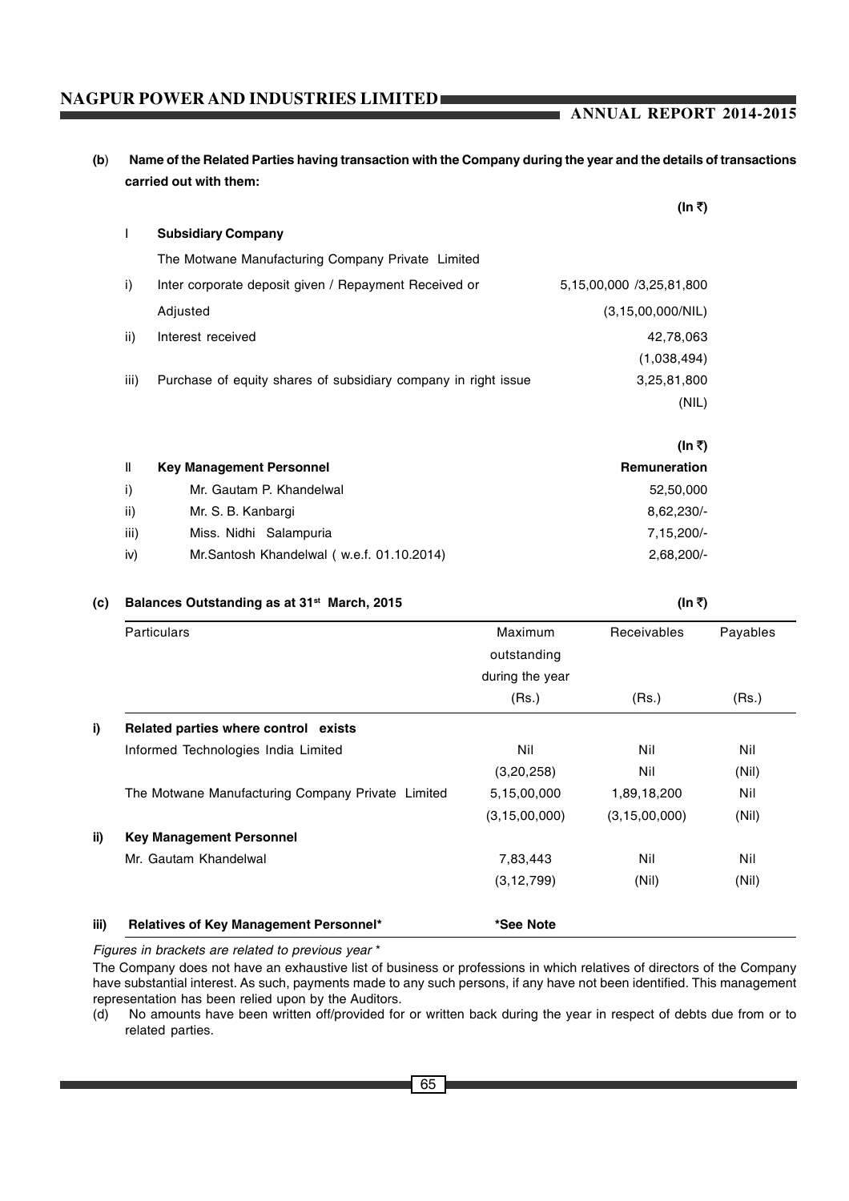**(b) Name of the Related Parties having transaction with the Company during the year and the details of transactions carried out with them:**

| | | (In ₹) |
|---|---|---|
| I | **Subsidiary Company** | |
| | The Motwane Manufacturing Company Private Limited | |
| i) | Inter corporate deposit given / Repayment Received or Adjusted | 5,15,00,000 /3,25,81,800 (3,15,00,000/NIL) |
| ii) | Interest received | 42,78,063 (1,038,494) |
| iii) | Purchase of equity shares of subsidiary company in right issue | 3,25,81,800 (NIL) |

| | | (In ₹) |
|---|---|---|
| II | **Key Management Personnel** | **Remuneration** |
| i) | Mr. Gautam P. Khandelwal | 52,50,000 |
| ii) | Mr. S. B. Kanbargi | 8,62,230/- |
| iii) | Miss. Nidhi Salampuria | 7,15,200/- |
| iv) | Mr.Santosh Khandelwal ( w.e.f. 01.10.2014) | 2,68,200/- |

**(c) Balances Outstanding as at 31st March, 2015** (In ₹)

| | Particulars | Maximum outstanding during the year (Rs.) | Receivables (Rs.) | Payables (Rs.) |
|---|---|---|---|---|
| **i)** | **Related parties where control exists** | | | |
| | Informed Technologies India Limited | Nil | Nil | Nil |
| | | (3,20,258) | Nil | (Nil) |
| | The Motwane Manufacturing Company Private Limited | 5,15,00,000 | 1,89,18,200 | Nil |
| | | (3,15,00,000) | (3,15,00,000) | (Nil) |
| **ii)** | **Key Management Personnel** | | | |
| | Mr. Gautam Khandelwal | 7,83,443 | Nil | Nil |
| | | (3,12,799) | (Nil) | (Nil) |
| **iii)** | **Relatives of Key Management Personnel*** | ***See Note** | | |

*Figures in brackets are related to previous year **

The Company does not have an exhaustive list of business or professions in which relatives of directors of the Company have substantial interest. As such, payments made to any such persons, if any have not been identified. This management representation has been relied upon by the Auditors.

(d) No amounts have been written off/provided for or written back during the year in respect of debts due from or to related parties.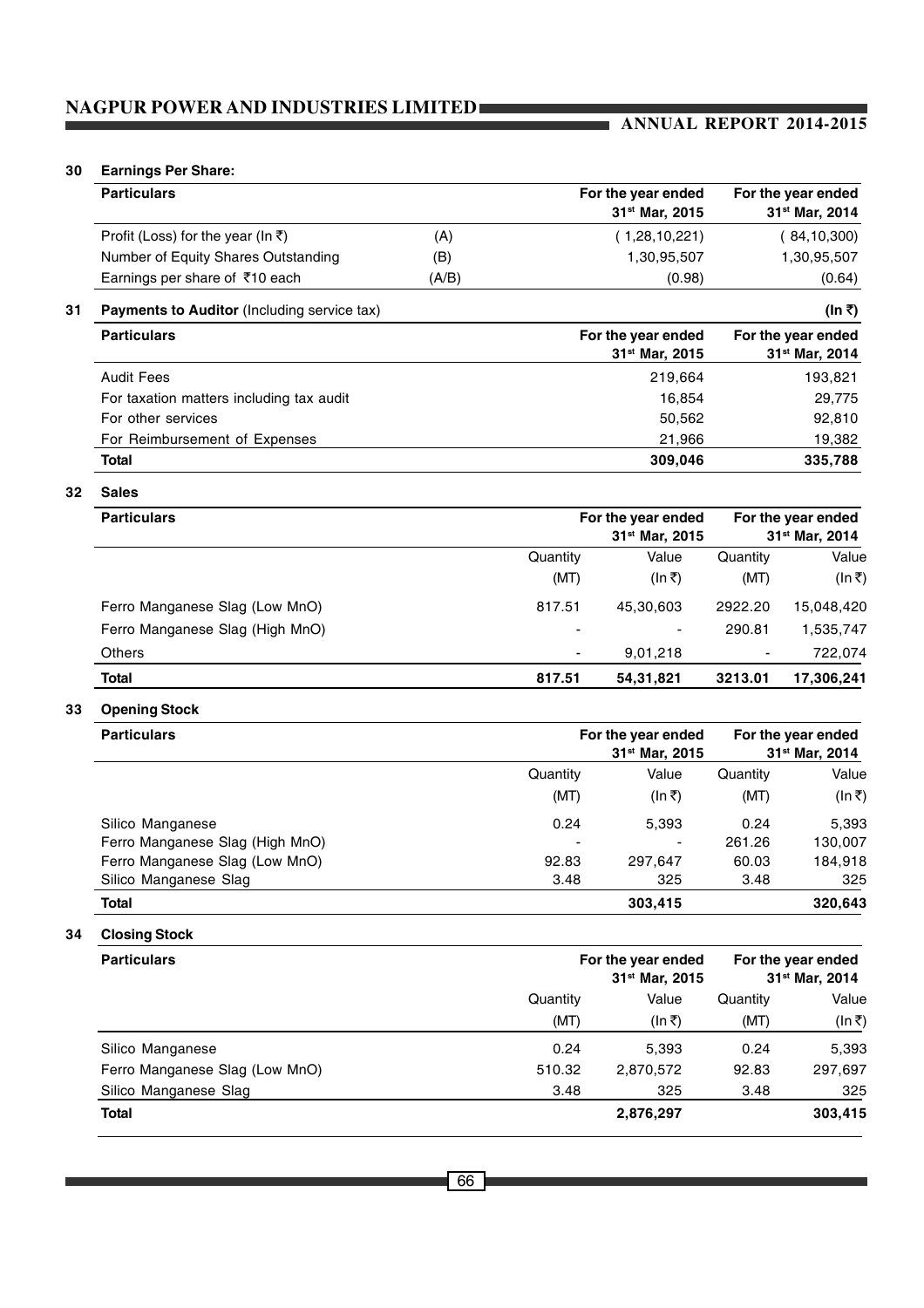## 30 Earnings Per Share:

| Particulars | | For the year ended 31st Mar, 2015 | For the year ended 31st Mar, 2014 |
|---|---|---|---|
| Profit (Loss) for the year (In ₹) | (A) | ( 1,28,10,221) | ( 84,10,300) |
| Number of Equity Shares Outstanding | (B) | 1,30,95,507 | 1,30,95,507 |
| Earnings per share of ₹10 each | (A/B) | (0.98) | (0.64) |

## 31 Payments to Auditor (Including service tax)

(In ₹)

| Particulars | For the year ended 31st Mar, 2015 | For the year ended 31st Mar, 2014 |
|---|---|---|
| Audit Fees | 219,664 | 193,821 |
| For taxation matters including tax audit | 16,854 | 29,775 |
| For other services | 50,562 | 92,810 |
| For Reimbursement of Expenses | 21,966 | 19,382 |
| **Total** | **309,046** | **335,788** |

## 32 Sales

| Particulars | For the year ended 31st Mar, 2015 | | For the year ended 31st Mar, 2014 | |
|---|---|---|---|---|
| | Quantity (MT) | Value (In ₹) | Quantity (MT) | Value (In ₹) |
| Ferro Manganese Slag (Low MnO) | 817.51 | 45,30,603 | 2922.20 | 15,048,420 |
| Ferro Manganese Slag (High MnO) | - | - | 290.81 | 1,535,747 |
| Others | - | 9,01,218 | - | 722,074 |
| **Total** | **817.51** | **54,31,821** | **3213.01** | **17,306,241** |

## 33 Opening Stock

| Particulars | For the year ended 31st Mar, 2015 | | For the year ended 31st Mar, 2014 | |
|---|---|---|---|---|
| | Quantity (MT) | Value (In ₹) | Quantity (MT) | Value (In ₹) |
| Silico Manganese | 0.24 | 5,393 | 0.24 | 5,393 |
| Ferro Manganese Slag (High MnO) | - | - | 261.26 | 130,007 |
| Ferro Manganese Slag (Low MnO) | 92.83 | 297,647 | 60.03 | 184,918 |
| Silico Manganese Slag | 3.48 | 325 | 3.48 | 325 |
| **Total** | | **303,415** | | **320,643** |

## 34 Closing Stock

| Particulars | For the year ended 31st Mar, 2015 | | For the year ended 31st Mar, 2014 | |
|---|---|---|---|---|
| | Quantity (MT) | Value (In ₹) | Quantity (MT) | Value (In ₹) |
| Silico Manganese | 0.24 | 5,393 | 0.24 | 5,393 |
| Ferro Manganese Slag (Low MnO) | 510.32 | 2,870,572 | 92.83 | 297,697 |
| Silico Manganese Slag | 3.48 | 325 | 3.48 | 325 |
| **Total** | | **2,876,297** | | **303,415** |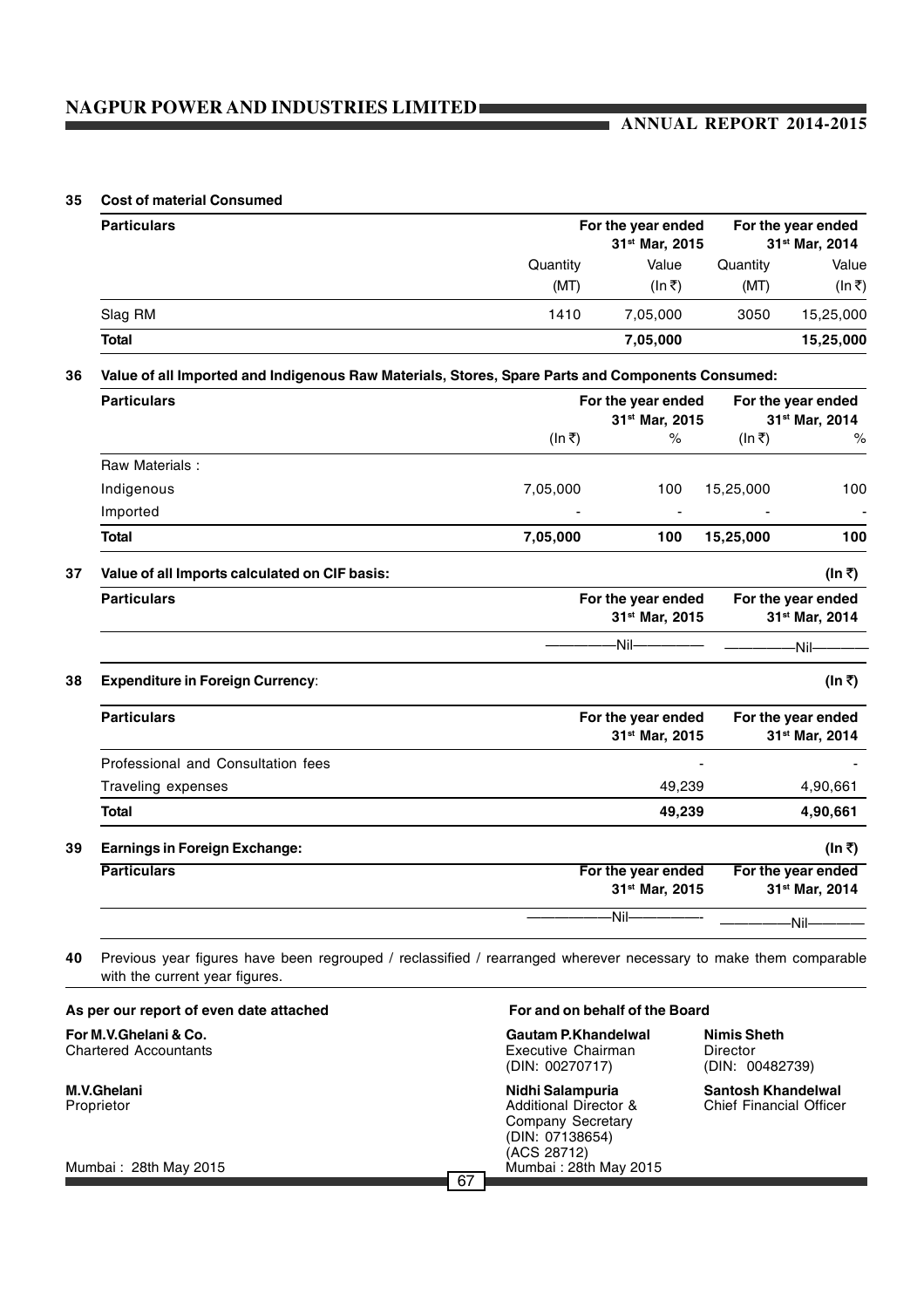**35 Cost of material Consumed**

| Particulars | For the year ended 31st Mar, 2015 | | For the year ended 31st Mar, 2014 | |
|---|---|---|---|---|
| | Quantity (MT) | Value (In ₹) | Quantity (MT) | Value (In ₹) |
| Slag RM | 1410 | 7,05,000 | 3050 | 15,25,000 |
| **Total** | | **7,05,000** | | **15,25,000** |

**36 Value of all Imported and Indigenous Raw Materials, Stores, Spare Parts and Components Consumed:**

| Particulars | For the year ended 31st Mar, 2015 | | For the year ended 31st Mar, 2014 | |
|---|---|---|---|---|
| | (In ₹) | % | (In ₹) | % |
| Raw Materials : | | | | |
| Indigenous | 7,05,000 | 100 | 15,25,000 | 100 |
| Imported | - | - | - | - |
| **Total** | **7,05,000** | **100** | **15,25,000** | **100** |

**37 Value of all Imports calculated on CIF basis:** **(In ₹)**

| Particulars | For the year ended 31st Mar, 2015 | For the year ended 31st Mar, 2014 |
|---|---|---|
| | Nil | Nil |

**38 Expenditure in Foreign Currency**: **(In ₹)**

| Particulars | For the year ended 31st Mar, 2015 | For the year ended 31st Mar, 2014 |
|---|---|---|
| Professional and Consultation fees | - | - |
| Traveling expenses | 49,239 | 4,90,661 |
| **Total** | **49,239** | **4,90,661** |

**39 Earnings in Foreign Exchange:** **(In ₹)**

| Particulars | For the year ended 31st Mar, 2015 | For the year ended 31st Mar, 2014 |
|---|---|---|
| | Nil | Nil |

**40** Previous year figures have been regrouped / reclassified / rearranged wherever necessary to make them comparable with the current year figures.

**As per our report of even date attached**

**For M.V.Ghelani & Co.**
Chartered Accountants

**M.V.Ghelani**
Proprietor

Mumbai : 28th May 2015

**For and on behalf of the Board**

**Gautam P.Khandelwal**
Executive Chairman
(DIN: 00270717)

**Nimis Sheth**
Director
(DIN: 00482739)

**Nidhi Salampuria**
Additional Director &
Company Secretary
(DIN: 07138654)
(ACS 28712)

**Santosh Khandelwal**
Chief Financial Officer

Mumbai : 28th May 2015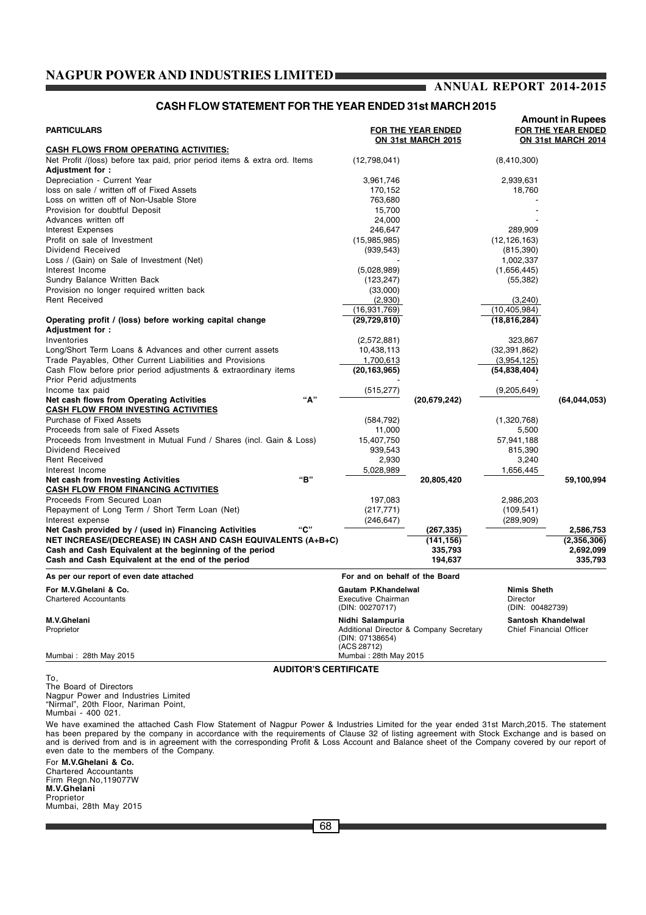## CASH FLOW STATEMENT FOR THE YEAR ENDED 31st MARCH 2015

**Amount in Rupees**

| PARTICULARS | | FOR THE YEAR ENDED ON 31st MARCH 2015 | | FOR THE YEAR ENDED ON 31st MARCH 2014 |
|---|---|---|---|---|
| **CASH FLOWS FROM OPERATING ACTIVITIES:** | | | | |
| Net Profit /(loss) before tax paid, prior period items & extra ord. Items | (12,798,041) | | (8,410,300) | |
| **Adjustment for :** | | | | |
| Depreciation - Current Year | 3,961,746 | | 2,939,631 | |
| loss on sale / written off of Fixed Assets | 170,152 | | 18,760 | |
| Loss on written off of Non-Usable Store | 763,680 | | - | |
| Provision for doubtful Deposit | 15,700 | | - | |
| Advances written off | 24,000 | | - | |
| Interest Expenses | 246,647 | | 289,909 | |
| Profit on sale of Investment | (15,985,985) | | (12,126,163) | |
| Dividend Received | (939,543) | | (815,390) | |
| Loss / (Gain) on Sale of Investment (Net) | - | | 1,002,337 | |
| Interest Income | (5,028,989) | | (1,656,445) | |
| Sundry Balance Written Back | (123,247) | | (55,382) | |
| Provision no longer required written back | (33,000) | | | |
| Rent Received | (2,930) | | (3,240) | |
| | (16,931,769) | | (10,405,984) | |
| **Operating profit / (loss) before working capital change** | **(29,729,810)** | | **(18,816,284)** | |
| **Adjustment for :** | | | | |
| Inventories | (2,572,881) | | 323,867 | |
| Long/Short Term Loans & Advances and other current assets | 10,438,113 | | (32,391,862) | |
| Trade Payables, Other Current Liabilities and Provisions | 1,700,613 | | (3,954,125) | |
| Cash Flow before prior period adjustments & extraordinary items | **(20,163,965)** | | **(54,838,404)** | |
| Prior Perid adjustments | - | | - | |
| Income tax paid | (515,277) | | (9,205,649) | |
| **Net cash flows from Operating Activities "A"** | | **(20,679,242)** | | **(64,044,053)** |
| **CASH FLOW FROM INVESTING ACTIVITIES** | | | | |
| Purchase of Fixed Assets | (584,792) | | (1,320,768) | |
| Proceeds from sale of Fixed Assets | 11,000 | | 5,500 | |
| Proceeds from Investment in Mutual Fund / Shares (incl. Gain & Loss) | 15,407,750 | | 57,941,188 | |
| Dividend Received | 939,543 | | 815,390 | |
| Rent Received | 2,930 | | 3,240 | |
| Interest Income | 5,028,989 | | 1,656,445 | |
| **Net cash from Investing Activities "B"** | | **20,805,420** | | **59,100,994** |
| **CASH FLOW FROM FINANCING ACTIVITIES** | | | | |
| Proceeds From Secured Loan | 197,083 | | 2,986,203 | |
| Repayment of Long Term / Short Term Loan (Net) | (217,771) | | (109,541) | |
| Interest expense | (246,647) | | (289,909) | |
| **Net Cash provided by / (used in) Financing Activities "C"** | | **(267,335)** | | **2,586,753** |
| **NET INCREASE/(DECREASE) IN CASH AND CASH EQUIVALENTS (A+B+C)** | | **(141,156)** | | **(2,356,306)** |
| **Cash and Cash Equivalent at the beginning of the period** | | **335,793** | | **2,692,099** |
| **Cash and Cash Equivalent at the end of the period** | | **194,637** | | **335,793** |

**As per our report of even date attached**

**For M.V.Ghelani & Co.**
Chartered Accountants

**M.V.Ghelani**
Proprietor

Mumbai : 28th May 2015

**For and on behalf of the Board**

**Gautam P.Khandelwal**
Executive Chairman
(DIN: 00270717)

**Nimis Sheth**
Director
(DIN: 00482739)

**Nidhi Salampuria**
Additional Director & Company Secretary
(DIN: 07138654)
(ACS 28712)
Mumbai : 28th May 2015

**Santosh Khandelwal**
Chief Financial Officer

### AUDITOR'S CERTIFICATE

To,
The Board of Directors
Nagpur Power and Industries Limited
"Nirmal", 20th Floor, Nariman Point,
Mumbai - 400 021.

We have examined the attached Cash Flow Statement of Nagpur Power & Industries Limited for the year ended 31st March,2015. The statement has been prepared by the company in accordance with the requirements of Clause 32 of listing agreement with Stock Exchange and is based on and is derived from and is in agreement with the corresponding Profit & Loss Account and Balance sheet of the Company covered by our report of even date to the members of the Company.

For **M.V.Ghelani & Co.**
Chartered Accountants
Firm Regn.No,119077W
**M.V.Ghelani**
Proprietor
Mumbai, 28th May 2015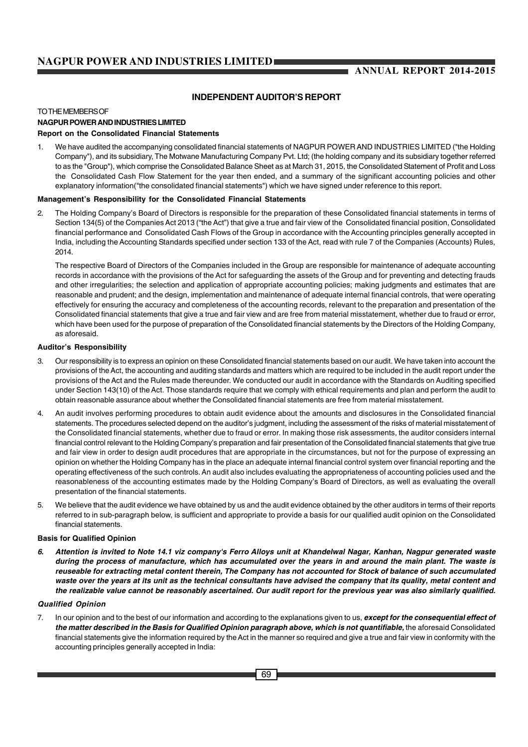## INDEPENDENT AUDITOR'S REPORT

TO THE MEMBERS OF

**NAGPUR POWER AND INDUSTRIES LIMITED**

**Report on the Consolidated Financial Statements**

1. We have audited the accompanying consolidated financial statements of NAGPUR POWER AND INDUSTRIES LIMITED ("the Holding Company"), and its subsidiary, The Motwane Manufacturing Company Pvt. Ltd; (the holding company and its subsidiary together referred to as the "Group"), which comprise the Consolidated Balance Sheet as at March 31, 2015, the Consolidated Statement of Profit and Loss the Consolidated Cash Flow Statement for the year then ended, and a summary of the significant accounting policies and other explanatory information("the consolidated financial statements") which we have signed under reference to this report.

**Management's Responsibility for the Consolidated Financial Statements**

2. The Holding Company's Board of Directors is responsible for the preparation of these Consolidated financial statements in terms of Section 134(5) of the Companies Act 2013 ("the Act") that give a true and fair view of the Consolidated financial position, Consolidated financial performance and Consolidated Cash Flows of the Group in accordance with the Accounting principles generally accepted in India, including the Accounting Standards specified under section 133 of the Act, read with rule 7 of the Companies (Accounts) Rules, 2014.

   The respective Board of Directors of the Companies included in the Group are responsible for maintenance of adequate accounting records in accordance with the provisions of the Act for safeguarding the assets of the Group and for preventing and detecting frauds and other irregularities; the selection and application of appropriate accounting policies; making judgments and estimates that are reasonable and prudent; and the design, implementation and maintenance of adequate internal financial controls, that were operating effectively for ensuring the accuracy and completeness of the accounting records, relevant to the preparation and presentation of the Consolidated financial statements that give a true and fair view and are free from material misstatement, whether due to fraud or error, which have been used for the purpose of preparation of the Consolidated financial statements by the Directors of the Holding Company, as aforesaid.

**Auditor's Responsibility**

3. Our responsibility is to express an opinion on these Consolidated financial statements based on our audit. We have taken into account the provisions of the Act, the accounting and auditing standards and matters which are required to be included in the audit report under the provisions of the Act and the Rules made thereunder. We conducted our audit in accordance with the Standards on Auditing specified under Section 143(10) of the Act. Those standards require that we comply with ethical requirements and plan and perform the audit to obtain reasonable assurance about whether the Consolidated financial statements are free from material misstatement.

4. An audit involves performing procedures to obtain audit evidence about the amounts and disclosures in the Consolidated financial statements. The procedures selected depend on the auditor's judgment, including the assessment of the risks of material misstatement of the Consolidated financial statements, whether due to fraud or error. In making those risk assessments, the auditor considers internal financial control relevant to the Holding Company's preparation and fair presentation of the Consolidated financial statements that give true and fair view in order to design audit procedures that are appropriate in the circumstances, but not for the purpose of expressing an opinion on whether the Holding Company has in the place an adequate internal financial control system over financial reporting and the operating effectiveness of the such controls. An audit also includes evaluating the appropriateness of accounting policies used and the reasonableness of the accounting estimates made by the Holding Company's Board of Directors, as well as evaluating the overall presentation of the financial statements.

5. We believe that the audit evidence we have obtained by us and the audit evidence obtained by the other auditors in terms of their reports referred to in sub-paragraph below, is sufficient and appropriate to provide a basis for our qualified audit opinion on the Consolidated financial statements.

**Basis for Qualified Opinion**

6. ***Attention is invited to Note 14.1 viz company's Ferro Alloys unit at Khandelwal Nagar, Kanhan, Nagpur generated waste during the process of manufacture, which has accumulated over the years in and around the main plant. The waste is reuseable for extracting metal content therein, The Company has not accounted for Stock of balance of such accumulated waste over the years at its unit as the technical consultants have advised the company that its quality, metal content and the realizable value cannot be reasonably ascertained. Our audit report for the previous year was also similarly qualified.***

***Qualified Opinion***

7. In our opinion and to the best of our information and according to the explanations given to us, ***except for the consequential effect of the matter described in the Basis for Qualified Opinion paragraph above, which is not quantifiable,*** the aforesaid Consolidated financial statements give the information required by the Act in the manner so required and give a true and fair view in conformity with the accounting principles generally accepted in India: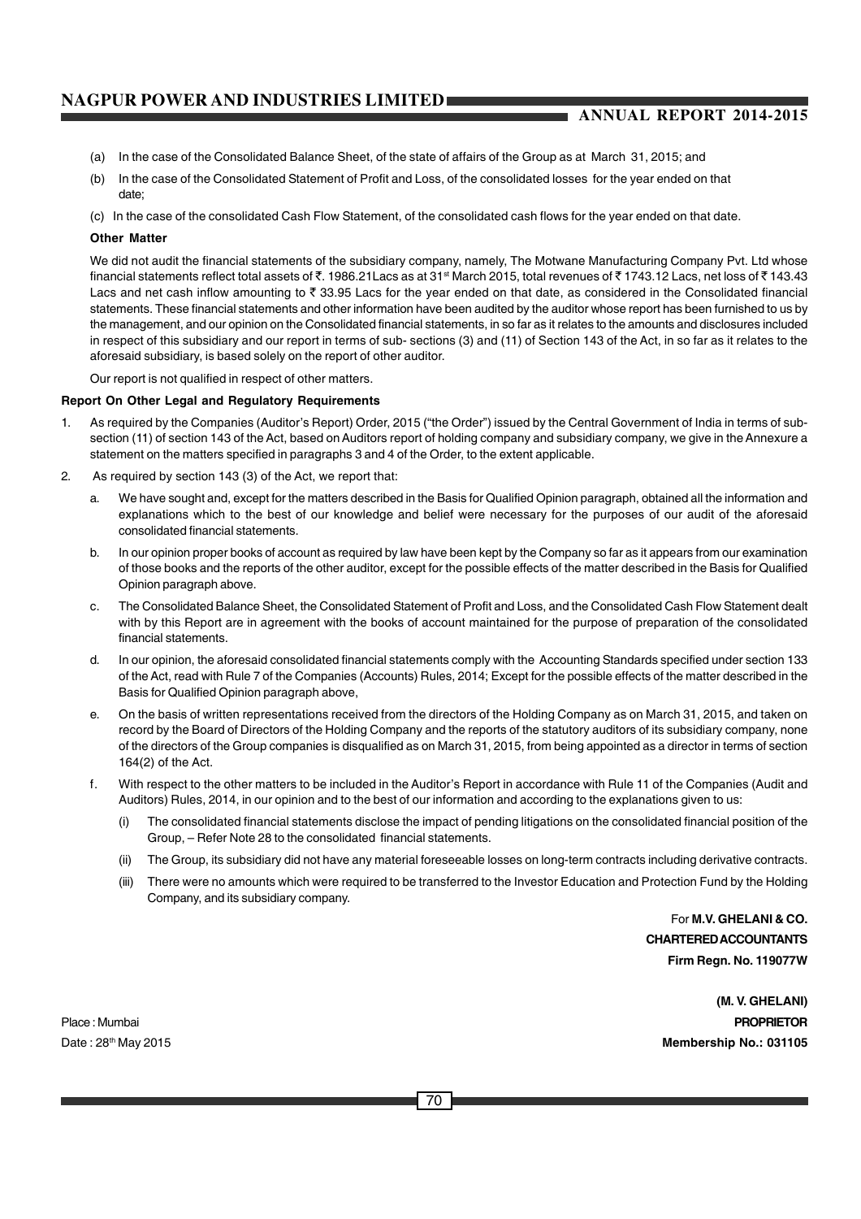(a) In the case of the Consolidated Balance Sheet, of the state of affairs of the Group as at March 31, 2015; and

(b) In the case of the Consolidated Statement of Profit and Loss, of the consolidated losses for the year ended on that date;

(c) In the case of the consolidated Cash Flow Statement, of the consolidated cash flows for the year ended on that date.

**Other Matter**

We did not audit the financial statements of the subsidiary company, namely, The Motwane Manufacturing Company Pvt. Ltd whose financial statements reflect total assets of ₹. 1986.21Lacs as at 31st March 2015, total revenues of ₹ 1743.12 Lacs, net loss of ₹ 143.43 Lacs and net cash inflow amounting to ₹ 33.95 Lacs for the year ended on that date, as considered in the Consolidated financial statements. These financial statements and other information have been audited by the auditor whose report has been furnished to us by the management, and our opinion on the Consolidated financial statements, in so far as it relates to the amounts and disclosures included in respect of this subsidiary and our report in terms of sub- sections (3) and (11) of Section 143 of the Act, in so far as it relates to the aforesaid subsidiary, is based solely on the report of other auditor.

Our report is not qualified in respect of other matters.

**Report On Other Legal and Regulatory Requirements**

1. As required by the Companies (Auditor's Report) Order, 2015 ("the Order") issued by the Central Government of India in terms of sub-section (11) of section 143 of the Act, based on Auditors report of holding company and subsidiary company, we give in the Annexure a statement on the matters specified in paragraphs 3 and 4 of the Order, to the extent applicable.

2. As required by section 143 (3) of the Act, we report that:

   a. We have sought and, except for the matters described in the Basis for Qualified Opinion paragraph, obtained all the information and explanations which to the best of our knowledge and belief were necessary for the purposes of our audit of the aforesaid consolidated financial statements.

   b. In our opinion proper books of account as required by law have been kept by the Company so far as it appears from our examination of those books and the reports of the other auditor, except for the possible effects of the matter described in the Basis for Qualified Opinion paragraph above.

   c. The Consolidated Balance Sheet, the Consolidated Statement of Profit and Loss, and the Consolidated Cash Flow Statement dealt with by this Report are in agreement with the books of account maintained for the purpose of preparation of the consolidated financial statements.

   d. In our opinion, the aforesaid consolidated financial statements comply with the Accounting Standards specified under section 133 of the Act, read with Rule 7 of the Companies (Accounts) Rules, 2014; Except for the possible effects of the matter described in the Basis for Qualified Opinion paragraph above,

   e. On the basis of written representations received from the directors of the Holding Company as on March 31, 2015, and taken on record by the Board of Directors of the Holding Company and the reports of the statutory auditors of its subsidiary company, none of the directors of the Group companies is disqualified as on March 31, 2015, from being appointed as a director in terms of section 164(2) of the Act.

   f. With respect to the other matters to be included in the Auditor's Report in accordance with Rule 11 of the Companies (Audit and Auditors) Rules, 2014, in our opinion and to the best of our information and according to the explanations given to us:

      (i) The consolidated financial statements disclose the impact of pending litigations on the consolidated financial position of the Group, – Refer Note 28 to the consolidated financial statements.

      (ii) The Group, its subsidiary did not have any material foreseeable losses on long-term contracts including derivative contracts.

      (iii) There were no amounts which were required to be transferred to the Investor Education and Protection Fund by the Holding Company, and its subsidiary company.

For **M.V. GHELANI & CO.**
**CHARTERED ACCOUNTANTS**
**Firm Regn. No. 119077W**

**(M. V. GHELANI)**
**PROPRIETOR**
**Membership No.: 031105**

Place : Mumbai
Date : 28th May 2015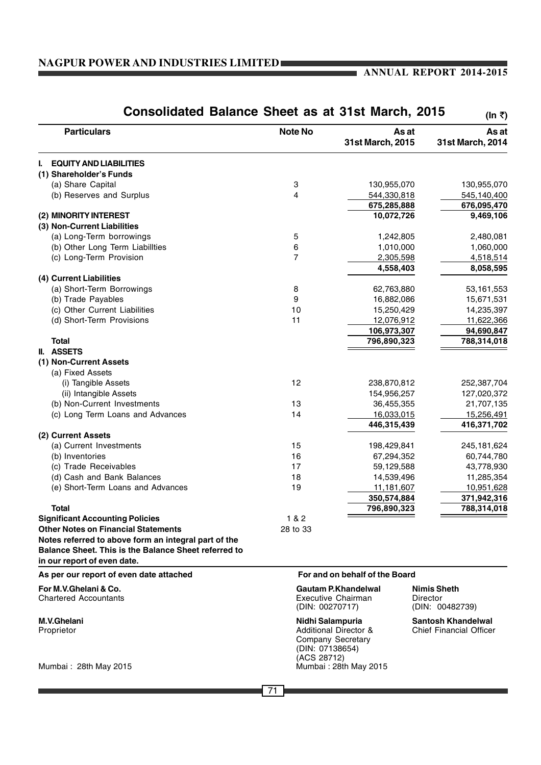# Consolidated Balance Sheet as at 31st March, 2015

(In ₹)

| Particulars | Note No | As at 31st March, 2015 | As at 31st March, 2014 |
|---|---|---|---|
| **I. EQUITY AND LIABILITIES** | | | |
| **(1) Shareholder's Funds** | | | |
| (a) Share Capital | 3 | 130,955,070 | 130,955,070 |
| (b) Reserves and Surplus | 4 | 544,330,818 | 545,140,400 |
| | | **675,285,888** | **676,095,470** |
| **(2) MINORITY INTEREST** | | **10,072,726** | **9,469,106** |
| **(3) Non-Current Liabilities** | | | |
| (a) Long-Term borrowings | 5 | 1,242,805 | 2,480,081 |
| (b) Other Long Term Liabillties | 6 | 1,010,000 | 1,060,000 |
| (c) Long-Term Provision | 7 | 2,305,598 | 4,518,514 |
| | | **4,558,403** | **8,058,595** |
| **(4) Current Liabilities** | | | |
| (a) Short-Term Borrowings | 8 | 62,763,880 | 53,161,553 |
| (b) Trade Payables | 9 | 16,882,086 | 15,671,531 |
| (c) Other Current Liabilities | 10 | 15,250,429 | 14,235,397 |
| (d) Short-Term Provisions | 11 | 12,076,912 | 11,622,366 |
| | | **106,973,307** | **94,690,847** |
| **Total** | | **796,890,323** | **788,314,018** |
| **II. ASSETS** | | | |
| **(1) Non-Current Assets** | | | |
| (a) Fixed Assets | | | |
| (i) Tangible Assets | 12 | 238,870,812 | 252,387,704 |
| (ii) Intangible Assets | | 154,956,257 | 127,020,372 |
| (b) Non-Current Investments | 13 | 36,455,355 | 21,707,135 |
| (c) Long Term Loans and Advances | 14 | 16,033,015 | 15,256,491 |
| | | **446,315,439** | **416,371,702** |
| **(2) Current Assets** | | | |
| (a) Current Investments | 15 | 198,429,841 | 245,181,624 |
| (b) Inventories | 16 | 67,294,352 | 60,744,780 |
| (c) Trade Receivables | 17 | 59,129,588 | 43,778,930 |
| (d) Cash and Bank Balances | 18 | 14,539,496 | 11,285,354 |
| (e) Short-Term Loans and Advances | 19 | 11,181,607 | 10,951,628 |
| | | **350,574,884** | **371,942,316** |
| **Total** | | **796,890,323** | **788,314,018** |
| **Significant Accounting Policies** | 1 & 2 | | |
| **Other Notes on Financial Statements** | 28 to 33 | | |

**Notes referred to above form an integral part of the Balance Sheet. This is the Balance Sheet referred to in our report of even date.**

**As per our report of even date attached**

**For M.V.Ghelani & Co.**
Chartered Accountants

**M.V.Ghelani**
Proprietor

Mumbai : 28th May 2015

**For and on behalf of the Board**

**Gautam P.Khandelwal**
Executive Chairman
(DIN: 00270717)

**Nimis Sheth**
Director
(DIN: 00482739)

**Nidhi Salampuria**
Additional Director &
Company Secretary
(DIN: 07138654)
(ACS 28712)

**Santosh Khandelwal**
Chief Financial Officer

Mumbai : 28th May 2015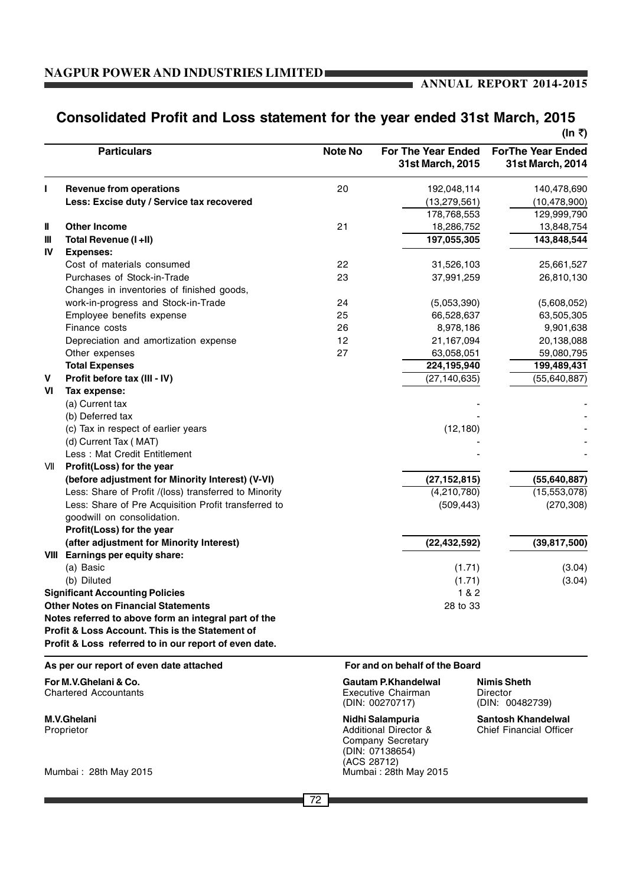# Consolidated Profit and Loss statement for the year ended 31st March, 2015

(In ₹)

| | Particulars | Note No | For The Year Ended 31st March, 2015 | ForThe Year Ended 31st March, 2014 |
|---|---|---|---|---|
| I | **Revenue from operations** | 20 | 192,048,114 | 140,478,690 |
| | **Less: Excise duty / Service tax recovered** | | (13,279,561) | (10,478,900) |
| | | | 178,768,553 | 129,999,790 |
| II | **Other Income** | 21 | 18,286,752 | 13,848,754 |
| III | **Total Revenue (I +II)** | | **197,055,305** | **143,848,544** |
| IV | **Expenses:** | | | |
| | Cost of materials consumed | 22 | 31,526,103 | 25,661,527 |
| | Purchases of Stock-in-Trade | 23 | 37,991,259 | 26,810,130 |
| | Changes in inventories of finished goods, work-in-progress and Stock-in-Trade | 24 | (5,053,390) | (5,608,052) |
| | Employee benefits expense | 25 | 66,528,637 | 63,505,305 |
| | Finance costs | 26 | 8,978,186 | 9,901,638 |
| | Depreciation and amortization expense | 12 | 21,167,094 | 20,138,088 |
| | Other expenses | 27 | 63,058,051 | 59,080,795 |
| | **Total Expenses** | | **224,195,940** | **199,489,431** |
| V | **Profit before tax (III - IV)** | | (27,140,635) | (55,640,887) |
| VI | **Tax expense:** | | | |
| | (a) Current tax | | - | - |
| | (b) Deferred tax | | - | - |
| | (c) Tax in respect of earlier years | | (12,180) | - |
| | (d) Current Tax ( MAT) | | - | - |
| | Less : Mat Credit Entitlement | | - | - |
| VII | **Profit(Loss) for the year (before adjustment for Minority Interest) (V-VI)** | | **(27,152,815)** | **(55,640,887)** |
| | Less: Share of Profit /(loss) transferred to Minority | | (4,210,780) | (15,553,078) |
| | Less: Share of Pre Acquisition Profit transferred to goodwill on consolidation. | | (509,443) | (270,308) |
| | **Profit(Loss) for the year (after adjustment for Minority Interest)** | | **(22,432,592)** | **(39,817,500)** |
| VIII | **Earnings per equity share:** | | | |
| | (a) Basic | | (1.71) | (3.04) |
| | (b) Diluted | | (1.71) | (3.04) |
| | **Significant Accounting Policies** | | 1 & 2 | |
| | **Other Notes on Financial Statements** | | 28 to 33 | |

**Notes referred to above form an integral part of the Profit & Loss Account. This is the Statement of Profit & Loss referred to in our report of even date.**

**As per our report of even date attached**

**For M.V.Ghelani & Co.**
Chartered Accountants

**M.V.Ghelani**
Proprietor

Mumbai : 28th May 2015

**For and on behalf of the Board**

**Gautam P.Khandelwal**
Executive Chairman
(DIN: 00270717)

**Nimis Sheth**
Director
(DIN: 00482739)

**Nidhi Salampuria**
Additional Director & Company Secretary
(DIN: 07138654)
(ACS 28712)

**Santosh Khandelwal**
Chief Financial Officer

Mumbai : 28th May 2015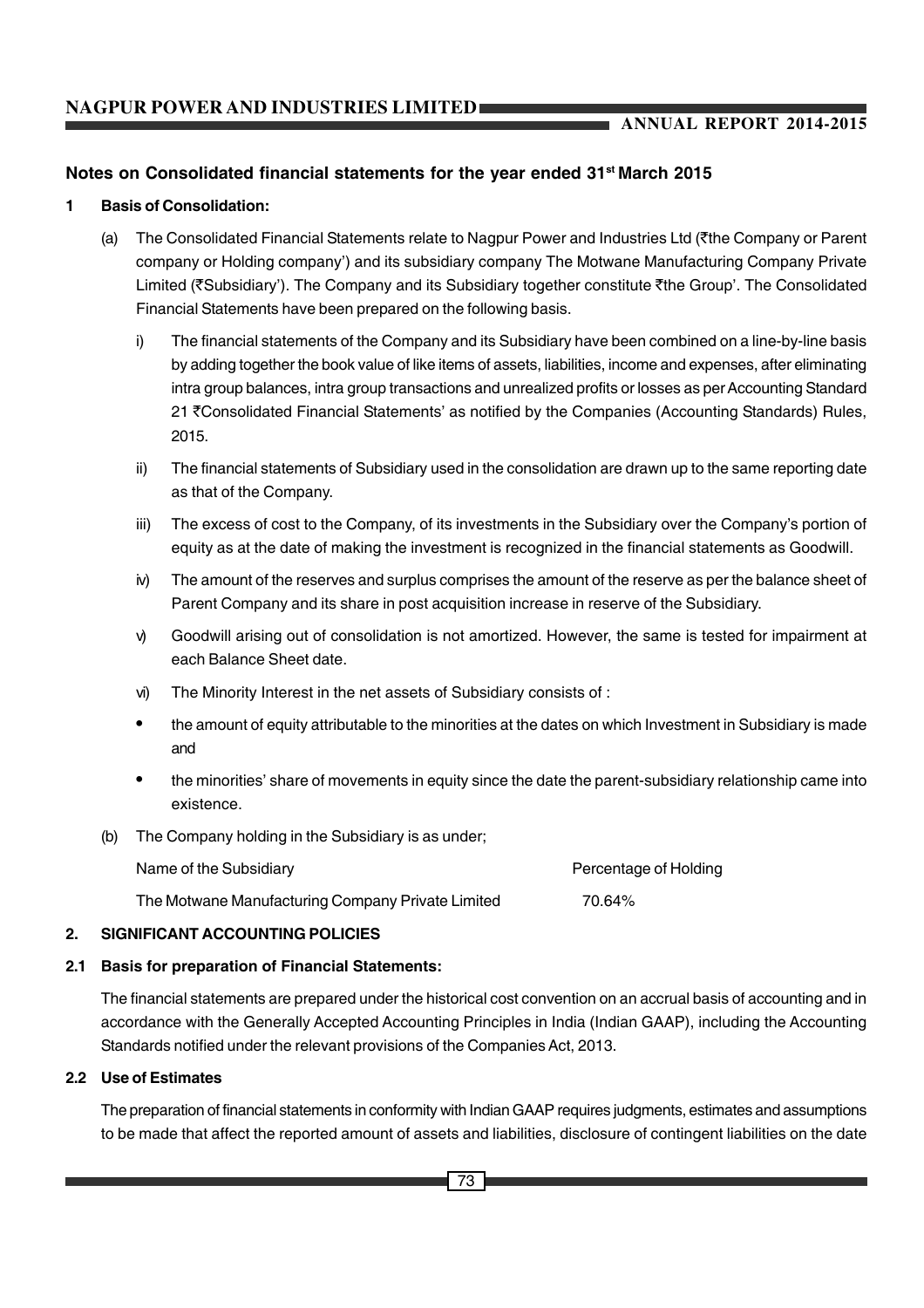## Notes on Consolidated financial statements for the year ended 31st March 2015

### 1 Basis of Consolidation:

(a) The Consolidated Financial Statements relate to Nagpur Power and Industries Ltd (₹the Company or Parent company or Holding company') and its subsidiary company The Motwane Manufacturing Company Private Limited (₹Subsidiary'). The Company and its Subsidiary together constitute ₹the Group'. The Consolidated Financial Statements have been prepared on the following basis.

i) The financial statements of the Company and its Subsidiary have been combined on a line-by-line basis by adding together the book value of like items of assets, liabilities, income and expenses, after eliminating intra group balances, intra group transactions and unrealized profits or losses as per Accounting Standard 21 ₹Consolidated Financial Statements' as notified by the Companies (Accounting Standards) Rules, 2015.

ii) The financial statements of Subsidiary used in the consolidation are drawn up to the same reporting date as that of the Company.

iii) The excess of cost to the Company, of its investments in the Subsidiary over the Company's portion of equity as at the date of making the investment is recognized in the financial statements as Goodwill.

iv) The amount of the reserves and surplus comprises the amount of the reserve as per the balance sheet of Parent Company and its share in post acquisition increase in reserve of the Subsidiary.

v) Goodwill arising out of consolidation is not amortized. However, the same is tested for impairment at each Balance Sheet date.

vi) The Minority Interest in the net assets of Subsidiary consists of :

- the amount of equity attributable to the minorities at the dates on which Investment in Subsidiary is made and
- the minorities' share of movements in equity since the date the parent-subsidiary relationship came into existence.

(b) The Company holding in the Subsidiary is as under;

| Name of the Subsidiary | Percentage of Holding |
|---|---|
| The Motwane Manufacturing Company Private Limited | 70.64% |

### 2. SIGNIFICANT ACCOUNTING POLICIES

#### 2.1 Basis for preparation of Financial Statements:

The financial statements are prepared under the historical cost convention on an accrual basis of accounting and in accordance with the Generally Accepted Accounting Principles in India (Indian GAAP), including the Accounting Standards notified under the relevant provisions of the Companies Act, 2013.

#### 2.2 Use of Estimates

The preparation of financial statements in conformity with Indian GAAP requires judgments, estimates and assumptions to be made that affect the reported amount of assets and liabilities, disclosure of contingent liabilities on the date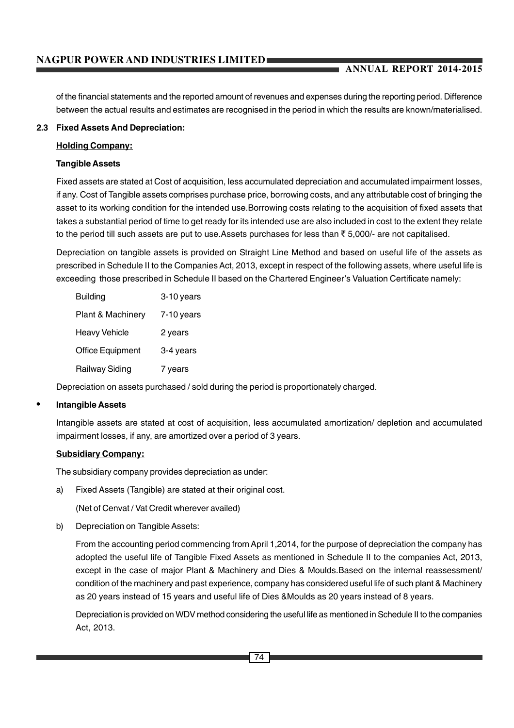of the financial statements and the reported amount of revenues and expenses during the reporting period. Difference between the actual results and estimates are recognised in the period in which the results are known/materialised.

**2.3 Fixed Assets And Depreciation:**

**Holding Company:**

**Tangible Assets**

Fixed assets are stated at Cost of acquisition, less accumulated depreciation and accumulated impairment losses, if any. Cost of Tangible assets comprises purchase price, borrowing costs, and any attributable cost of bringing the asset to its working condition for the intended use.Borrowing costs relating to the acquisition of fixed assets that takes a substantial period of time to get ready for its intended use are also included in cost to the extent they relate to the period till such assets are put to use.Assets purchases for less than ₹ 5,000/- are not capitalised.

Depreciation on tangible assets is provided on Straight Line Method and based on useful life of the assets as prescribed in Schedule II to the Companies Act, 2013, except in respect of the following assets, where useful life is exceeding those prescribed in Schedule II based on the Chartered Engineer's Valuation Certificate namely:

| | |
|---|---|
| Building | 3-10 years |
| Plant & Machinery | 7-10 years |
| Heavy Vehicle | 2 years |
| Office Equipment | 3-4 years |
| Railway Siding | 7 years |

Depreciation on assets purchased / sold during the period is proportionately charged.

- **Intangible Assets**

Intangible assets are stated at cost of acquisition, less accumulated amortization/ depletion and accumulated impairment losses, if any, are amortized over a period of 3 years.

**Subsidiary Company:**

The subsidiary company provides depreciation as under:

a) Fixed Assets (Tangible) are stated at their original cost.

(Net of Cenvat / Vat Credit wherever availed)

b) Depreciation on Tangible Assets:

From the accounting period commencing from April 1,2014, for the purpose of depreciation the company has adopted the useful life of Tangible Fixed Assets as mentioned in Schedule II to the companies Act, 2013, except in the case of major Plant & Machinery and Dies & Moulds.Based on the internal reassessment/ condition of the machinery and past experience, company has considered useful life of such plant & Machinery as 20 years instead of 15 years and useful life of Dies &Moulds as 20 years instead of 8 years.

Depreciation is provided on WDV method considering the useful life as mentioned in Schedule II to the companies Act, 2013.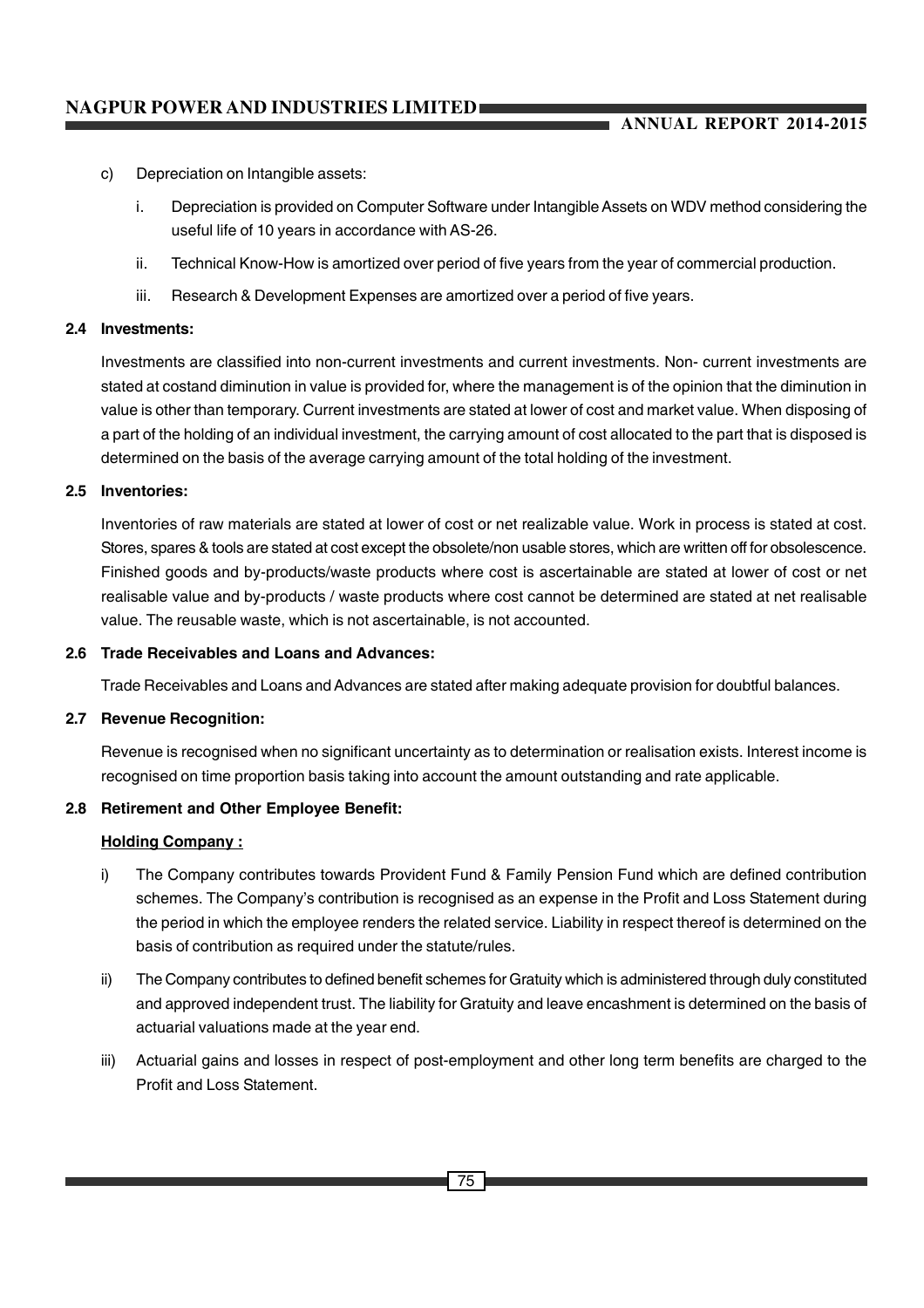c) Depreciation on Intangible assets:

   i. Depreciation is provided on Computer Software under Intangible Assets on WDV method considering the useful life of 10 years in accordance with AS-26.

   ii. Technical Know-How is amortized over period of five years from the year of commercial production.

   iii. Research & Development Expenses are amortized over a period of five years.

**2.4 Investments:**

Investments are classified into non-current investments and current investments. Non- current investments are stated at costand diminution in value is provided for, where the management is of the opinion that the diminution in value is other than temporary. Current investments are stated at lower of cost and market value. When disposing of a part of the holding of an individual investment, the carrying amount of cost allocated to the part that is disposed is determined on the basis of the average carrying amount of the total holding of the investment.

**2.5 Inventories:**

Inventories of raw materials are stated at lower of cost or net realizable value. Work in process is stated at cost. Stores, spares & tools are stated at cost except the obsolete/non usable stores, which are written off for obsolescence. Finished goods and by-products/waste products where cost is ascertainable are stated at lower of cost or net realisable value and by-products / waste products where cost cannot be determined are stated at net realisable value. The reusable waste, which is not ascertainable, is not accounted.

**2.6 Trade Receivables and Loans and Advances:**

Trade Receivables and Loans and Advances are stated after making adequate provision for doubtful balances.

**2.7 Revenue Recognition:**

Revenue is recognised when no significant uncertainty as to determination or realisation exists. Interest income is recognised on time proportion basis taking into account the amount outstanding and rate applicable.

**2.8 Retirement and Other Employee Benefit:**

**<u>Holding Company :</u>**

i) The Company contributes towards Provident Fund & Family Pension Fund which are defined contribution schemes. The Company's contribution is recognised as an expense in the Profit and Loss Statement during the period in which the employee renders the related service. Liability in respect thereof is determined on the basis of contribution as required under the statute/rules.

ii) The Company contributes to defined benefit schemes for Gratuity which is administered through duly constituted and approved independent trust. The liability for Gratuity and leave encashment is determined on the basis of actuarial valuations made at the year end.

iii) Actuarial gains and losses in respect of post-employment and other long term benefits are charged to the Profit and Loss Statement.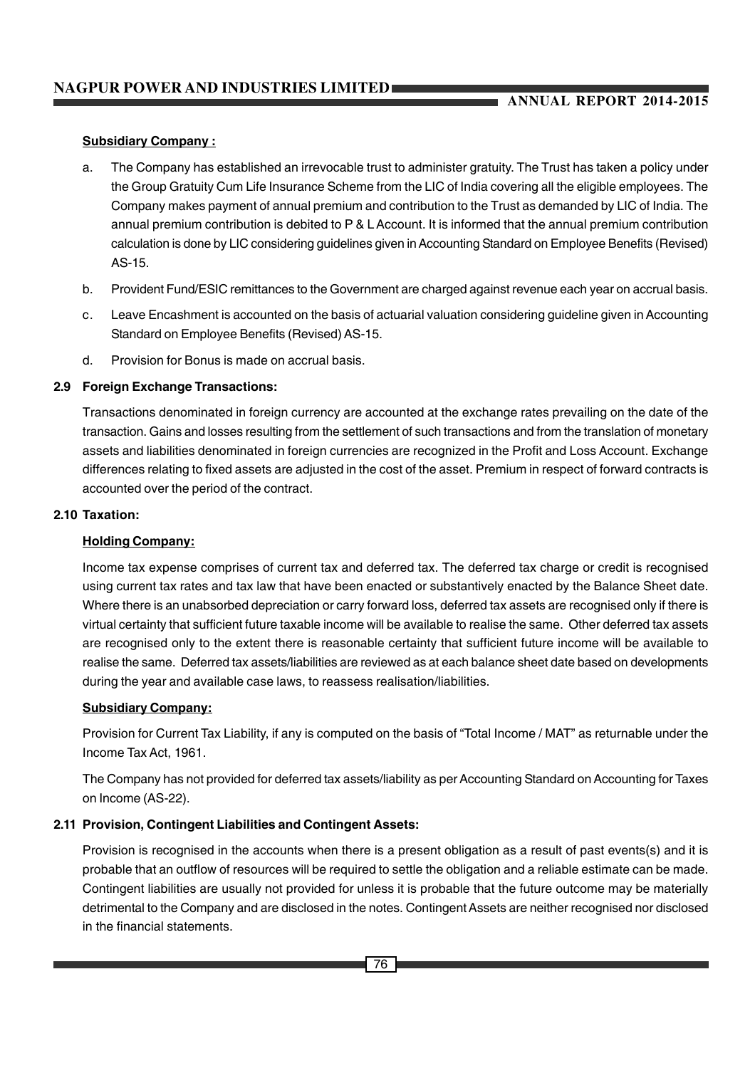**Subsidiary Company :**

a. The Company has established an irrevocable trust to administer gratuity. The Trust has taken a policy under the Group Gratuity Cum Life Insurance Scheme from the LIC of India covering all the eligible employees. The Company makes payment of annual premium and contribution to the Trust as demanded by LIC of India. The annual premium contribution is debited to P & L Account. It is informed that the annual premium contribution calculation is done by LIC considering guidelines given in Accounting Standard on Employee Benefits (Revised) AS-15.

b. Provident Fund/ESIC remittances to the Government are charged against revenue each year on accrual basis.

c. Leave Encashment is accounted on the basis of actuarial valuation considering guideline given in Accounting Standard on Employee Benefits (Revised) AS-15.

d. Provision for Bonus is made on accrual basis.

### 2.9 Foreign Exchange Transactions:

Transactions denominated in foreign currency are accounted at the exchange rates prevailing on the date of the transaction. Gains and losses resulting from the settlement of such transactions and from the translation of monetary assets and liabilities denominated in foreign currencies are recognized in the Profit and Loss Account. Exchange differences relating to fixed assets are adjusted in the cost of the asset. Premium in respect of forward contracts is accounted over the period of the contract.

### 2.10 Taxation:

**Holding Company:**

Income tax expense comprises of current tax and deferred tax. The deferred tax charge or credit is recognised using current tax rates and tax law that have been enacted or substantively enacted by the Balance Sheet date. Where there is an unabsorbed depreciation or carry forward loss, deferred tax assets are recognised only if there is virtual certainty that sufficient future taxable income will be available to realise the same. Other deferred tax assets are recognised only to the extent there is reasonable certainty that sufficient future income will be available to realise the same. Deferred tax assets/liabilities are reviewed as at each balance sheet date based on developments during the year and available case laws, to reassess realisation/liabilities.

**Subsidiary Company:**

Provision for Current Tax Liability, if any is computed on the basis of "Total Income / MAT" as returnable under the Income Tax Act, 1961.

The Company has not provided for deferred tax assets/liability as per Accounting Standard on Accounting for Taxes on Income (AS-22).

### 2.11 Provision, Contingent Liabilities and Contingent Assets:

Provision is recognised in the accounts when there is a present obligation as a result of past events(s) and it is probable that an outflow of resources will be required to settle the obligation and a reliable estimate can be made. Contingent liabilities are usually not provided for unless it is probable that the future outcome may be materially detrimental to the Company and are disclosed in the notes. Contingent Assets are neither recognised nor disclosed in the financial statements.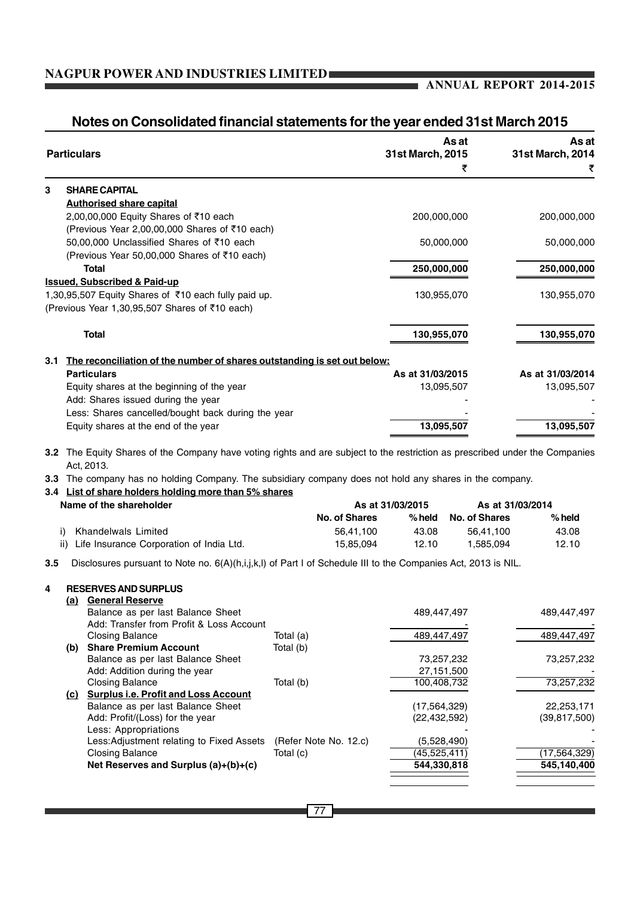## Notes on Consolidated financial statements for the year ended 31st March 2015

| | Particulars | As at 31st March, 2015 ₹ | As at 31st March, 2014 ₹ |
|---|---|---|---|
| **3** | **SHARE CAPITAL** | | |
| | **Authorised share capital** | | |
| | 2,00,00,000 Equity Shares of ₹10 each (Previous Year 2,00,00,000 Shares of ₹10 each) | 200,000,000 | 200,000,000 |
| | 50,00,000 Unclassified Shares of ₹10 each (Previous Year 50,00,000 Shares of ₹10 each) | 50,000,000 | 50,000,000 |
| | **Total** | **250,000,000** | **250,000,000** |
| | **Issued, Subscribed & Paid-up** | | |
| | 1,30,95,507 Equity Shares of ₹10 each fully paid up. (Previous Year 1,30,95,507 Shares of ₹10 each) | 130,955,070 | 130,955,070 |
| | **Total** | **130,955,070** | **130,955,070** |

**3.1 The reconciliation of the number of shares outstanding is set out below:**

| Particulars | As at 31/03/2015 | As at 31/03/2014 |
|---|---|---|
| Equity shares at the beginning of the year | 13,095,507 | 13,095,507 |
| Add: Shares issued during the year | - | - |
| Less: Shares cancelled/bought back during the year | - | - |
| Equity shares at the end of the year | **13,095,507** | **13,095,507** |

**3.2** The Equity Shares of the Company have voting rights and are subject to the restriction as prescribed under the Companies Act, 2013.

**3.3** The company has no holding Company. The subsidiary company does not hold any shares in the company.

**3.4 List of share holders holding more than 5% shares**

| Name of the shareholder | As at 31/03/2015 | | As at 31/03/2014 | |
|---|---|---|---|---|
| | **No. of Shares** | **% held** | **No. of Shares** | **% held** |
| i) Khandelwals Limited | 56,41,100 | 43.08 | 56,41,100 | 43.08 |
| ii) Life Insurance Corporation of India Ltd. | 15,85,094 | 12.10 | 1,585,094 | 12.10 |

**3.5** Disclosures pursuant to Note no. 6(A)(h,i,j,k,l) of Part I of Schedule III to the Companies Act, 2013 is NIL.

| | | Particulars | | As at 31st March, 2015 ₹ | As at 31st March, 2014 ₹ |
|---|---|---|---|---|---|
| **4** | | **RESERVES AND SURPLUS** | | | |
| | **(a)** | **General Reserve** | | | |
| | | Balance as per last Balance Sheet | | 489,447,497 | 489,447,497 |
| | | Add: Transfer from Profit & Loss Account | | - | - |
| | | Closing Balance | Total (a) | 489,447,497 | 489,447,497 |
| | **(b)** | **Share Premium Account** | Total (b) | | |
| | | Balance as per last Balance Sheet | | 73,257,232 | 73,257,232 |
| | | Add: Addition during the year | | 27,151,500 | - |
| | | Closing Balance | Total (b) | 100,408,732 | 73,257,232 |
| | **(c)** | **Surplus i.e. Profit and Loss Account** | | | |
| | | Balance as per last Balance Sheet | | (17,564,329) | 22,253,171 |
| | | Add: Profit/(Loss) for the year | | (22,432,592) | (39,817,500) |
| | | Less: Appropriations | | - | - |
| | | Less:Adjustment relating to Fixed Assets | (Refer Note No. 12.c) | (5,528,490) | - |
| | | Closing Balance | Total (c) | (45,525,411) | (17,564,329) |
| | | **Net Reserves and Surplus (a)+(b)+(c)** | | **544,330,818** | **545,140,400** |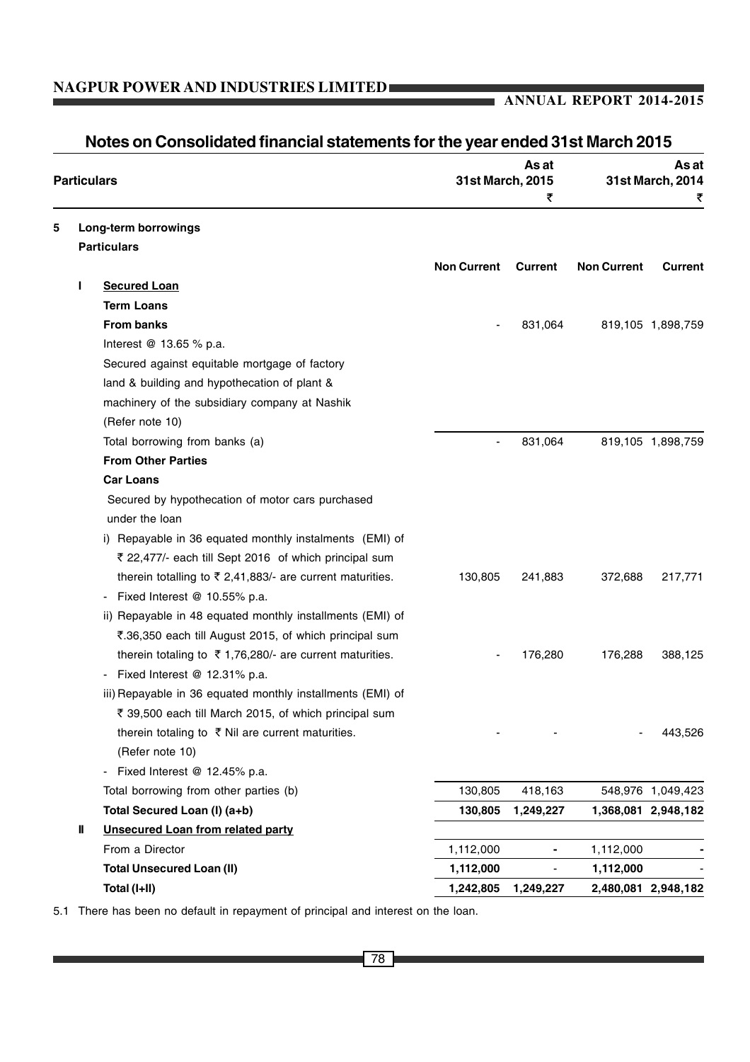## Notes on Consolidated financial statements for the year ended 31st March 2015

| | | Particulars | As at 31st March, 2015 ₹ | | As at 31st March, 2014 ₹ | |
|---|---|---|---|---|---|---|
| **5** | | **Long-term borrowings** | | | | |
| | | **Particulars** | | | | |
| | | | **Non Current** | **Current** | **Non Current** | **Current** |
| | **I** | **Secured Loan** | | | | |
| | | **Term Loans** | | | | |
| | | **From banks** | - | 831,064 | 819,105 | 1,898,759 |
| | | Interest @ 13.65 % p.a. | | | | |
| | | Secured against equitable mortgage of factory land & building and hypothecation of plant & machinery of the subsidiary company at Nashik (Refer note 10) | | | | |
| | | Total borrowing from banks (a) | - | 831,064 | 819,105 | 1,898,759 |
| | | **From Other Parties** | | | | |
| | | **Car Loans** | | | | |
| | | Secured by hypothecation of motor cars purchased under the loan | | | | |
| | | i) Repayable in 36 equated monthly instalments (EMI) of ₹ 22,477/- each till Sept 2016 of which principal sum therein totalling to ₹ 2,41,883/- are current maturities. | 130,805 | 241,883 | 372,688 | 217,771 |
| | | - Fixed Interest @ 10.55% p.a. | | | | |
| | | ii) Repayable in 48 equated monthly installments (EMI) of ₹.36,350 each till August 2015, of which principal sum therein totaling to ₹ 1,76,280/- are current maturities. | - | 176,280 | 176,288 | 388,125 |
| | | - Fixed Interest @ 12.31% p.a. | | | | |
| | | iii) Repayable in 36 equated monthly installments (EMI) of ₹ 39,500 each till March 2015, of which principal sum therein totaling to ₹ Nil are current maturities. (Refer note 10) | - | - | - | 443,526 |
| | | - Fixed Interest @ 12.45% p.a. | | | | |
| | | Total borrowing from other parties (b) | 130,805 | 418,163 | 548,976 | 1,049,423 |
| | | **Total Secured Loan (I) (a+b)** | **130,805** | **1,249,227** | **1,368,081** | **2,948,182** |
| | **II** | **Unsecured Loan from related party** | | | | |
| | | From a Director | 1,112,000 | - | 1,112,000 | - |
| | | **Total Unsecured Loan (II)** | **1,112,000** | - | **1,112,000** | - |
| | | **Total (I+II)** | **1,242,805** | **1,249,227** | **2,480,081** | **2,948,182** |

5.1 There has been no default in repayment of principal and interest on the loan.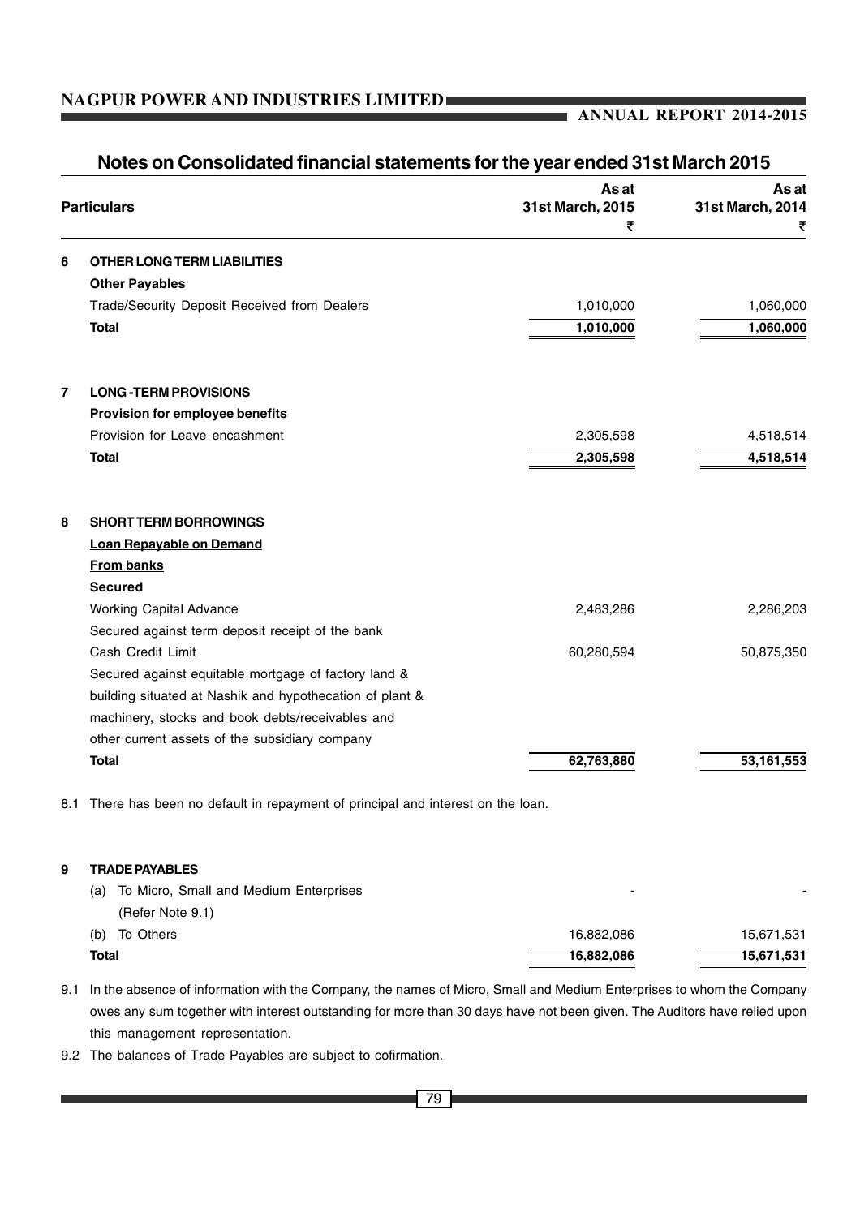## Notes on Consolidated financial statements for the year ended 31st March 2015

| | Particulars | As at 31st March, 2015 ₹ | As at 31st March, 2014 ₹ |
|---|---|---|---|
| **6** | **OTHER LONG TERM LIABILITIES** | | |
| | **Other Payables** | | |
| | Trade/Security Deposit Received from Dealers | 1,010,000 | 1,060,000 |
| | **Total** | **1,010,000** | **1,060,000** |
| **7** | **LONG -TERM PROVISIONS** | | |
| | **Provision for employee benefits** | | |
| | Provision for Leave encashment | 2,305,598 | 4,518,514 |
| | **Total** | **2,305,598** | **4,518,514** |
| **8** | **SHORT TERM BORROWINGS** | | |
| | **Loan Repayable on Demand** | | |
| | **From banks** | | |
| | **Secured** | | |
| | Working Capital Advance | 2,483,286 | 2,286,203 |
| | Secured against term deposit receipt of the bank | | |
| | Cash Credit Limit | 60,280,594 | 50,875,350 |
| | Secured against equitable mortgage of factory land & building situated at Nashik and hypothecation of plant & machinery, stocks and book debts/receivables and other current assets of the subsidiary company | | |
| | **Total** | **62,763,880** | **53,161,553** |

8.1 There has been no default in repayment of principal and interest on the loan.

| | Particulars | As at 31st March, 2015 ₹ | As at 31st March, 2014 ₹ |
|---|---|---|---|
| **9** | **TRADE PAYABLES** | | |
| | (a) To Micro, Small and Medium Enterprises (Refer Note 9.1) | - | - |
| | (b) To Others | 16,882,086 | 15,671,531 |
| | **Total** | **16,882,086** | **15,671,531** |

9.1 In the absence of information with the Company, the names of Micro, Small and Medium Enterprises to whom the Company owes any sum together with interest outstanding for more than 30 days have not been given. The Auditors have relied upon this management representation.

9.2 The balances of Trade Payables are subject to cofirmation.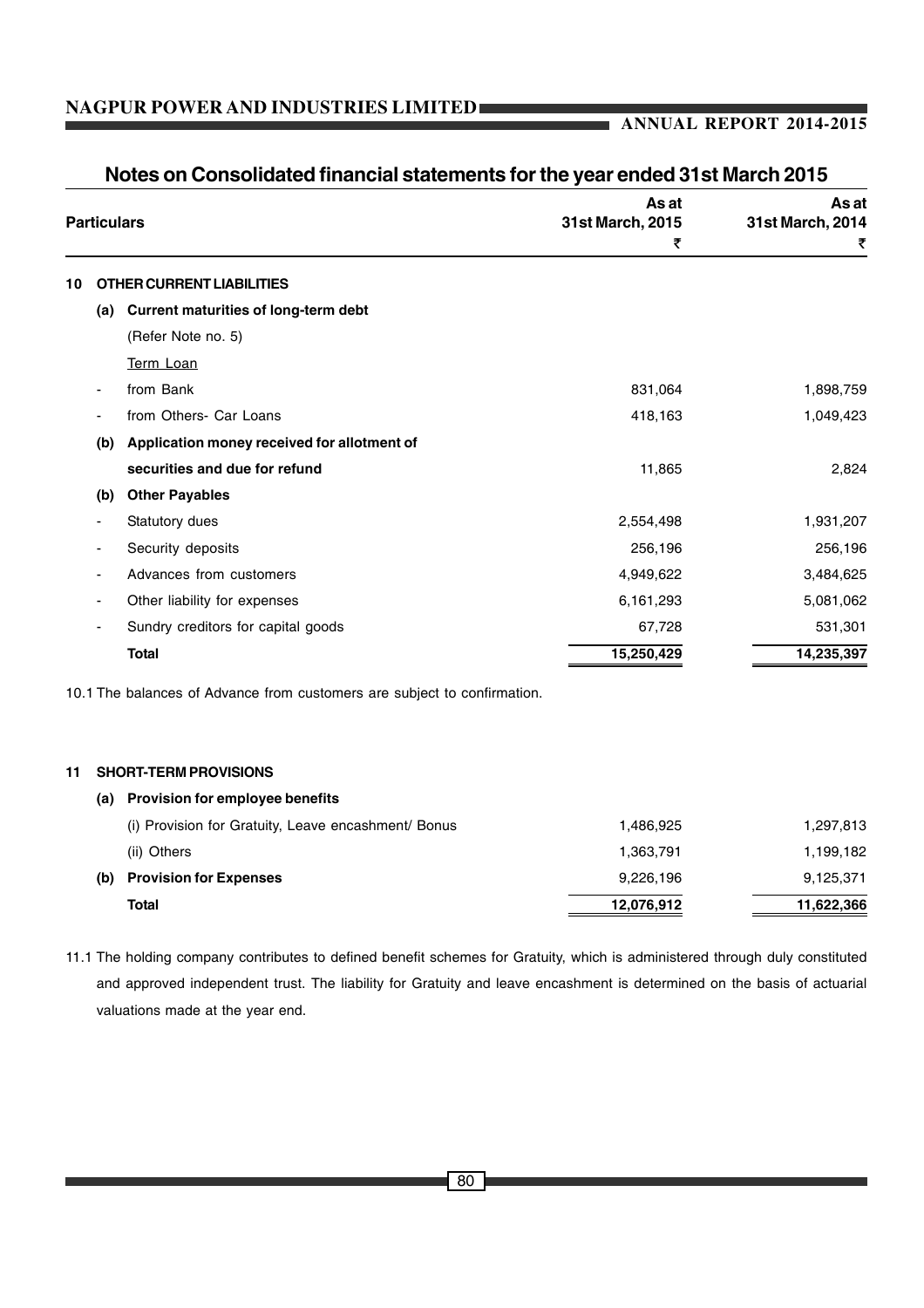## Notes on Consolidated financial statements for the year ended 31st March 2015

| | | Particulars | As at 31st March, 2015 ₹ | As at 31st March, 2014 ₹ |
|---|---|---|---|---|
| **10** | | **OTHER CURRENT LIABILITIES** | | |
| | **(a)** | **Current maturities of long-term debt** | | |
| | | (Refer Note no. 5) | | |
| | | Term Loan | | |
| | - | from Bank | 831,064 | 1,898,759 |
| | - | from Others- Car Loans | 418,163 | 1,049,423 |
| | **(b)** | **Application money received for allotment of securities and due for refund** | 11,865 | 2,824 |
| | **(b)** | **Other Payables** | | |
| | - | Statutory dues | 2,554,498 | 1,931,207 |
| | - | Security deposits | 256,196 | 256,196 |
| | - | Advances from customers | 4,949,622 | 3,484,625 |
| | - | Other liability for expenses | 6,161,293 | 5,081,062 |
| | - | Sundry creditors for capital goods | 67,728 | 531,301 |
| | | **Total** | **15,250,429** | **14,235,397** |

10.1 The balances of Advance from customers are subject to confirmation.

| | | Particulars | As at 31st March, 2015 ₹ | As at 31st March, 2014 ₹ |
|---|---|---|---|---|
| **11** | | **SHORT-TERM PROVISIONS** | | |
| | **(a)** | **Provision for employee benefits** | | |
| | | (i) Provision for Gratuity, Leave encashment/ Bonus | 1,486,925 | 1,297,813 |
| | | (ii) Others | 1,363,791 | 1,199,182 |
| | **(b)** | **Provision for Expenses** | 9,226,196 | 9,125,371 |
| | | **Total** | **12,076,912** | **11,622,366** |

11.1 The holding company contributes to defined benefit schemes for Gratuity, which is administered through duly constituted and approved independent trust. The liability for Gratuity and leave encashment is determined on the basis of actuarial valuations made at the year end.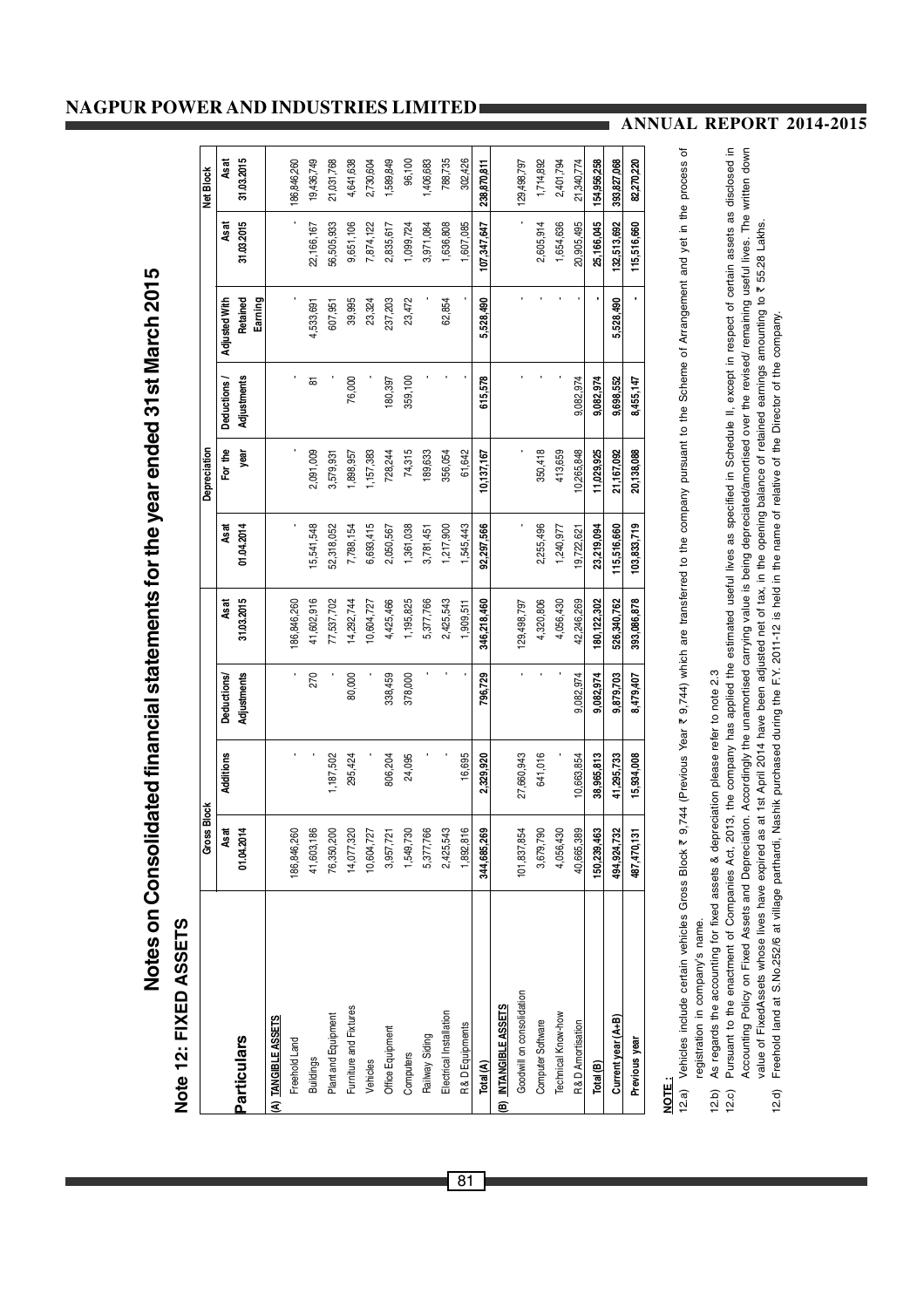# Notes on Consolidated financial statements for the year ended 31st March 2015

## Note 12: FIXED ASSETS

| Particulars | Gross Block | | | | Depreciation | | | | | Net Block |
|---|---|---|---|---|---|---|---|---|---|---|
| | As at 01.04.2014 | Additions | Deductions/ Adjustments | As at 31.03.2015 | As at 01.04.2014 | For the year | Deductions / Adjustments | Adjusted With Retained Earning | As at 31.03.2015 | As at 31.03.2015 |
| **(A) TANGIBLE ASSETS** | | | | | | | | | | |
| Freehold Land | 186,846,260 | - | - | 186,846,260 | - | - | - | - | - | 186,846,260 |
| Buildings | 41,603,186 | - | 270 | 41,602,916 | 15,541,548 | 2,091,009 | 81 | 4,533,691 | 22,166,167 | 19,436,749 |
| Plant and Equipment | 76,350,200 | 1,187,502 | - | 77,537,702 | 52,318,052 | 3,579,931 | - | 607,951 | 56,505,933 | 21,031,768 |
| Furniture and Fixtures | 14,077,320 | 295,424 | 80,000 | 14,292,744 | 7,788,154 | 1,898,957 | 76,000 | 39,995 | 9,651,106 | 4,641,638 |
| Vehicles | 10,604,727 | - | - | 10,604,727 | 6,693,415 | 1,157,383 | - | 23,324 | 7,874,122 | 2,730,604 |
| Office Equipment | 3,957,721 | 806,204 | 338,459 | 4,425,466 | 2,050,567 | 728,244 | 180,397 | 237,203 | 2,835,617 | 1,589,849 |
| Computers | 1,549,730 | 24,095 | 378,000 | 1,195,825 | 1,361,038 | 74,315 | 359,100 | 23,472 | 1,099,724 | 96,100 |
| Railway Siding | 5,377,766 | - | - | 5,377,766 | 3,781,451 | 189,633 | - | - | 3,971,084 | 1,406,683 |
| Electrical Installation | 2,425,543 | - | - | 2,425,543 | 1,217,900 | 356,054 | - | 62,854 | 1,636,808 | 788,735 |
| R & D Equipments | 1,892,816 | 16,695 | - | 1,909,511 | 1,545,443 | 61,642 | - | - | 1,607,085 | 302,426 |
| **Total (A)** | **344,685,269** | **2,329,920** | **796,729** | **346,218,460** | **92,297,566** | **10,137,167** | **615,578** | **5,528,490** | **107,347,647** | **238,870,811** |
| **(B) INTANGIBLE ASSETS** | | | | | | | | | | |
| Goodwill on consolidation | 101,837,854 | 27,660,943 | - | 129,498,797 | - | - | - | - | - | 129,498,797 |
| Computer Software | 3,679,790 | 641,016 | - | 4,320,806 | 2,255,496 | 350,418 | - | - | 2,605,914 | 1,714,892 |
| Technical Know-how | 4,056,430 | - | - | 4,056,430 | 1,240,977 | 413,659 | - | - | 1,654,636 | 2,401,794 |
| R & D Amortisation | 40,665,389 | 10,663,854 | 9,082,974 | 42,246,269 | 19,722,621 | 10,265,848 | 9,082,974 | - | 20,905,495 | 21,340,774 |
| **Total (B)** | **150,239,463** | **38,965,813** | **9,082,974** | **180,122,302** | **23,219,094** | **11,029,925** | **9,082,974** | **-** | **25,166,045** | **154,956,258** |
| **Current year (A+B)** | **494,924,732** | **41,295,733** | **9,879,703** | **526,340,762** | **115,516,660** | **21,167,092** | **9,698,552** | **5,528,490** | **132,513,692** | **393,827,068** |
| **Previous year** | **487,470,131** | **15,934,008** | **8,479,407** | **393,086,878** | **103,833,719** | **20,138,088** | **8,455,147** | **-** | **115,516,660** | **82,270,220** |

**NOTE :**

12.a) Vehicles include certain vehicles Gross Block ₹ 9,744 (Previous Year ₹ 9,744) which are transferred to the company pursuant to the Scheme of Arrangement and yet in the process of registration in company's name.

12.b) As regards the accounting for fixed assets & depreciation please refer to note 2.3

12.c) Pursuant to the enactment of Companies Act, 2013, the company has applied the estimated useful lives as specified in Schedule II, except in respect of certain assets as disclosed in Accounting Policy on Fixed Assets and Depreciation. Accordingly the unamortised carrying value is being depreciated/amortised over the revised/ remaining useful lives. The written down value of FixedAssets whose lives have expired as at 1st April 2014 have been adjusted net of tax, in the opening balance of retained earnings amounting to ₹ 55.28 Lakhs.

12.d) Freehold land at S.No.252/6 at village parthardi, Nashik purchased during the F.Y. 2011-12 is held in the name of relative of the Director of the company.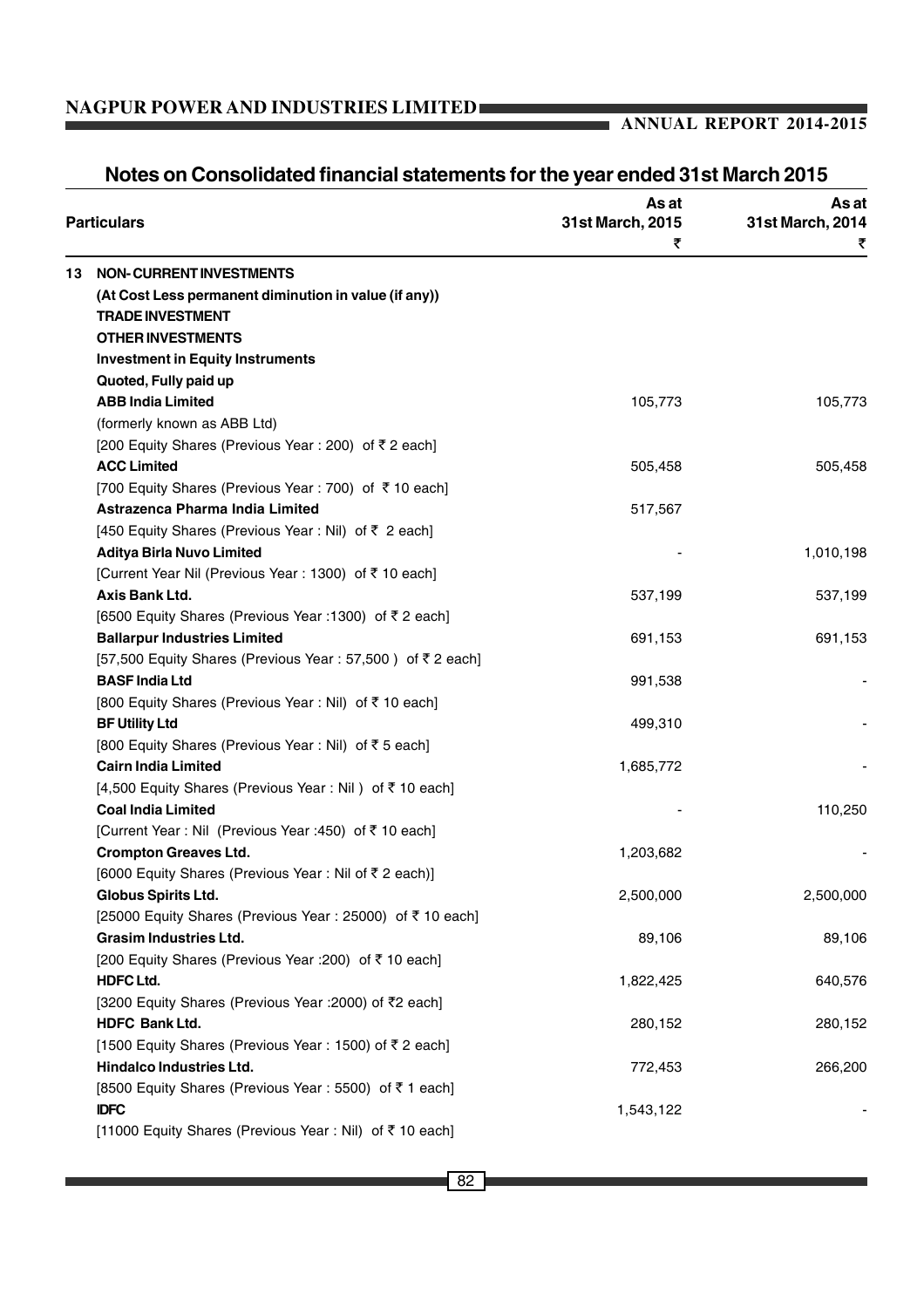## Notes on Consolidated financial statements for the year ended 31st March 2015

| Particulars | As at 31st March, 2015 ₹ | As at 31st March, 2014 ₹ |
|---|---|---|
| **13 NON- CURRENT INVESTMENTS** | | |
| **(At Cost Less permanent diminution in value (if any))** | | |
| **TRADE INVESTMENT** | | |
| **OTHER INVESTMENTS** | | |
| **Investment in Equity Instruments** | | |
| **Quoted, Fully paid up** | | |
| **ABB India Limited** | 105,773 | 105,773 |
| (formerly known as ABB Ltd) | | |
| [200 Equity Shares (Previous Year : 200) of ₹ 2 each] | | |
| **ACC Limited** | 505,458 | 505,458 |
| [700 Equity Shares (Previous Year : 700) of ₹ 10 each] | | |
| **Astrazenca Pharma India Limited** | 517,567 | |
| [450 Equity Shares (Previous Year : Nil) of ₹ 2 each] | | |
| **Aditya Birla Nuvo Limited** | - | 1,010,198 |
| [Current Year Nil (Previous Year : 1300) of ₹ 10 each] | | |
| **Axis Bank Ltd.** | 537,199 | 537,199 |
| [6500 Equity Shares (Previous Year :1300) of ₹ 2 each] | | |
| **Ballarpur Industries Limited** | 691,153 | 691,153 |
| [57,500 Equity Shares (Previous Year : 57,500 ) of ₹ 2 each] | | |
| **BASF India Ltd** | 991,538 | - |
| [800 Equity Shares (Previous Year : Nil) of ₹ 10 each] | | |
| **BF Utility Ltd** | 499,310 | - |
| [800 Equity Shares (Previous Year : Nil) of ₹ 5 each] | | |
| **Cairn India Limited** | 1,685,772 | - |
| [4,500 Equity Shares (Previous Year : Nil ) of ₹ 10 each] | | |
| **Coal India Limited** | - | 110,250 |
| [Current Year : Nil (Previous Year :450) of ₹ 10 each] | | |
| **Crompton Greaves Ltd.** | 1,203,682 | - |
| [6000 Equity Shares (Previous Year : Nil of ₹ 2 each)] | | |
| **Globus Spirits Ltd.** | 2,500,000 | 2,500,000 |
| [25000 Equity Shares (Previous Year : 25000) of ₹ 10 each] | | |
| **Grasim Industries Ltd.** | 89,106 | 89,106 |
| [200 Equity Shares (Previous Year :200) of ₹ 10 each] | | |
| **HDFC Ltd.** | 1,822,425 | 640,576 |
| [3200 Equity Shares (Previous Year :2000) of ₹2 each] | | |
| **HDFC Bank Ltd.** | 280,152 | 280,152 |
| [1500 Equity Shares (Previous Year : 1500) of ₹ 2 each] | | |
| **Hindalco Industries Ltd.** | 772,453 | 266,200 |
| [8500 Equity Shares (Previous Year : 5500) of ₹ 1 each] | | |
| **IDFC** | 1,543,122 | - |
| [11000 Equity Shares (Previous Year : Nil) of ₹ 10 each] | | |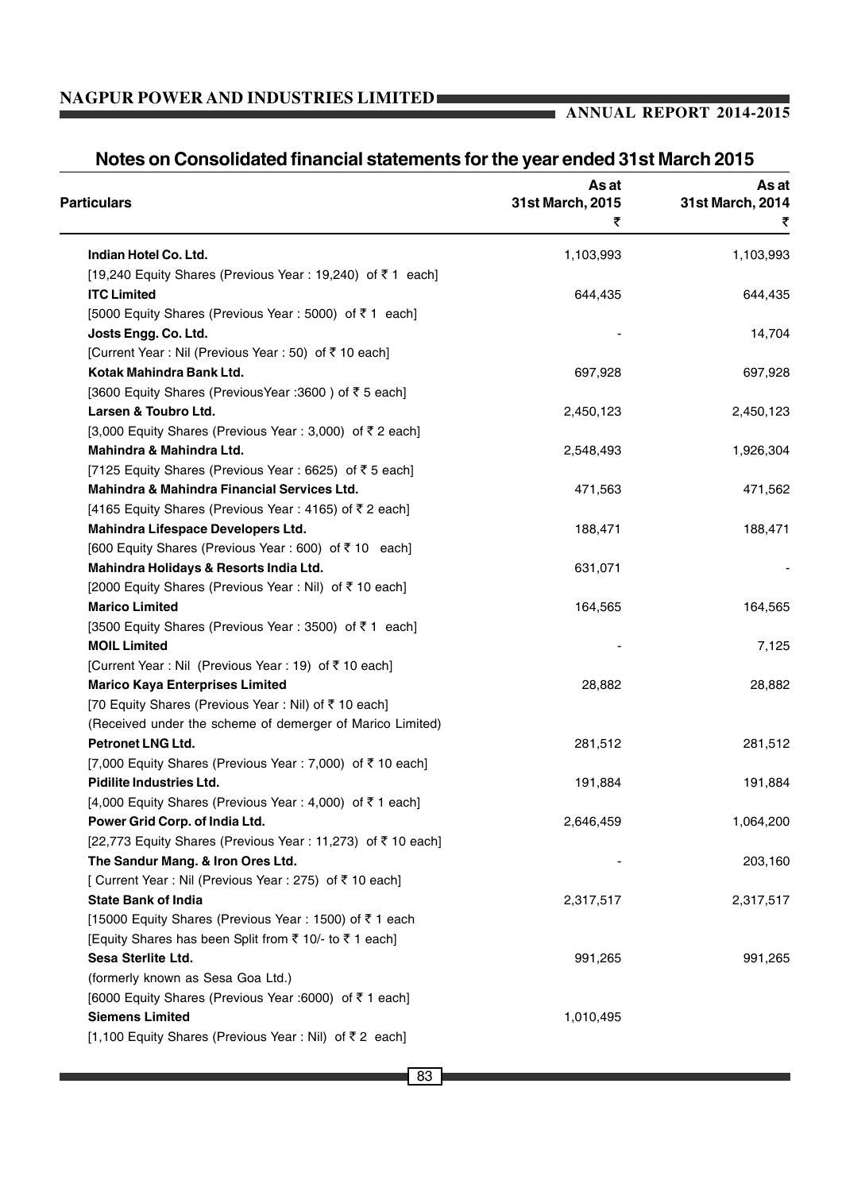## Notes on Consolidated financial statements for the year ended 31st March 2015

| Particulars | As at 31st March, 2015 ₹ | As at 31st March, 2014 ₹ |
|---|---|---|
| **Indian Hotel Co. Ltd.** | 1,103,993 | 1,103,993 |
| [19,240 Equity Shares (Previous Year : 19,240) of ₹ 1 each] | | |
| **ITC Limited** | 644,435 | 644,435 |
| [5000 Equity Shares (Previous Year : 5000) of ₹ 1 each] | | |
| **Josts Engg. Co. Ltd.** | - | 14,704 |
| [Current Year : Nil (Previous Year : 50) of ₹ 10 each] | | |
| **Kotak Mahindra Bank Ltd.** | 697,928 | 697,928 |
| [3600 Equity Shares (PreviousYear :3600 ) of ₹ 5 each] | | |
| **Larsen & Toubro Ltd.** | 2,450,123 | 2,450,123 |
| [3,000 Equity Shares (Previous Year : 3,000) of ₹ 2 each] | | |
| **Mahindra & Mahindra Ltd.** | 2,548,493 | 1,926,304 |
| [7125 Equity Shares (Previous Year : 6625) of ₹ 5 each] | | |
| **Mahindra & Mahindra Financial Services Ltd.** | 471,563 | 471,562 |
| [4165 Equity Shares (Previous Year : 4165) of ₹ 2 each] | | |
| **Mahindra Lifespace Developers Ltd.** | 188,471 | 188,471 |
| [600 Equity Shares (Previous Year : 600) of ₹ 10 each] | | |
| **Mahindra Holidays & Resorts India Ltd.** | 631,071 | - |
| [2000 Equity Shares (Previous Year : Nil) of ₹ 10 each] | | |
| **Marico Limited** | 164,565 | 164,565 |
| [3500 Equity Shares (Previous Year : 3500) of ₹ 1 each] | | |
| **MOIL Limited** | - | 7,125 |
| [Current Year : Nil (Previous Year : 19) of ₹ 10 each] | | |
| **Marico Kaya Enterprises Limited** | 28,882 | 28,882 |
| [70 Equity Shares (Previous Year : Nil) of ₹ 10 each] | | |
| (Received under the scheme of demerger of Marico Limited) | | |
| **Petronet LNG Ltd.** | 281,512 | 281,512 |
| [7,000 Equity Shares (Previous Year : 7,000) of ₹ 10 each] | | |
| **Pidilite Industries Ltd.** | 191,884 | 191,884 |
| [4,000 Equity Shares (Previous Year : 4,000) of ₹ 1 each] | | |
| **Power Grid Corp. of India Ltd.** | 2,646,459 | 1,064,200 |
| [22,773 Equity Shares (Previous Year : 11,273) of ₹ 10 each] | | |
| **The Sandur Mang. & Iron Ores Ltd.** | - | 203,160 |
| [ Current Year : Nil (Previous Year : 275) of ₹ 10 each] | | |
| **State Bank of India** | 2,317,517 | 2,317,517 |
| [15000 Equity Shares (Previous Year : 1500) of ₹ 1 each | | |
| [Equity Shares has been Split from ₹ 10/- to ₹ 1 each] | | |
| **Sesa Sterlite Ltd.** | 991,265 | 991,265 |
| (formerly known as Sesa Goa Ltd.) | | |
| [6000 Equity Shares (Previous Year :6000) of ₹ 1 each] | | |
| **Siemens Limited** | 1,010,495 | |
| [1,100 Equity Shares (Previous Year : Nil) of ₹ 2 each] | | |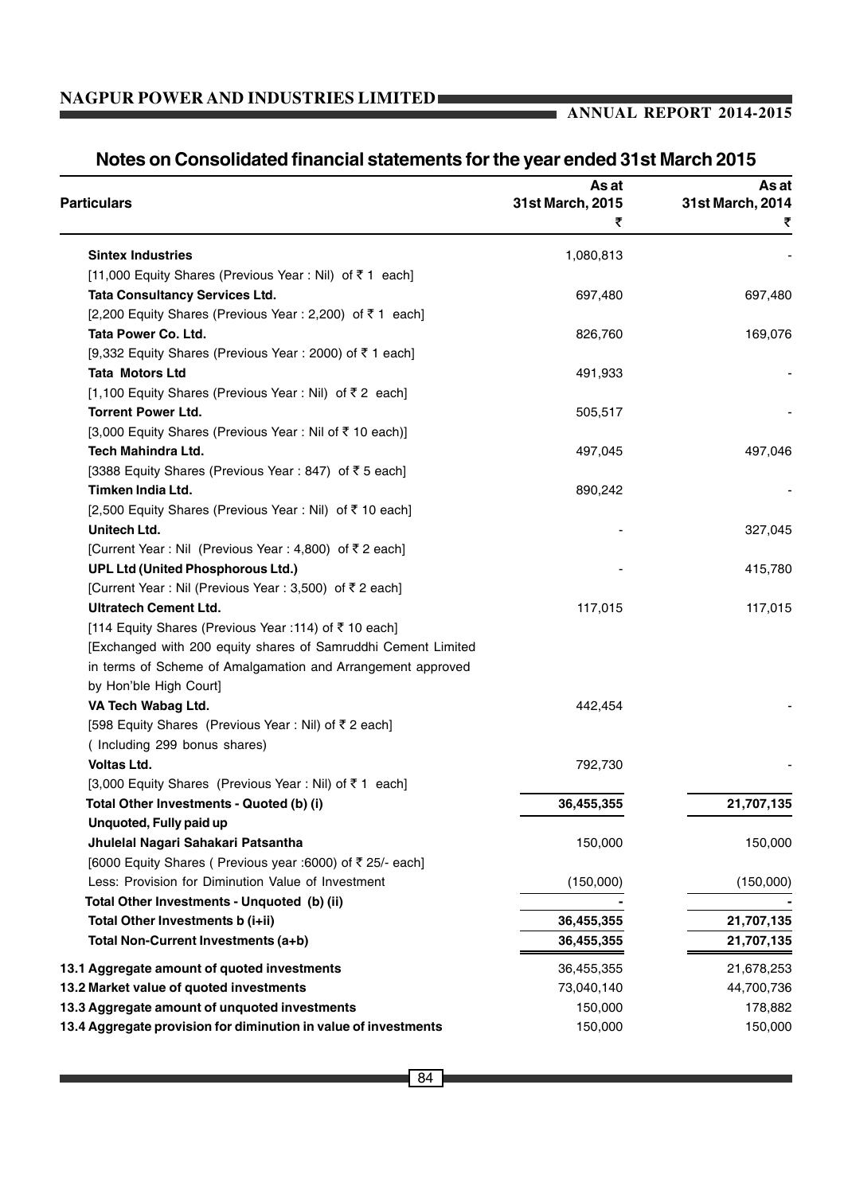## Notes on Consolidated financial statements for the year ended 31st March 2015

| Particulars | As at 31st March, 2015 ₹ | As at 31st March, 2014 ₹ |
|---|---|---|
| **Sintex Industries** | 1,080,813 | - |
| [11,000 Equity Shares (Previous Year : Nil) of ₹ 1 each] | | |
| **Tata Consultancy Services Ltd.** | 697,480 | 697,480 |
| [2,200 Equity Shares (Previous Year : 2,200) of ₹ 1 each] | | |
| **Tata Power Co. Ltd.** | 826,760 | 169,076 |
| [9,332 Equity Shares (Previous Year : 2000) of ₹ 1 each] | | |
| **Tata Motors Ltd** | 491,933 | - |
| [1,100 Equity Shares (Previous Year : Nil) of ₹ 2 each] | | |
| **Torrent Power Ltd.** | 505,517 | - |
| [3,000 Equity Shares (Previous Year : Nil of ₹ 10 each)] | | |
| **Tech Mahindra Ltd.** | 497,045 | 497,046 |
| [3388 Equity Shares (Previous Year : 847) of ₹ 5 each] | | |
| **Timken India Ltd.** | 890,242 | - |
| [2,500 Equity Shares (Previous Year : Nil) of ₹ 10 each] | | |
| **Unitech Ltd.** | - | 327,045 |
| [Current Year : Nil (Previous Year : 4,800) of ₹ 2 each] | | |
| **UPL Ltd (United Phosphorous Ltd.)** | - | 415,780 |
| [Current Year : Nil (Previous Year : 3,500) of ₹ 2 each] | | |
| **Ultratech Cement Ltd.** | 117,015 | 117,015 |
| [114 Equity Shares (Previous Year :114) of ₹ 10 each] [Exchanged with 200 equity shares of Samruddhi Cement Limited in terms of Scheme of Amalgamation and Arrangement approved by Hon'ble High Court] | | |
| **VA Tech Wabag Ltd.** | 442,454 | - |
| [598 Equity Shares (Previous Year : Nil) of ₹ 2 each] ( Including 299 bonus shares) | | |
| **Voltas Ltd.** | 792,730 | - |
| [3,000 Equity Shares (Previous Year : Nil) of ₹ 1 each] | | |
| **Total Other Investments - Quoted (b) (i)** | **36,455,355** | **21,707,135** |
| **Unquoted, Fully paid up** | | |
| **Jhulelal Nagari Sahakari Patsantha** | 150,000 | 150,000 |
| [6000 Equity Shares ( Previous year :6000) of ₹ 25/- each] | | |
| Less: Provision for Diminution Value of Investment | (150,000) | (150,000) |
| **Total Other Investments - Unquoted (b) (ii)** | **-** | **-** |
| **Total Other Investments b (i+ii)** | **36,455,355** | **21,707,135** |
| **Total Non-Current Investments (a+b)** | **36,455,355** | **21,707,135** |
| **13.1 Aggregate amount of quoted investments** | 36,455,355 | 21,678,253 |
| **13.2 Market value of quoted investments** | 73,040,140 | 44,700,736 |
| **13.3 Aggregate amount of unquoted investments** | 150,000 | 178,882 |
| **13.4 Aggregate provision for diminution in value of investments** | 150,000 | 150,000 |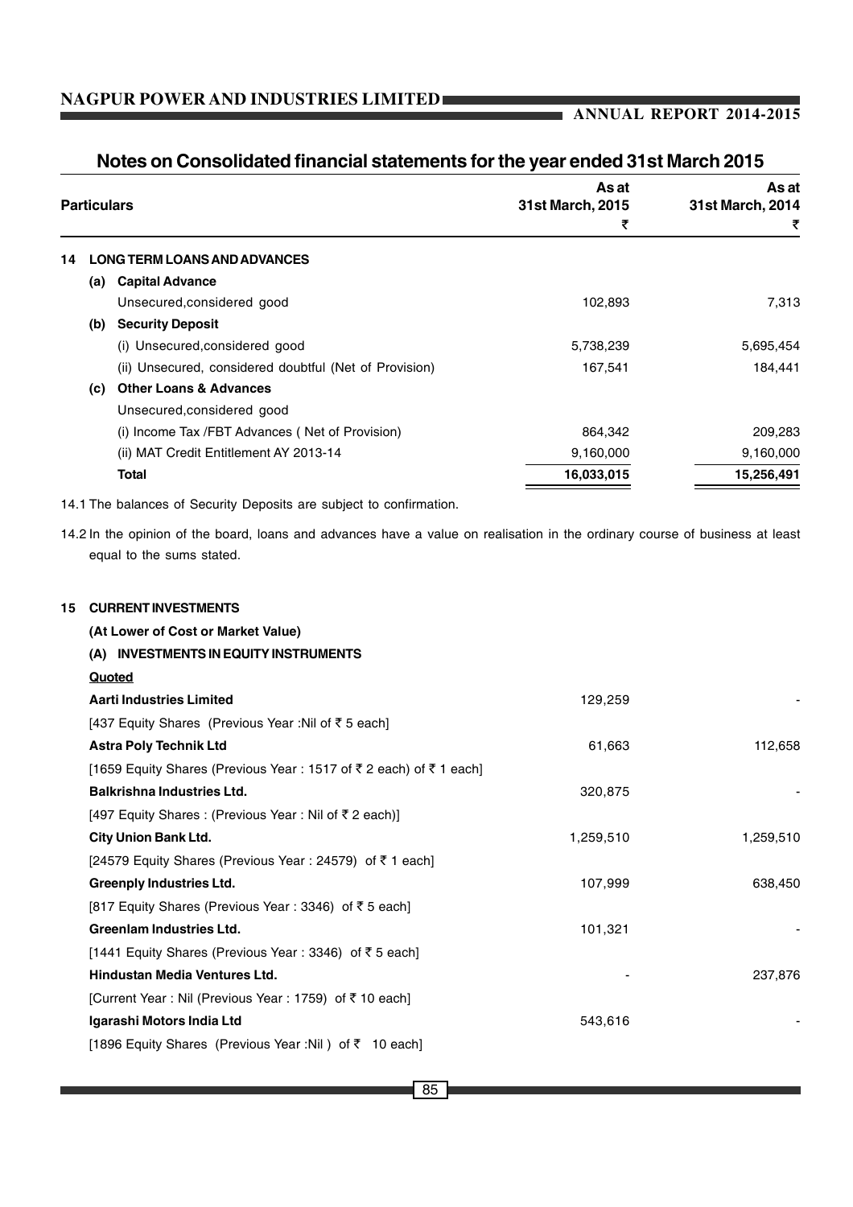# Notes on Consolidated financial statements for the year ended 31st March 2015

| | Particulars | As at 31st March, 2015 ₹ | As at 31st March, 2014 ₹ |
|---|---|---|---|
| **14** | **LONG TERM LOANS AND ADVANCES** | | |
| | **(a) Capital Advance** | | |
| | Unsecured,considered good | 102,893 | 7,313 |
| | **(b) Security Deposit** | | |
| | (i) Unsecured,considered good | 5,738,239 | 5,695,454 |
| | (ii) Unsecured, considered doubtful (Net of Provision) | 167,541 | 184,441 |
| | **(c) Other Loans & Advances** | | |
| | Unsecured,considered good | | |
| | (i) Income Tax /FBT Advances ( Net of Provision) | 864,342 | 209,283 |
| | (ii) MAT Credit Entitlement AY 2013-14 | 9,160,000 | 9,160,000 |
| | **Total** | **16,033,015** | **15,256,491** |

14.1 The balances of Security Deposits are subject to confirmation.

14.2 In the opinion of the board, loans and advances have a value on realisation in the ordinary course of business at least equal to the sums stated.

| | Particulars | As at 31st March, 2015 ₹ | As at 31st March, 2014 ₹ |
|---|---|---|---|
| **15** | **CURRENT INVESTMENTS** | | |
| | **(At Lower of Cost or Market Value)** | | |
| | **(A) INVESTMENTS IN EQUITY INSTRUMENTS** | | |
| | **Quoted** | | |
| | **Aarti Industries Limited** | 129,259 | - |
| | [437 Equity Shares (Previous Year :Nil of ₹ 5 each] | | |
| | **Astra Poly Technik Ltd** | 61,663 | 112,658 |
| | [1659 Equity Shares (Previous Year : 1517 of ₹ 2 each) of ₹ 1 each] | | |
| | **Balkrishna Industries Ltd.** | 320,875 | - |
| | [497 Equity Shares : (Previous Year : Nil of ₹ 2 each)] | | |
| | **City Union Bank Ltd.** | 1,259,510 | 1,259,510 |
| | [24579 Equity Shares (Previous Year : 24579) of ₹ 1 each] | | |
| | **Greenply Industries Ltd.** | 107,999 | 638,450 |
| | [817 Equity Shares (Previous Year : 3346) of ₹ 5 each] | | |
| | **Greenlam Industries Ltd.** | 101,321 | - |
| | [1441 Equity Shares (Previous Year : 3346) of ₹ 5 each] | | |
| | **Hindustan Media Ventures Ltd.** | - | 237,876 |
| | [Current Year : Nil (Previous Year : 1759) of ₹ 10 each] | | |
| | **Igarashi Motors India Ltd** | 543,616 | - |
| | [1896 Equity Shares (Previous Year :Nil ) of ₹ 10 each] | | |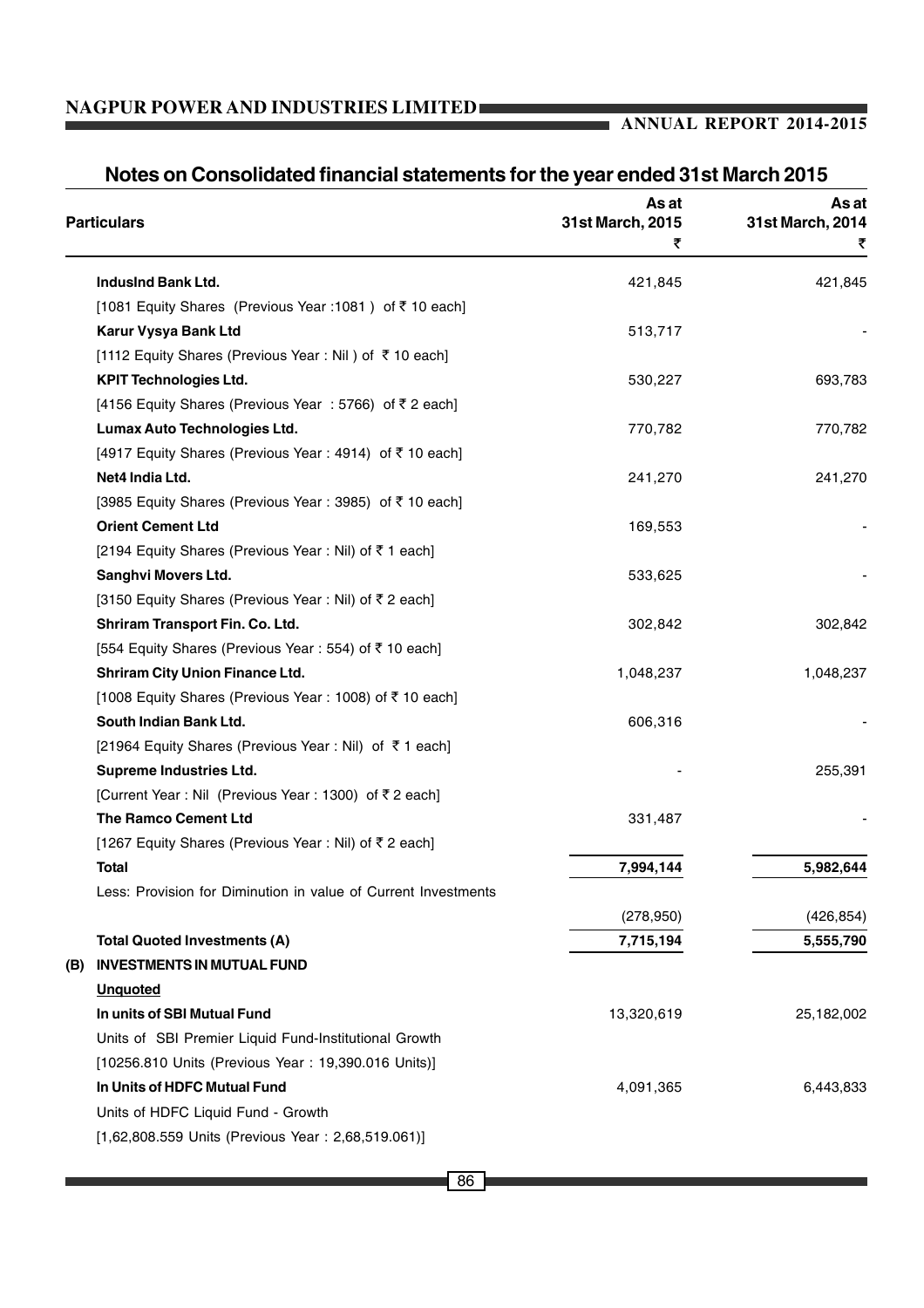## Notes on Consolidated financial statements for the year ended 31st March 2015

| Particulars | As at 31st March, 2015 ₹ | As at 31st March, 2014 ₹ |
|---|---|---|
| **IndusInd Bank Ltd.** | 421,845 | 421,845 |
| [1081 Equity Shares (Previous Year :1081 ) of ₹ 10 each] | | |
| **Karur Vysya Bank Ltd** | 513,717 | - |
| [1112 Equity Shares (Previous Year : Nil ) of ₹ 10 each] | | |
| **KPIT Technologies Ltd.** | 530,227 | 693,783 |
| [4156 Equity Shares (Previous Year : 5766) of ₹ 2 each] | | |
| **Lumax Auto Technologies Ltd.** | 770,782 | 770,782 |
| [4917 Equity Shares (Previous Year : 4914) of ₹ 10 each] | | |
| **Net4 India Ltd.** | 241,270 | 241,270 |
| [3985 Equity Shares (Previous Year : 3985) of ₹ 10 each] | | |
| **Orient Cement Ltd** | 169,553 | - |
| [2194 Equity Shares (Previous Year : Nil) of ₹ 1 each] | | |
| **Sanghvi Movers Ltd.** | 533,625 | - |
| [3150 Equity Shares (Previous Year : Nil) of ₹ 2 each] | | |
| **Shriram Transport Fin. Co. Ltd.** | 302,842 | 302,842 |
| [554 Equity Shares (Previous Year : 554) of ₹ 10 each] | | |
| **Shriram City Union Finance Ltd.** | 1,048,237 | 1,048,237 |
| [1008 Equity Shares (Previous Year : 1008) of ₹ 10 each] | | |
| **South Indian Bank Ltd.** | 606,316 | - |
| [21964 Equity Shares (Previous Year : Nil) of ₹ 1 each] | | |
| **Supreme Industries Ltd.** | - | 255,391 |
| [Current Year : Nil (Previous Year : 1300) of ₹ 2 each] | | |
| **The Ramco Cement Ltd** | 331,487 | - |
| [1267 Equity Shares (Previous Year : Nil) of ₹ 2 each] | | |
| **Total** | **7,994,144** | **5,982,644** |
| Less: Provision for Diminution in value of Current Investments | (278,950) | (426,854) |
| **Total Quoted Investments (A)** | **7,715,194** | **5,555,790** |
| **(B) INVESTMENTS IN MUTUAL FUND** | | |
| **Unquoted** | | |
| **In units of SBI Mutual Fund** | 13,320,619 | 25,182,002 |
| Units of SBI Premier Liquid Fund-Institutional Growth | | |
| [10256.810 Units (Previous Year : 19,390.016 Units)] | | |
| **In Units of HDFC Mutual Fund** | 4,091,365 | 6,443,833 |
| Units of HDFC Liquid Fund - Growth | | |
| [1,62,808.559 Units (Previous Year : 2,68,519.061)] | | |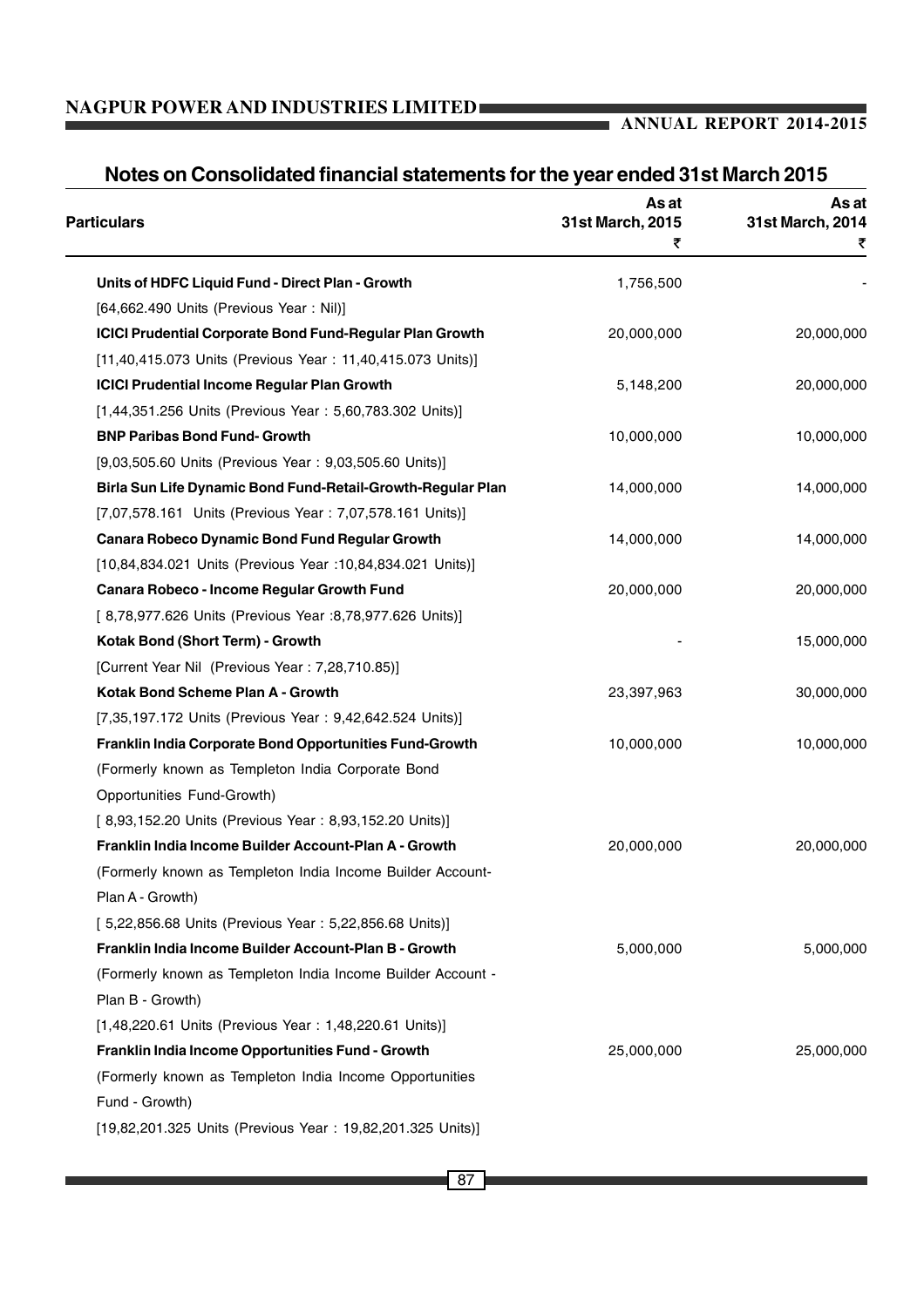## Notes on Consolidated financial statements for the year ended 31st March 2015

| Particulars | As at 31st March, 2015 ₹ | As at 31st March, 2014 ₹ |
|---|---|---|
| **Units of HDFC Liquid Fund - Direct Plan - Growth** | 1,756,500 | - |
| [64,662.490 Units (Previous Year : Nil)] | | |
| **ICICI Prudential Corporate Bond Fund-Regular Plan Growth** | 20,000,000 | 20,000,000 |
| [11,40,415.073 Units (Previous Year : 11,40,415.073 Units)] | | |
| **ICICI Prudential Income Regular Plan Growth** | 5,148,200 | 20,000,000 |
| [1,44,351.256 Units (Previous Year : 5,60,783.302 Units)] | | |
| **BNP Paribas Bond Fund- Growth** | 10,000,000 | 10,000,000 |
| [9,03,505.60 Units (Previous Year : 9,03,505.60 Units)] | | |
| **Birla Sun Life Dynamic Bond Fund-Retail-Growth-Regular Plan** | 14,000,000 | 14,000,000 |
| [7,07,578.161 Units (Previous Year : 7,07,578.161 Units)] | | |
| **Canara Robeco Dynamic Bond Fund Regular Growth** | 14,000,000 | 14,000,000 |
| [10,84,834.021 Units (Previous Year :10,84,834.021 Units)] | | |
| **Canara Robeco - Income Regular Growth Fund** | 20,000,000 | 20,000,000 |
| [ 8,78,977.626 Units (Previous Year :8,78,977.626 Units)] | | |
| **Kotak Bond (Short Term) - Growth** | - | 15,000,000 |
| [Current Year Nil (Previous Year : 7,28,710.85)] | | |
| **Kotak Bond Scheme Plan A - Growth** | 23,397,963 | 30,000,000 |
| [7,35,197.172 Units (Previous Year : 9,42,642.524 Units)] | | |
| **Franklin India Corporate Bond Opportunities Fund-Growth** (Formerly known as Templeton India Corporate Bond Opportunities Fund-Growth) | 10,000,000 | 10,000,000 |
| [ 8,93,152.20 Units (Previous Year : 8,93,152.20 Units)] | | |
| **Franklin India Income Builder Account-Plan A - Growth** (Formerly known as Templeton India Income Builder Account-Plan A - Growth) | 20,000,000 | 20,000,000 |
| [ 5,22,856.68 Units (Previous Year : 5,22,856.68 Units)] | | |
| **Franklin India Income Builder Account-Plan B - Growth** (Formerly known as Templeton India Income Builder Account - Plan B - Growth) | 5,000,000 | 5,000,000 |
| [1,48,220.61 Units (Previous Year : 1,48,220.61 Units)] | | |
| **Franklin India Income Opportunities Fund - Growth** (Formerly known as Templeton India Income Opportunities Fund - Growth) | 25,000,000 | 25,000,000 |
| [19,82,201.325 Units (Previous Year : 19,82,201.325 Units)] | | |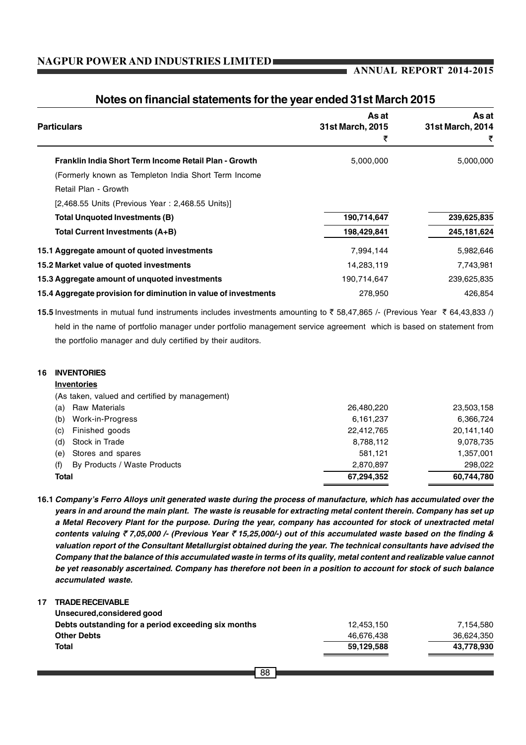## Notes on financial statements for the year ended 31st March 2015

| Particulars | As at 31st March, 2015 ₹ | As at 31st March, 2014 ₹ |
|---|---|---|
| **Franklin India Short Term Income Retail Plan - Growth** | 5,000,000 | 5,000,000 |
| (Formerly known as Templeton India Short Term Income Retail Plan - Growth | | |
| [2,468.55 Units (Previous Year : 2,468.55 Units)] | | |
| **Total Unquoted Investments (B)** | **190,714,647** | **239,625,835** |
| **Total Current Investments (A+B)** | **198,429,841** | **245,181,624** |
| **15.1 Aggregate amount of quoted investments** | 7,994,144 | 5,982,646 |
| **15.2 Market value of quoted investments** | 14,283,119 | 7,743,981 |
| **15.3 Aggregate amount of unquoted investments** | 190,714,647 | 239,625,835 |
| **15.4 Aggregate provision for diminution in value of investments** | 278,950 | 426,854 |

**15.5** Investments in mutual fund instruments includes investments amounting to ₹ 58,47,865 /- (Previous Year ₹ 64,43,833 /) held in the name of portfolio manager under portfolio management service agreement which is based on statement from the portfolio manager and duly certified by their auditors.

### 16 INVENTORIES

| Particulars | As at 31st March, 2015 ₹ | As at 31st March, 2014 ₹ |
|---|---|---|
| **Inventories** | | |
| (As taken, valued and certified by management) | | |
| (a) Raw Materials | 26,480,220 | 23,503,158 |
| (b) Work-in-Progress | 6,161,237 | 6,366,724 |
| (c) Finished goods | 22,412,765 | 20,141,140 |
| (d) Stock in Trade | 8,788,112 | 9,078,735 |
| (e) Stores and spares | 581,121 | 1,357,001 |
| (f) By Products / Waste Products | 2,870,897 | 298,022 |
| **Total** | **67,294,352** | **60,744,780** |

**16.1** ***Company's Ferro Alloys unit generated waste during the process of manufacture, which has accumulated over the years in and around the main plant. The waste is reusable for extracting metal content therein. Company has set up a Metal Recovery Plant for the purpose. During the year, company has accounted for stock of unextracted metal contents valuing ₹ 7,05,000 /- (Previous Year ₹ 15,25,000/-) out of this accumulated waste based on the finding & valuation report of the Consultant Metallurgist obtained during the year. The technical consultants have advised the Company that the balance of this accumulated waste in terms of its quality, metal content and realizable value cannot be yet reasonably ascertained. Company has therefore not been in a position to account for stock of such balance accumulated waste.***

### 17 TRADE RECEIVABLE

| Particulars | As at 31st March, 2015 ₹ | As at 31st March, 2014 ₹ |
|---|---|---|
| **Unsecured,considered good** | | |
| **Debts outstanding for a period exceeding six months** | 12,453,150 | 7,154,580 |
| **Other Debts** | 46,676,438 | 36,624,350 |
| **Total** | **59,129,588** | **43,778,930** |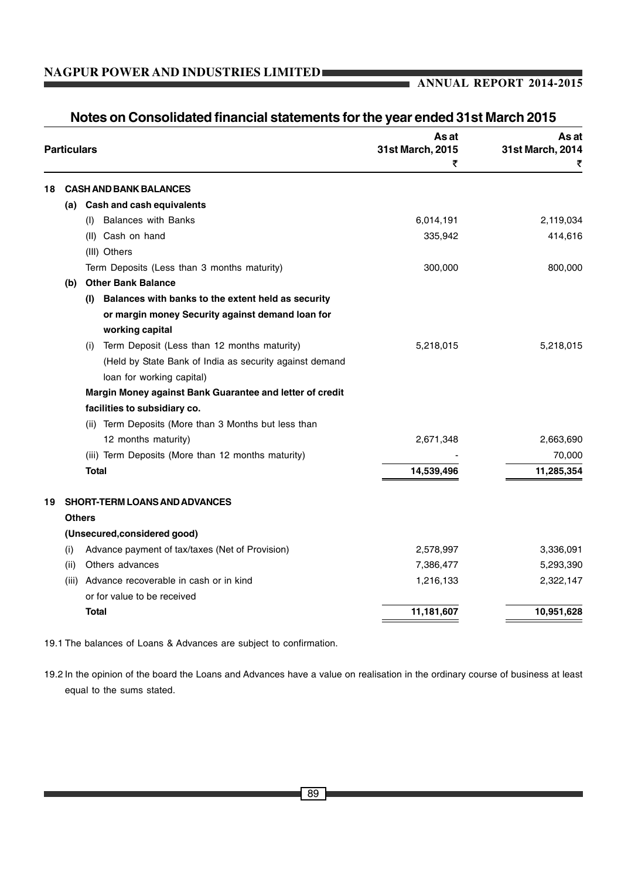## Notes on Consolidated financial statements for the year ended 31st March 2015

| | Particulars | As at 31st March, 2015 ₹ | As at 31st March, 2014 ₹ |
|---|---|---|---|
| **18** | **CASH AND BANK BALANCES** | | |
| | **(a) Cash and cash equivalents** | | |
| | (I) Balances with Banks | 6,014,191 | 2,119,034 |
| | (II) Cash on hand | 335,942 | 414,616 |
| | (III) Others | | |
| | Term Deposits (Less than 3 months maturity) | 300,000 | 800,000 |
| | **(b) Other Bank Balance** | | |
| | **(I) Balances with banks to the extent held as security or margin money Security against demand loan for working capital** | | |
| | (i) Term Deposit (Less than 12 months maturity) (Held by State Bank of India as security against demand loan for working capital) | 5,218,015 | 5,218,015 |
| | **Margin Money against Bank Guarantee and letter of credit facilities to subsidiary co.** | | |
| | (ii) Term Deposits (More than 3 Months but less than 12 months maturity) | 2,671,348 | 2,663,690 |
| | (iii) Term Deposits (More than 12 months maturity) | - | 70,000 |
| | **Total** | **14,539,496** | **11,285,354** |
| **19** | **SHORT-TERM LOANS AND ADVANCES** | | |
| | **Others** | | |
| | **(Unsecured,considered good)** | | |
| | (i) Advance payment of tax/taxes (Net of Provision) | 2,578,997 | 3,336,091 |
| | (ii) Others advances | 7,386,477 | 5,293,390 |
| | (iii) Advance recoverable in cash or in kind or for value to be received | 1,216,133 | 2,322,147 |
| | **Total** | **11,181,607** | **10,951,628** |

19.1 The balances of Loans & Advances are subject to confirmation.

19.2 In the opinion of the board the Loans and Advances have a value on realisation in the ordinary course of business at least equal to the sums stated.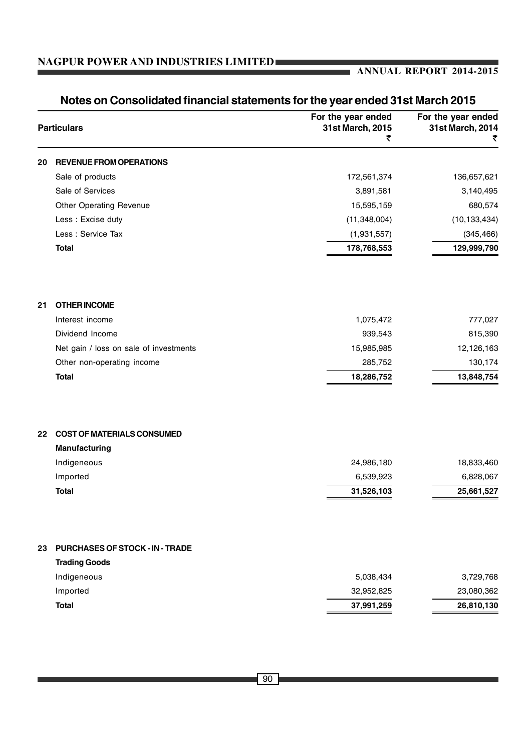## Notes on Consolidated financial statements for the year ended 31st March 2015

| | Particulars | For the year ended 31st March, 2015 ₹ | For the year ended 31st March, 2014 ₹ |
|---|---|---|---|
| **20** | **REVENUE FROM OPERATIONS** | | |
| | Sale of products | 172,561,374 | 136,657,621 |
| | Sale of Services | 3,891,581 | 3,140,495 |
| | Other Operating Revenue | 15,595,159 | 680,574 |
| | Less : Excise duty | (11,348,004) | (10,133,434) |
| | Less : Service Tax | (1,931,557) | (345,466) |
| | **Total** | **178,768,553** | **129,999,790** |
| **21** | **OTHER INCOME** | | |
| | Interest income | 1,075,472 | 777,027 |
| | Dividend Income | 939,543 | 815,390 |
| | Net gain / loss on sale of investments | 15,985,985 | 12,126,163 |
| | Other non-operating income | 285,752 | 130,174 |
| | **Total** | **18,286,752** | **13,848,754** |
| **22** | **COST OF MATERIALS CONSUMED** | | |
| | **Manufacturing** | | |
| | Indigeneous | 24,986,180 | 18,833,460 |
| | Imported | 6,539,923 | 6,828,067 |
| | **Total** | **31,526,103** | **25,661,527** |
| **23** | **PURCHASES OF STOCK - IN - TRADE** | | |
| | **Trading Goods** | | |
| | Indigeneous | 5,038,434 | 3,729,768 |
| | Imported | 32,952,825 | 23,080,362 |
| | **Total** | **37,991,259** | **26,810,130** |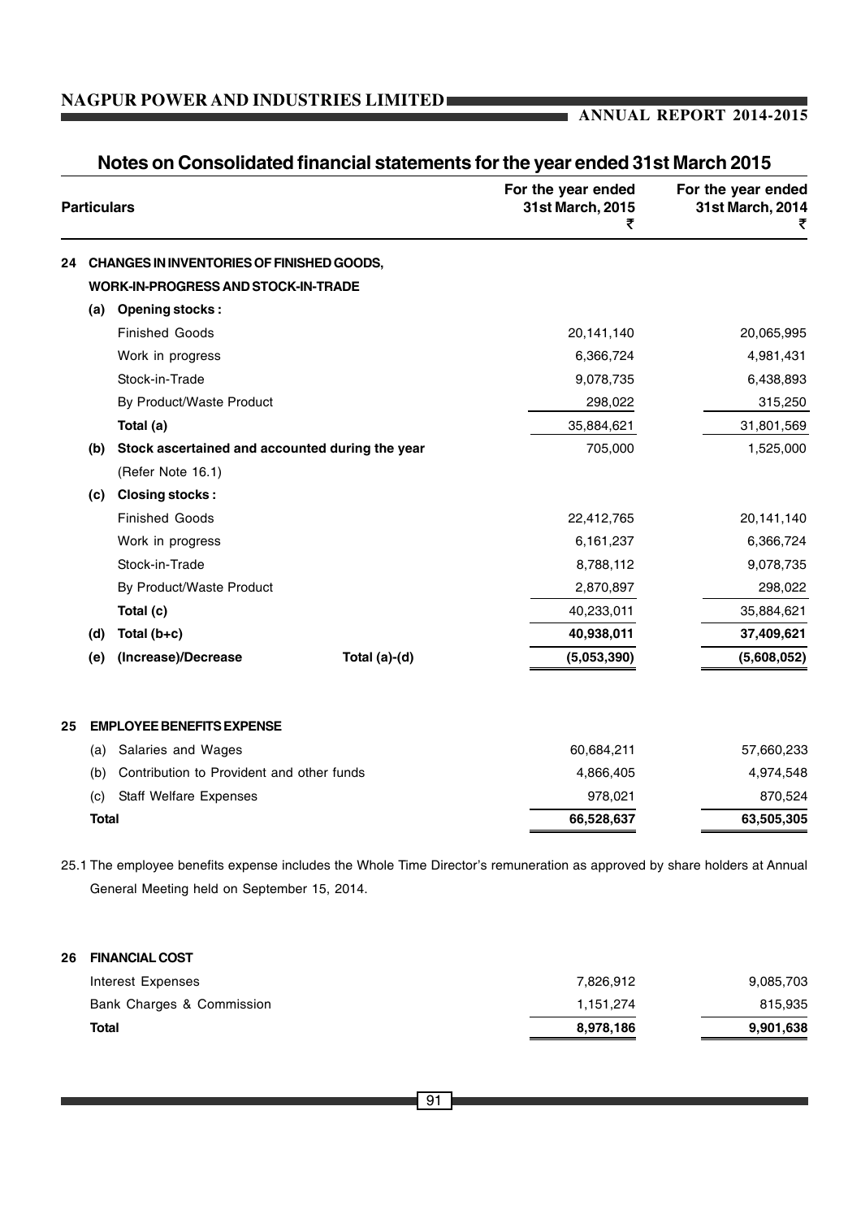## Notes on Consolidated financial statements for the year ended 31st March 2015

| Particulars | | For the year ended 31st March, 2015 ₹ | For the year ended 31st March, 2014 ₹ |
|---|---|---|---|
| **24** | **CHANGES IN INVENTORIES OF FINISHED GOODS, WORK-IN-PROGRESS AND STOCK-IN-TRADE** | | |
| **(a)** | **Opening stocks :** | | |
| | Finished Goods | 20,141,140 | 20,065,995 |
| | Work in progress | 6,366,724 | 4,981,431 |
| | Stock-in-Trade | 9,078,735 | 6,438,893 |
| | By Product/Waste Product | 298,022 | 315,250 |
| | **Total (a)** | 35,884,621 | 31,801,569 |
| **(b)** | **Stock ascertained and accounted during the year** (Refer Note 16.1) | 705,000 | 1,525,000 |
| **(c)** | **Closing stocks :** | | |
| | Finished Goods | 22,412,765 | 20,141,140 |
| | Work in progress | 6,161,237 | 6,366,724 |
| | Stock-in-Trade | 8,788,112 | 9,078,735 |
| | By Product/Waste Product | 2,870,897 | 298,022 |
| | **Total (c)** | 40,233,011 | 35,884,621 |
| **(d)** | **Total (b+c)** | **40,938,011** | **37,409,621** |
| **(e)** | **(Increase)/Decrease Total (a)-(d)** | **(5,053,390)** | **(5,608,052)** |

| | Particulars | For the year ended 31st March, 2015 ₹ | For the year ended 31st March, 2014 ₹ |
|---|---|---|---|
| **25** | **EMPLOYEE BENEFITS EXPENSE** | | |
| (a) | Salaries and Wages | 60,684,211 | 57,660,233 |
| (b) | Contribution to Provident and other funds | 4,866,405 | 4,974,548 |
| (c) | Staff Welfare Expenses | 978,021 | 870,524 |
| **Total** | | **66,528,637** | **63,505,305** |

25.1 The employee benefits expense includes the Whole Time Director's remuneration as approved by share holders at Annual General Meeting held on September 15, 2014.

| | Particulars | For the year ended 31st March, 2015 ₹ | For the year ended 31st March, 2014 ₹ |
|---|---|---|---|
| **26** | **FINANCIAL COST** | | |
| | Interest Expenses | 7,826,912 | 9,085,703 |
| | Bank Charges & Commission | 1,151,274 | 815,935 |
| | **Total** | **8,978,186** | **9,901,638** |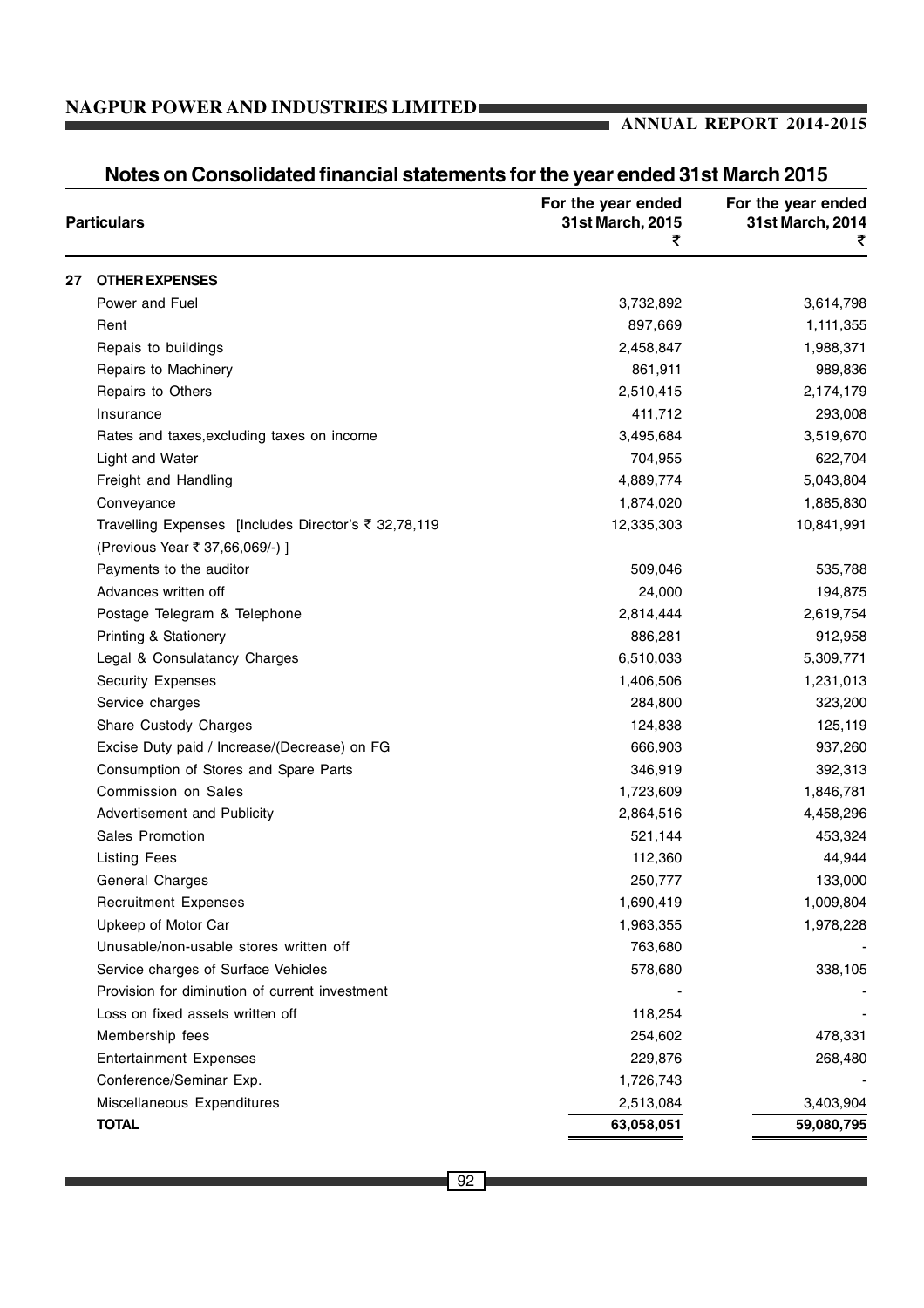## Notes on Consolidated financial statements for the year ended 31st March 2015

| | Particulars | For the year ended 31st March, 2015 ₹ | For the year ended 31st March, 2014 ₹ |
|---|---|---|---|
| **27** | **OTHER EXPENSES** | | |
| | Power and Fuel | 3,732,892 | 3,614,798 |
| | Rent | 897,669 | 1,111,355 |
| | Repais to buildings | 2,458,847 | 1,988,371 |
| | Repairs to Machinery | 861,911 | 989,836 |
| | Repairs to Others | 2,510,415 | 2,174,179 |
| | Insurance | 411,712 | 293,008 |
| | Rates and taxes,excluding taxes on income | 3,495,684 | 3,519,670 |
| | Light and Water | 704,955 | 622,704 |
| | Freight and Handling | 4,889,774 | 5,043,804 |
| | Conveyance | 1,874,020 | 1,885,830 |
| | Travelling Expenses [Includes Director's ₹ 32,78,119 (Previous Year ₹ 37,66,069/-) ] | 12,335,303 | 10,841,991 |
| | Payments to the auditor | 509,046 | 535,788 |
| | Advances written off | 24,000 | 194,875 |
| | Postage Telegram & Telephone | 2,814,444 | 2,619,754 |
| | Printing & Stationery | 886,281 | 912,958 |
| | Legal & Consulatancy Charges | 6,510,033 | 5,309,771 |
| | Security Expenses | 1,406,506 | 1,231,013 |
| | Service charges | 284,800 | 323,200 |
| | Share Custody Charges | 124,838 | 125,119 |
| | Excise Duty paid / Increase/(Decrease) on FG | 666,903 | 937,260 |
| | Consumption of Stores and Spare Parts | 346,919 | 392,313 |
| | Commission on Sales | 1,723,609 | 1,846,781 |
| | Advertisement and Publicity | 2,864,516 | 4,458,296 |
| | Sales Promotion | 521,144 | 453,324 |
| | Listing Fees | 112,360 | 44,944 |
| | General Charges | 250,777 | 133,000 |
| | Recruitment Expenses | 1,690,419 | 1,009,804 |
| | Upkeep of Motor Car | 1,963,355 | 1,978,228 |
| | Unusable/non-usable stores written off | 763,680 | - |
| | Service charges of Surface Vehicles | 578,680 | 338,105 |
| | Provision for diminution of current investment | - | - |
| | Loss on fixed assets written off | 118,254 | - |
| | Membership fees | 254,602 | 478,331 |
| | Entertainment Expenses | 229,876 | 268,480 |
| | Conference/Seminar Exp. | 1,726,743 | - |
| | Miscellaneous Expenditures | 2,513,084 | 3,403,904 |
| | **TOTAL** | **63,058,051** | **59,080,795** |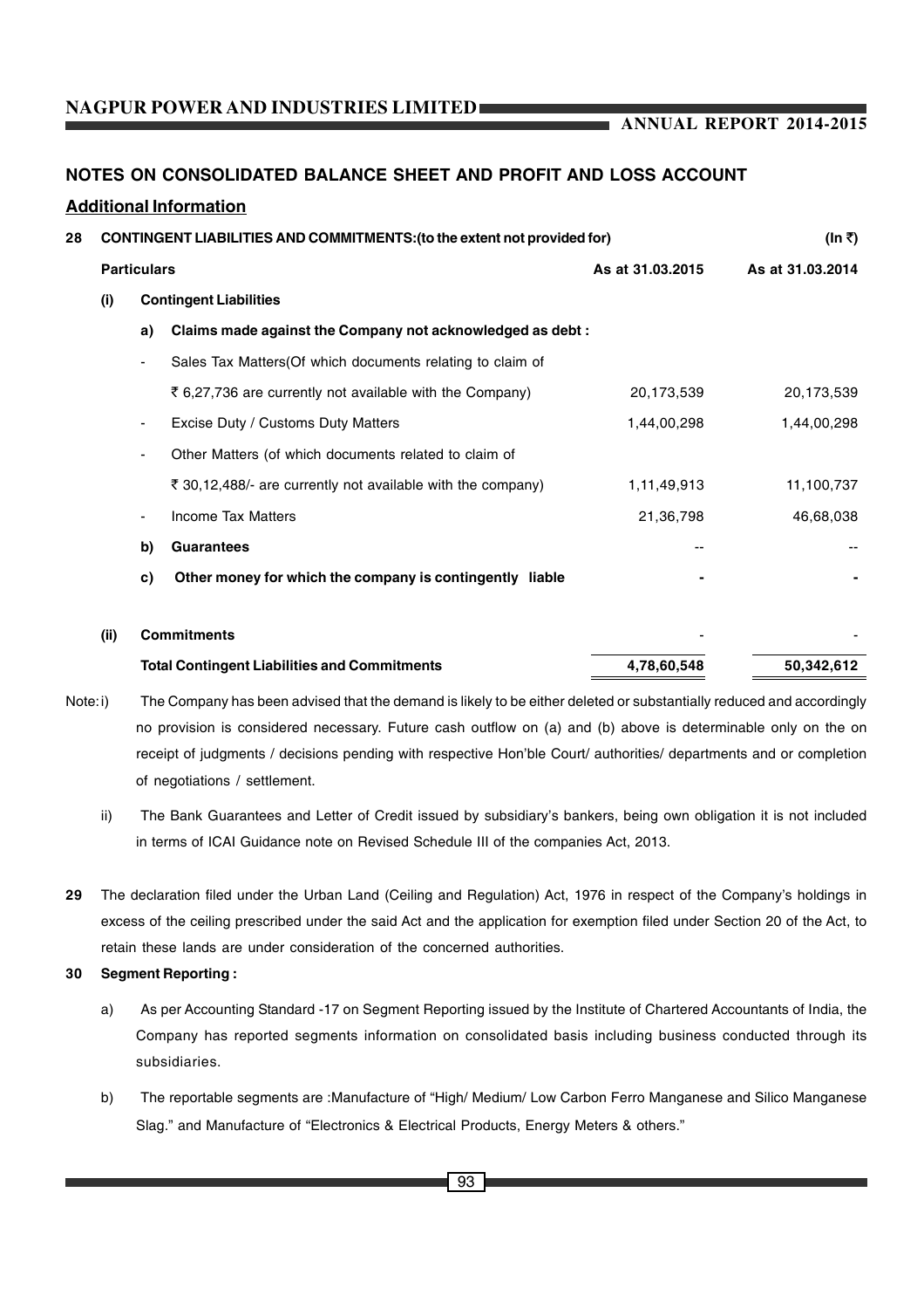## NOTES ON CONSOLIDATED BALANCE SHEET AND PROFIT AND LOSS ACCOUNT

### Additional Information

**28 CONTINGENT LIABILITIES AND COMMITMENTS:(to the extent not provided for)** **(In ₹)**

| | | **Particulars** | **As at 31.03.2015** | **As at 31.03.2014** |
|---|---|---|---|---|
| **(i)** | | **Contingent Liabilities** | | |
| | **a)** | **Claims made against the Company not acknowledged as debt :** | | |
| | - | Sales Tax Matters(Of which documents relating to claim of ₹ 6,27,736 are currently not available with the Company) | 20,173,539 | 20,173,539 |
| | - | Excise Duty / Customs Duty Matters | 1,44,00,298 | 1,44,00,298 |
| | - | Other Matters (of which documents related to claim of ₹ 30,12,488/- are currently not available with the company) | 1,11,49,913 | 11,100,737 |
| | - | Income Tax Matters | 21,36,798 | 46,68,038 |
| | **b)** | **Guarantees** | -- | -- |
| | **c)** | **Other money for which the company is contingently liable** | - | - |
| **(ii)** | | **Commitments** | - | - |
| | | **Total Contingent Liabilities and Commitments** | **4,78,60,548** | **50,342,612** |

Note: i) The Company has been advised that the demand is likely to be either deleted or substantially reduced and accordingly no provision is considered necessary. Future cash outflow on (a) and (b) above is determinable only on the on receipt of judgments / decisions pending with respective Hon'ble Court/ authorities/ departments and or completion of negotiations / settlement.

ii) The Bank Guarantees and Letter of Credit issued by subsidiary's bankers, being own obligation it is not included in terms of ICAI Guidance note on Revised Schedule III of the companies Act, 2013.

**29** The declaration filed under the Urban Land (Ceiling and Regulation) Act, 1976 in respect of the Company's holdings in excess of the ceiling prescribed under the said Act and the application for exemption filed under Section 20 of the Act, to retain these lands are under consideration of the concerned authorities.

**30 Segment Reporting :**

a) As per Accounting Standard -17 on Segment Reporting issued by the Institute of Chartered Accountants of India, the Company has reported segments information on consolidated basis including business conducted through its subsidiaries.

b) The reportable segments are :Manufacture of "High/ Medium/ Low Carbon Ferro Manganese and Silico Manganese Slag." and Manufacture of "Electronics & Electrical Products, Energy Meters & others."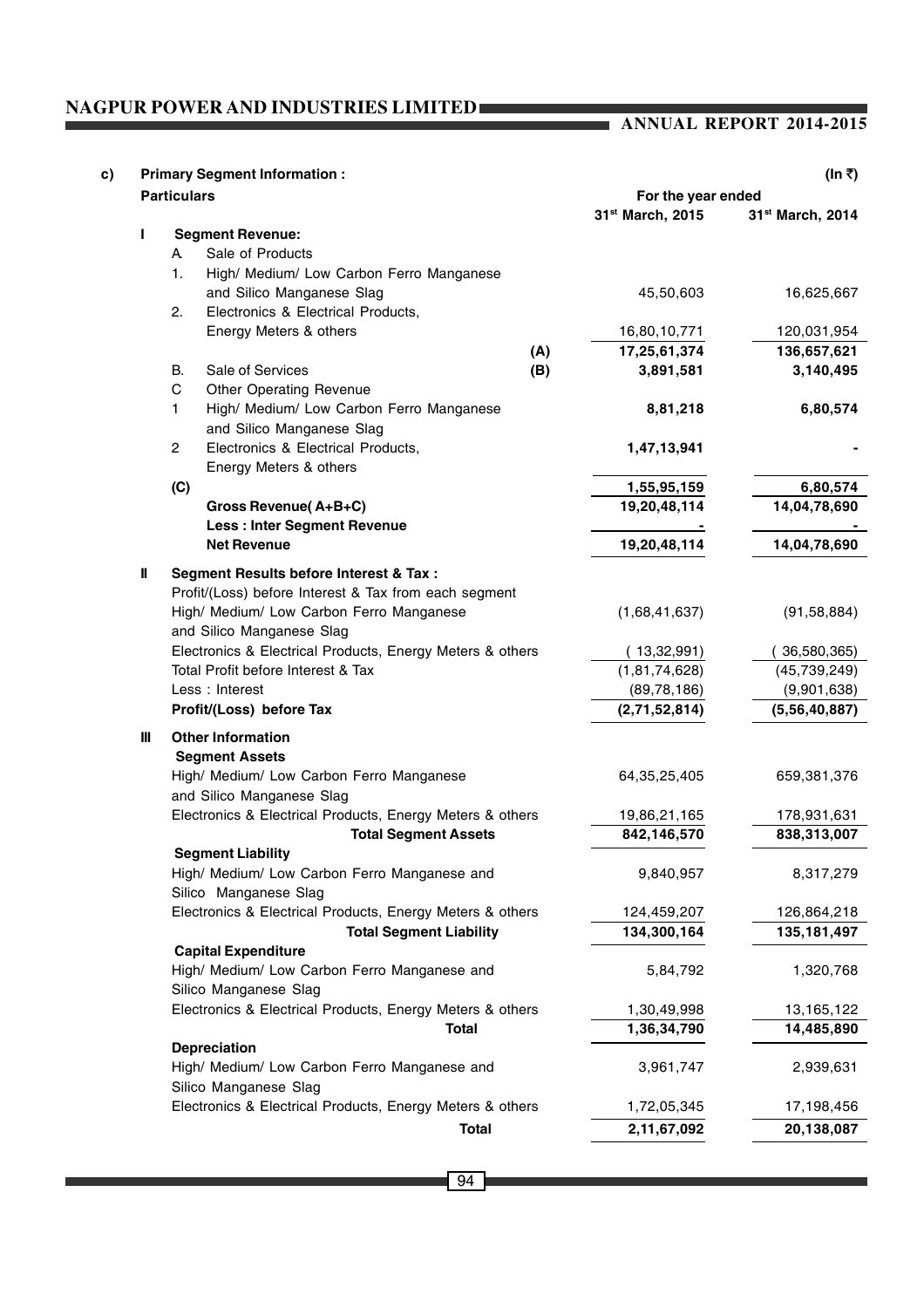**c) Primary Segment Information :** (In ₹)

| | | Particulars | | For the year ended 31st March, 2015 | For the year ended 31st March, 2014 |
|---|---|---|---|---|---|
| **I** | | **Segment Revenue:** | | | |
| | A. | Sale of Products | | | |
| | 1. | High/ Medium/ Low Carbon Ferro Manganese and Silico Manganese Slag | | 45,50,603 | 16,625,667 |
| | 2. | Electronics & Electrical Products, Energy Meters & others | | 16,80,10,771 | 120,031,954 |
| | | | **(A)** | **17,25,61,374** | **136,657,621** |
| | B. | Sale of Services | **(B)** | **3,891,581** | **3,140,495** |
| | C | Other Operating Revenue | | | |
| | 1 | High/ Medium/ Low Carbon Ferro Manganese and Silico Manganese Slag | | **8,81,218** | **6,80,574** |
| | 2 | Electronics & Electrical Products, Energy Meters & others | | **1,47,13,941** | **-** |
| | **(C)** | | | **1,55,95,159** | **6,80,574** |
| | | **Gross Revenue( A+B+C)** | | **19,20,48,114** | **14,04,78,690** |
| | | **Less : Inter Segment Revenue** | | **-** | **-** |
| | | **Net Revenue** | | **19,20,48,114** | **14,04,78,690** |
| **II** | | **Segment Results before Interest & Tax :** | | | |
| | | Profit/(Loss) before Interest & Tax from each segment | | | |
| | | High/ Medium/ Low Carbon Ferro Manganese and Silico Manganese Slag | | (1,68,41,637) | (91,58,884) |
| | | Electronics & Electrical Products, Energy Meters & others | | ( 13,32,991) | ( 36,580,365) |
| | | Total Profit before Interest & Tax | | (1,81,74,628) | (45,739,249) |
| | | Less : Interest | | (89,78,186) | (9,901,638) |
| | | **Profit/(Loss) before Tax** | | **(2,71,52,814)** | **(5,56,40,887)** |
| **III** | | **Other Information** | | | |
| | | **Segment Assets** | | | |
| | | High/ Medium/ Low Carbon Ferro Manganese and Silico Manganese Slag | | 64,35,25,405 | 659,381,376 |
| | | Electronics & Electrical Products, Energy Meters & others | | 19,86,21,165 | 178,931,631 |
| | | **Total Segment Assets** | | **842,146,570** | **838,313,007** |
| | | **Segment Liability** | | | |
| | | High/ Medium/ Low Carbon Ferro Manganese and Silico Manganese Slag | | 9,840,957 | 8,317,279 |
| | | Electronics & Electrical Products, Energy Meters & others | | 124,459,207 | 126,864,218 |
| | | **Total Segment Liability** | | **134,300,164** | **135,181,497** |
| | | **Capital Expenditure** | | | |
| | | High/ Medium/ Low Carbon Ferro Manganese and Silico Manganese Slag | | 5,84,792 | 1,320,768 |
| | | Electronics & Electrical Products, Energy Meters & others | | 1,30,49,998 | 13,165,122 |
| | | **Total** | | **1,36,34,790** | **14,485,890** |
| | | **Depreciation** | | | |
| | | High/ Medium/ Low Carbon Ferro Manganese and Silico Manganese Slag | | 3,961,747 | 2,939,631 |
| | | Electronics & Electrical Products, Energy Meters & others | | 1,72,05,345 | 17,198,456 |
| | | **Total** | | **2,11,67,092** | **20,138,087** |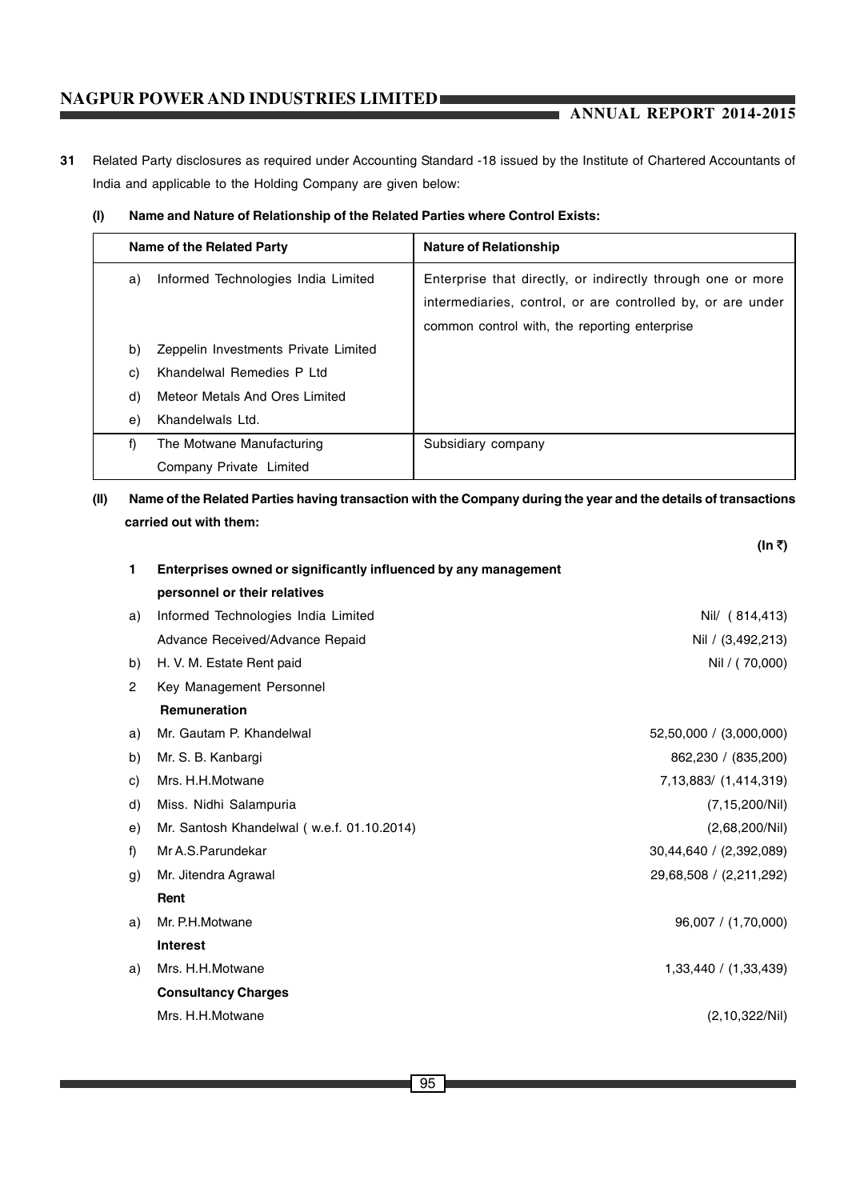**31** Related Party disclosures as required under Accounting Standard -18 issued by the Institute of Chartered Accountants of India and applicable to the Holding Company are given below:

**(I) Name and Nature of Relationship of the Related Parties where Control Exists:**

| Name of the Related Party | Nature of Relationship |
|---|---|
| a) Informed Technologies India Limited | Enterprise that directly, or indirectly through one or more intermediaries, control, or are controlled by, or are under common control with, the reporting enterprise |
| b) Zeppelin Investments Private Limited | |
| c) Khandelwal Remedies P Ltd | |
| d) Meteor Metals And Ores Limited | |
| e) Khandelwals Ltd. | |
| f) The Motwane Manufacturing Company Private Limited | Subsidiary company |

**(II) Name of the Related Parties having transaction with the Company during the year and the details of transactions carried out with them:**

| | | (In ₹) |
|---|---|---|
| **1** | **Enterprises owned or significantly influenced by any management personnel or their relatives** | |
| a) | Informed Technologies India Limited | Nil/ ( 814,413) |
| | Advance Received/Advance Repaid | Nil / (3,492,213) |
| b) | H. V. M. Estate Rent paid | Nil / ( 70,000) |
| 2 | Key Management Personnel | |
| | **Remuneration** | |
| a) | Mr. Gautam P. Khandelwal | 52,50,000 / (3,000,000) |
| b) | Mr. S. B. Kanbargi | 862,230 / (835,200) |
| c) | Mrs. H.H.Motwane | 7,13,883/ (1,414,319) |
| d) | Miss. Nidhi Salampuria | (7,15,200/Nil) |
| e) | Mr. Santosh Khandelwal ( w.e.f. 01.10.2014) | (2,68,200/Nil) |
| f) | Mr A.S.Parundekar | 30,44,640 / (2,392,089) |
| g) | Mr. Jitendra Agrawal | 29,68,508 / (2,211,292) |
| | **Rent** | |
| a) | Mr. P.H.Motwane | 96,007 / (1,70,000) |
| | **Interest** | |
| a) | Mrs. H.H.Motwane | 1,33,440 / (1,33,439) |
| | **Consultancy Charges** | |
| | Mrs. H.H.Motwane | (2,10,322/Nil) |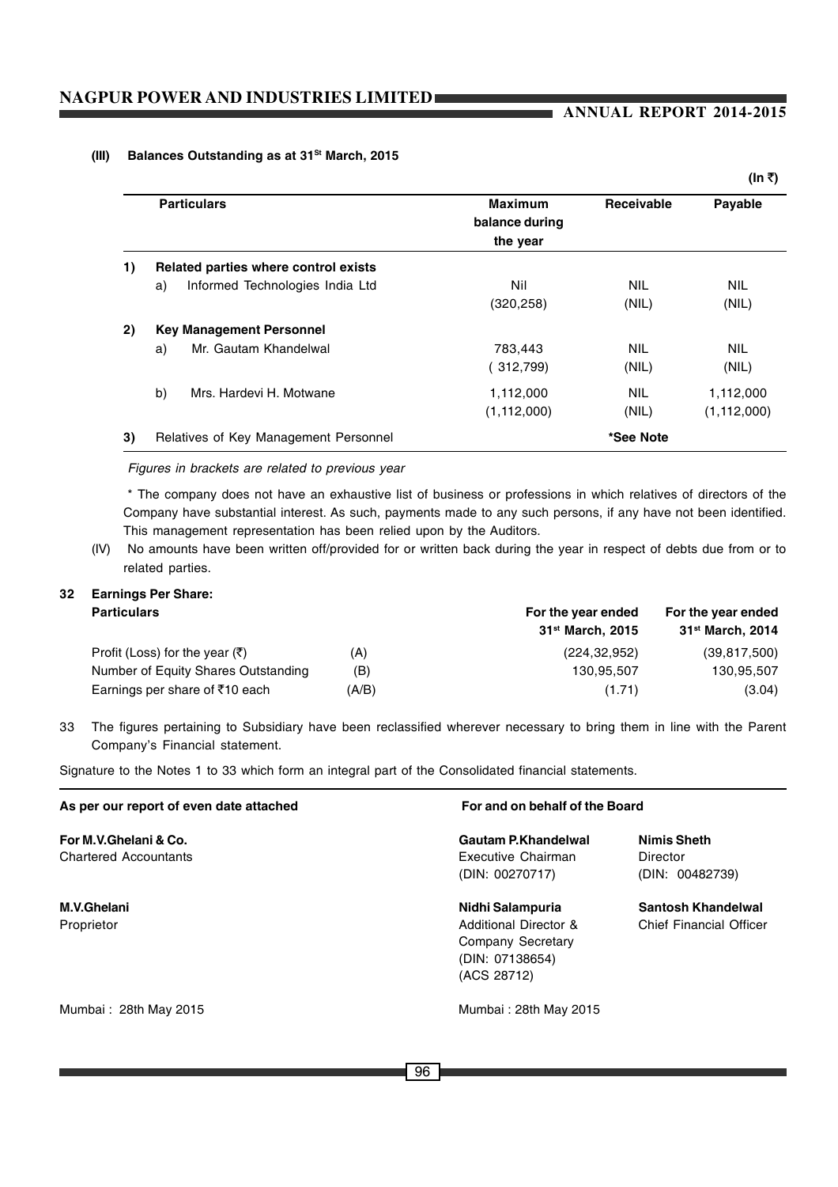#### (III) Balances Outstanding as at 31st March, 2015

(In ₹)

| | Particulars | Maximum balance during the year | Receivable | Payable |
|---|---|---|---|---|
| **1)** | **Related parties where control exists** | | | |
| | a) Informed Technologies India Ltd | Nil<br>(320,258) | NIL<br>(NIL) | NIL<br>(NIL) |
| **2)** | **Key Management Personnel** | | | |
| | a) Mr. Gautam Khandelwal | 783,443<br>( 312,799) | NIL<br>(NIL) | NIL<br>(NIL) |
| | b) Mrs. Hardevi H. Motwane | 1,112,000<br>(1,112,000) | NIL<br>(NIL) | 1,112,000<br>(1,112,000) |
| **3)** | Relatives of Key Management Personnel | | *See Note | |

*Figures in brackets are related to previous year*

\* The company does not have an exhaustive list of business or professions in which relatives of directors of the Company have substantial interest. As such, payments made to any such persons, if any have not been identified. This management representation has been relied upon by the Auditors.

(IV) No amounts have been written off/provided for or written back during the year in respect of debts due from or to related parties.

**32 Earnings Per Share:**

| Particulars | | For the year ended 31st March, 2015 | For the year ended 31st March, 2014 |
|---|---|---|---|
| Profit (Loss) for the year (₹) | (A) | (224,32,952) | (39,817,500) |
| Number of Equity Shares Outstanding | (B) | 130,95,507 | 130,95,507 |
| Earnings per share of ₹10 each | (A/B) | (1.71) | (3.04) |

33 The figures pertaining to Subsidiary have been reclassified wherever necessary to bring them in line with the Parent Company's Financial statement.

Signature to the Notes 1 to 33 which form an integral part of the Consolidated financial statements.

| As per our report of even date attached | For and on behalf of the Board | |
|---|---|---|
| **For M.V.Ghelani & Co.**<br>Chartered Accountants | **Gautam P.Khandelwal**<br>Executive Chairman<br>(DIN: 00270717) | **Nimis Sheth**<br>Director<br>(DIN: 00482739) |
| **M.V.Ghelani**<br>Proprietor | **Nidhi Salampuria**<br>Additional Director &<br>Company Secretary<br>(DIN: 07138654)<br>(ACS 28712) | **Santosh Khandelwal**<br>Chief Financial Officer |
| Mumbai : 28th May 2015 | Mumbai : 28th May 2015 | |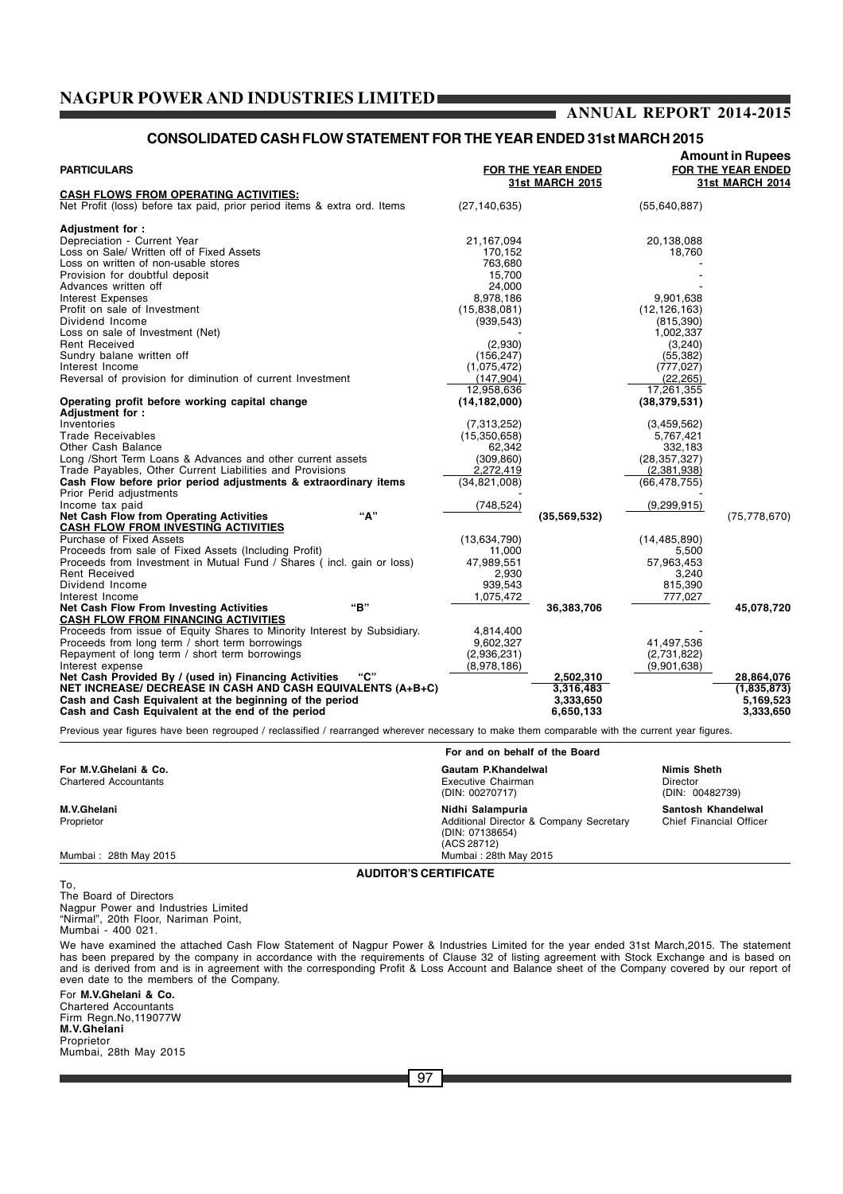## CONSOLIDATED CASH FLOW STATEMENT FOR THE YEAR ENDED 31st MARCH 2015

**Amount in Rupees**

| PARTICULARS | FOR THE YEAR ENDED 31st MARCH 2015 | | FOR THE YEAR ENDED 31st MARCH 2014 | |
|---|---|---|---|---|
| **CASH FLOWS FROM OPERATING ACTIVITIES:** | | | | |
| Net Profit (loss) before tax paid, prior period items & extra ord. Items | (27,140,635) | | (55,640,887) | |
| **Adjustment for :** | | | | |
| Depreciation - Current Year | 21,167,094 | | 20,138,088 | |
| Loss on Sale/ Written off of Fixed Assets | 170,152 | | 18,760 | |
| Loss on written of non-usable stores | 763,680 | | - | |
| Provision for doubtful deposit | 15,700 | | - | |
| Advances written off | 24,000 | | - | |
| Interest Expenses | 8,978,186 | | 9,901,638 | |
| Profit on sale of Investment | (15,838,081) | | (12,126,163) | |
| Dividend Income | (939,543) | | (815,390) | |
| Loss on sale of Investment (Net) | - | | 1,002,337 | |
| Rent Received | (2,930) | | (3,240) | |
| Sundry balane written off | (156,247) | | (55,382) | |
| Interest Income | (1,075,472) | | (777,027) | |
| Reversal of provision for diminution of current Investment | (147,904) | | (22,265) | |
| | 12,958,636 | | 17,261,355 | |
| **Operating profit before working capital change** | **(14,182,000)** | | **(38,379,531)** | |
| **Adjustment for :** | | | | |
| Inventories | (7,313,252) | | (3,459,562) | |
| Trade Receivables | (15,350,658) | | 5,767,421 | |
| Other Cash Balance | 62,342 | | 332,183 | |
| Long /Short Term Loans & Advances and other current assets | (309,860) | | (28,357,327) | |
| Trade Payables, Other Current Liabilities and Provisions | 2,272,419 | | (2,381,938) | |
| **Cash Flow before prior period adjustments & extraordinary items** | (34,821,008) | | (66,478,755) | |
| Prior Perid adjustments | - | | - | |
| Income tax paid | (748,524) | | (9,299,915) | |
| **Net Cash Flow from Operating Activities "A"** | | **(35,569,532)** | | (75,778,670) |
| **CASH FLOW FROM INVESTING ACTIVITIES** | | | | |
| Purchase of Fixed Assets | (13,634,790) | | (14,485,890) | |
| Proceeds from sale of Fixed Assets (Including Profit) | 11,000 | | 5,500 | |
| Proceeds from Investment in Mutual Fund / Shares ( incl. gain or loss) | 47,989,551 | | 57,963,453 | |
| Rent Received | 2,930 | | 3,240 | |
| Dividend Income | 939,543 | | 815,390 | |
| Interest Income | 1,075,472 | | 777,027 | |
| **Net Cash Flow From Investing Activities "B"** | | **36,383,706** | | **45,078,720** |
| **CASH FLOW FROM FINANCING ACTIVITIES** | | | | |
| Proceeds from issue of Equity Shares to Minority Interest by Subsidiary. | 4,814,400 | | - | |
| Proceeds from long term / short term borrowings | 9,602,327 | | 41,497,536 | |
| Repayment of long term / short term borrowings | (2,936,231) | | (2,731,822) | |
| Interest expense | (8,978,186) | | (9,901,638) | |
| **Net Cash Provided By / (used in) Financing Activities "C"** | | **2,502,310** | | **28,864,076** |
| **NET INCREASE/ DECREASE IN CASH AND CASH EQUIVALENTS (A+B+C)** | | **3,316,483** | | **(1,835,873)** |
| **Cash and Cash Equivalent at the beginning of the period** | | **3,333,650** | | **5,169,523** |
| **Cash and Cash Equivalent at the end of the period** | | **6,650,133** | | **3,333,650** |

Previous year figures have been regrouped / reclassified / rearranged wherever necessary to make them comparable with the current year figures.

For and on behalf of the Board

| | | |
|---|---|---|
| **For M.V.Ghelani & Co.**<br>Chartered Accountants | **Gautam P.Khandelwal**<br>Executive Chairman<br>(DIN: 00270717) | **Nimis Sheth**<br>Director<br>(DIN: 00482739) |
| **M.V.Ghelani**<br>Proprietor | **Nidhi Salampuria**<br>Additional Director & Company Secretary<br>(DIN: 07138654)<br>(ACS 28712) | **Santosh Khandelwal**<br>Chief Financial Officer |
| Mumbai : 28th May 2015 | Mumbai : 28th May 2015 | |

### AUDITOR'S CERTIFICATE

To,
The Board of Directors
Nagpur Power and Industries Limited
"Nirmal", 20th Floor, Nariman Point,
Mumbai - 400 021.

We have examined the attached Cash Flow Statement of Nagpur Power & Industries Limited for the year ended 31st March,2015. The statement has been prepared by the company in accordance with the requirements of Clause 32 of listing agreement with Stock Exchange and is based on and is derived from and is in agreement with the corresponding Profit & Loss Account and Balance sheet of the Company covered by our report of even date to the members of the Company.

For **M.V.Ghelani & Co.**
Chartered Accountants
Firm Regn.No,119077W
**M.V.Ghelani**
Proprietor
Mumbai, 28th May 2015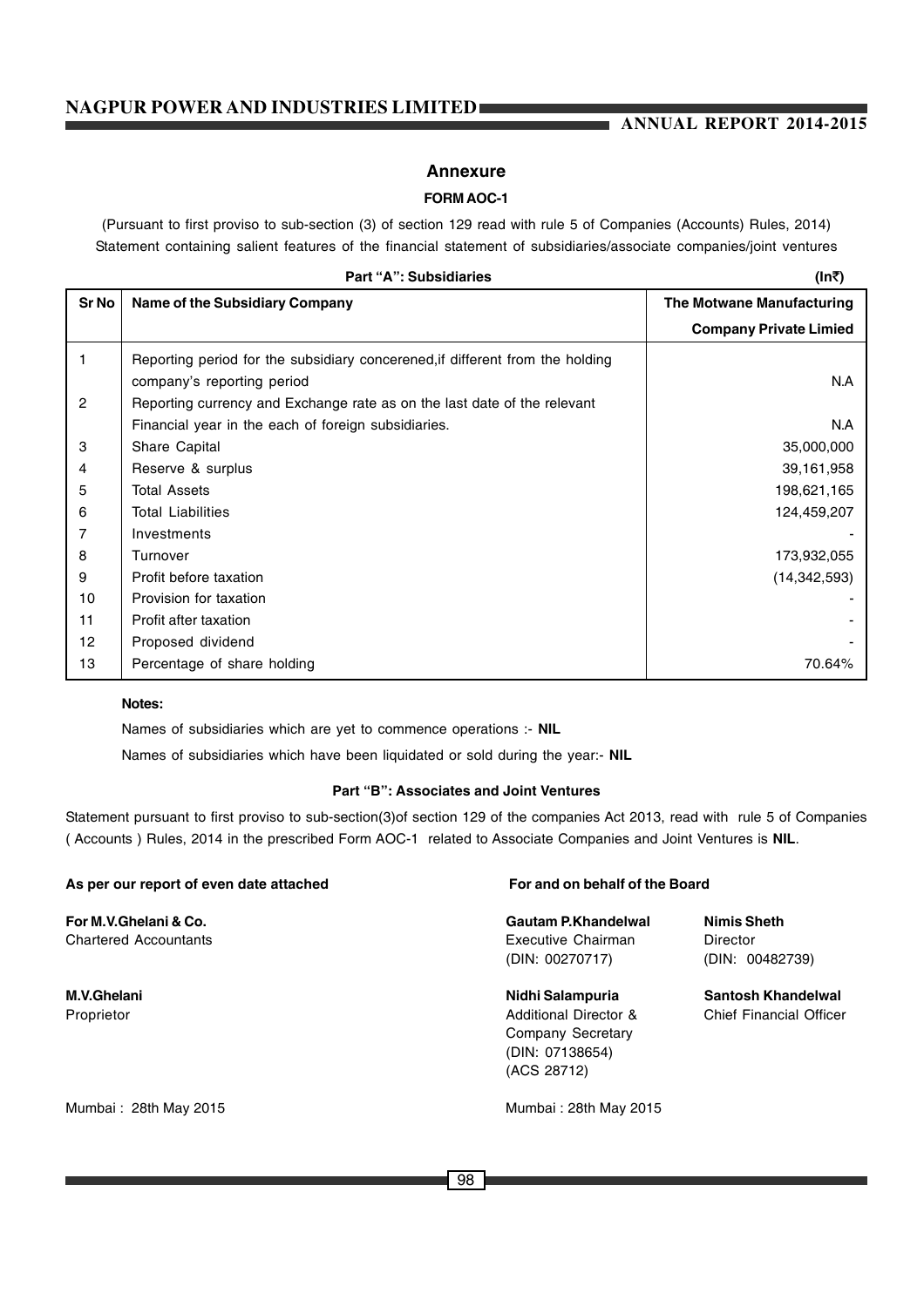## Annexure

### FORM AOC-1

(Pursuant to first proviso to sub-section (3) of section 129 read with rule 5 of Companies (Accounts) Rules, 2014)
Statement containing salient features of the financial statement of subsidiaries/associate companies/joint ventures

**Part "A": Subsidiaries** **(In₹)**

| Sr No | Name of the Subsidiary Company | The Motwane Manufacturing Company Private Limied |
|---|---|---|
| 1 | Reporting period for the subsidiary concerened,if different from the holding company's reporting period | N.A |
| 2 | Reporting currency and Exchange rate as on the last date of the relevant Financial year in the each of foreign subsidiaries. | N.A |
| 3 | Share Capital | 35,000,000 |
| 4 | Reserve & surplus | 39,161,958 |
| 5 | Total Assets | 198,621,165 |
| 6 | Total Liabilities | 124,459,207 |
| 7 | Investments | - |
| 8 | Turnover | 173,932,055 |
| 9 | Profit before taxation | (14,342,593) |
| 10 | Provision for taxation | - |
| 11 | Profit after taxation | - |
| 12 | Proposed dividend | - |
| 13 | Percentage of share holding | 70.64% |

**Notes:**

Names of subsidiaries which are yet to commence operations :- **NIL**

Names of subsidiaries which have been liquidated or sold during the year:- **NIL**

### Part "B": Associates and Joint Ventures

Statement pursuant to first proviso to sub-section(3)of section 129 of the companies Act 2013, read with rule 5 of Companies ( Accounts ) Rules, 2014 in the prescribed Form AOC-1 related to Associate Companies and Joint Ventures is **NIL**.

**As per our report of even date attached**

**For M.V.Ghelani & Co.**
Chartered Accountants

**M.V.Ghelani**
Proprietor

Mumbai : 28th May 2015

**For and on behalf of the Board**

**Gautam P.Khandelwal**
Executive Chairman
(DIN: 00270717)

**Nimis Sheth**
Director
(DIN: 00482739)

**Nidhi Salampuria**
Additional Director &
Company Secretary
(DIN: 07138654)
(ACS 28712)

**Santosh Khandelwal**
Chief Financial Officer

Mumbai : 28th May 2015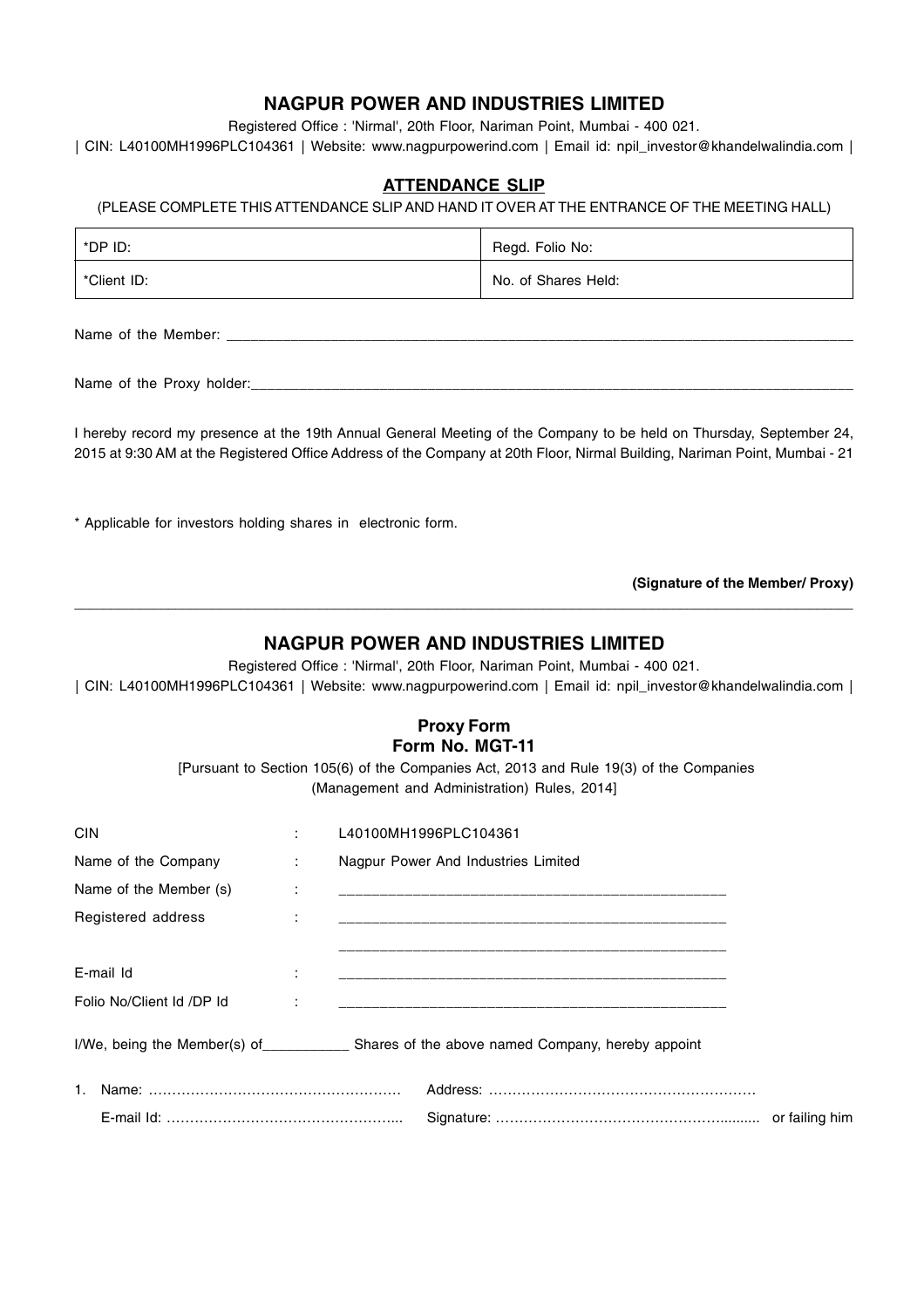## NAGPUR POWER AND INDUSTRIES LIMITED

Registered Office : 'Nirmal', 20th Floor, Nariman Point, Mumbai - 400 021.

| CIN: L40100MH1996PLC104361 | Website: www.nagpurpowerind.com | Email id: npil_investor@khandelwalindia.com |

### ATTENDANCE SLIP

(PLEASE COMPLETE THIS ATTENDANCE SLIP AND HAND IT OVER AT THE ENTRANCE OF THE MEETING HALL)

| *DP ID: | Regd. Folio No: |
|---|---|
| *Client ID: | No. of Shares Held: |

Name of the Member: ________________________________________________________________________________

Name of the Proxy holder:____________________________________________________________________________

I hereby record my presence at the 19th Annual General Meeting of the Company to be held on Thursday, September 24, 2015 at 9:30 AM at the Registered Office Address of the Company at 20th Floor, Nirmal Building, Nariman Point, Mumbai - 21

* Applicable for investors holding shares in electronic form.

**(Signature of the Member/ Proxy)**

---

## NAGPUR POWER AND INDUSTRIES LIMITED

Registered Office : 'Nirmal', 20th Floor, Nariman Point, Mumbai - 400 021.

| CIN: L40100MH1996PLC104361 | Website: www.nagpurpowerind.com | Email id: npil_investor@khandelwalindia.com |

### Proxy Form
### Form No. MGT-11

[Pursuant to Section 105(6) of the Companies Act, 2013 and Rule 19(3) of the Companies (Management and Administration) Rules, 2014]

CIN : L40100MH1996PLC104361

Name of the Company : Nagpur Power And Industries Limited

Name of the Member (s) : ______________________________________________

Registered address : ______________________________________________

______________________________________________

E-mail Id : ______________________________________________

Folio No/Client Id /DP Id : ______________________________________________

I/We, being the Member(s) of___________ Shares of the above named Company, hereby appoint

1. Name: …………………………………………… Address: ………………………………………………

   E-mail Id: ………………………………………... Signature: ……………………………………….......... or failing him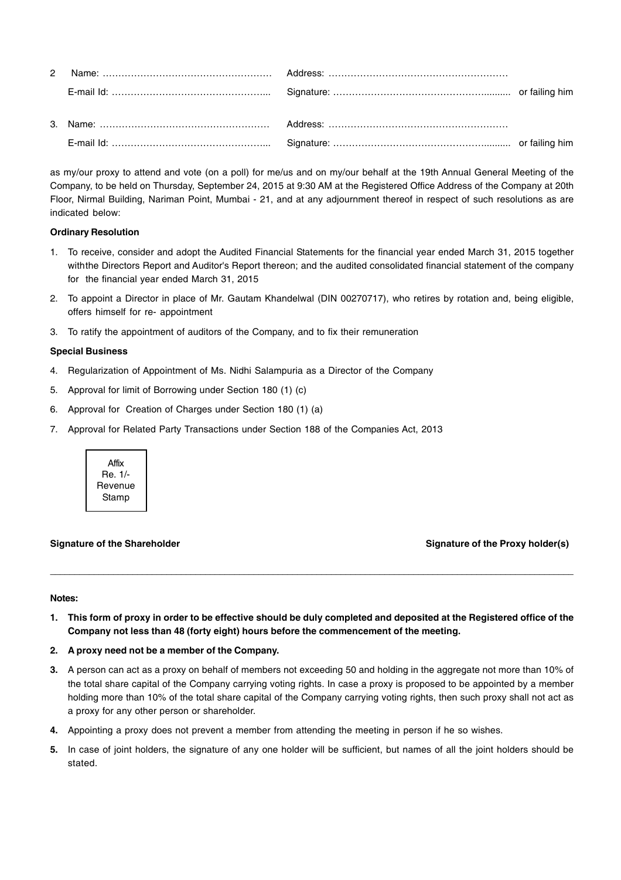2 Name: ……………………………………………… Address: …………………………………………………

E-mail Id: …………………………………………... Signature: ………………………………………….......... or failing him

3. Name: ……………………………………………… Address: …………………………………………………

E-mail Id: …………………………………………... Signature: ………………………………………….......... or failing him

as my/our proxy to attend and vote (on a poll) for me/us and on my/our behalf at the 19th Annual General Meeting of the Company, to be held on Thursday, September 24, 2015 at 9:30 AM at the Registered Office Address of the Company at 20th Floor, Nirmal Building, Nariman Point, Mumbai - 21, and at any adjournment thereof in respect of such resolutions as are indicated below:

**Ordinary Resolution**

1. To receive, consider and adopt the Audited Financial Statements for the financial year ended March 31, 2015 together withthe Directors Report and Auditor's Report thereon; and the audited consolidated financial statement of the company for the financial year ended March 31, 2015
2. To appoint a Director in place of Mr. Gautam Khandelwal (DIN 00270717), who retires by rotation and, being eligible, offers himself for re- appointment
3. To ratify the appointment of auditors of the Company, and to fix their remuneration

**Special Business**

4. Regularization of Appointment of Ms. Nidhi Salampuria as a Director of the Company
5. Approval for limit of Borrowing under Section 180 (1) (c)
6. Approval for Creation of Charges under Section 180 (1) (a)
7. Approval for Related Party Transactions under Section 188 of the Companies Act, 2013

Affix Re. 1/- Revenue Stamp

**Signature of the Shareholder** **Signature of the Proxy holder(s)**

---

**Notes:**

1. **This form of proxy in order to be effective should be duly completed and deposited at the Registered office of the Company not less than 48 (forty eight) hours before the commencement of the meeting.**
2. **A proxy need not be a member of the Company.**
3. A person can act as a proxy on behalf of members not exceeding 50 and holding in the aggregate not more than 10% of the total share capital of the Company carrying voting rights. In case a proxy is proposed to be appointed by a member holding more than 10% of the total share capital of the Company carrying voting rights, then such proxy shall not act as a proxy for any other person or shareholder.
4. Appointing a proxy does not prevent a member from attending the meeting in person if he so wishes.
5. In case of joint holders, the signature of any one holder will be sufficient, but names of all the joint holders should be stated.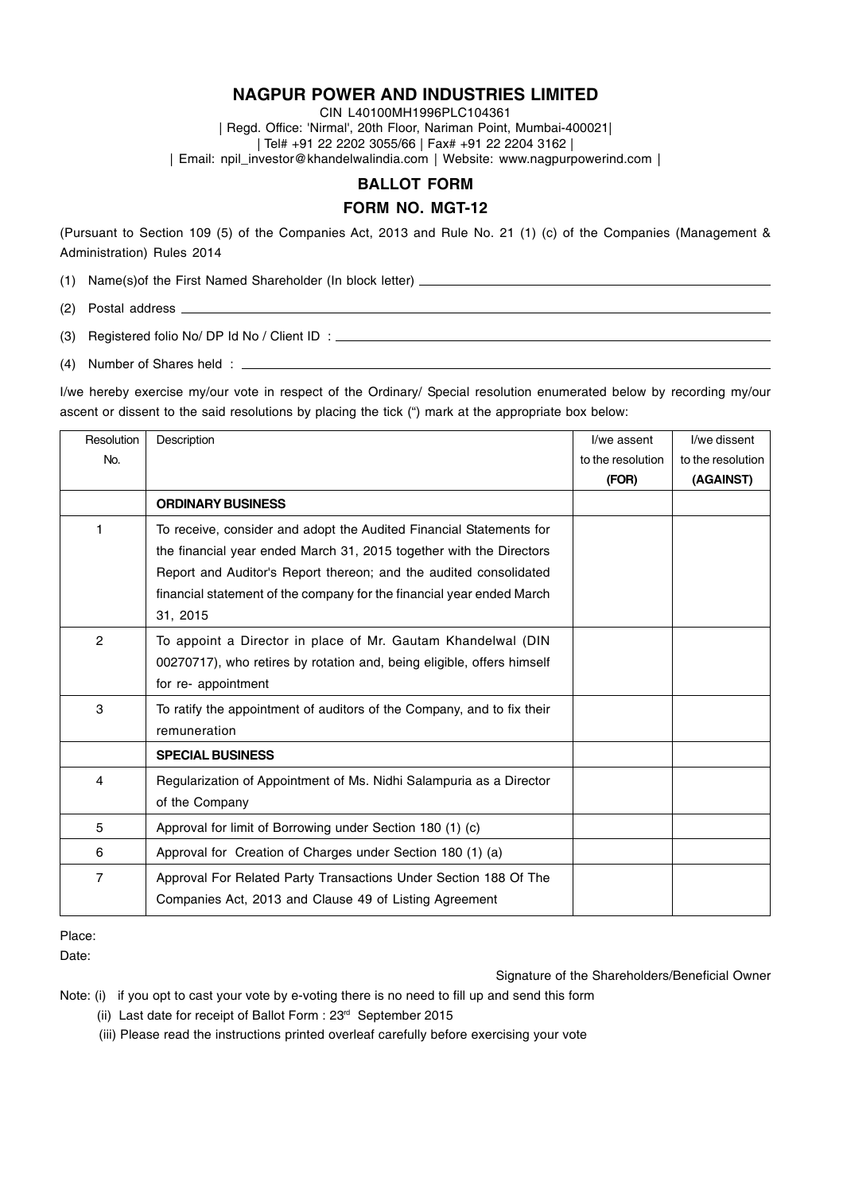# NAGPUR POWER AND INDUSTRIES LIMITED

CIN L40100MH1996PLC104361

| Regd. Office: 'Nirmal', 20th Floor, Nariman Point, Mumbai-400021|

| Tel# +91 22 2202 3055/66 | Fax# +91 22 2204 3162 |

| Email: npil_investor@khandelwalindia.com | Website: www.nagpurpowerind.com |

## BALLOT FORM

## FORM NO. MGT-12

(Pursuant to Section 109 (5) of the Companies Act, 2013 and Rule No. 21 (1) (c) of the Companies (Management & Administration) Rules 2014

(1) Name(s)of the First Named Shareholder (In block letter) \_\_\_\_\_\_\_\_\_\_\_\_\_\_\_\_\_\_\_\_\_\_\_\_\_\_\_\_

(2) Postal address \_\_\_\_\_\_\_\_\_\_\_\_\_\_\_\_\_\_\_\_\_\_\_\_\_\_\_\_

(3) Registered folio No/ DP Id No / Client ID : \_\_\_\_\_\_\_\_\_\_\_\_\_\_\_\_\_\_\_\_\_\_\_\_\_\_\_\_

(4) Number of Shares held : \_\_\_\_\_\_\_\_\_\_\_\_\_\_\_\_\_\_\_\_\_\_\_\_\_\_\_\_

I/we hereby exercise my/our vote in respect of the Ordinary/ Special resolution enumerated below by recording my/our ascent or dissent to the said resolutions by placing the tick (") mark at the appropriate box below:

| Resolution No. | Description | I/we assent to the resolution **(FOR)** | I/we dissent to the resolution **(AGAINST)** |
|---|---|---|---|
| | **ORDINARY BUSINESS** | | |
| 1 | To receive, consider and adopt the Audited Financial Statements for the financial year ended March 31, 2015 together with the Directors Report and Auditor's Report thereon; and the audited consolidated financial statement of the company for the financial year ended March 31, 2015 | | |
| 2 | To appoint a Director in place of Mr. Gautam Khandelwal (DIN 00270717), who retires by rotation and, being eligible, offers himself for re- appointment | | |
| 3 | To ratify the appointment of auditors of the Company, and to fix their remuneration | | |
| | **SPECIAL BUSINESS** | | |
| 4 | Regularization of Appointment of Ms. Nidhi Salampuria as a Director of the Company | | |
| 5 | Approval for limit of Borrowing under Section 180 (1) (c) | | |
| 6 | Approval for Creation of Charges under Section 180 (1) (a) | | |
| 7 | Approval For Related Party Transactions Under Section 188 Of The Companies Act, 2013 and Clause 49 of Listing Agreement | | |

Place:

Date:

Signature of the Shareholders/Beneficial Owner

Note: (i) if you opt to cast your vote by e-voting there is no need to fill up and send this form

(ii) Last date for receipt of Ballot Form : 23rd September 2015

(iii) Please read the instructions printed overleaf carefully before exercising your vote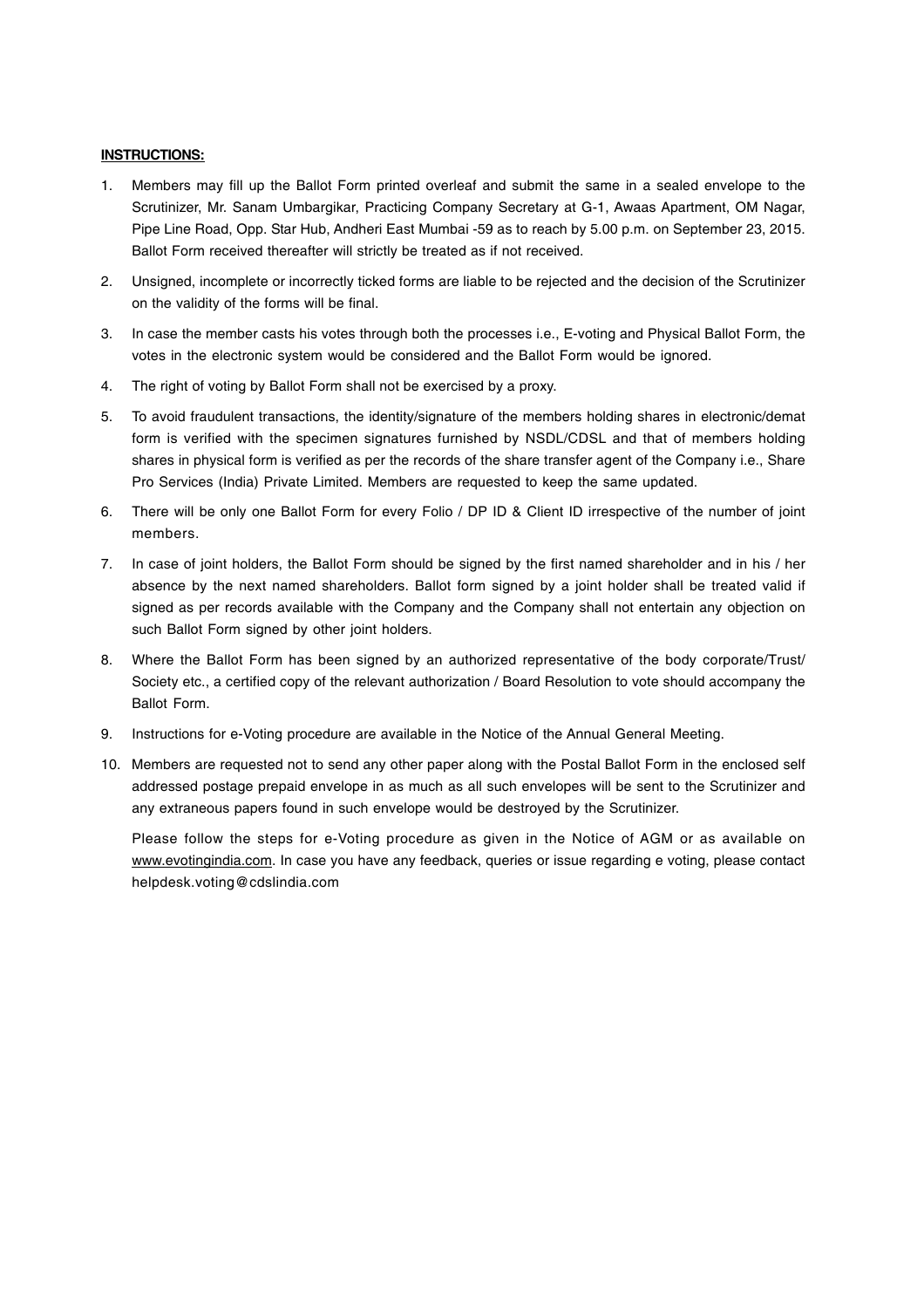**INSTRUCTIONS:**

1. Members may fill up the Ballot Form printed overleaf and submit the same in a sealed envelope to the Scrutinizer, Mr. Sanam Umbargikar, Practicing Company Secretary at G-1, Awaas Apartment, OM Nagar, Pipe Line Road, Opp. Star Hub, Andheri East Mumbai -59 as to reach by 5.00 p.m. on September 23, 2015. Ballot Form received thereafter will strictly be treated as if not received.

2. Unsigned, incomplete or incorrectly ticked forms are liable to be rejected and the decision of the Scrutinizer on the validity of the forms will be final.

3. In case the member casts his votes through both the processes i.e., E-voting and Physical Ballot Form, the votes in the electronic system would be considered and the Ballot Form would be ignored.

4. The right of voting by Ballot Form shall not be exercised by a proxy.

5. To avoid fraudulent transactions, the identity/signature of the members holding shares in electronic/demat form is verified with the specimen signatures furnished by NSDL/CDSL and that of members holding shares in physical form is verified as per the records of the share transfer agent of the Company i.e., Share Pro Services (India) Private Limited. Members are requested to keep the same updated.

6. There will be only one Ballot Form for every Folio / DP ID & Client ID irrespective of the number of joint members.

7. In case of joint holders, the Ballot Form should be signed by the first named shareholder and in his / her absence by the next named shareholders. Ballot form signed by a joint holder shall be treated valid if signed as per records available with the Company and the Company shall not entertain any objection on such Ballot Form signed by other joint holders.

8. Where the Ballot Form has been signed by an authorized representative of the body corporate/Trust/ Society etc., a certified copy of the relevant authorization / Board Resolution to vote should accompany the Ballot Form.

9. Instructions for e-Voting procedure are available in the Notice of the Annual General Meeting.

10. Members are requested not to send any other paper along with the Postal Ballot Form in the enclosed self addressed postage prepaid envelope in as much as all such envelopes will be sent to the Scrutinizer and any extraneous papers found in such envelope would be destroyed by the Scrutinizer.

    Please follow the steps for e-Voting procedure as given in the Notice of AGM or as available on www.evotingindia.com. In case you have any feedback, queries or issue regarding e voting, please contact helpdesk.voting@cdslindia.com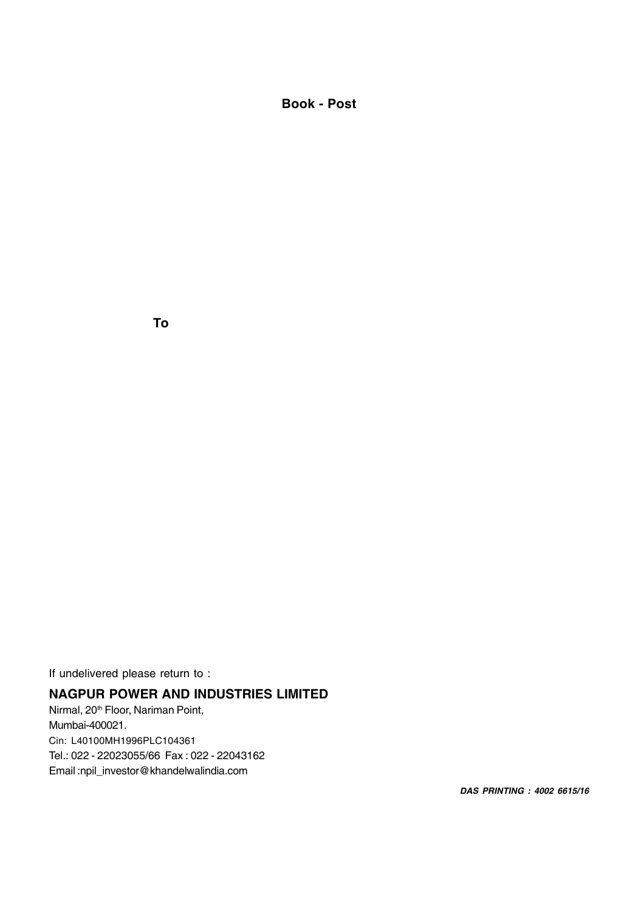**Book - Post**

**To**

If undelivered please return to :

**NAGPUR POWER AND INDUSTRIES LIMITED**

Nirmal, 20th Floor, Nariman Point,
Mumbai-400021.
Cin: L40100MH1996PLC104361
Tel.: 022 - 22023055/66 Fax : 022 - 22043162
Email :npil_investor@khandelwalindia.com

***DAS PRINTING : 4002 6615/16***